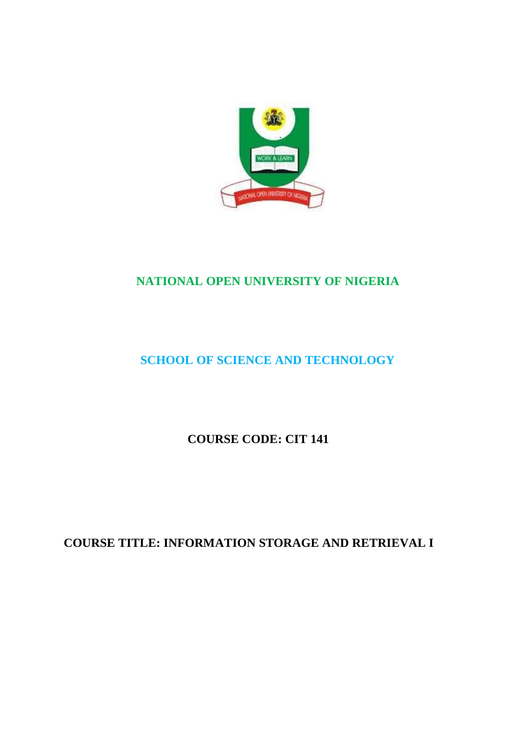# NATIONAL OPEN UNIVERSITY OF NIGERIA

## SCHOOL OF SCIENCE AND TECHNOLOGY

**COURSE CODE: CIT 141**

**COURSE TITLE: INFORMATION STORAGE AND RETRIEVAL I**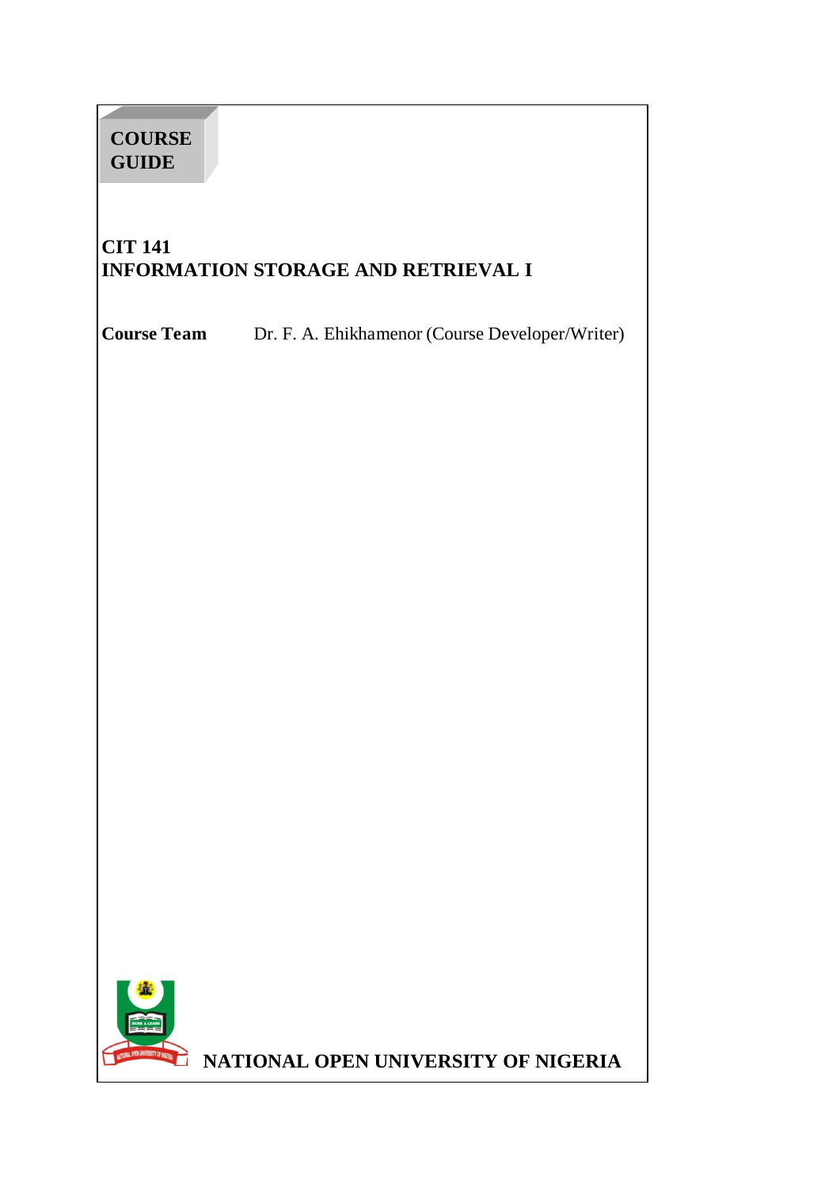**COURSE GUIDE**

# CIT 141
# INFORMATION STORAGE AND RETRIEVAL I

**Course Team** Dr. F. A. Ehikhamenor (Course Developer/Writer)

**NATIONAL OPEN UNIVERSITY OF NIGERIA**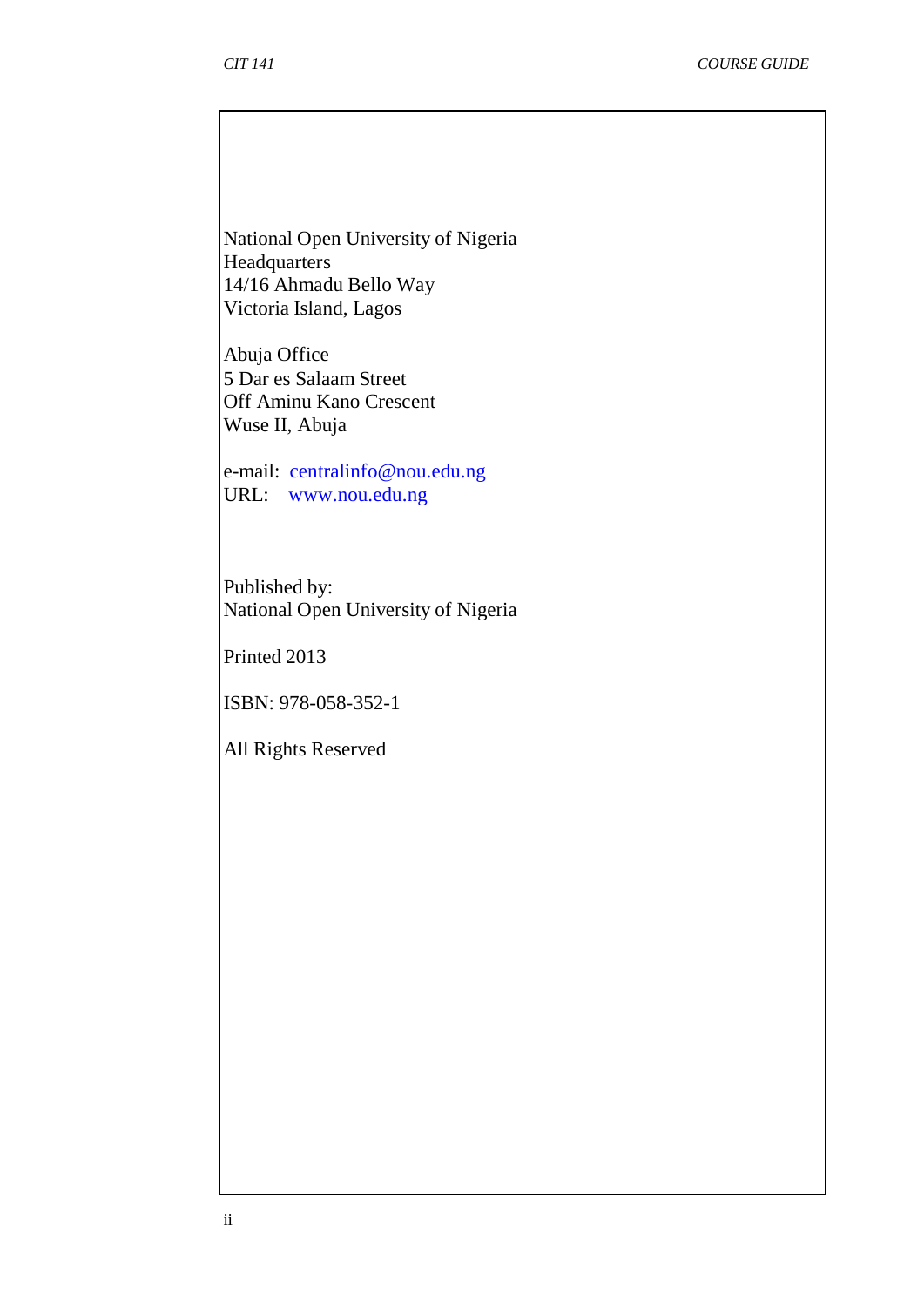National Open University of Nigeria
Headquarters
14/16 Ahmadu Bello Way
Victoria Island, Lagos

Abuja Office
5 Dar es Salaam Street
Off Aminu Kano Crescent
Wuse II, Abuja

e-mail: centralinfo@nou.edu.ng
URL: www.nou.edu.ng

Published by:
National Open University of Nigeria

Printed 2013

ISBN: 978-058-352-1

All Rights Reserved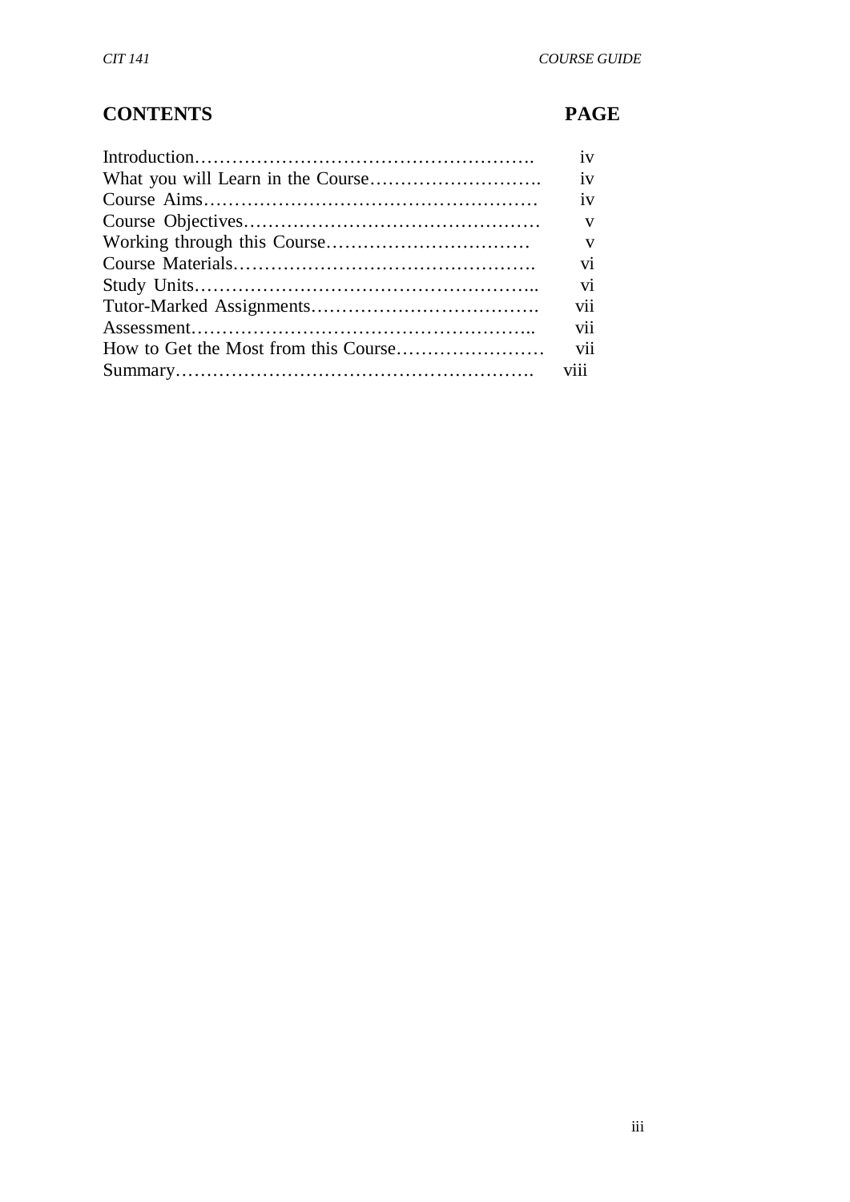## CONTENTS PAGE

| | |
|---|---|
| Introduction………………………………………………. | iv |
| What you will Learn in the Course………………………. | iv |
| Course Aims……………………………………………… | iv |
| Course Objectives………………………………………… | v |
| Working through this Course…………………………… | v |
| Course Materials…………………………………………. | vi |
| Study Units……………………………………………….. | vi |
| Tutor-Marked Assignments………………………………. | vii |
| Assessment……………………………………………….. | vii |
| How to Get the Most from this Course…………………… | vii |
| Summary…………………………………………………. | viii |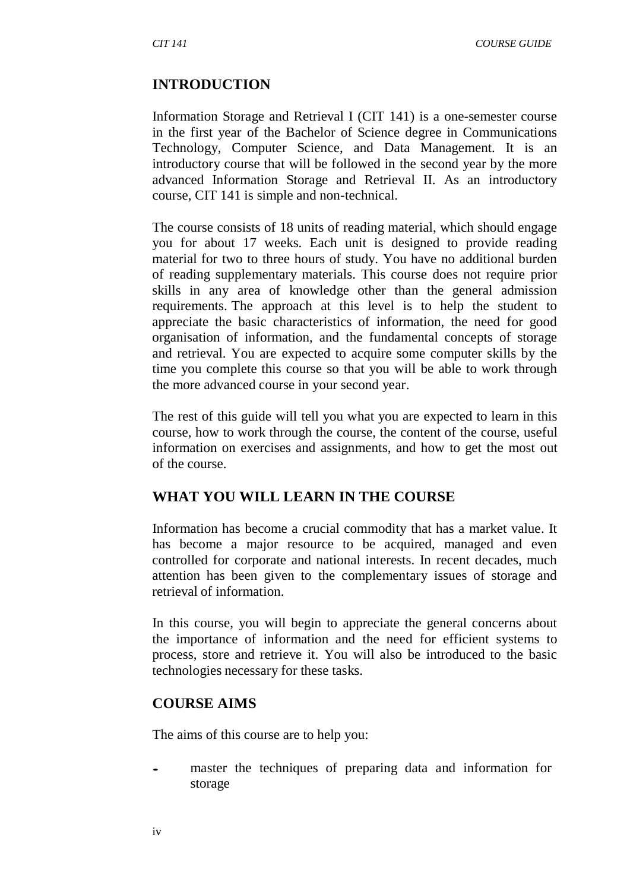## INTRODUCTION

Information Storage and Retrieval I (CIT 141) is a one-semester course in the first year of the Bachelor of Science degree in Communications Technology, Computer Science, and Data Management. It is an introductory course that will be followed in the second year by the more advanced Information Storage and Retrieval II. As an introductory course, CIT 141 is simple and non-technical.

The course consists of 18 units of reading material, which should engage you for about 17 weeks. Each unit is designed to provide reading material for two to three hours of study. You have no additional burden of reading supplementary materials. This course does not require prior skills in any area of knowledge other than the general admission requirements. The approach at this level is to help the student to appreciate the basic characteristics of information, the need for good organisation of information, and the fundamental concepts of storage and retrieval. You are expected to acquire some computer skills by the time you complete this course so that you will be able to work through the more advanced course in your second year.

The rest of this guide will tell you what you are expected to learn in this course, how to work through the course, the content of the course, useful information on exercises and assignments, and how to get the most out of the course.

## WHAT YOU WILL LEARN IN THE COURSE

Information has become a crucial commodity that has a market value. It has become a major resource to be acquired, managed and even controlled for corporate and national interests. In recent decades, much attention has been given to the complementary issues of storage and retrieval of information.

In this course, you will begin to appreciate the general concerns about the importance of information and the need for efficient systems to process, store and retrieve it. You will also be introduced to the basic technologies necessary for these tasks.

## COURSE AIMS

The aims of this course are to help you:

- master the techniques of preparing data and information for storage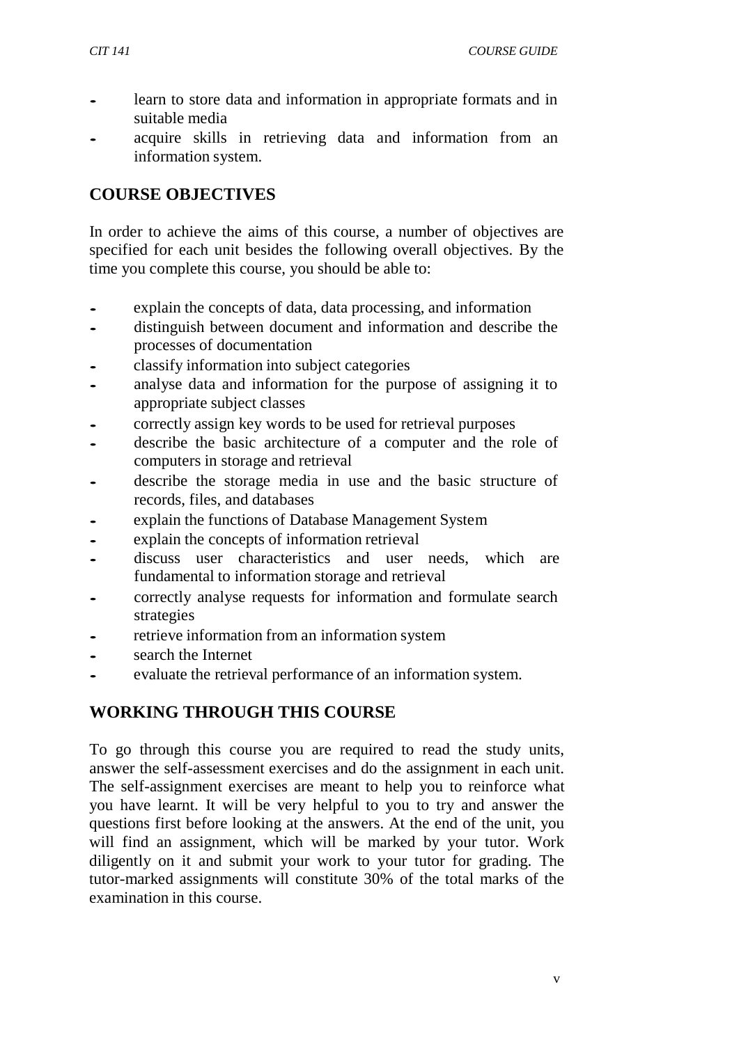- learn to store data and information in appropriate formats and in suitable media
- acquire skills in retrieving data and information from an information system.

## COURSE OBJECTIVES

In order to achieve the aims of this course, a number of objectives are specified for each unit besides the following overall objectives. By the time you complete this course, you should be able to:

- explain the concepts of data, data processing, and information
- distinguish between document and information and describe the processes of documentation
- classify information into subject categories
- analyse data and information for the purpose of assigning it to appropriate subject classes
- correctly assign key words to be used for retrieval purposes
- describe the basic architecture of a computer and the role of computers in storage and retrieval
- describe the storage media in use and the basic structure of records, files, and databases
- explain the functions of Database Management System
- explain the concepts of information retrieval
- discuss user characteristics and user needs, which are fundamental to information storage and retrieval
- correctly analyse requests for information and formulate search strategies
- retrieve information from an information system
- search the Internet
- evaluate the retrieval performance of an information system.

## WORKING THROUGH THIS COURSE

To go through this course you are required to read the study units, answer the self-assessment exercises and do the assignment in each unit. The self-assignment exercises are meant to help you to reinforce what you have learnt. It will be very helpful to you to try and answer the questions first before looking at the answers. At the end of the unit, you will find an assignment, which will be marked by your tutor. Work diligently on it and submit your work to your tutor for grading. The tutor-marked assignments will constitute 30% of the total marks of the examination in this course.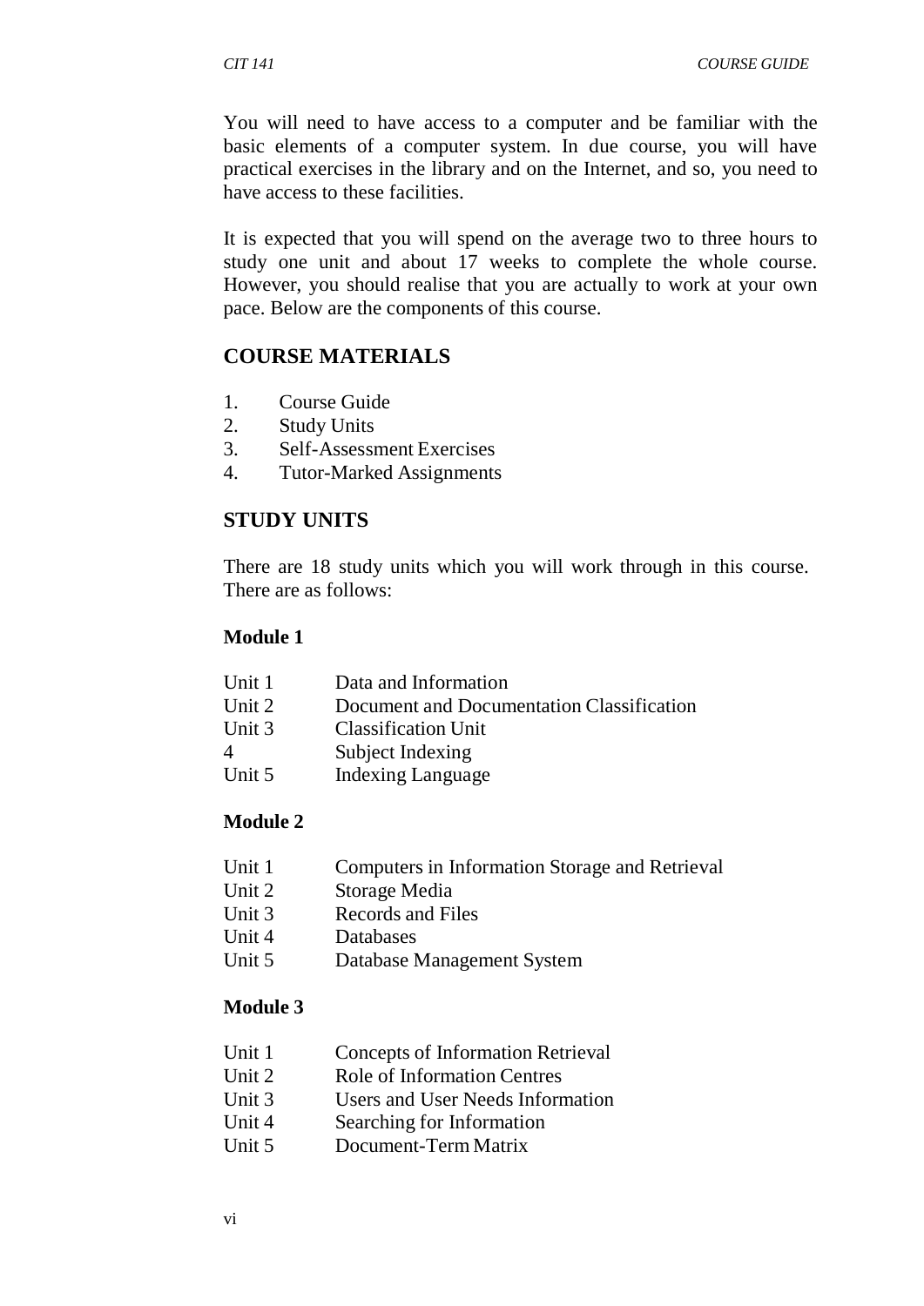You will need to have access to a computer and be familiar with the basic elements of a computer system. In due course, you will have practical exercises in the library and on the Internet, and so, you need to have access to these facilities.

It is expected that you will spend on the average two to three hours to study one unit and about 17 weeks to complete the whole course. However, you should realise that you are actually to work at your own pace. Below are the components of this course.

## COURSE MATERIALS

1. Course Guide
2. Study Units
3. Self-Assessment Exercises
4. Tutor-Marked Assignments

## STUDY UNITS

There are 18 study units which you will work through in this course. There are as follows:

**Module 1**

| | |
|---|---|
| Unit 1 | Data and Information |
| Unit 2 | Document and Documentation Classification |
| Unit 3 | Classification Unit |
| 4 | Subject Indexing |
| Unit 5 | Indexing Language |

**Module 2**

| | |
|---|---|
| Unit 1 | Computers in Information Storage and Retrieval |
| Unit 2 | Storage Media |
| Unit 3 | Records and Files |
| Unit 4 | Databases |
| Unit 5 | Database Management System |

**Module 3**

| | |
|---|---|
| Unit 1 | Concepts of Information Retrieval |
| Unit 2 | Role of Information Centres |
| Unit 3 | Users and User Needs Information |
| Unit 4 | Searching for Information |
| Unit 5 | Document-Term Matrix |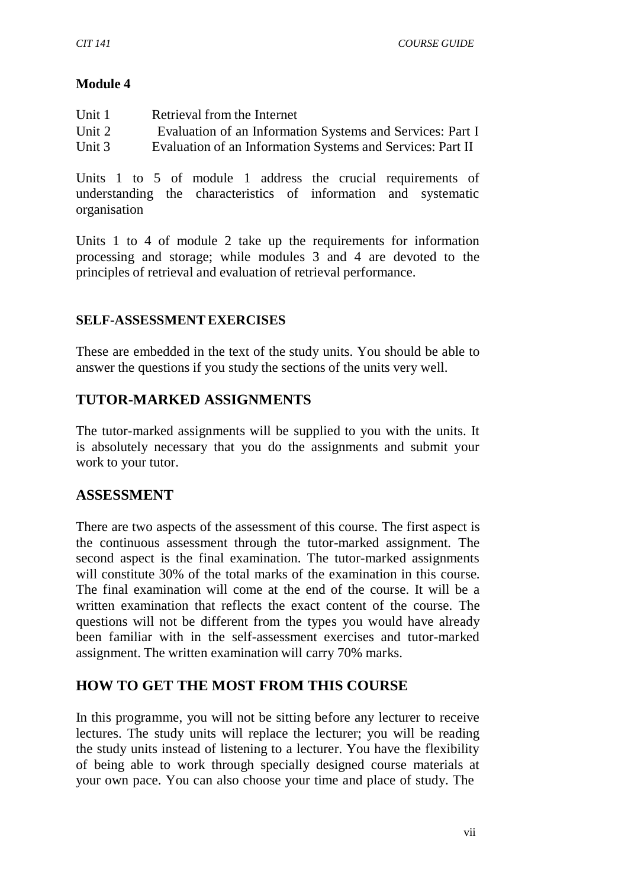**Module 4**

Unit 1 Retrieval from the Internet
Unit 2 Evaluation of an Information Systems and Services: Part I
Unit 3 Evaluation of an Information Systems and Services: Part II

Units 1 to 5 of module 1 address the crucial requirements of understanding the characteristics of information and systematic organisation

Units 1 to 4 of module 2 take up the requirements for information processing and storage; while modules 3 and 4 are devoted to the principles of retrieval and evaluation of retrieval performance.

**SELF-ASSESSMENT EXERCISES**

These are embedded in the text of the study units. You should be able to answer the questions if you study the sections of the units very well.

## TUTOR-MARKED ASSIGNMENTS

The tutor-marked assignments will be supplied to you with the units. It is absolutely necessary that you do the assignments and submit your work to your tutor.

## ASSESSMENT

There are two aspects of the assessment of this course. The first aspect is the continuous assessment through the tutor-marked assignment. The second aspect is the final examination. The tutor-marked assignments will constitute 30% of the total marks of the examination in this course. The final examination will come at the end of the course. It will be a written examination that reflects the exact content of the course. The questions will not be different from the types you would have already been familiar with in the self-assessment exercises and tutor-marked assignment. The written examination will carry 70% marks.

## HOW TO GET THE MOST FROM THIS COURSE

In this programme, you will not be sitting before any lecturer to receive lectures. The study units will replace the lecturer; you will be reading the study units instead of listening to a lecturer. You have the flexibility of being able to work through specially designed course materials at your own pace. You can also choose your time and place of study. The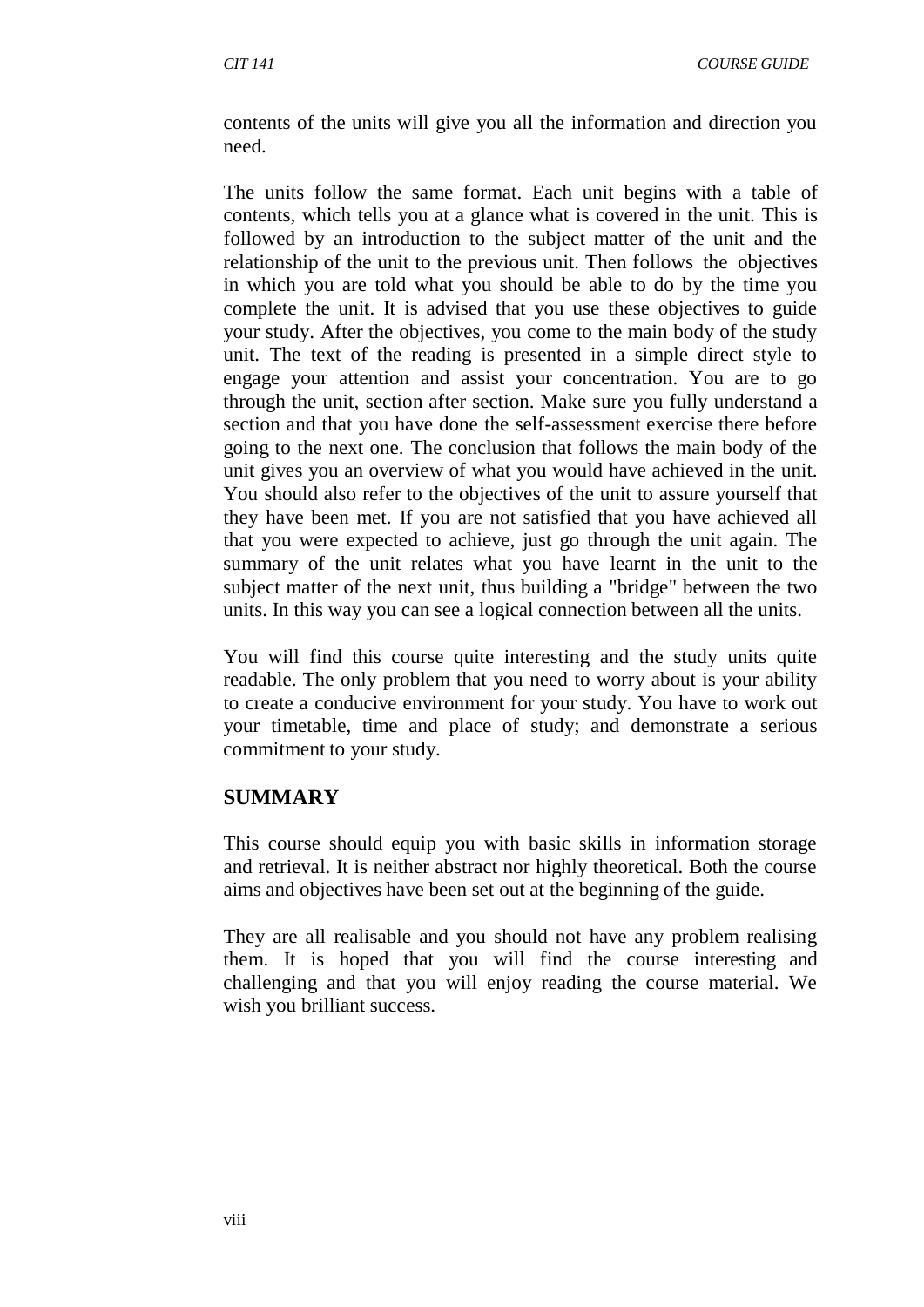contents of the units will give you all the information and direction you need.

The units follow the same format. Each unit begins with a table of contents, which tells you at a glance what is covered in the unit. This is followed by an introduction to the subject matter of the unit and the relationship of the unit to the previous unit. Then follows the objectives in which you are told what you should be able to do by the time you complete the unit. It is advised that you use these objectives to guide your study. After the objectives, you come to the main body of the study unit. The text of the reading is presented in a simple direct style to engage your attention and assist your concentration. You are to go through the unit, section after section. Make sure you fully understand a section and that you have done the self-assessment exercise there before going to the next one. The conclusion that follows the main body of the unit gives you an overview of what you would have achieved in the unit. You should also refer to the objectives of the unit to assure yourself that they have been met. If you are not satisfied that you have achieved all that you were expected to achieve, just go through the unit again. The summary of the unit relates what you have learnt in the unit to the subject matter of the next unit, thus building a "bridge" between the two units. In this way you can see a logical connection between all the units.

You will find this course quite interesting and the study units quite readable. The only problem that you need to worry about is your ability to create a conducive environment for your study. You have to work out your timetable, time and place of study; and demonstrate a serious commitment to your study.

## SUMMARY

This course should equip you with basic skills in information storage and retrieval. It is neither abstract nor highly theoretical. Both the course aims and objectives have been set out at the beginning of the guide.

They are all realisable and you should not have any problem realising them. It is hoped that you will find the course interesting and challenging and that you will enjoy reading the course material. We wish you brilliant success.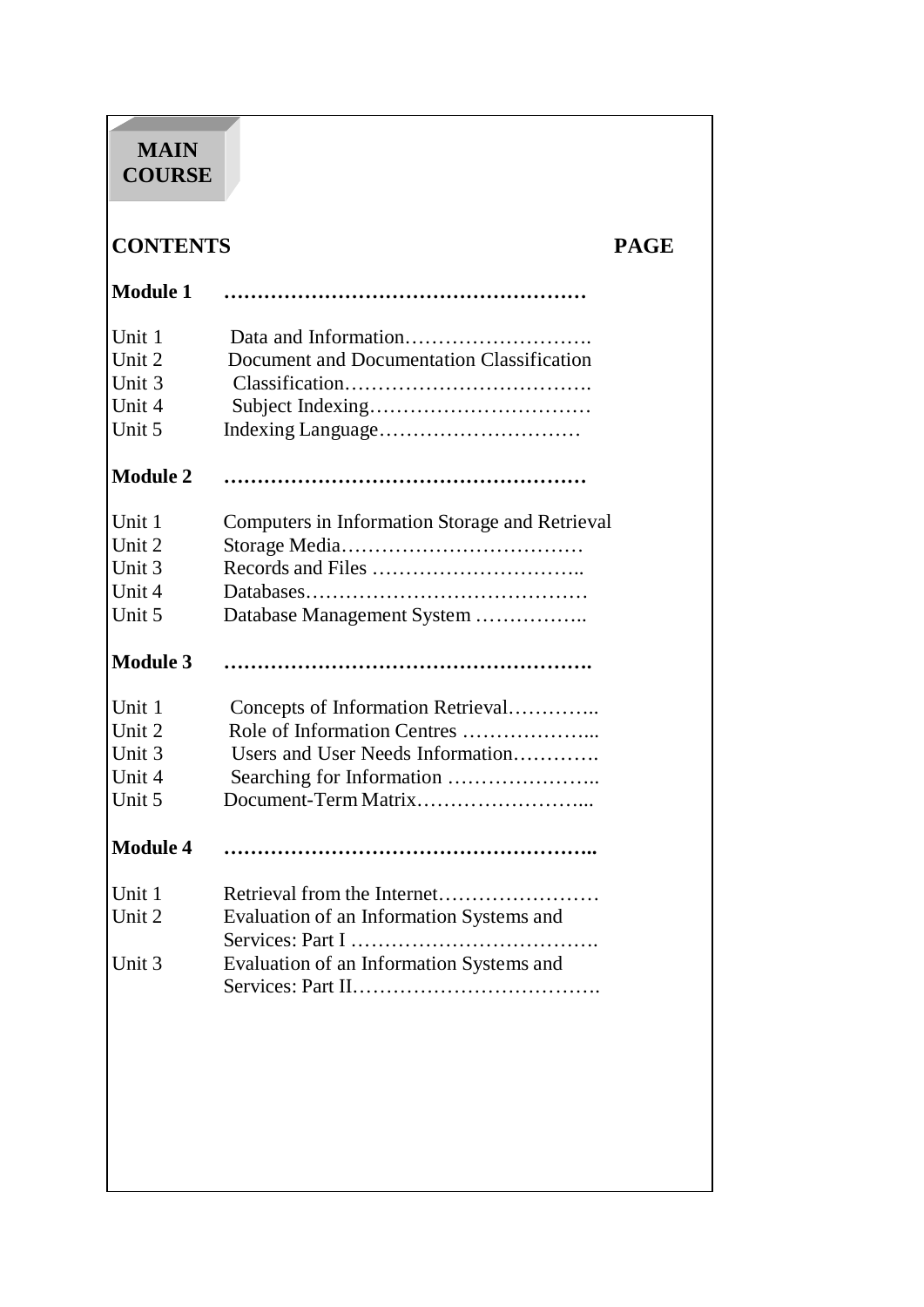# MAIN COURSE

**CONTENTS** **PAGE**

**Module 1** **………………………………………………**

Unit 1 Data and Information……………………….
Unit 2 Document and Documentation Classification
Unit 3 Classification……………………………….
Unit 4 Subject Indexing……………………………
Unit 5 Indexing Language…………………………

**Module 2** **………………………………………………**

Unit 1 Computers in Information Storage and Retrieval
Unit 2 Storage Media………………………………
Unit 3 Records and Files …………………………..
Unit 4 Databases……………………………………
Unit 5 Database Management System ……………..

**Module 3** **……………………………………………….**

Unit 1 Concepts of Information Retrieval…………..
Unit 2 Role of Information Centres ………………...
Unit 3 Users and User Needs Information………….
Unit 4 Searching for Information …………………..
Unit 5 Document-Term Matrix……………………...

**Module 4** **………………………………………………..**

Unit 1 Retrieval from the Internet……………………
Unit 2 Evaluation of an Information Systems and Services: Part I ……………………………….
Unit 3 Evaluation of an Information Systems and Services: Part II……………………………….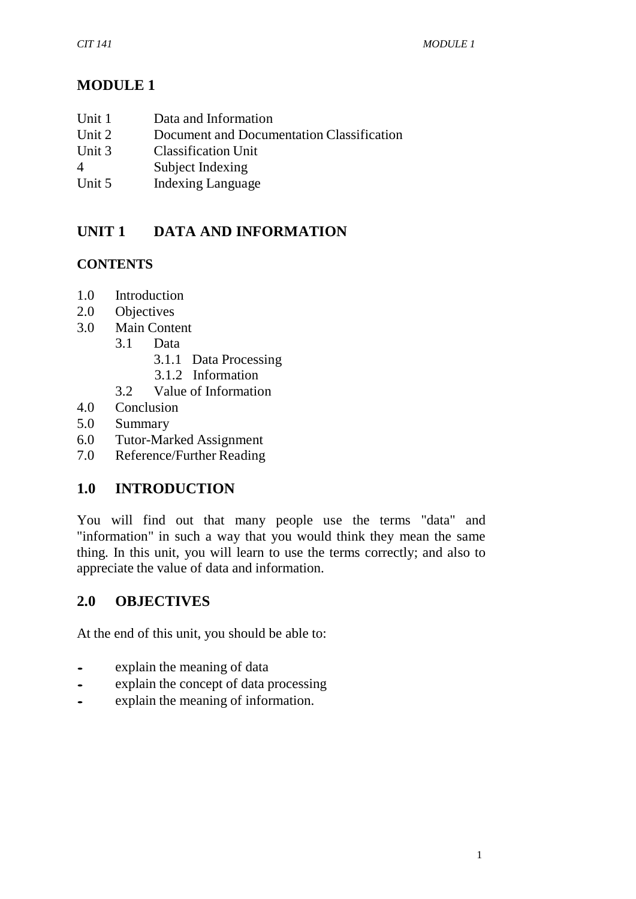# MODULE 1

| | |
|---|---|
| Unit 1 | Data and Information |
| Unit 2 | Document and Documentation Classification |
| Unit 3 | Classification Unit |
| 4 | Subject Indexing |
| Unit 5 | Indexing Language |

## UNIT 1 DATA AND INFORMATION

### CONTENTS

- 1.0 Introduction
- 2.0 Objectives
- 3.0 Main Content
  - 3.1 Data
    - 3.1.1 Data Processing
    - 3.1.2 Information
  - 3.2 Value of Information
- 4.0 Conclusion
- 5.0 Summary
- 6.0 Tutor-Marked Assignment
- 7.0 Reference/Further Reading

## 1.0 INTRODUCTION

You will find out that many people use the terms "data" and "information" in such a way that you would think they mean the same thing. In this unit, you will learn to use the terms correctly; and also to appreciate the value of data and information.

## 2.0 OBJECTIVES

At the end of this unit, you should be able to:

- explain the meaning of data
- explain the concept of data processing
- explain the meaning of information.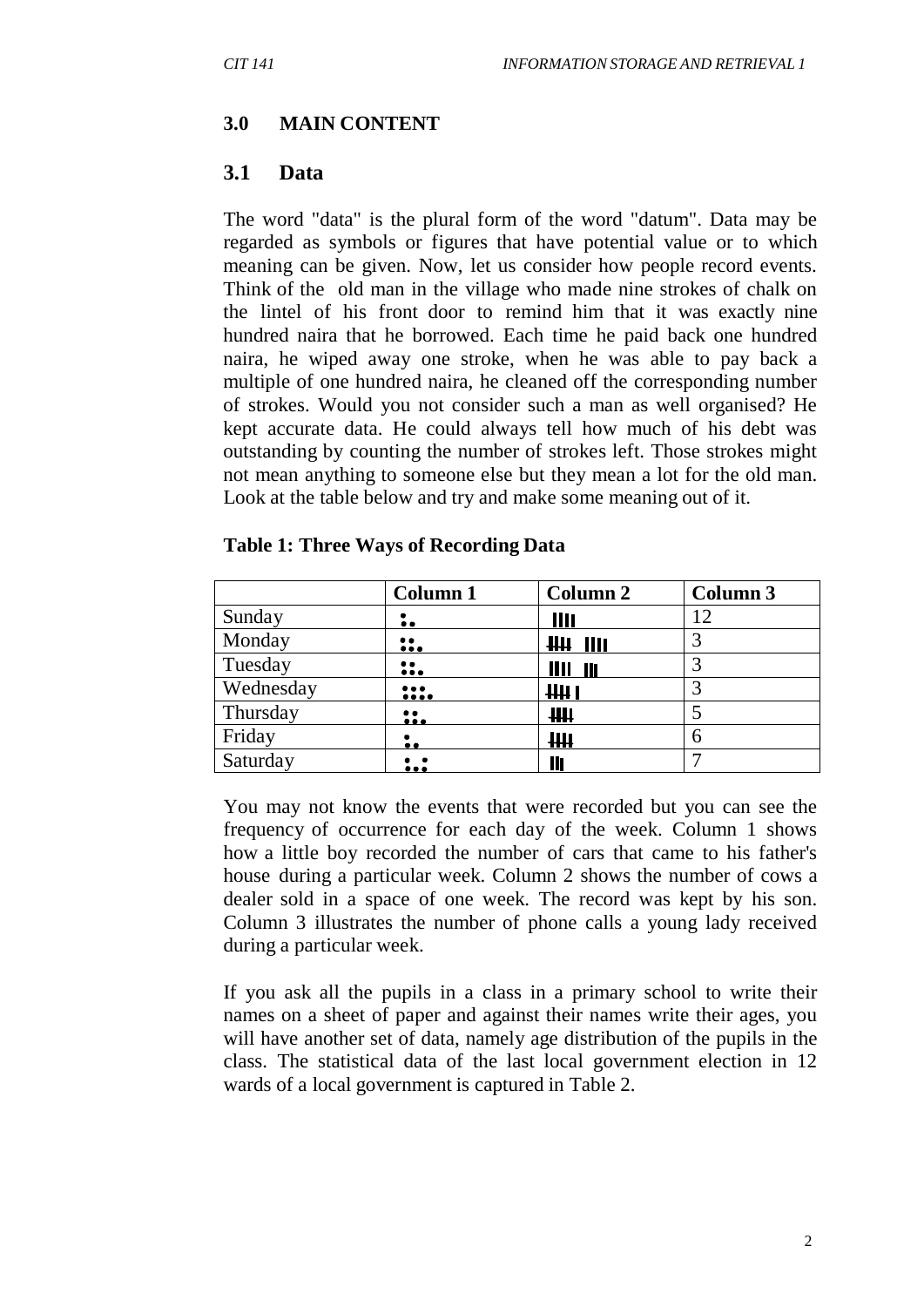## 3.0 MAIN CONTENT

### 3.1 Data

The word "data" is the plural form of the word "datum". Data may be regarded as symbols or figures that have potential value or to which meaning can be given. Now, let us consider how people record events. Think of the old man in the village who made nine strokes of chalk on the lintel of his front door to remind him that it was exactly nine hundred naira that he borrowed. Each time he paid back one hundred naira, he wiped away one stroke, when he was able to pay back a multiple of one hundred naira, he cleaned off the corresponding number of strokes. Would you not consider such a man as well organised? He kept accurate data. He could always tell how much of his debt was outstanding by counting the number of strokes left. Those strokes might not mean anything to someone else but they mean a lot for the old man. Look at the table below and try and make some meaning out of it.

**Table 1: Three Ways of Recording Data**

| | Column 1 | Column 2 | Column 3 |
|---|---|---|---|
| Sunday | :. | IIII | 12 |
| Monday | ::. | ~~IIII~~ IIII | 3 |
| Tuesday | ::. | IIII III | 3 |
| Wednesday | :::. | ~~IIII~~ I | 3 |
| Thursday | ::. | ~~IIII~~ | 5 |
| Friday | :. | ~~IIII~~ | 6 |
| Saturday | :.: | III | 7 |

You may not know the events that were recorded but you can see the frequency of occurrence for each day of the week. Column 1 shows how a little boy recorded the number of cars that came to his father's house during a particular week. Column 2 shows the number of cows a dealer sold in a space of one week. The record was kept by his son. Column 3 illustrates the number of phone calls a young lady received during a particular week.

If you ask all the pupils in a class in a primary school to write their names on a sheet of paper and against their names write their ages, you will have another set of data, namely age distribution of the pupils in the class. The statistical data of the last local government election in 12 wards of a local government is captured in Table 2.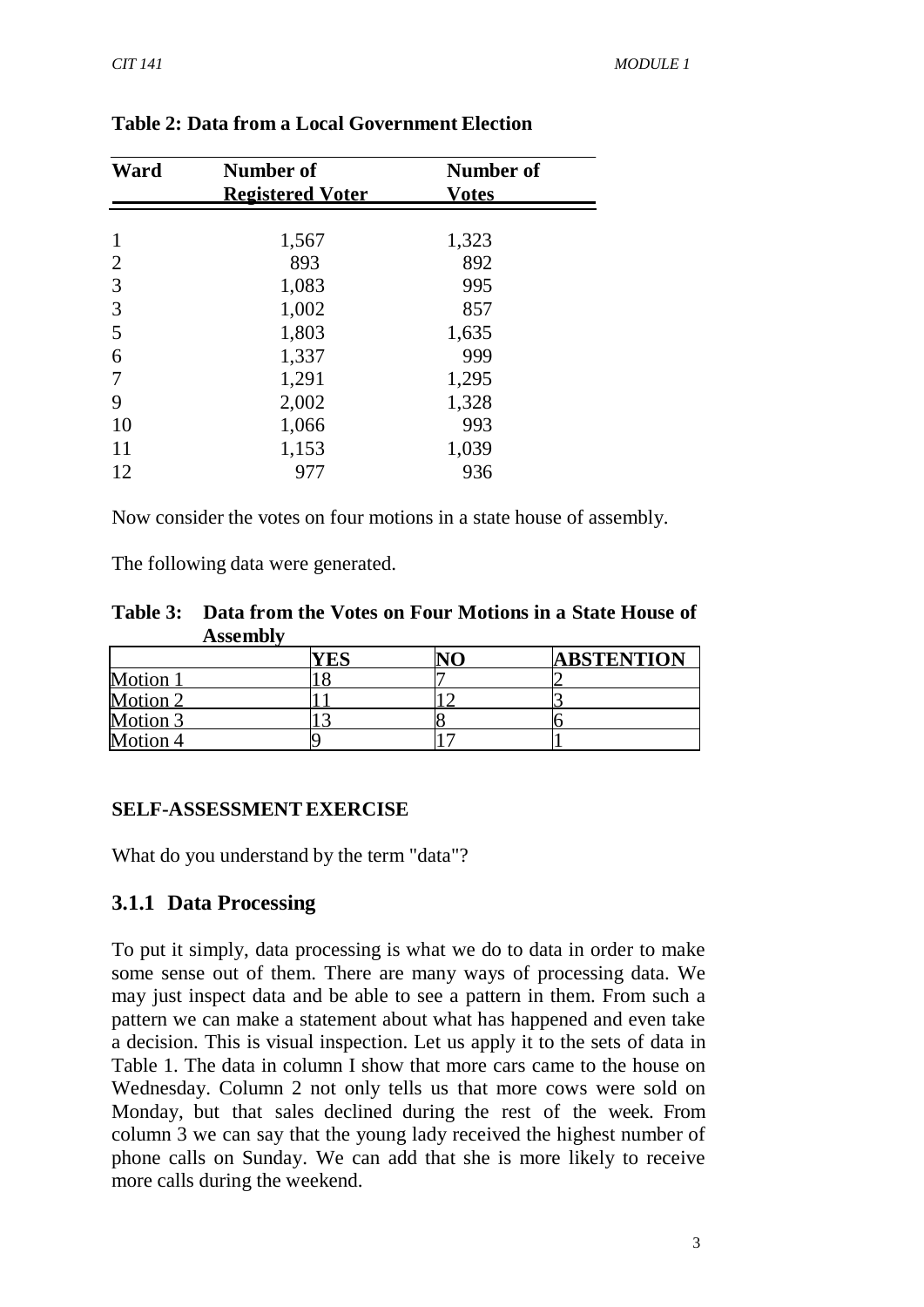**Table 2: Data from a Local Government Election**

| Ward | Number of Registered Voter | Number of Votes |
|---|---|---|
| 1 | 1,567 | 1,323 |
| 2 | 893 | 892 |
| 3 | 1,083 | 995 |
| 3 | 1,002 | 857 |
| 5 | 1,803 | 1,635 |
| 6 | 1,337 | 999 |
| 7 | 1,291 | 1,295 |
| 9 | 2,002 | 1,328 |
| 10 | 1,066 | 993 |
| 11 | 1,153 | 1,039 |
| 12 | 977 | 936 |

Now consider the votes on four motions in a state house of assembly.

The following data were generated.

**Table 3: Data from the Votes on Four Motions in a State House of Assembly**

| | YES | NO | ABSTENTION |
|---|---|---|---|
| Motion 1 | 18 | 7 | 2 |
| Motion 2 | 11 | 12 | 3 |
| Motion 3 | 13 | 8 | 6 |
| Motion 4 | 9 | 17 | 1 |

**SELF-ASSESSMENT EXERCISE**

What do you understand by the term "data"?

### 3.1.1 Data Processing

To put it simply, data processing is what we do to data in order to make some sense out of them. There are many ways of processing data. We may just inspect data and be able to see a pattern in them. From such a pattern we can make a statement about what has happened and even take a decision. This is visual inspection. Let us apply it to the sets of data in Table 1. The data in column I show that more cars came to the house on Wednesday. Column 2 not only tells us that more cows were sold on Monday, but that sales declined during the rest of the week. From column 3 we can say that the young lady received the highest number of phone calls on Sunday. We can add that she is more likely to receive more calls during the weekend.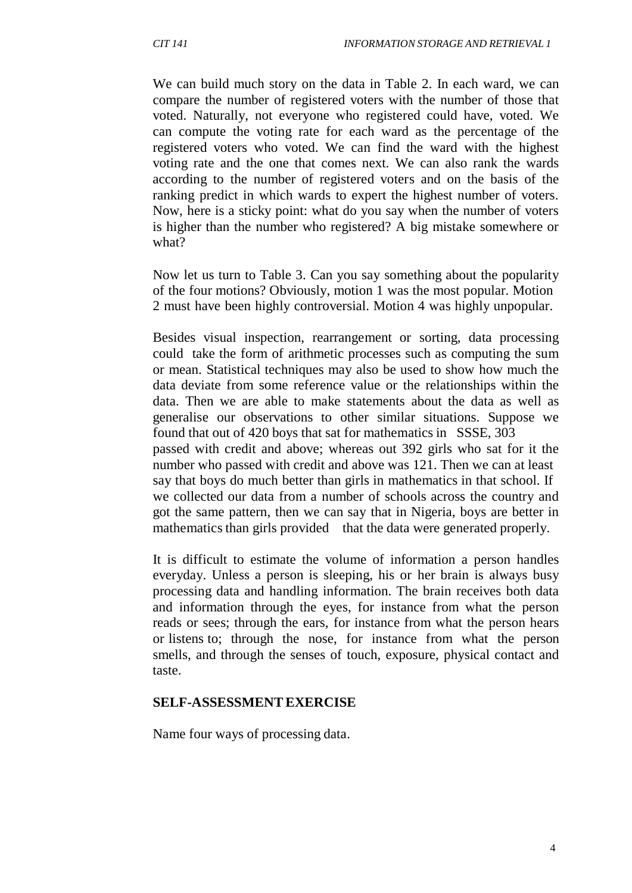We can build much story on the data in Table 2. In each ward, we can compare the number of registered voters with the number of those that voted. Naturally, not everyone who registered could have, voted. We can compute the voting rate for each ward as the percentage of the registered voters who voted. We can find the ward with the highest voting rate and the one that comes next. We can also rank the wards according to the number of registered voters and on the basis of the ranking predict in which wards to expert the highest number of voters. Now, here is a sticky point: what do you say when the number of voters is higher than the number who registered? A big mistake somewhere or what?

Now let us turn to Table 3. Can you say something about the popularity of the four motions? Obviously, motion 1 was the most popular. Motion 2 must have been highly controversial. Motion 4 was highly unpopular.

Besides visual inspection, rearrangement or sorting, data processing could take the form of arithmetic processes such as computing the sum or mean. Statistical techniques may also be used to show how much the data deviate from some reference value or the relationships within the data. Then we are able to make statements about the data as well as generalise our observations to other similar situations. Suppose we found that out of 420 boys that sat for mathematics in SSSE, 303 passed with credit and above; whereas out 392 girls who sat for it the number who passed with credit and above was 121. Then we can at least say that boys do much better than girls in mathematics in that school. If we collected our data from a number of schools across the country and got the same pattern, then we can say that in Nigeria, boys are better in mathematics than girls provided that the data were generated properly.

It is difficult to estimate the volume of information a person handles everyday. Unless a person is sleeping, his or her brain is always busy processing data and handling information. The brain receives both data and information through the eyes, for instance from what the person reads or sees; through the ears, for instance from what the person hears or listens to; through the nose, for instance from what the person smells, and through the senses of touch, exposure, physical contact and taste.

**SELF-ASSESSMENT EXERCISE**

Name four ways of processing data.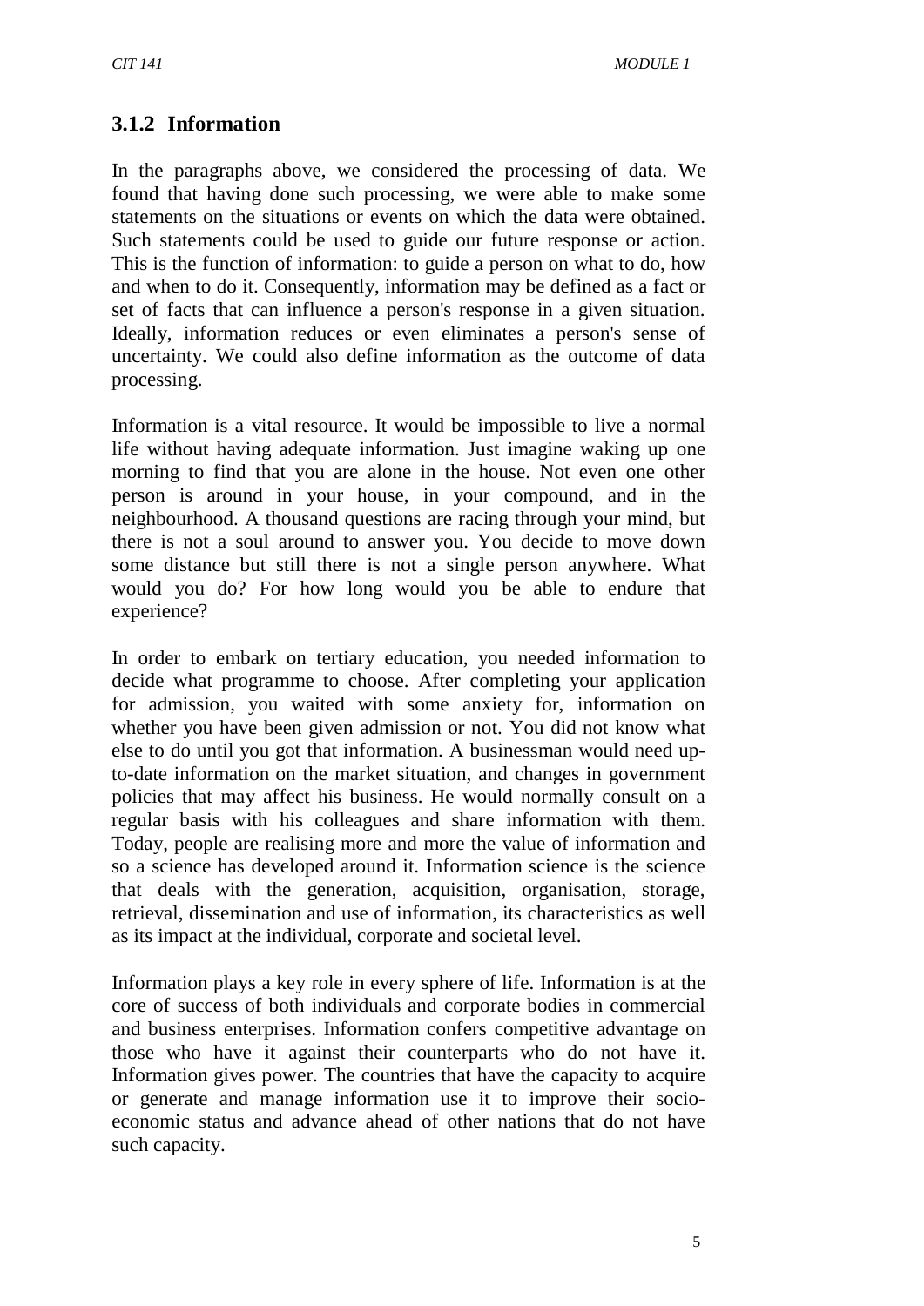### 3.1.2 Information

In the paragraphs above, we considered the processing of data. We found that having done such processing, we were able to make some statements on the situations or events on which the data were obtained. Such statements could be used to guide our future response or action. This is the function of information: to guide a person on what to do, how and when to do it. Consequently, information may be defined as a fact or set of facts that can influence a person's response in a given situation. Ideally, information reduces or even eliminates a person's sense of uncertainty. We could also define information as the outcome of data processing.

Information is a vital resource. It would be impossible to live a normal life without having adequate information. Just imagine waking up one morning to find that you are alone in the house. Not even one other person is around in your house, in your compound, and in the neighbourhood. A thousand questions are racing through your mind, but there is not a soul around to answer you. You decide to move down some distance but still there is not a single person anywhere. What would you do? For how long would you be able to endure that experience?

In order to embark on tertiary education, you needed information to decide what programme to choose. After completing your application for admission, you waited with some anxiety for, information on whether you have been given admission or not. You did not know what else to do until you got that information. A businessman would need up-to-date information on the market situation, and changes in government policies that may affect his business. He would normally consult on a regular basis with his colleagues and share information with them. Today, people are realising more and more the value of information and so a science has developed around it. Information science is the science that deals with the generation, acquisition, organisation, storage, retrieval, dissemination and use of information, its characteristics as well as its impact at the individual, corporate and societal level.

Information plays a key role in every sphere of life. Information is at the core of success of both individuals and corporate bodies in commercial and business enterprises. Information confers competitive advantage on those who have it against their counterparts who do not have it. Information gives power. The countries that have the capacity to acquire or generate and manage information use it to improve their socio-economic status and advance ahead of other nations that do not have such capacity.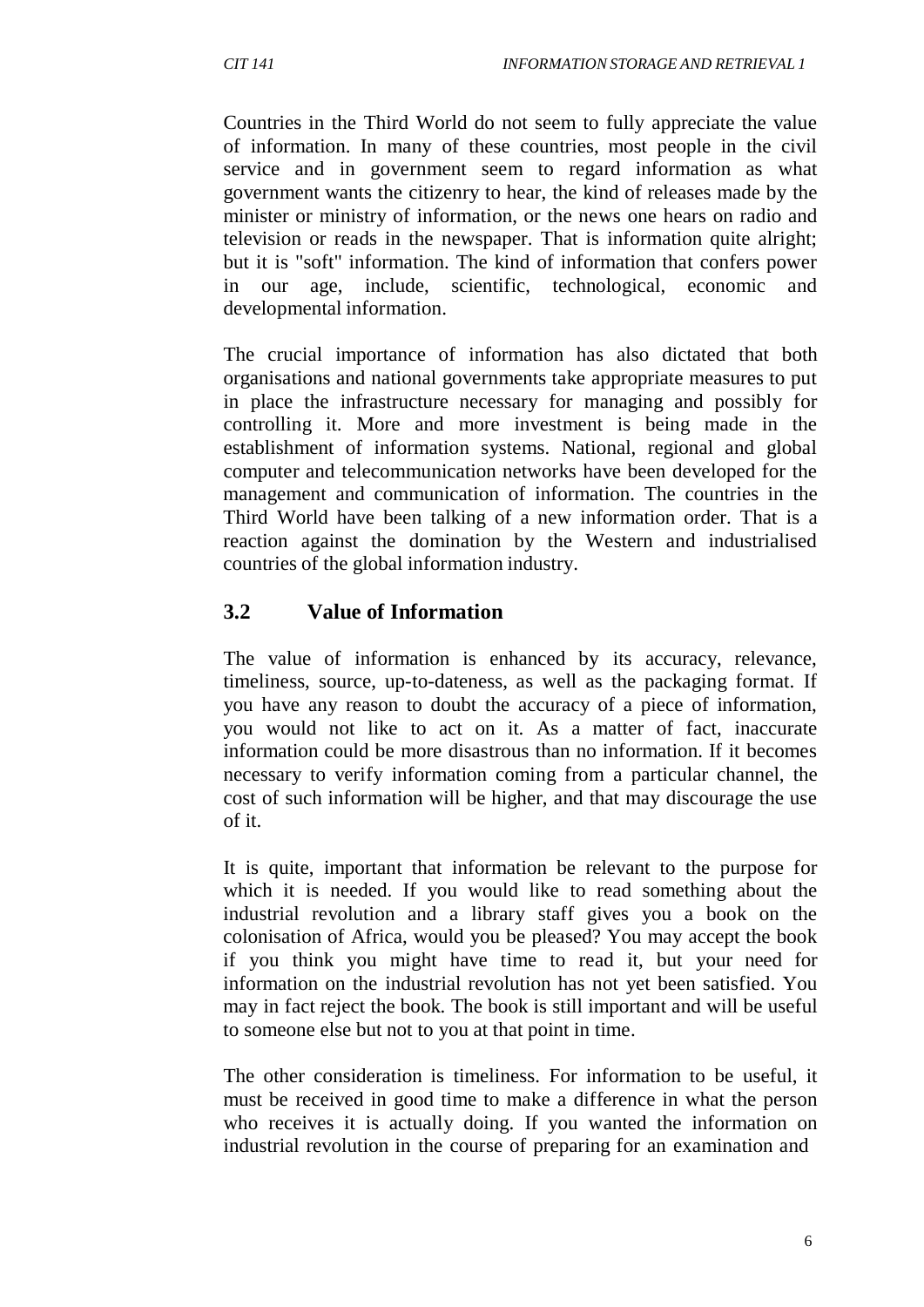Countries in the Third World do not seem to fully appreciate the value of information. In many of these countries, most people in the civil service and in government seem to regard information as what government wants the citizenry to hear, the kind of releases made by the minister or ministry of information, or the news one hears on radio and television or reads in the newspaper. That is information quite alright; but it is "soft" information. The kind of information that confers power in our age, include, scientific, technological, economic and developmental information.

The crucial importance of information has also dictated that both organisations and national governments take appropriate measures to put in place the infrastructure necessary for managing and possibly for controlling it. More and more investment is being made in the establishment of information systems. National, regional and global computer and telecommunication networks have been developed for the management and communication of information. The countries in the Third World have been talking of a new information order. That is a reaction against the domination by the Western and industrialised countries of the global information industry.

## 3.2 Value of Information

The value of information is enhanced by its accuracy, relevance, timeliness, source, up-to-dateness, as well as the packaging format. If you have any reason to doubt the accuracy of a piece of information, you would not like to act on it. As a matter of fact, inaccurate information could be more disastrous than no information. If it becomes necessary to verify information coming from a particular channel, the cost of such information will be higher, and that may discourage the use of it.

It is quite, important that information be relevant to the purpose for which it is needed. If you would like to read something about the industrial revolution and a library staff gives you a book on the colonisation of Africa, would you be pleased? You may accept the book if you think you might have time to read it, but your need for information on the industrial revolution has not yet been satisfied. You may in fact reject the book. The book is still important and will be useful to someone else but not to you at that point in time.

The other consideration is timeliness. For information to be useful, it must be received in good time to make a difference in what the person who receives it is actually doing. If you wanted the information on industrial revolution in the course of preparing for an examination and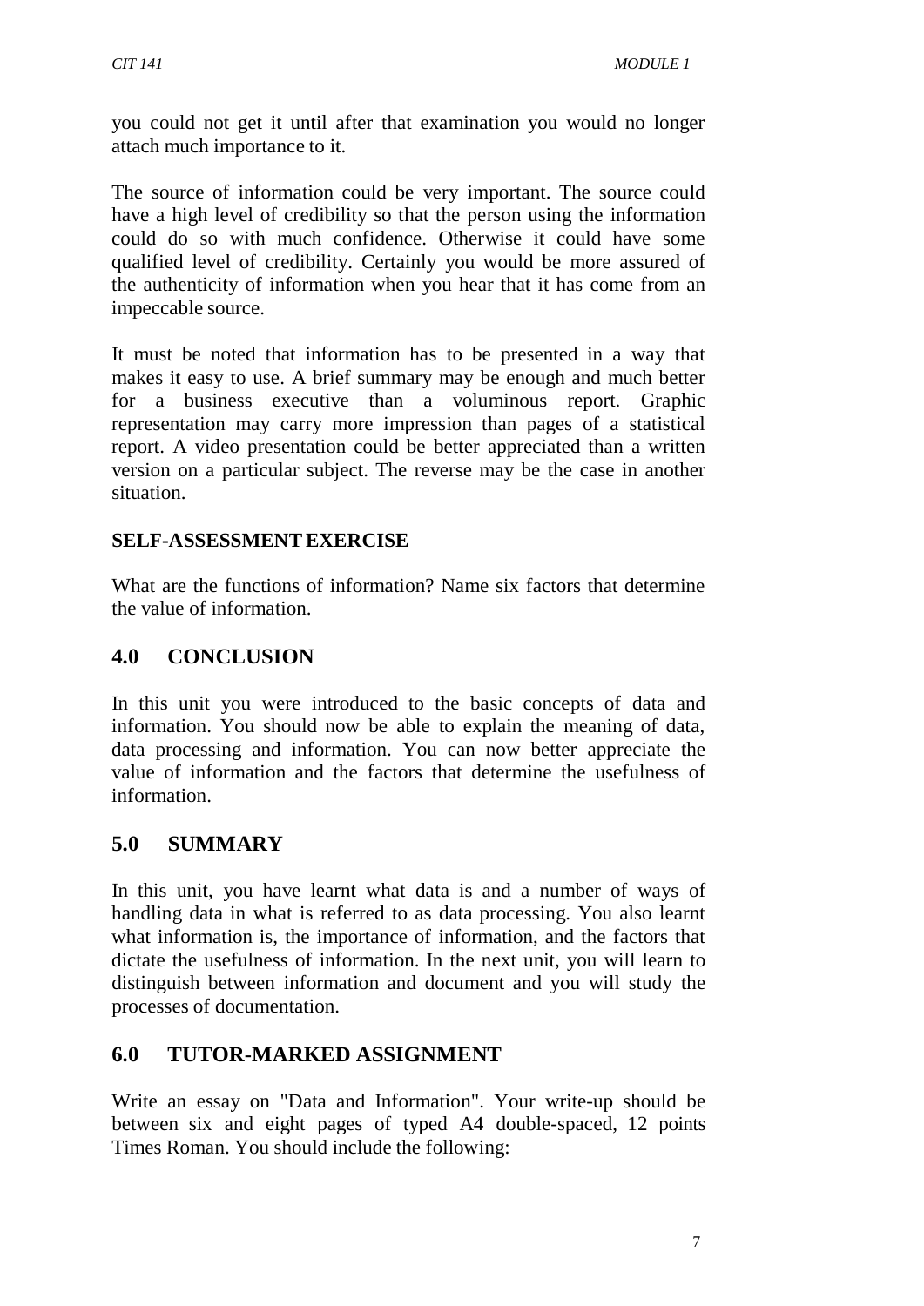you could not get it until after that examination you would no longer attach much importance to it.

The source of information could be very important. The source could have a high level of credibility so that the person using the information could do so with much confidence. Otherwise it could have some qualified level of credibility. Certainly you would be more assured of the authenticity of information when you hear that it has come from an impeccable source.

It must be noted that information has to be presented in a way that makes it easy to use. A brief summary may be enough and much better for a business executive than a voluminous report. Graphic representation may carry more impression than pages of a statistical report. A video presentation could be better appreciated than a written version on a particular subject. The reverse may be the case in another situation.

**SELF-ASSESSMENT EXERCISE**

What are the functions of information? Name six factors that determine the value of information.

## 4.0 CONCLUSION

In this unit you were introduced to the basic concepts of data and information. You should now be able to explain the meaning of data, data processing and information. You can now better appreciate the value of information and the factors that determine the usefulness of information.

## 5.0 SUMMARY

In this unit, you have learnt what data is and a number of ways of handling data in what is referred to as data processing. You also learnt what information is, the importance of information, and the factors that dictate the usefulness of information. In the next unit, you will learn to distinguish between information and document and you will study the processes of documentation.

## 6.0 TUTOR-MARKED ASSIGNMENT

Write an essay on "Data and Information". Your write-up should be between six and eight pages of typed A4 double-spaced, 12 points Times Roman. You should include the following: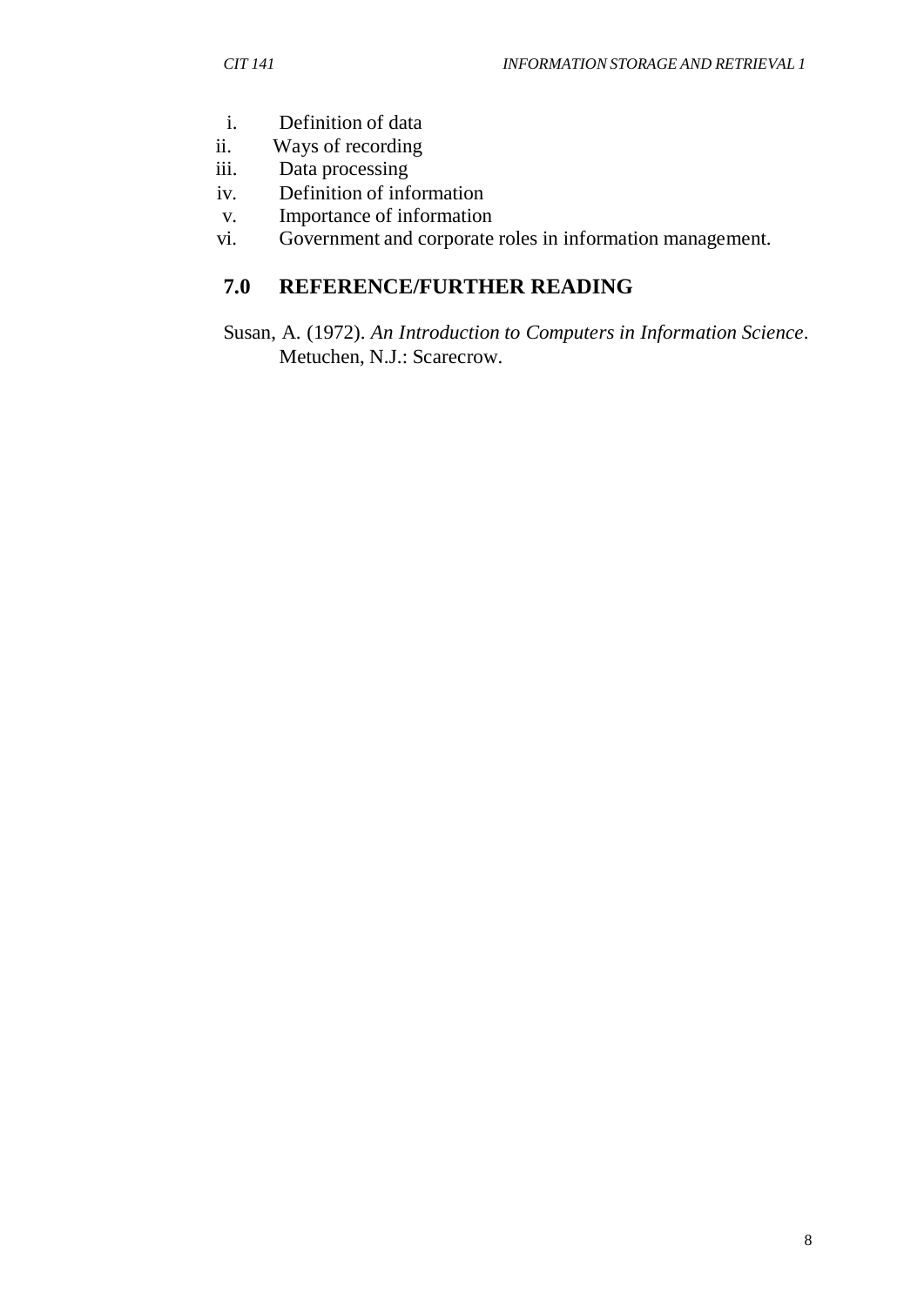i. Definition of data
ii. Ways of recording
iii. Data processing
iv. Definition of information
v. Importance of information
vi. Government and corporate roles in information management.

## 7.0 REFERENCE/FURTHER READING

Susan, A. (1972). *An Introduction to Computers in Information Science*. Metuchen, N.J.: Scarecrow.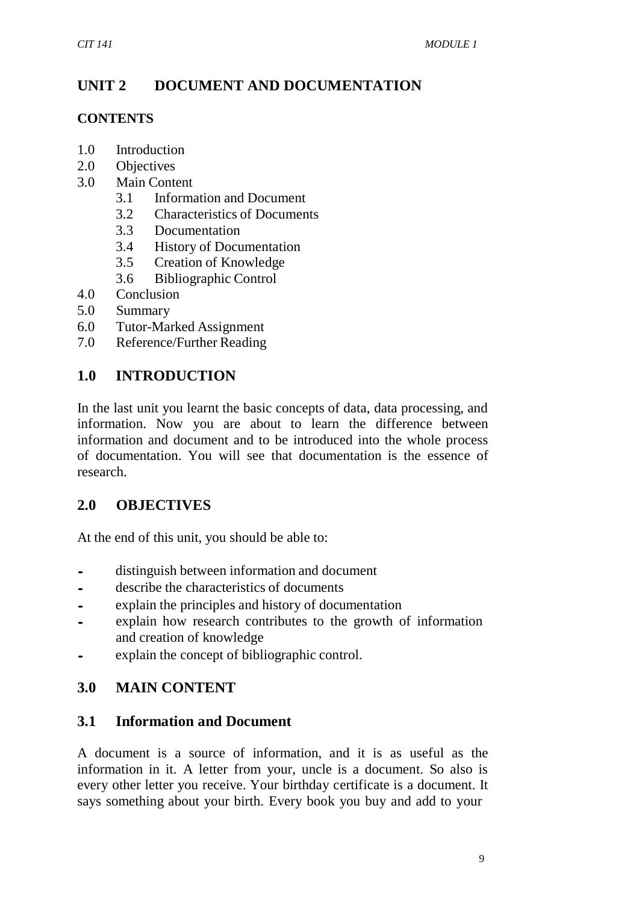# UNIT 2 DOCUMENT AND DOCUMENTATION

## CONTENTS

1.0 Introduction
2.0 Objectives
3.0 Main Content
  3.1 Information and Document
  3.2 Characteristics of Documents
  3.3 Documentation
  3.4 History of Documentation
  3.5 Creation of Knowledge
  3.6 Bibliographic Control
4.0 Conclusion
5.0 Summary
6.0 Tutor-Marked Assignment
7.0 Reference/Further Reading

## 1.0 INTRODUCTION

In the last unit you learnt the basic concepts of data, data processing, and information. Now you are about to learn the difference between information and document and to be introduced into the whole process of documentation. You will see that documentation is the essence of research.

## 2.0 OBJECTIVES

At the end of this unit, you should be able to:

- distinguish between information and document
- describe the characteristics of documents
- explain the principles and history of documentation
- explain how research contributes to the growth of information and creation of knowledge
- explain the concept of bibliographic control.

## 3.0 MAIN CONTENT

### 3.1 Information and Document

A document is a source of information, and it is as useful as the information in it. A letter from your, uncle is a document. So also is every other letter you receive. Your birthday certificate is a document. It says something about your birth. Every book you buy and add to your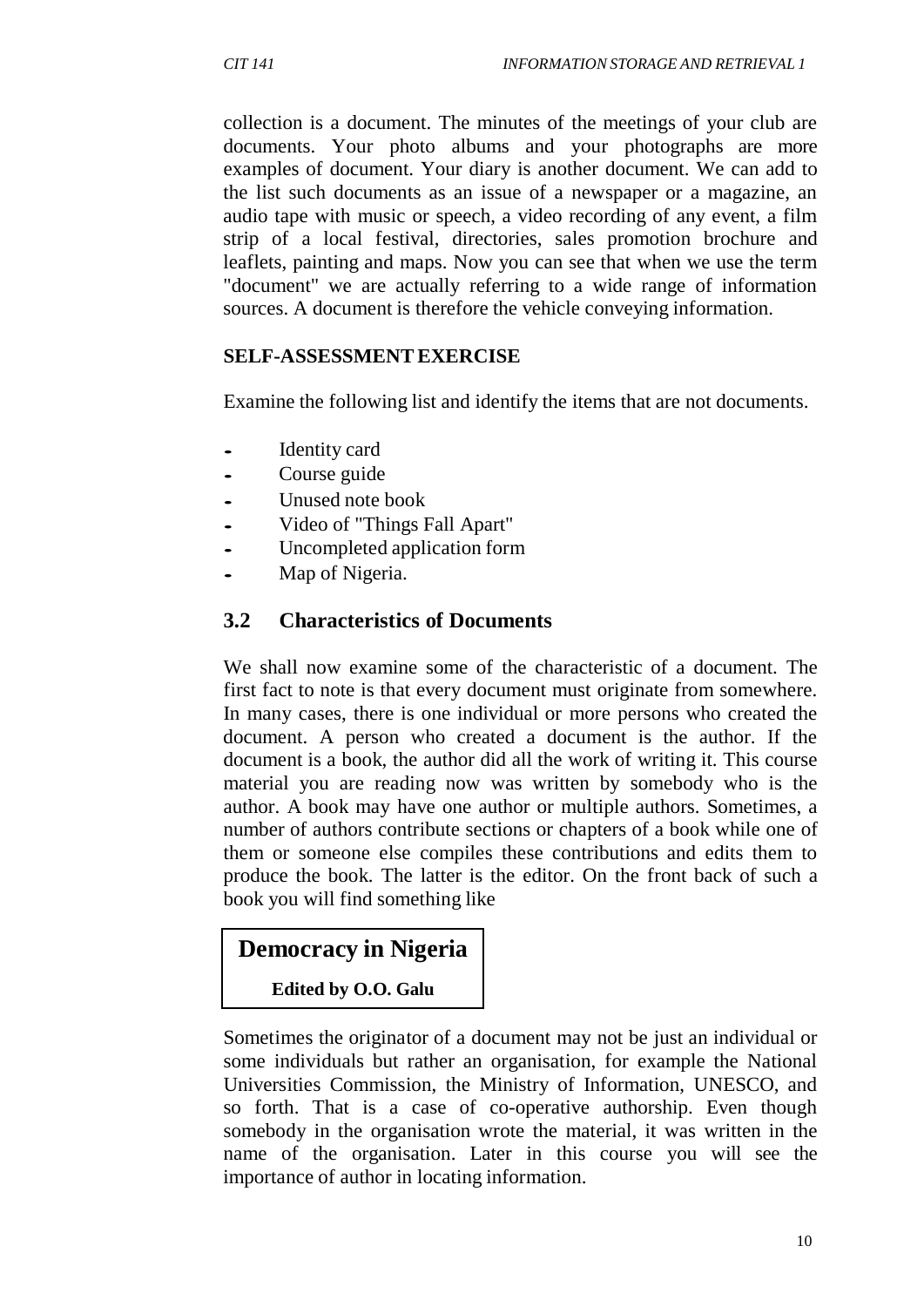collection is a document. The minutes of the meetings of your club are documents. Your photo albums and your photographs are more examples of document. Your diary is another document. We can add to the list such documents as an issue of a newspaper or a magazine, an audio tape with music or speech, a video recording of any event, a film strip of a local festival, directories, sales promotion brochure and leaflets, painting and maps. Now you can see that when we use the term "document" we are actually referring to a wide range of information sources. A document is therefore the vehicle conveying information.

**SELF-ASSESSMENT EXERCISE**

Examine the following list and identify the items that are not documents.

- Identity card
- Course guide
- Unused note book
- Video of "Things Fall Apart"
- Uncompleted application form
- Map of Nigeria.

## 3.2 Characteristics of Documents

We shall now examine some of the characteristic of a document. The first fact to note is that every document must originate from somewhere. In many cases, there is one individual or more persons who created the document. A person who created a document is the author. If the document is a book, the author did all the work of writing it. This course material you are reading now was written by somebody who is the author. A book may have one author or multiple authors. Sometimes, a number of authors contribute sections or chapters of a book while one of them or someone else compiles these contributions and edits them to produce the book. The latter is the editor. On the front back of such a book you will find something like

> **Democracy in Nigeria**
>
> **Edited by O.O. Galu**

Sometimes the originator of a document may not be just an individual or some individuals but rather an organisation, for example the National Universities Commission, the Ministry of Information, UNESCO, and so forth. That is a case of co-operative authorship. Even though somebody in the organisation wrote the material, it was written in the name of the organisation. Later in this course you will see the importance of author in locating information.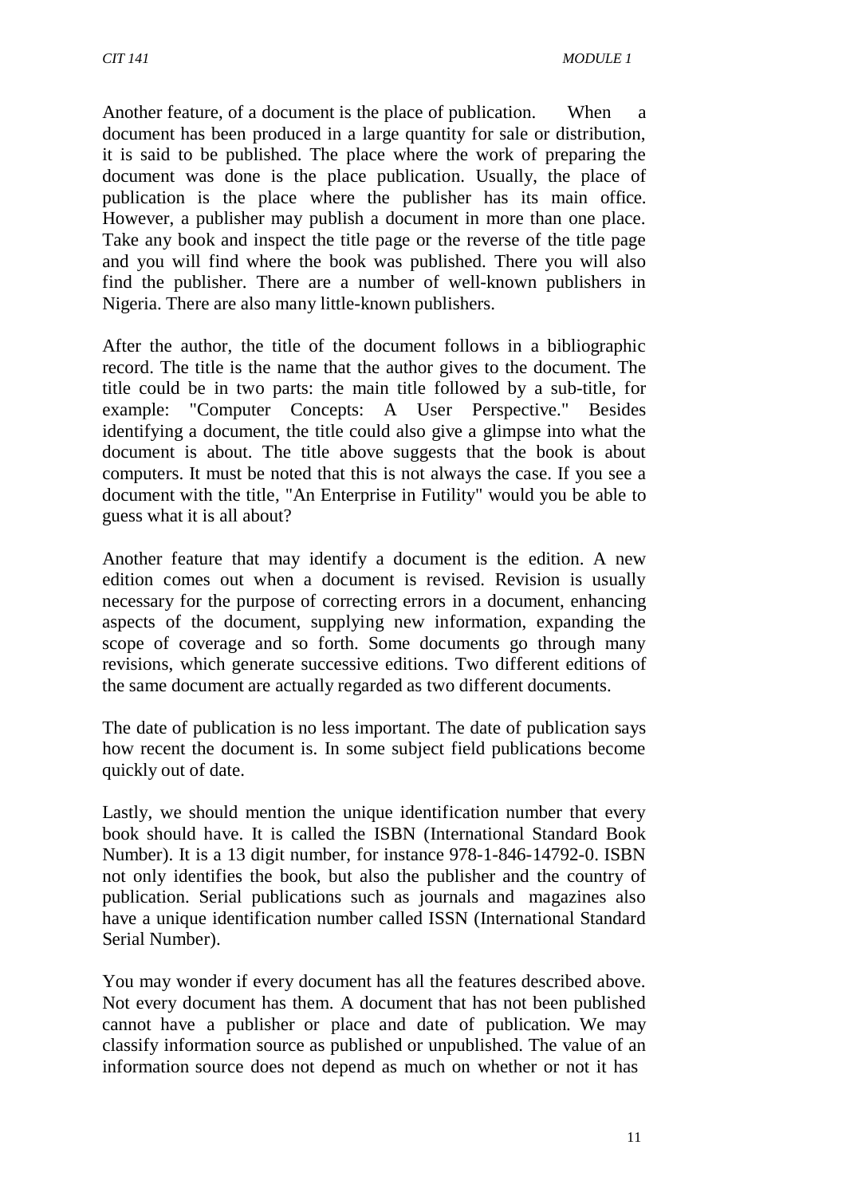Another feature, of a document is the place of publication. When a document has been produced in a large quantity for sale or distribution, it is said to be published. The place where the work of preparing the document was done is the place publication. Usually, the place of publication is the place where the publisher has its main office. However, a publisher may publish a document in more than one place. Take any book and inspect the title page or the reverse of the title page and you will find where the book was published. There you will also find the publisher. There are a number of well-known publishers in Nigeria. There are also many little-known publishers.

After the author, the title of the document follows in a bibliographic record. The title is the name that the author gives to the document. The title could be in two parts: the main title followed by a sub-title, for example: "Computer Concepts: A User Perspective." Besides identifying a document, the title could also give a glimpse into what the document is about. The title above suggests that the book is about computers. It must be noted that this is not always the case. If you see a document with the title, "An Enterprise in Futility" would you be able to guess what it is all about?

Another feature that may identify a document is the edition. A new edition comes out when a document is revised. Revision is usually necessary for the purpose of correcting errors in a document, enhancing aspects of the document, supplying new information, expanding the scope of coverage and so forth. Some documents go through many revisions, which generate successive editions. Two different editions of the same document are actually regarded as two different documents.

The date of publication is no less important. The date of publication says how recent the document is. In some subject field publications become quickly out of date.

Lastly, we should mention the unique identification number that every book should have. It is called the ISBN (International Standard Book Number). It is a 13 digit number, for instance 978-1-846-14792-0. ISBN not only identifies the book, but also the publisher and the country of publication. Serial publications such as journals and magazines also have a unique identification number called ISSN (International Standard Serial Number).

You may wonder if every document has all the features described above. Not every document has them. A document that has not been published cannot have a publisher or place and date of publication. We may classify information source as published or unpublished. The value of an information source does not depend as much on whether or not it has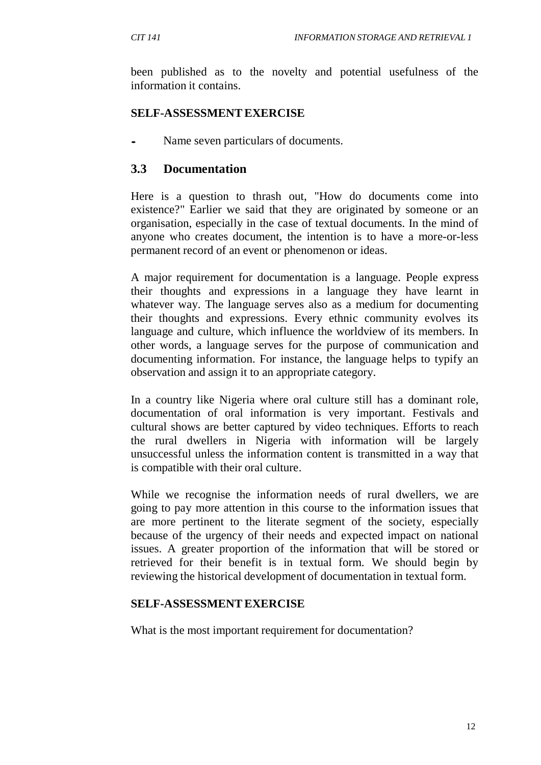been published as to the novelty and potential usefulness of the information it contains.

**SELF-ASSESSMENT EXERCISE**

- Name seven particulars of documents.

## 3.3 Documentation

Here is a question to thrash out, "How do documents come into existence?" Earlier we said that they are originated by someone or an organisation, especially in the case of textual documents. In the mind of anyone who creates document, the intention is to have a more-or-less permanent record of an event or phenomenon or ideas.

A major requirement for documentation is a language. People express their thoughts and expressions in a language they have learnt in whatever way. The language serves also as a medium for documenting their thoughts and expressions. Every ethnic community evolves its language and culture, which influence the worldview of its members. In other words, a language serves for the purpose of communication and documenting information. For instance, the language helps to typify an observation and assign it to an appropriate category.

In a country like Nigeria where oral culture still has a dominant role, documentation of oral information is very important. Festivals and cultural shows are better captured by video techniques. Efforts to reach the rural dwellers in Nigeria with information will be largely unsuccessful unless the information content is transmitted in a way that is compatible with their oral culture.

While we recognise the information needs of rural dwellers, we are going to pay more attention in this course to the information issues that are more pertinent to the literate segment of the society, especially because of the urgency of their needs and expected impact on national issues. A greater proportion of the information that will be stored or retrieved for their benefit is in textual form. We should begin by reviewing the historical development of documentation in textual form.

**SELF-ASSESSMENT EXERCISE**

What is the most important requirement for documentation?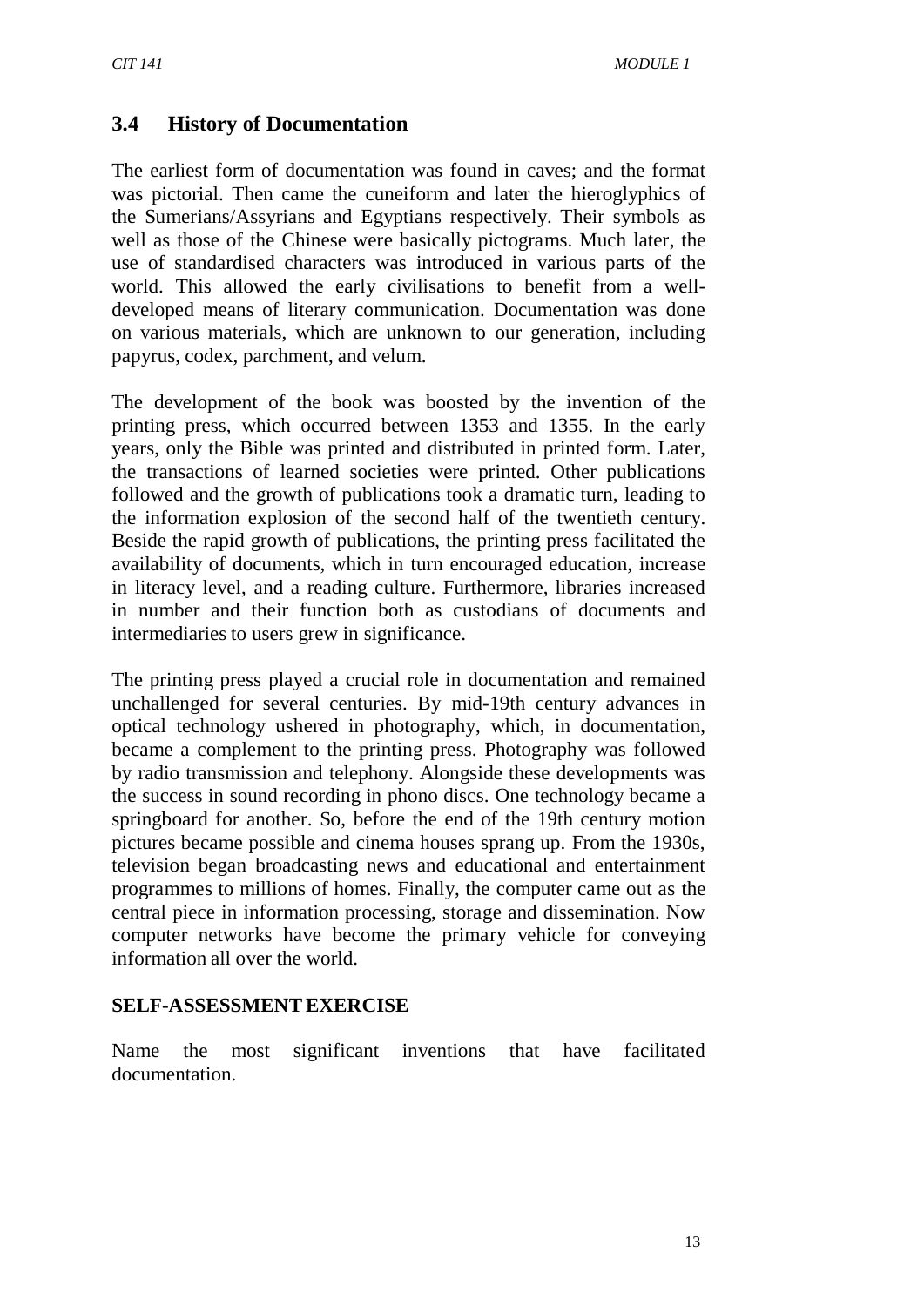## 3.4 History of Documentation

The earliest form of documentation was found in caves; and the format was pictorial. Then came the cuneiform and later the hieroglyphics of the Sumerians/Assyrians and Egyptians respectively. Their symbols as well as those of the Chinese were basically pictograms. Much later, the use of standardised characters was introduced in various parts of the world. This allowed the early civilisations to benefit from a well-developed means of literary communication. Documentation was done on various materials, which are unknown to our generation, including papyrus, codex, parchment, and velum.

The development of the book was boosted by the invention of the printing press, which occurred between 1353 and 1355. In the early years, only the Bible was printed and distributed in printed form. Later, the transactions of learned societies were printed. Other publications followed and the growth of publications took a dramatic turn, leading to the information explosion of the second half of the twentieth century. Beside the rapid growth of publications, the printing press facilitated the availability of documents, which in turn encouraged education, increase in literacy level, and a reading culture. Furthermore, libraries increased in number and their function both as custodians of documents and intermediaries to users grew in significance.

The printing press played a crucial role in documentation and remained unchallenged for several centuries. By mid-19th century advances in optical technology ushered in photography, which, in documentation, became a complement to the printing press. Photography was followed by radio transmission and telephony. Alongside these developments was the success in sound recording in phono discs. One technology became a springboard for another. So, before the end of the 19th century motion pictures became possible and cinema houses sprang up. From the 1930s, television began broadcasting news and educational and entertainment programmes to millions of homes. Finally, the computer came out as the central piece in information processing, storage and dissemination. Now computer networks have become the primary vehicle for conveying information all over the world.

**SELF-ASSESSMENT EXERCISE**

Name the most significant inventions that have facilitated documentation.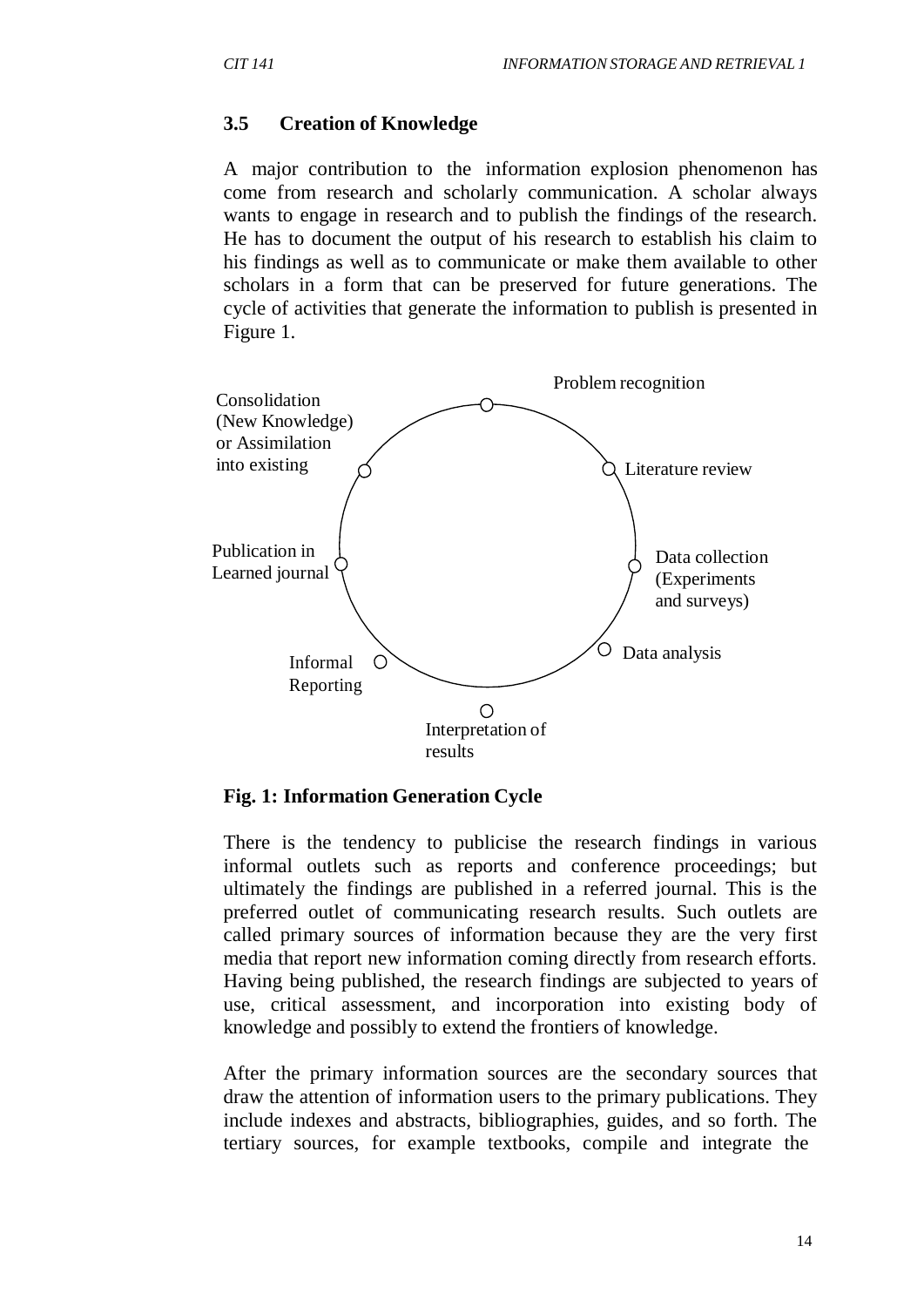### 3.5 Creation of Knowledge

A major contribution to the information explosion phenomenon has come from research and scholarly communication. A scholar always wants to engage in research and to publish the findings of the research. He has to document the output of his research to establish his claim to his findings as well as to communicate or make them available to other scholars in a form that can be preserved for future generations. The cycle of activities that generate the information to publish is presented in Figure 1.

- Problem recognition
- Literature review
- Data collection (Experiments and surveys)
- Data analysis
- Interpretation of results
- Informal Reporting
- Publication in Learned journal
- Consolidation (New Knowledge) or Assimilation into existing

**Fig. 1: Information Generation Cycle**

There is the tendency to publicise the research findings in various informal outlets such as reports and conference proceedings; but ultimately the findings are published in a referred journal. This is the preferred outlet of communicating research results. Such outlets are called primary sources of information because they are the very first media that report new information coming directly from research efforts. Having being published, the research findings are subjected to years of use, critical assessment, and incorporation into existing body of knowledge and possibly to extend the frontiers of knowledge.

After the primary information sources are the secondary sources that draw the attention of information users to the primary publications. They include indexes and abstracts, bibliographies, guides, and so forth. The tertiary sources, for example textbooks, compile and integrate the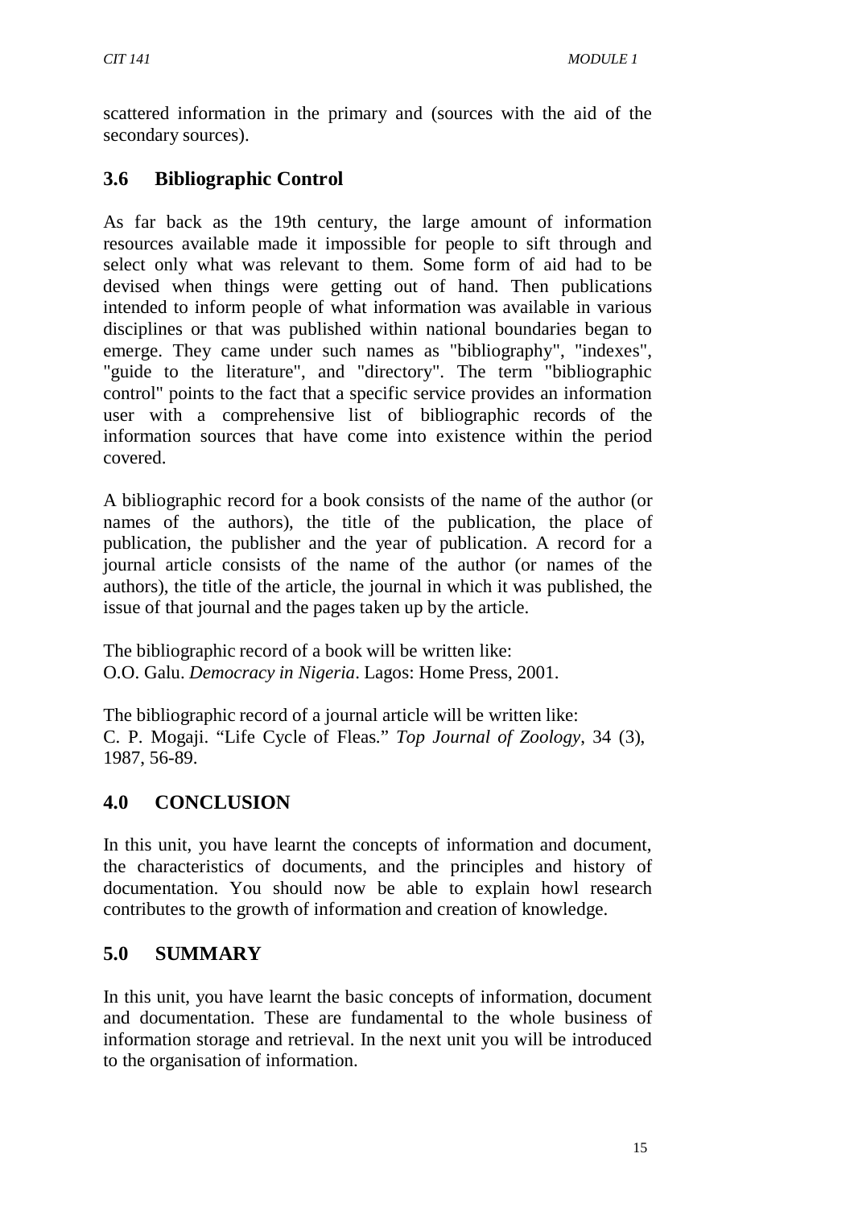scattered information in the primary and (sources with the aid of the secondary sources).

## 3.6 Bibliographic Control

As far back as the 19th century, the large amount of information resources available made it impossible for people to sift through and select only what was relevant to them. Some form of aid had to be devised when things were getting out of hand. Then publications intended to inform people of what information was available in various disciplines or that was published within national boundaries began to emerge. They came under such names as "bibliography", "indexes", "guide to the literature", and "directory". The term "bibliographic control" points to the fact that a specific service provides an information user with a comprehensive list of bibliographic records of the information sources that have come into existence within the period covered.

A bibliographic record for a book consists of the name of the author (or names of the authors), the title of the publication, the place of publication, the publisher and the year of publication. A record for a journal article consists of the name of the author (or names of the authors), the title of the article, the journal in which it was published, the issue of that journal and the pages taken up by the article.

The bibliographic record of a book will be written like:
O.O. Galu. *Democracy in Nigeria*. Lagos: Home Press, 2001.

The bibliographic record of a journal article will be written like:
C. P. Mogaji. "Life Cycle of Fleas." *Top Journal of Zoology*, 34 (3), 1987, 56-89.

## 4.0 CONCLUSION

In this unit, you have learnt the concepts of information and document, the characteristics of documents, and the principles and history of documentation. You should now be able to explain howl research contributes to the growth of information and creation of knowledge.

## 5.0 SUMMARY

In this unit, you have learnt the basic concepts of information, document and documentation. These are fundamental to the whole business of information storage and retrieval. In the next unit you will be introduced to the organisation of information.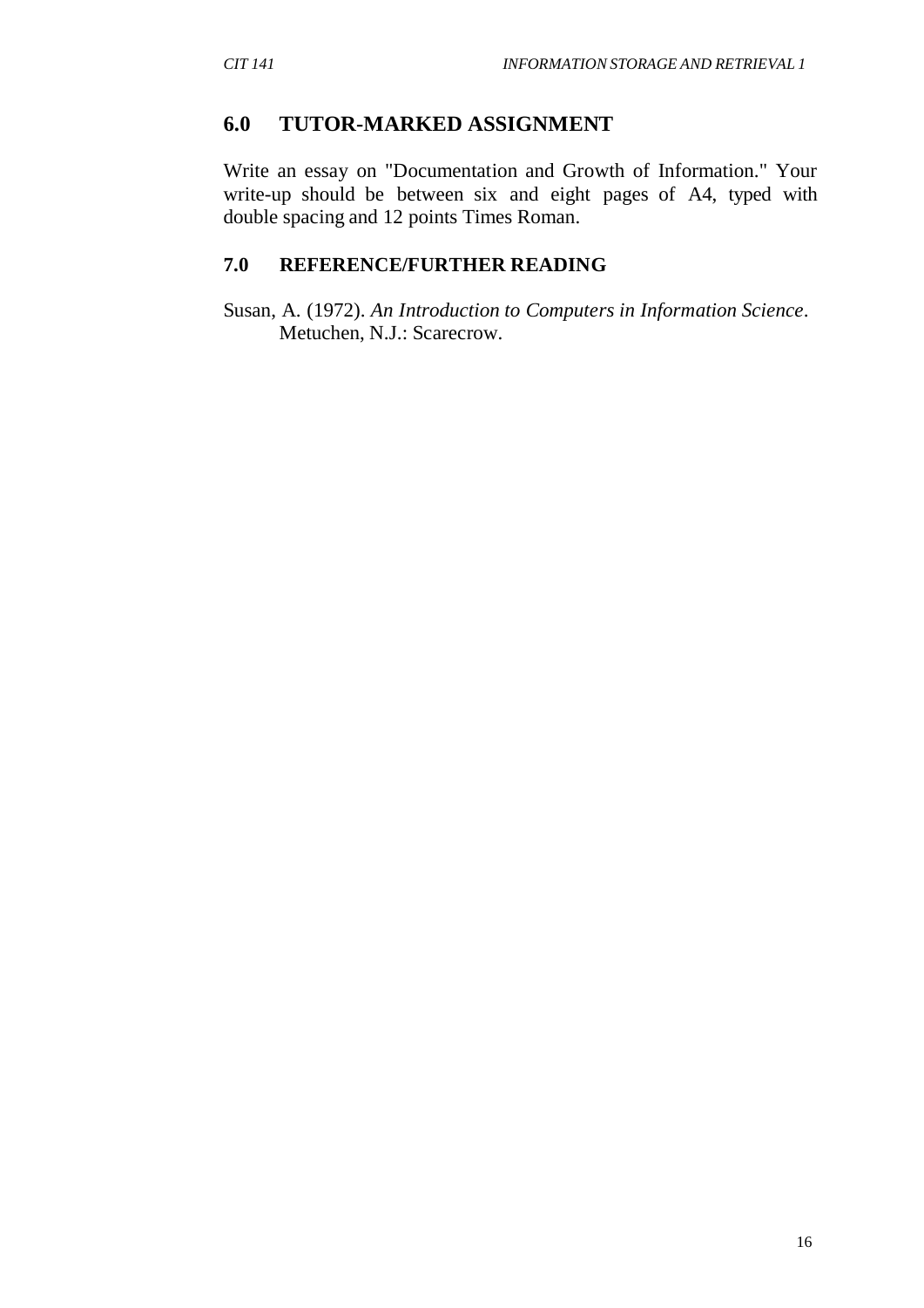## 6.0 TUTOR-MARKED ASSIGNMENT

Write an essay on "Documentation and Growth of Information." Your write-up should be between six and eight pages of A4, typed with double spacing and 12 points Times Roman.

## 7.0 REFERENCE/FURTHER READING

Susan, A. (1972). *An Introduction to Computers in Information Science*. Metuchen, N.J.: Scarecrow.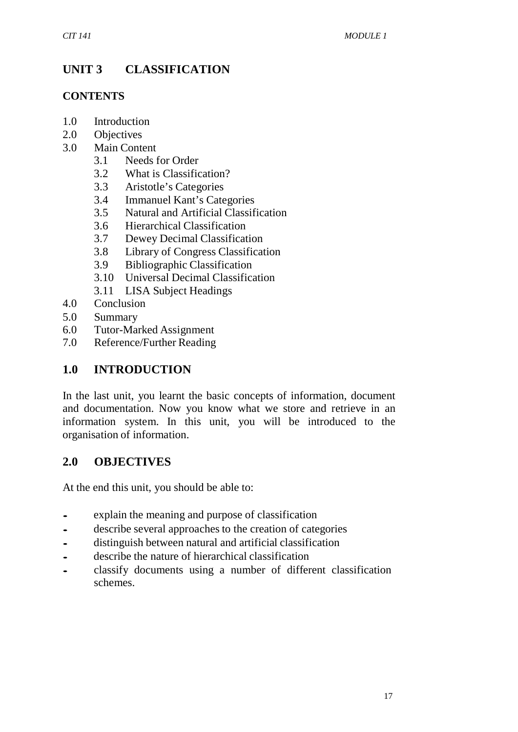# UNIT 3 CLASSIFICATION

## CONTENTS

1.0 Introduction
2.0 Objectives
3.0 Main Content
    3.1 Needs for Order
    3.2 What is Classification?
    3.3 Aristotle's Categories
    3.4 Immanuel Kant's Categories
    3.5 Natural and Artificial Classification
    3.6 Hierarchical Classification
    3.7 Dewey Decimal Classification
    3.8 Library of Congress Classification
    3.9 Bibliographic Classification
    3.10 Universal Decimal Classification
    3.11 LISA Subject Headings
4.0 Conclusion
5.0 Summary
6.0 Tutor-Marked Assignment
7.0 Reference/Further Reading

## 1.0 INTRODUCTION

In the last unit, you learnt the basic concepts of information, document and documentation. Now you know what we store and retrieve in an information system. In this unit, you will be introduced to the organisation of information.

## 2.0 OBJECTIVES

At the end this unit, you should be able to:

- explain the meaning and purpose of classification
- describe several approaches to the creation of categories
- distinguish between natural and artificial classification
- describe the nature of hierarchical classification
- classify documents using a number of different classification schemes.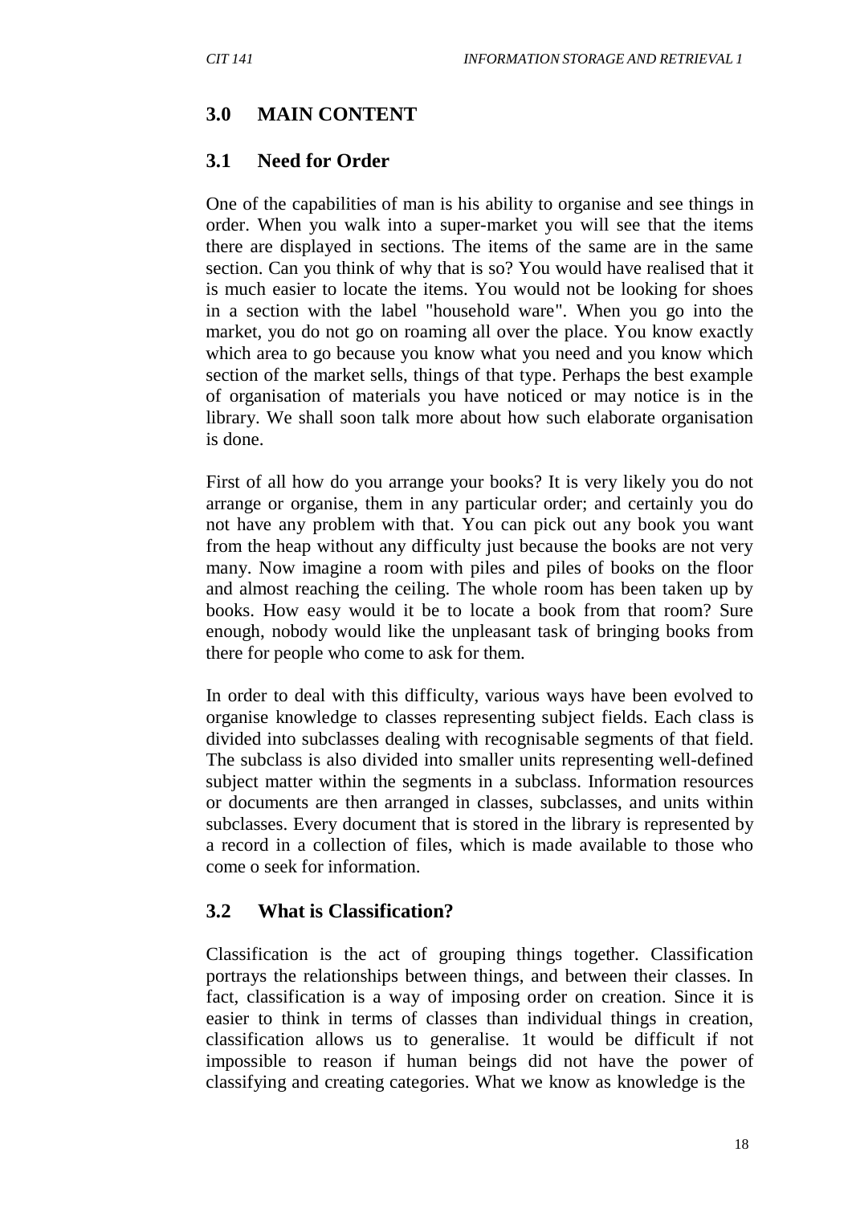## 3.0 MAIN CONTENT

### 3.1 Need for Order

One of the capabilities of man is his ability to organise and see things in order. When you walk into a super-market you will see that the items there are displayed in sections. The items of the same are in the same section. Can you think of why that is so? You would have realised that it is much easier to locate the items. You would not be looking for shoes in a section with the label "household ware". When you go into the market, you do not go on roaming all over the place. You know exactly which area to go because you know what you need and you know which section of the market sells, things of that type. Perhaps the best example of organisation of materials you have noticed or may notice is in the library. We shall soon talk more about how such elaborate organisation is done.

First of all how do you arrange your books? It is very likely you do not arrange or organise, them in any particular order; and certainly you do not have any problem with that. You can pick out any book you want from the heap without any difficulty just because the books are not very many. Now imagine a room with piles and piles of books on the floor and almost reaching the ceiling. The whole room has been taken up by books. How easy would it be to locate a book from that room? Sure enough, nobody would like the unpleasant task of bringing books from there for people who come to ask for them.

In order to deal with this difficulty, various ways have been evolved to organise knowledge to classes representing subject fields. Each class is divided into subclasses dealing with recognisable segments of that field. The subclass is also divided into smaller units representing well-defined subject matter within the segments in a subclass. Information resources or documents are then arranged in classes, subclasses, and units within subclasses. Every document that is stored in the library is represented by a record in a collection of files, which is made available to those who come o seek for information.

### 3.2 What is Classification?

Classification is the act of grouping things together. Classification portrays the relationships between things, and between their classes. In fact, classification is a way of imposing order on creation. Since it is easier to think in terms of classes than individual things in creation, classification allows us to generalise. 1t would be difficult if not impossible to reason if human beings did not have the power of classifying and creating categories. What we know as knowledge is the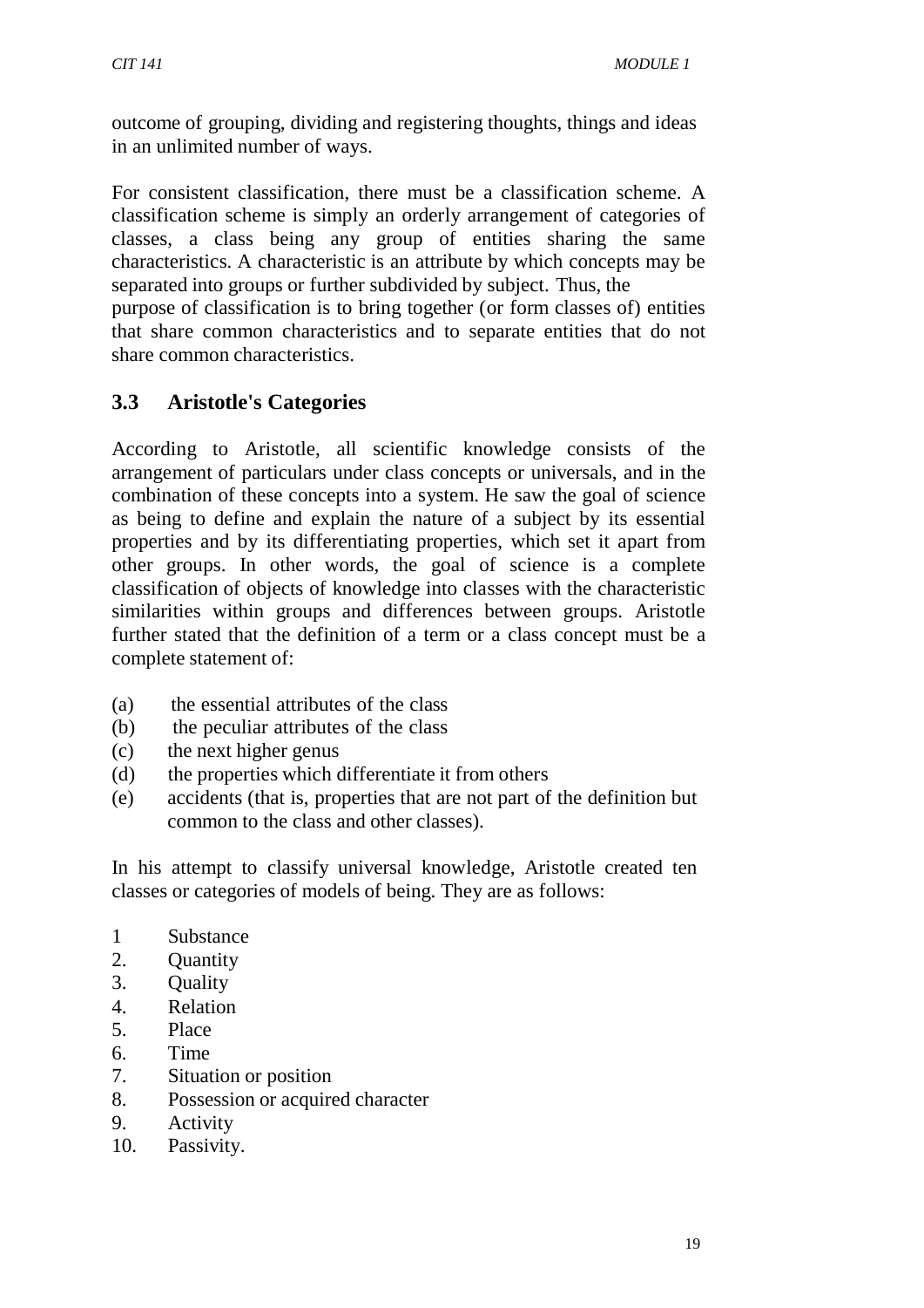outcome of grouping, dividing and registering thoughts, things and ideas in an unlimited number of ways.

For consistent classification, there must be a classification scheme. A classification scheme is simply an orderly arrangement of categories of classes, a class being any group of entities sharing the same characteristics. A characteristic is an attribute by which concepts may be separated into groups or further subdivided by subject. Thus, the purpose of classification is to bring together (or form classes of) entities that share common characteristics and to separate entities that do not share common characteristics.

### 3.3 Aristotle's Categories

According to Aristotle, all scientific knowledge consists of the arrangement of particulars under class concepts or universals, and in the combination of these concepts into a system. He saw the goal of science as being to define and explain the nature of a subject by its essential properties and by its differentiating properties, which set it apart from other groups. In other words, the goal of science is a complete classification of objects of knowledge into classes with the characteristic similarities within groups and differences between groups. Aristotle further stated that the definition of a term or a class concept must be a complete statement of:

(a) the essential attributes of the class
(b) the peculiar attributes of the class
(c) the next higher genus
(d) the properties which differentiate it from others
(e) accidents (that is, properties that are not part of the definition but common to the class and other classes).

In his attempt to classify universal knowledge, Aristotle created ten classes or categories of models of being. They are as follows:

1 Substance
2. Quantity
3. Quality
4. Relation
5. Place
6. Time
7. Situation or position
8. Possession or acquired character
9. Activity
10. Passivity.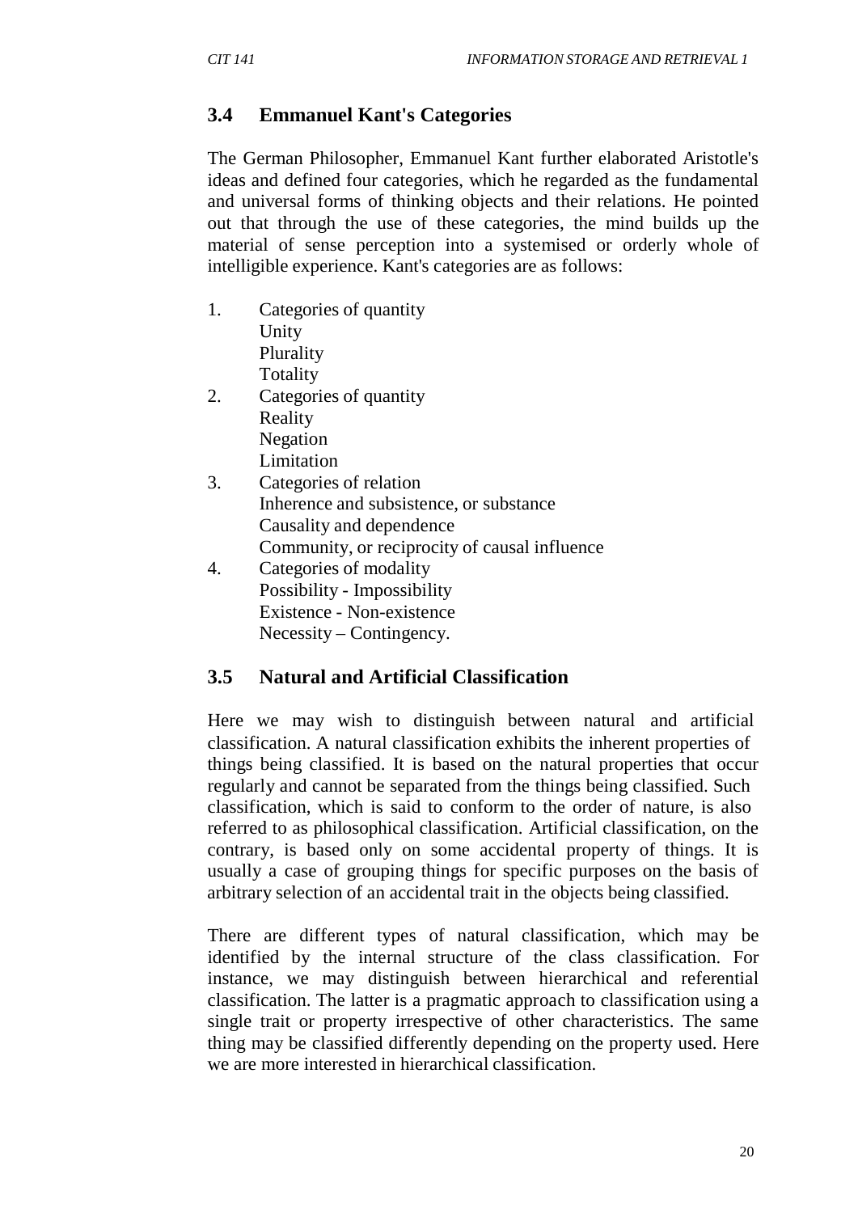## 3.4 Emmanuel Kant's Categories

The German Philosopher, Emmanuel Kant further elaborated Aristotle's ideas and defined four categories, which he regarded as the fundamental and universal forms of thinking objects and their relations. He pointed out that through the use of these categories, the mind builds up the material of sense perception into a systemised or orderly whole of intelligible experience. Kant's categories are as follows:

1. Categories of quantity
   Unity
   Plurality
   Totality
2. Categories of quantity
   Reality
   Negation
   Limitation
3. Categories of relation
   Inherence and subsistence, or substance
   Causality and dependence
   Community, or reciprocity of causal influence
4. Categories of modality
   Possibility - Impossibility
   Existence - Non-existence
   Necessity – Contingency.

## 3.5 Natural and Artificial Classification

Here we may wish to distinguish between natural and artificial classification. A natural classification exhibits the inherent properties of things being classified. It is based on the natural properties that occur regularly and cannot be separated from the things being classified. Such classification, which is said to conform to the order of nature, is also referred to as philosophical classification. Artificial classification, on the contrary, is based only on some accidental property of things. It is usually a case of grouping things for specific purposes on the basis of arbitrary selection of an accidental trait in the objects being classified.

There are different types of natural classification, which may be identified by the internal structure of the class classification. For instance, we may distinguish between hierarchical and referential classification. The latter is a pragmatic approach to classification using a single trait or property irrespective of other characteristics. The same thing may be classified differently depending on the property used. Here we are more interested in hierarchical classification.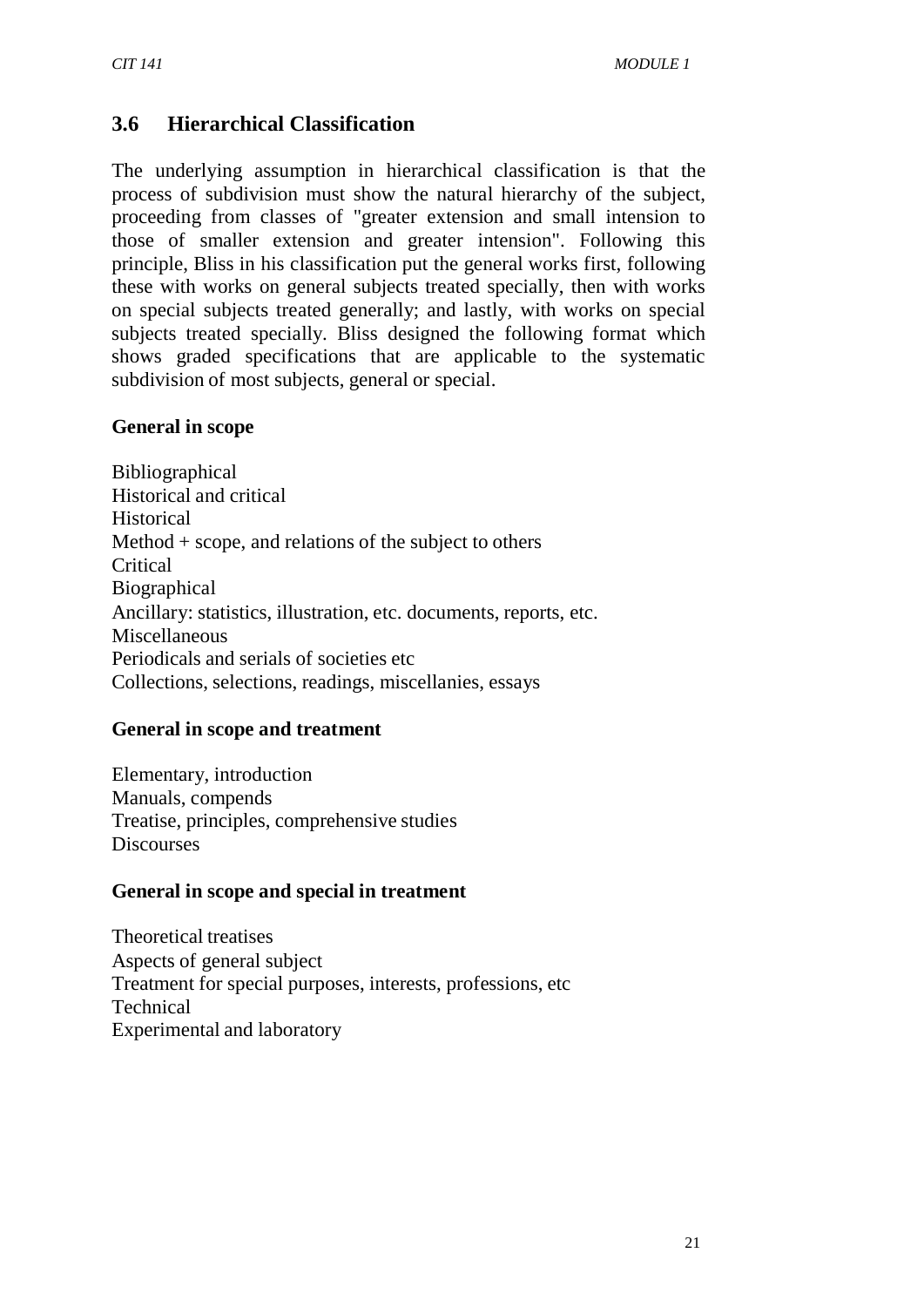## 3.6 Hierarchical Classification

The underlying assumption in hierarchical classification is that the process of subdivision must show the natural hierarchy of the subject, proceeding from classes of "greater extension and small intension to those of smaller extension and greater intension". Following this principle, Bliss in his classification put the general works first, following these with works on general subjects treated specially, then with works on special subjects treated generally; and lastly, with works on special subjects treated specially. Bliss designed the following format which shows graded specifications that are applicable to the systematic subdivision of most subjects, general or special.

**General in scope**

Bibliographical
Historical and critical
Historical
Method + scope, and relations of the subject to others
Critical
Biographical
Ancillary: statistics, illustration, etc. documents, reports, etc.
Miscellaneous
Periodicals and serials of societies etc
Collections, selections, readings, miscellanies, essays

**General in scope and treatment**

Elementary, introduction
Manuals, compends
Treatise, principles, comprehensive studies
Discourses

**General in scope and special in treatment**

Theoretical treatises
Aspects of general subject
Treatment for special purposes, interests, professions, etc
Technical
Experimental and laboratory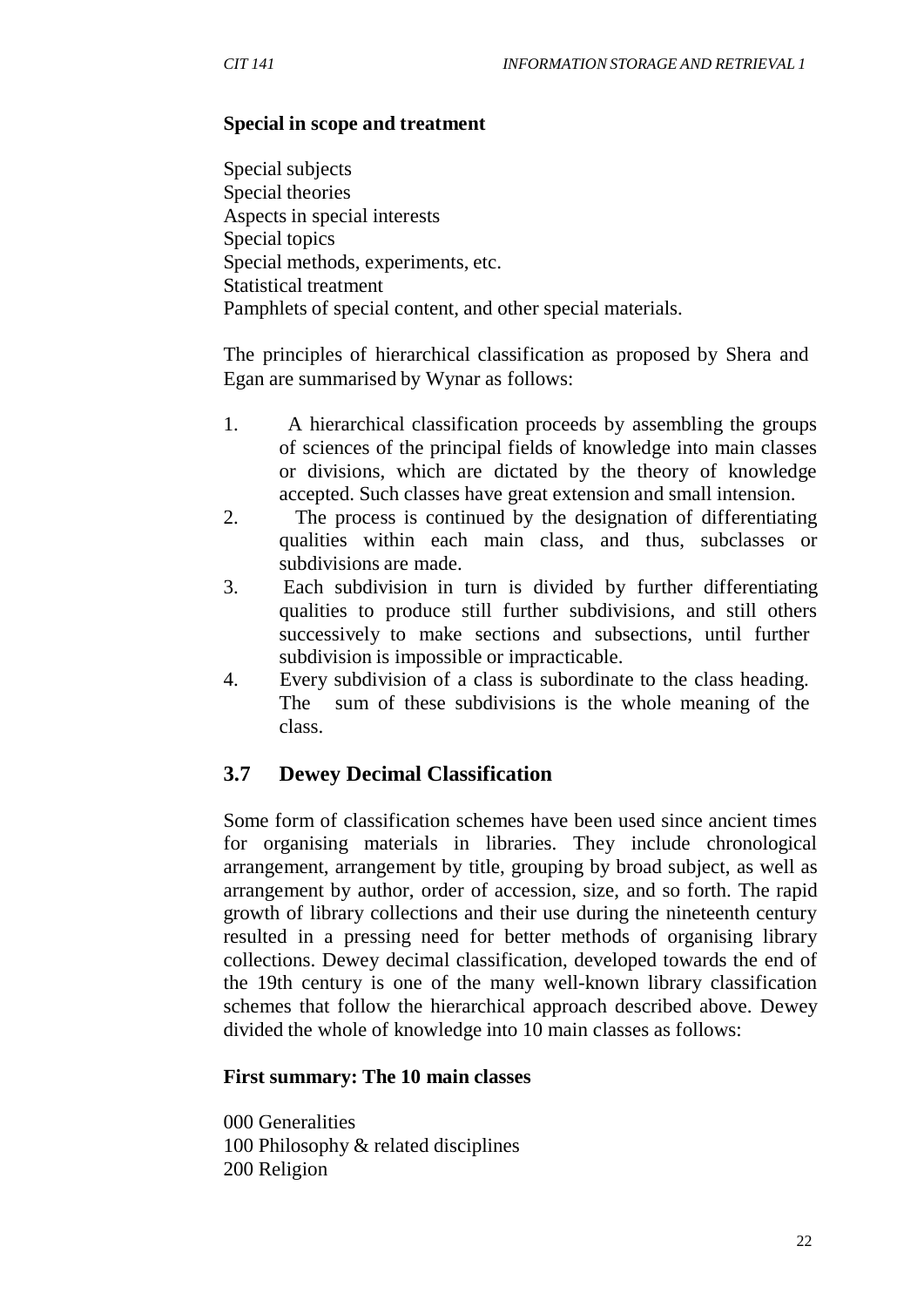**Special in scope and treatment**

Special subjects
Special theories
Aspects in special interests
Special topics
Special methods, experiments, etc.
Statistical treatment
Pamphlets of special content, and other special materials.

The principles of hierarchical classification as proposed by Shera and Egan are summarised by Wynar as follows:

1. A hierarchical classification proceeds by assembling the groups of sciences of the principal fields of knowledge into main classes or divisions, which are dictated by the theory of knowledge accepted. Such classes have great extension and small intension.
2. The process is continued by the designation of differentiating qualities within each main class, and thus, subclasses or subdivisions are made.
3. Each subdivision in turn is divided by further differentiating qualities to produce still further subdivisions, and still others successively to make sections and subsections, until further subdivision is impossible or impracticable.
4. Every subdivision of a class is subordinate to the class heading. The sum of these subdivisions is the whole meaning of the class.

## 3.7 Dewey Decimal Classification

Some form of classification schemes have been used since ancient times for organising materials in libraries. They include chronological arrangement, arrangement by title, grouping by broad subject, as well as arrangement by author, order of accession, size, and so forth. The rapid growth of library collections and their use during the nineteenth century resulted in a pressing need for better methods of organising library collections. Dewey decimal classification, developed towards the end of the 19th century is one of the many well-known library classification schemes that follow the hierarchical approach described above. Dewey divided the whole of knowledge into 10 main classes as follows:

**First summary: The 10 main classes**

000 Generalities
100 Philosophy & related disciplines
200 Religion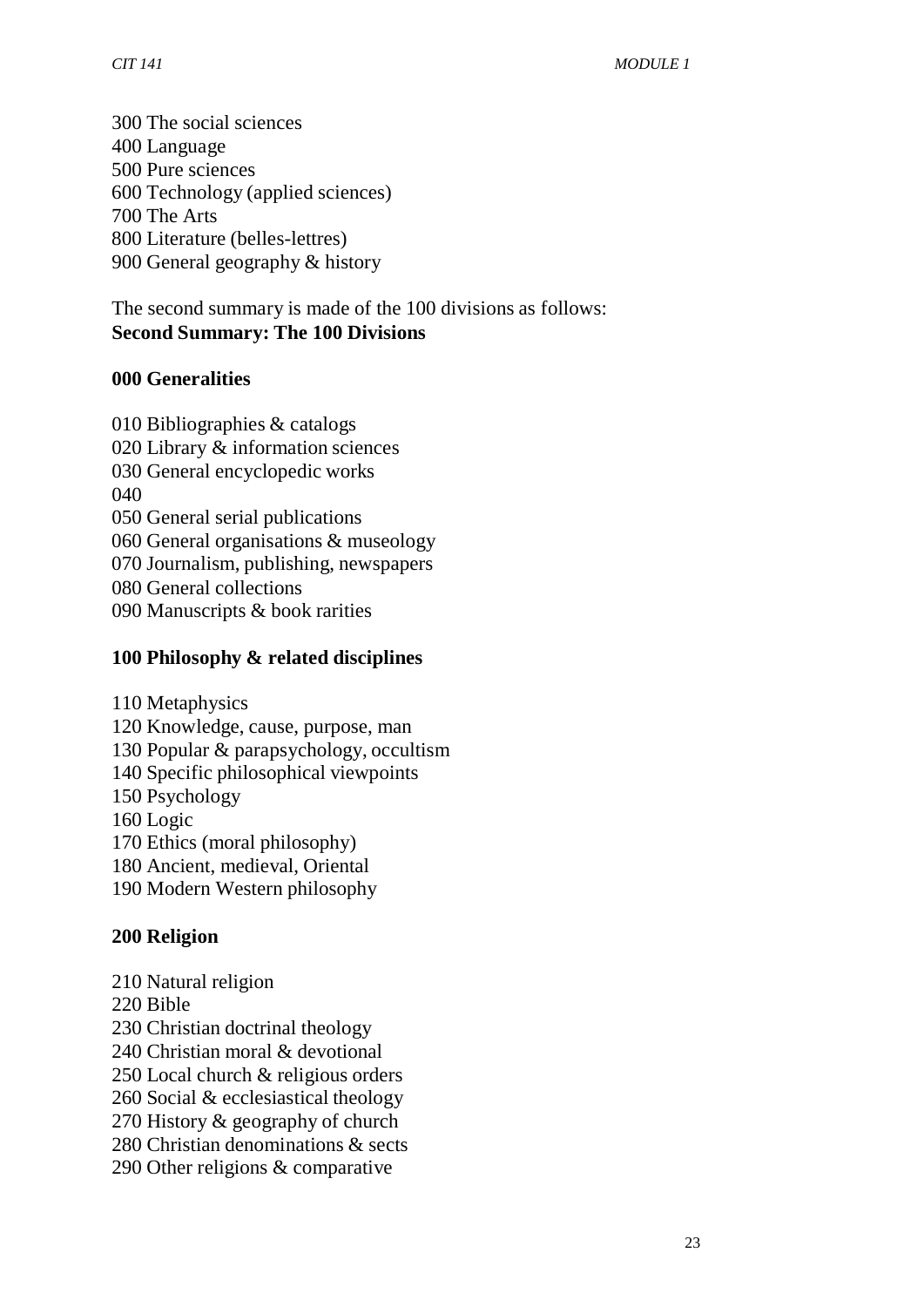300 The social sciences
400 Language
500 Pure sciences
600 Technology (applied sciences)
700 The Arts
800 Literature (belles-lettres)
900 General geography & history

The second summary is made of the 100 divisions as follows:
**Second Summary: The 100 Divisions**

**000 Generalities**

010 Bibliographies & catalogs
020 Library & information sciences
030 General encyclopedic works
040
050 General serial publications
060 General organisations & museology
070 Journalism, publishing, newspapers
080 General collections
090 Manuscripts & book rarities

**100 Philosophy & related disciplines**

110 Metaphysics
120 Knowledge, cause, purpose, man
130 Popular & parapsychology, occultism
140 Specific philosophical viewpoints
150 Psychology
160 Logic
170 Ethics (moral philosophy)
180 Ancient, medieval, Oriental
190 Modern Western philosophy

**200 Religion**

210 Natural religion
220 Bible
230 Christian doctrinal theology
240 Christian moral & devotional
250 Local church & religious orders
260 Social & ecclesiastical theology
270 History & geography of church
280 Christian denominations & sects
290 Other religions & comparative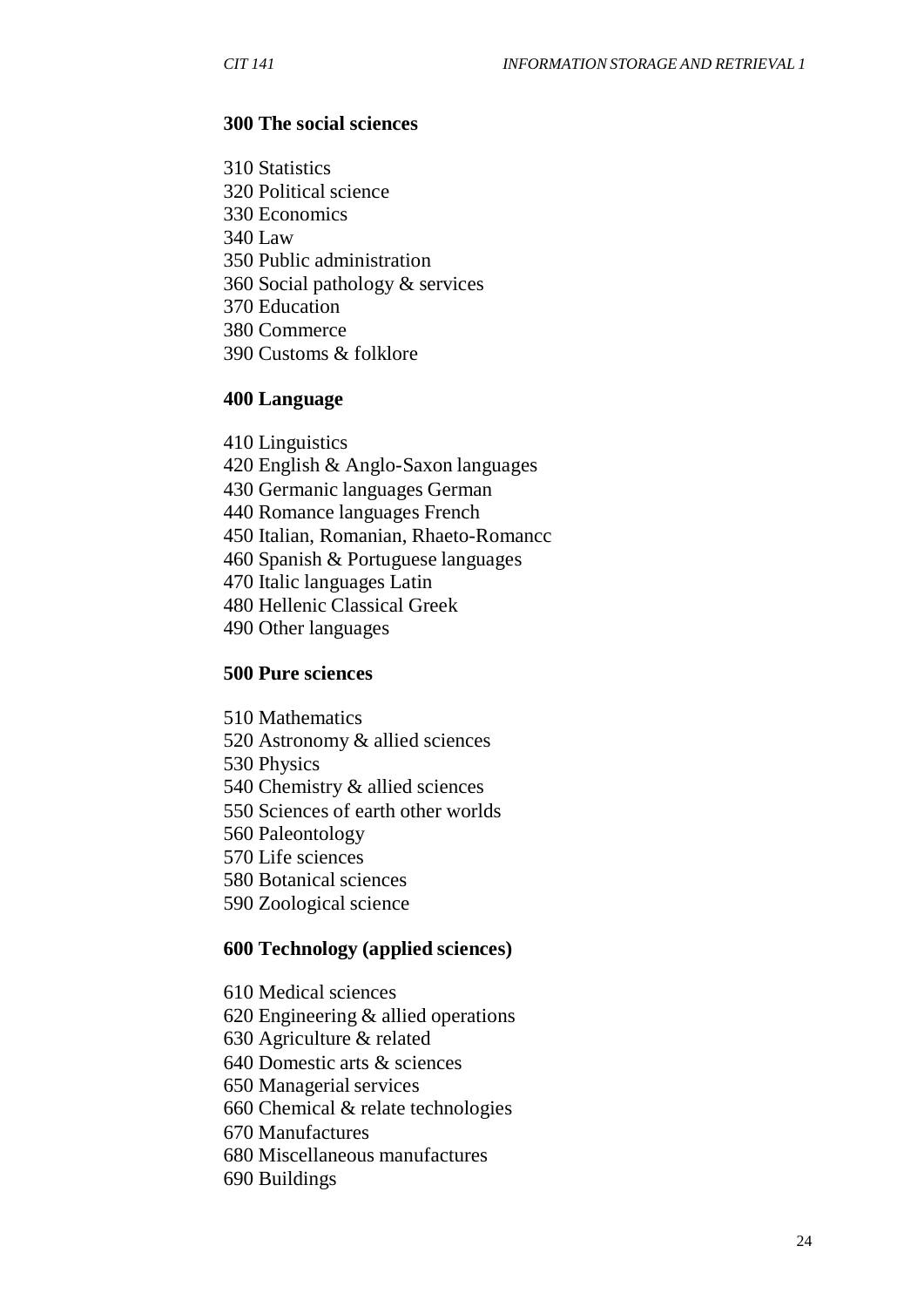**300 The social sciences**

310 Statistics
320 Political science
330 Economics
340 Law
350 Public administration
360 Social pathology & services
370 Education
380 Commerce
390 Customs & folklore

**400 Language**

410 Linguistics
420 English & Anglo-Saxon languages
430 Germanic languages German
440 Romance languages French
450 Italian, Romanian, Rhaeto-Romancc
460 Spanish & Portuguese languages
470 Italic languages Latin
480 Hellenic Classical Greek
490 Other languages

**500 Pure sciences**

510 Mathematics
520 Astronomy & allied sciences
530 Physics
540 Chemistry & allied sciences
550 Sciences of earth other worlds
560 Paleontology
570 Life sciences
580 Botanical sciences
590 Zoological science

**600 Technology (applied sciences)**

610 Medical sciences
620 Engineering & allied operations
630 Agriculture & related
640 Domestic arts & sciences
650 Managerial services
660 Chemical & relate technologies
670 Manufactures
680 Miscellaneous manufactures
690 Buildings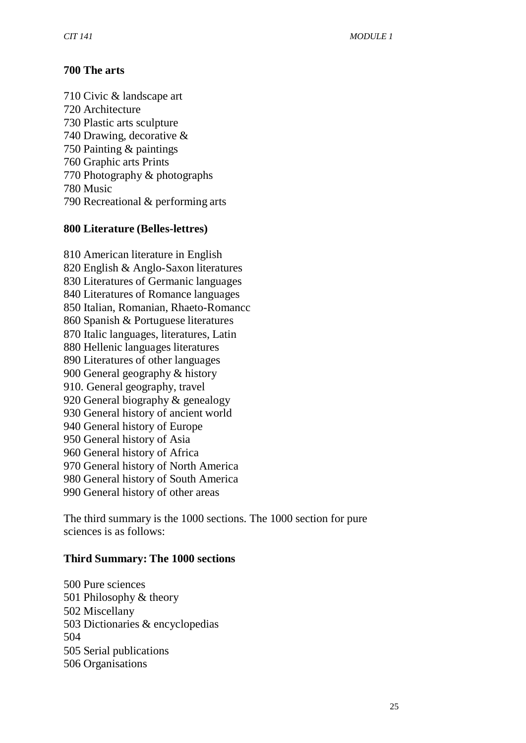**700 The arts**

710 Civic & landscape art
720 Architecture
730 Plastic arts sculpture
740 Drawing, decorative &
750 Painting & paintings
760 Graphic arts Prints
770 Photography & photographs
780 Music
790 Recreational & performing arts

**800 Literature (Belles-lettres)**

810 American literature in English
820 English & Anglo-Saxon literatures
830 Literatures of Germanic languages
840 Literatures of Romance languages
850 Italian, Romanian, Rhaeto-Romancc
860 Spanish & Portuguese literatures
870 Italic languages, literatures, Latin
880 Hellenic languages literatures
890 Literatures of other languages
900 General geography & history
910. General geography, travel
920 General biography & genealogy
930 General history of ancient world
940 General history of Europe
950 General history of Asia
960 General history of Africa
970 General history of North America
980 General history of South America
990 General history of other areas

The third summary is the 1000 sections. The 1000 section for pure sciences is as follows:

**Third Summary: The 1000 sections**

500 Pure sciences
501 Philosophy & theory
502 Miscellany
503 Dictionaries & encyclopedias
504
505 Serial publications
506 Organisations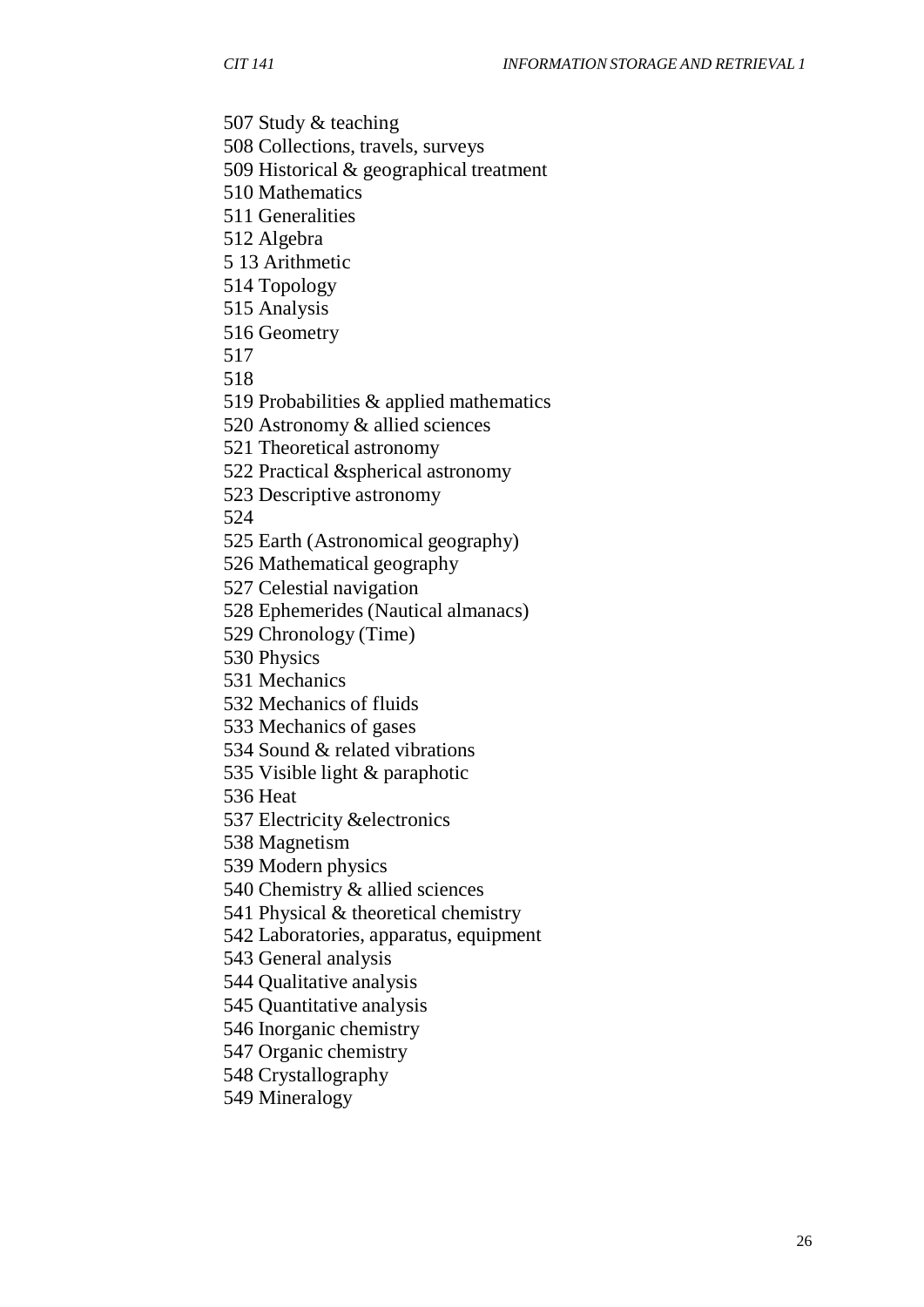507 Study & teaching
508 Collections, travels, surveys
509 Historical & geographical treatment
510 Mathematics
511 Generalities
512 Algebra
5 13 Arithmetic
514 Topology
515 Analysis
516 Geometry
517
518
519 Probabilities & applied mathematics
520 Astronomy & allied sciences
521 Theoretical astronomy
522 Practical &spherical astronomy
523 Descriptive astronomy
524
525 Earth (Astronomical geography)
526 Mathematical geography
527 Celestial navigation
528 Ephemerides (Nautical almanacs)
529 Chronology (Time)
530 Physics
531 Mechanics
532 Mechanics of fluids
533 Mechanics of gases
534 Sound & related vibrations
535 Visible light & paraphotic
536 Heat
537 Electricity &electronics
538 Magnetism
539 Modern physics
540 Chemistry & allied sciences
541 Physical & theoretical chemistry
542 Laboratories, apparatus, equipment
543 General analysis
544 Qualitative analysis
545 Quantitative analysis
546 Inorganic chemistry
547 Organic chemistry
548 Crystallography
549 Mineralogy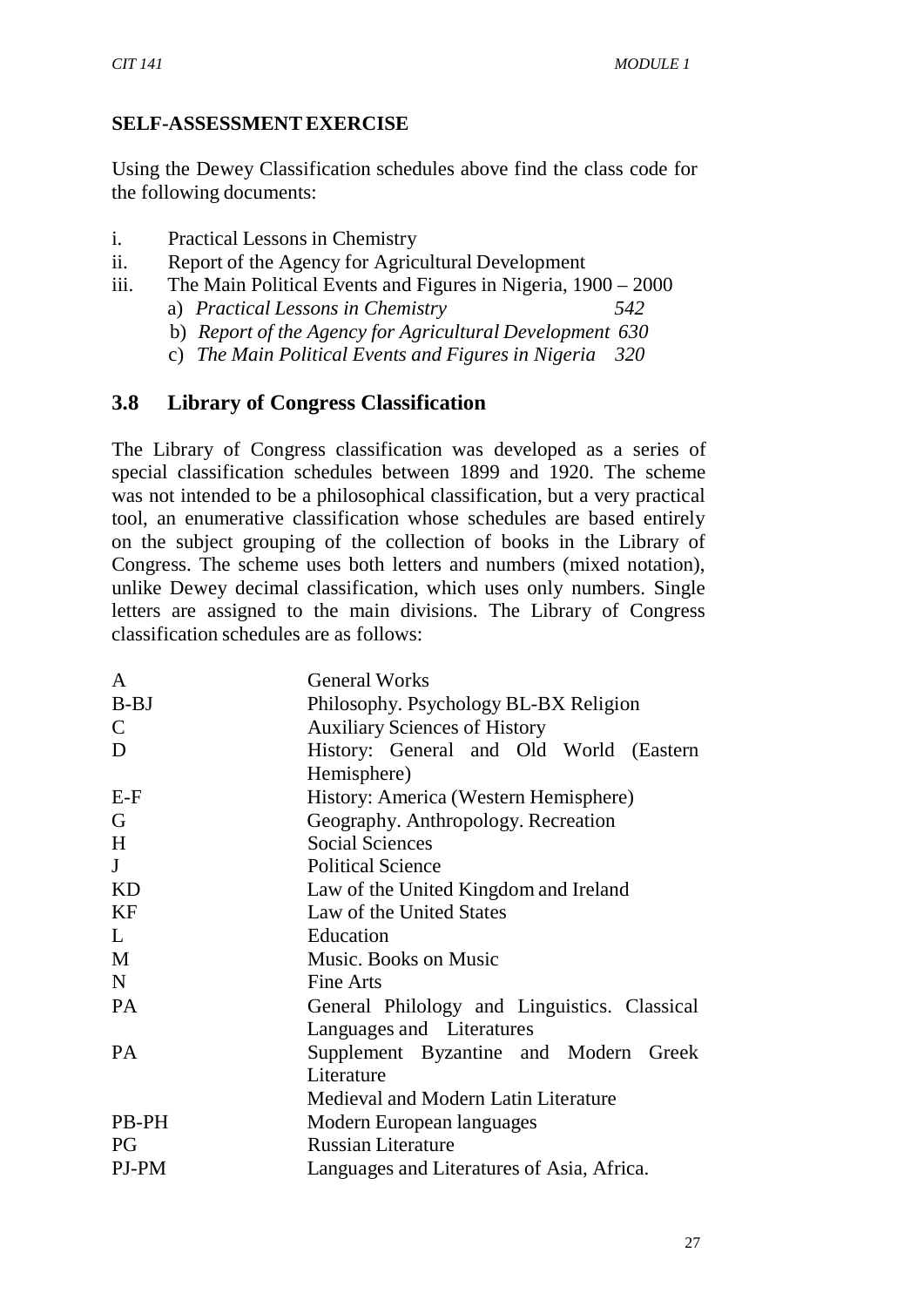**SELF-ASSESSMENT EXERCISE**

Using the Dewey Classification schedules above find the class code for the following documents:

i. Practical Lessons in Chemistry
ii. Report of the Agency for Agricultural Development
iii. The Main Political Events and Figures in Nigeria, 1900 – 2000

a) *Practical Lessons in Chemistry* *542*
b) *Report of the Agency for Agricultural Development* *630*
c) *The Main Political Events and Figures in Nigeria* *320*

## 3.8 Library of Congress Classification

The Library of Congress classification was developed as a series of special classification schedules between 1899 and 1920. The scheme was not intended to be a philosophical classification, but a very practical tool, an enumerative classification whose schedules are based entirely on the subject grouping of the collection of books in the Library of Congress. The scheme uses both letters and numbers (mixed notation), unlike Dewey decimal classification, which uses only numbers. Single letters are assigned to the main divisions. The Library of Congress classification schedules are as follows:

| | |
|---|---|
| A | General Works |
| B-BJ | Philosophy. Psychology BL-BX Religion |
| C | Auxiliary Sciences of History |
| D | History: General and Old World (Eastern Hemisphere) |
| E-F | History: America (Western Hemisphere) |
| G | Geography. Anthropology. Recreation |
| H | Social Sciences |
| J | Political Science |
| KD | Law of the United Kingdom and Ireland |
| KF | Law of the United States |
| L | Education |
| M | Music. Books on Music |
| N | Fine Arts |
| PA | General Philology and Linguistics. Classical Languages and Literatures |
| PA | Supplement Byzantine and Modern Greek Literature |
| | Medieval and Modern Latin Literature |
| PB-PH | Modern European languages |
| PG | Russian Literature |
| PJ-PM | Languages and Literatures of Asia, Africa. |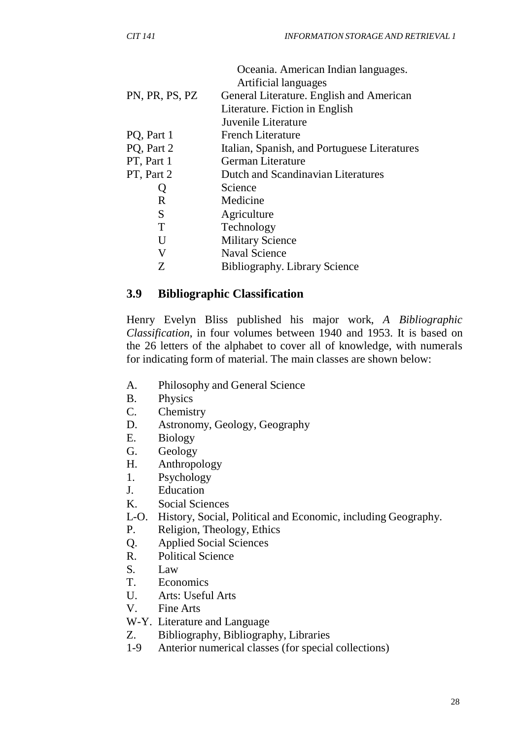| | |
|---|---|
| | Oceania. American Indian languages. Artificial languages |
| PN, PR, PS, PZ | General Literature. English and American Literature. Fiction in English Juvenile Literature |
| PQ, Part 1 | French Literature |
| PQ, Part 2 | Italian, Spanish, and Portuguese Literatures |
| PT, Part 1 | German Literature |
| PT, Part 2 | Dutch and Scandinavian Literatures |
| Q | Science |
| R | Medicine |
| S | Agriculture |
| T | Technology |
| U | Military Science |
| V | Naval Science |
| Z | Bibliography. Library Science |

## 3.9 Bibliographic Classification

Henry Evelyn Bliss published his major work, *A Bibliographic Classification*, in four volumes between 1940 and 1953. It is based on the 26 letters of the alphabet to cover all of knowledge, with numerals for indicating form of material. The main classes are shown below:

A. Philosophy and General Science
B. Physics
C. Chemistry
D. Astronomy, Geology, Geography
E. Biology
G. Geology
H. Anthropology
1. Psychology
J. Education
K. Social Sciences
L-O. History, Social, Political and Economic, including Geography.
P. Religion, Theology, Ethics
Q. Applied Social Sciences
R. Political Science
S. Law
T. Economics
U. Arts: Useful Arts
V. Fine Arts
W-Y. Literature and Language
Z. Bibliography, Bibliography, Libraries
1-9 Anterior numerical classes (for special collections)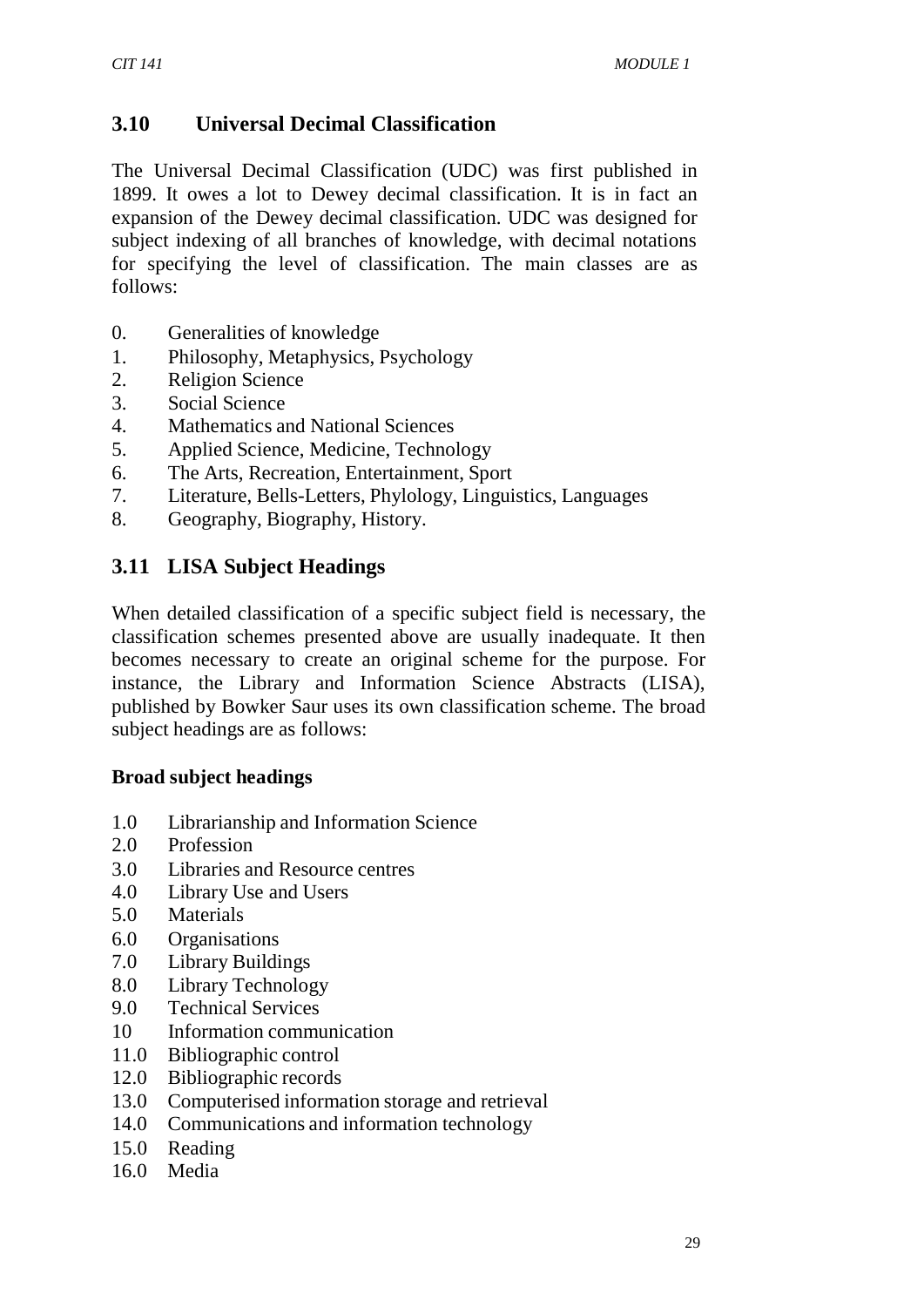### 3.10 Universal Decimal Classification

The Universal Decimal Classification (UDC) was first published in 1899. It owes a lot to Dewey decimal classification. It is in fact an expansion of the Dewey decimal classification. UDC was designed for subject indexing of all branches of knowledge, with decimal notations for specifying the level of classification. The main classes are as follows:

0. Generalities of knowledge
1. Philosophy, Metaphysics, Psychology
2. Religion Science
3. Social Science
4. Mathematics and National Sciences
5. Applied Science, Medicine, Technology
6. The Arts, Recreation, Entertainment, Sport
7. Literature, Bells-Letters, Phylology, Linguistics, Languages
8. Geography, Biography, History.

### 3.11 LISA Subject Headings

When detailed classification of a specific subject field is necessary, the classification schemes presented above are usually inadequate. It then becomes necessary to create an original scheme for the purpose. For instance, the Library and Information Science Abstracts (LISA), published by Bowker Saur uses its own classification scheme. The broad subject headings are as follows:

**Broad subject headings**

- 1.0 Librarianship and Information Science
- 2.0 Profession
- 3.0 Libraries and Resource centres
- 4.0 Library Use and Users
- 5.0 Materials
- 6.0 Organisations
- 7.0 Library Buildings
- 8.0 Library Technology
- 9.0 Technical Services
- 10 Information communication
- 11.0 Bibliographic control
- 12.0 Bibliographic records
- 13.0 Computerised information storage and retrieval
- 14.0 Communications and information technology
- 15.0 Reading
- 16.0 Media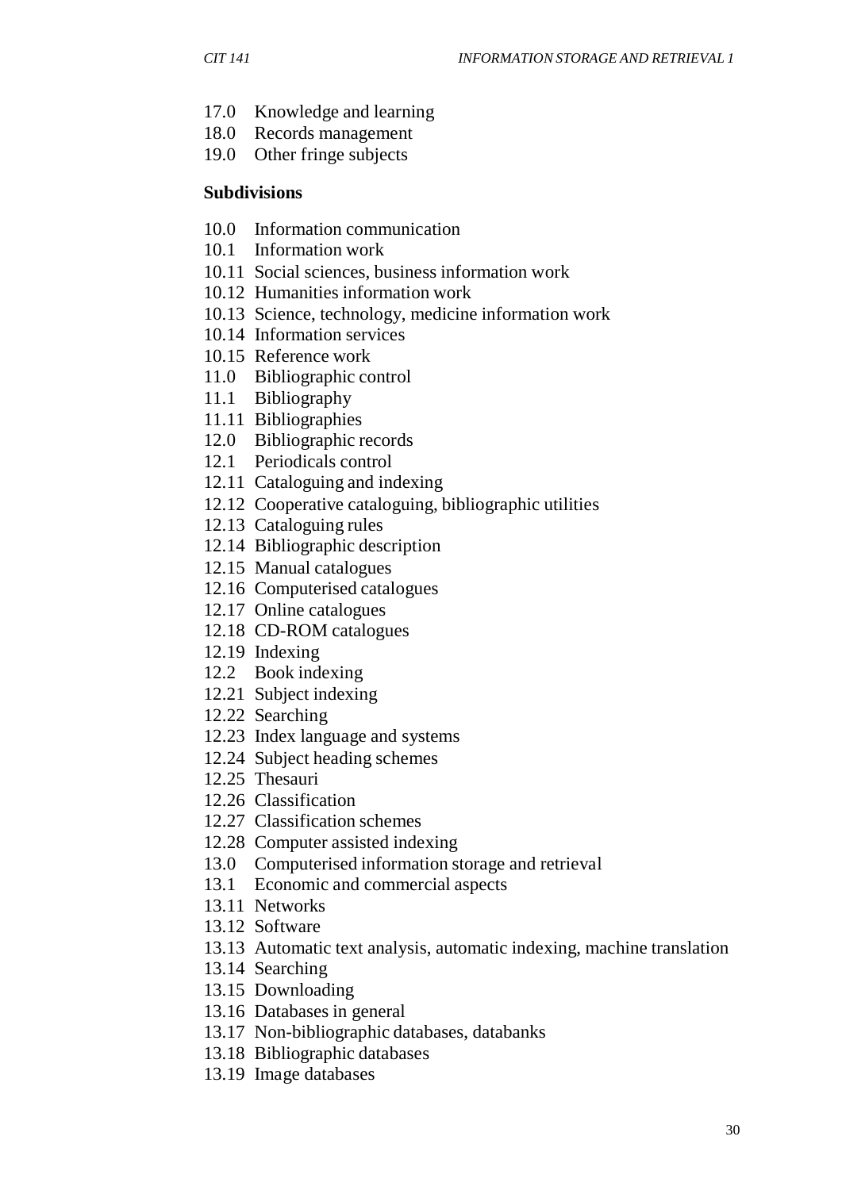17.0 Knowledge and learning
18.0 Records management
19.0 Other fringe subjects

**Subdivisions**

10.0 Information communication
10.1 Information work
10.11 Social sciences, business information work
10.12 Humanities information work
10.13 Science, technology, medicine information work
10.14 Information services
10.15 Reference work
11.0 Bibliographic control
11.1 Bibliography
11.11 Bibliographies
12.0 Bibliographic records
12.1 Periodicals control
12.11 Cataloguing and indexing
12.12 Cooperative cataloguing, bibliographic utilities
12.13 Cataloguing rules
12.14 Bibliographic description
12.15 Manual catalogues
12.16 Computerised catalogues
12.17 Online catalogues
12.18 CD-ROM catalogues
12.19 Indexing
12.2 Book indexing
12.21 Subject indexing
12.22 Searching
12.23 Index language and systems
12.24 Subject heading schemes
12.25 Thesauri
12.26 Classification
12.27 Classification schemes
12.28 Computer assisted indexing
13.0 Computerised information storage and retrieval
13.1 Economic and commercial aspects
13.11 Networks
13.12 Software
13.13 Automatic text analysis, automatic indexing, machine translation
13.14 Searching
13.15 Downloading
13.16 Databases in general
13.17 Non-bibliographic databases, databanks
13.18 Bibliographic databases
13.19 Image databases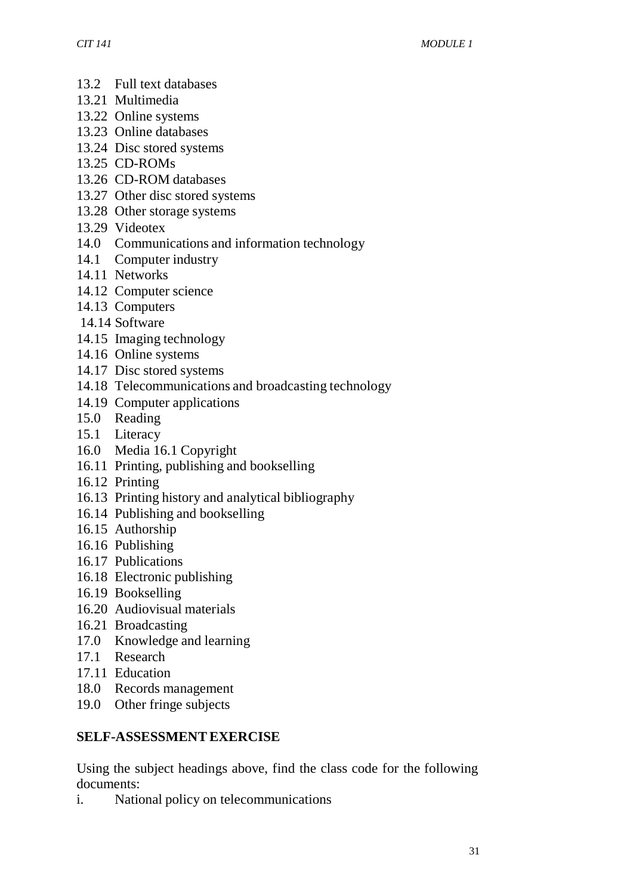13.2 Full text databases
13.21 Multimedia
13.22 Online systems
13.23 Online databases
13.24 Disc stored systems
13.25 CD-ROMs
13.26 CD-ROM databases
13.27 Other disc stored systems
13.28 Other storage systems
13.29 Videotex
14.0 Communications and information technology
14.1 Computer industry
14.11 Networks
14.12 Computer science
14.13 Computers
14.14 Software
14.15 Imaging technology
14.16 Online systems
14.17 Disc stored systems
14.18 Telecommunications and broadcasting technology
14.19 Computer applications
15.0 Reading
15.1 Literacy
16.0 Media 16.1 Copyright
16.11 Printing, publishing and bookselling
16.12 Printing
16.13 Printing history and analytical bibliography
16.14 Publishing and bookselling
16.15 Authorship
16.16 Publishing
16.17 Publications
16.18 Electronic publishing
16.19 Bookselling
16.20 Audiovisual materials
16.21 Broadcasting
17.0 Knowledge and learning
17.1 Research
17.11 Education
18.0 Records management
19.0 Other fringe subjects

**SELF-ASSESSMENT EXERCISE**

Using the subject headings above, find the class code for the following documents:

i. National policy on telecommunications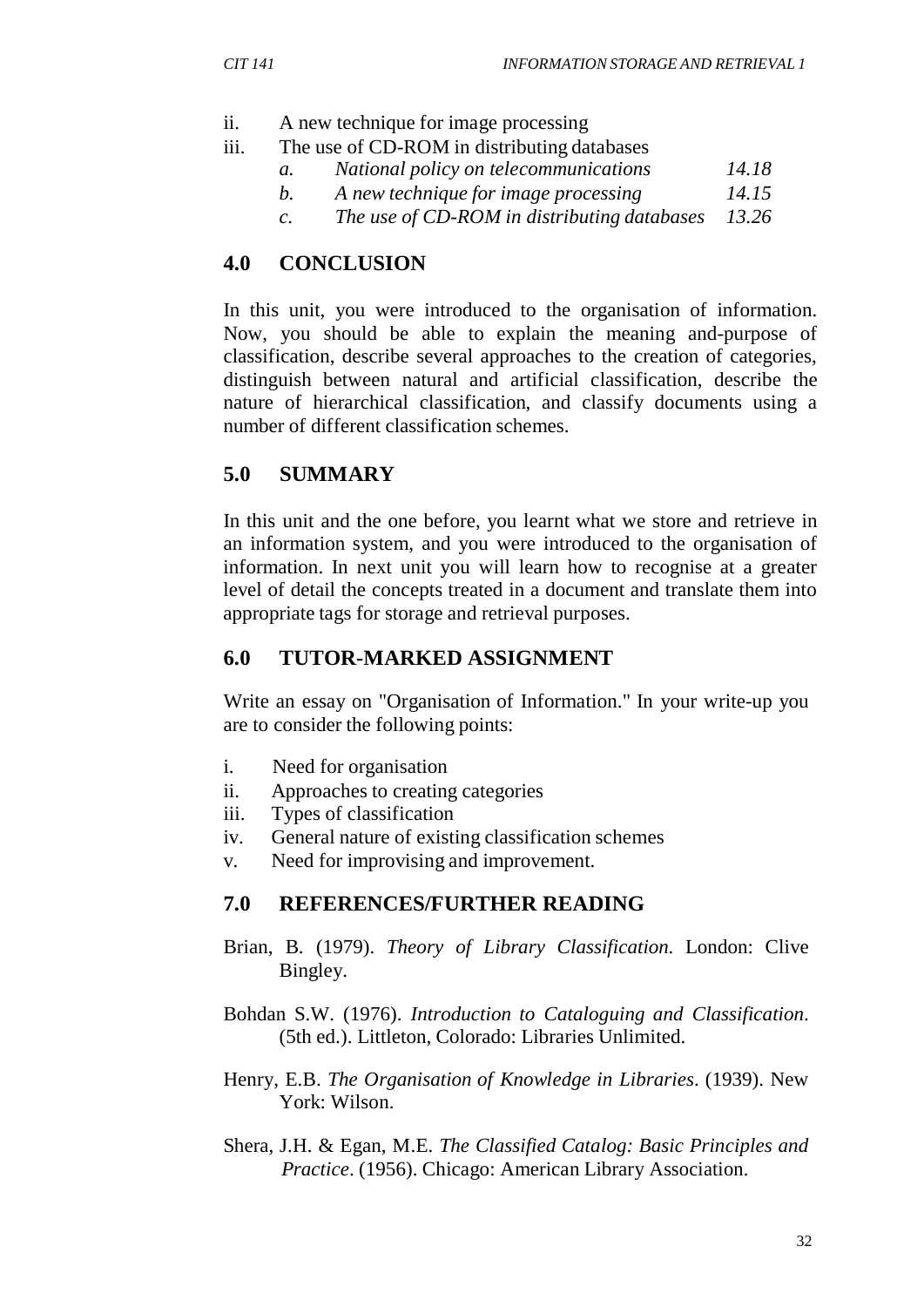ii. A new technique for image processing

iii. The use of CD-ROM in distributing databases

   a. *National policy on telecommunications* *14.18*
   
   b. *A new technique for image processing* *14.15*
   
   c. *The use of CD-ROM in distributing databases* *13.26*

## 4.0 CONCLUSION

In this unit, you were introduced to the organisation of information. Now, you should be able to explain the meaning and-purpose of classification, describe several approaches to the creation of categories, distinguish between natural and artificial classification, describe the nature of hierarchical classification, and classify documents using a number of different classification schemes.

## 5.0 SUMMARY

In this unit and the one before, you learnt what we store and retrieve in an information system, and you were introduced to the organisation of information. In next unit you will learn how to recognise at a greater level of detail the concepts treated in a document and translate them into appropriate tags for storage and retrieval purposes.

## 6.0 TUTOR-MARKED ASSIGNMENT

Write an essay on "Organisation of Information." In your write-up you are to consider the following points:

i. Need for organisation

ii. Approaches to creating categories

iii. Types of classification

iv. General nature of existing classification schemes

v. Need for improvising and improvement.

## 7.0 REFERENCES/FURTHER READING

Brian, B. (1979). *Theory of Library Classification.* London: Clive Bingley.

Bohdan S.W. (1976). *Introduction to Cataloguing and Classification*. (5th ed.). Littleton, Colorado: Libraries Unlimited.

Henry, E.B. *The Organisation of Knowledge in Libraries*. (1939). New York: Wilson.

Shera, J.H. & Egan, M.E. *The Classified Catalog: Basic Principles and Practice*. (1956). Chicago: American Library Association.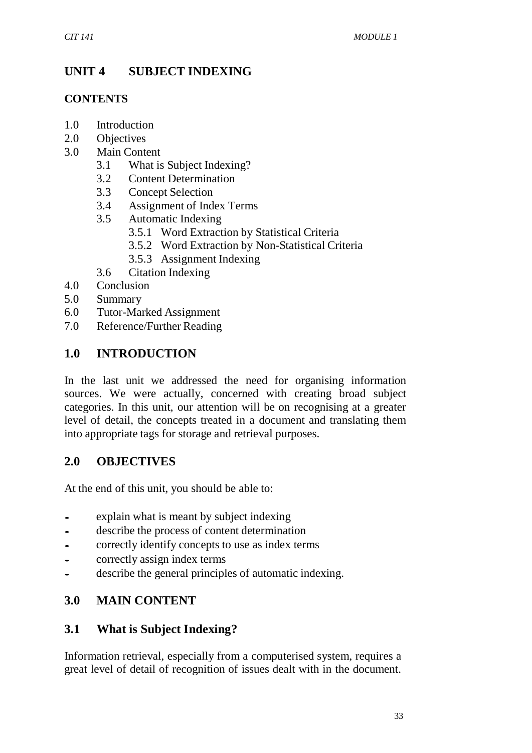# UNIT 4 SUBJECT INDEXING

## CONTENTS

1.0 Introduction
2.0 Objectives
3.0 Main Content
   - 3.1 What is Subject Indexing?
   - 3.2 Content Determination
   - 3.3 Concept Selection
   - 3.4 Assignment of Index Terms
   - 3.5 Automatic Indexing
      - 3.5.1 Word Extraction by Statistical Criteria
      - 3.5.2 Word Extraction by Non-Statistical Criteria
      - 3.5.3 Assignment Indexing
   - 3.6 Citation Indexing

4.0 Conclusion
5.0 Summary
6.0 Tutor-Marked Assignment
7.0 Reference/Further Reading

## 1.0 INTRODUCTION

In the last unit we addressed the need for organising information sources. We were actually, concerned with creating broad subject categories. In this unit, our attention will be on recognising at a greater level of detail, the concepts treated in a document and translating them into appropriate tags for storage and retrieval purposes.

## 2.0 OBJECTIVES

At the end of this unit, you should be able to:

- explain what is meant by subject indexing
- describe the process of content determination
- correctly identify concepts to use as index terms
- correctly assign index terms
- describe the general principles of automatic indexing.

## 3.0 MAIN CONTENT

### 3.1 What is Subject Indexing?

Information retrieval, especially from a computerised system, requires a great level of detail of recognition of issues dealt with in the document.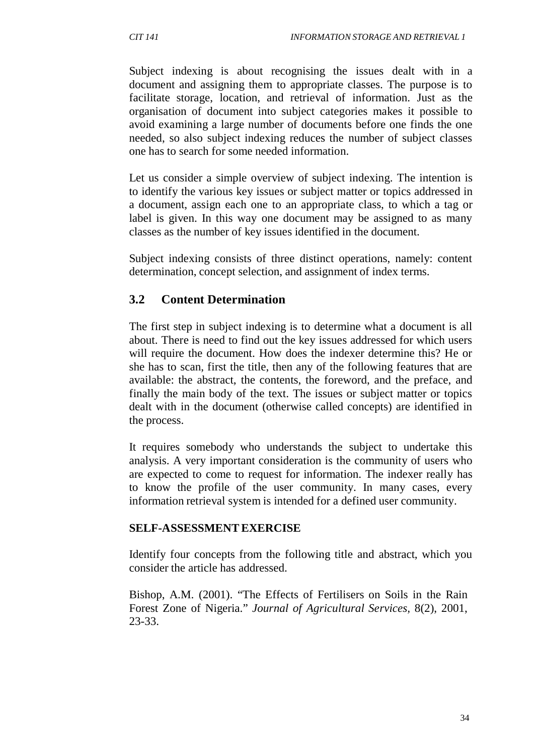Subject indexing is about recognising the issues dealt with in a document and assigning them to appropriate classes. The purpose is to facilitate storage, location, and retrieval of information. Just as the organisation of document into subject categories makes it possible to avoid examining a large number of documents before one finds the one needed, so also subject indexing reduces the number of subject classes one has to search for some needed information.

Let us consider a simple overview of subject indexing. The intention is to identify the various key issues or subject matter or topics addressed in a document, assign each one to an appropriate class, to which a tag or label is given. In this way one document may be assigned to as many classes as the number of key issues identified in the document.

Subject indexing consists of three distinct operations, namely: content determination, concept selection, and assignment of index terms.

## 3.2 Content Determination

The first step in subject indexing is to determine what a document is all about. There is need to find out the key issues addressed for which users will require the document. How does the indexer determine this? He or she has to scan, first the title, then any of the following features that are available: the abstract, the contents, the foreword, and the preface, and finally the main body of the text. The issues or subject matter or topics dealt with in the document (otherwise called concepts) are identified in the process.

It requires somebody who understands the subject to undertake this analysis. A very important consideration is the community of users who are expected to come to request for information. The indexer really has to know the profile of the user community. In many cases, every information retrieval system is intended for a defined user community.

**SELF-ASSESSMENT EXERCISE**

Identify four concepts from the following title and abstract, which you consider the article has addressed.

Bishop, A.M. (2001). "The Effects of Fertilisers on Soils in the Rain Forest Zone of Nigeria." *Journal of Agricultural Services*, 8(2), 2001, 23-33.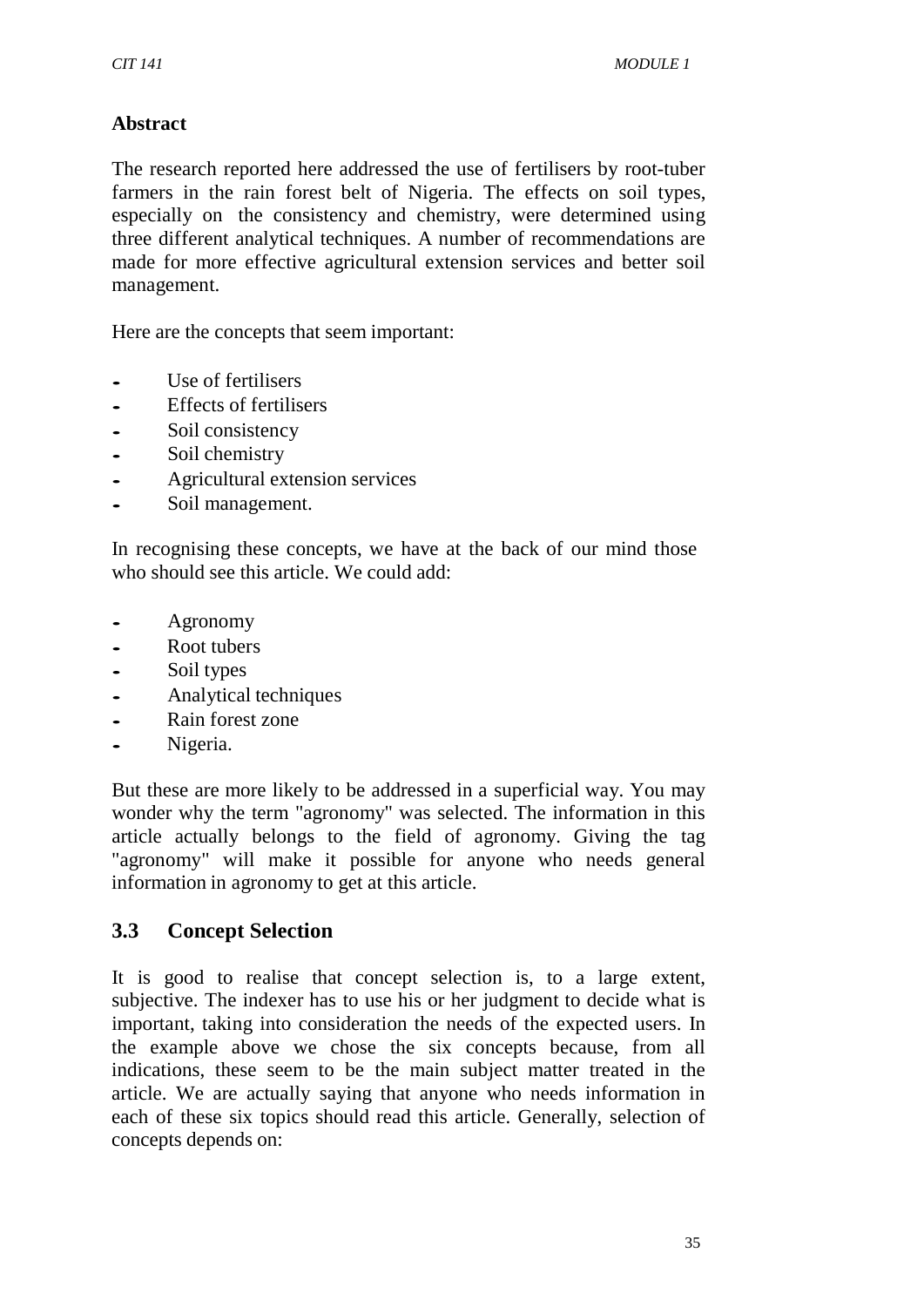**Abstract**

The research reported here addressed the use of fertilisers by root-tuber farmers in the rain forest belt of Nigeria. The effects on soil types, especially on the consistency and chemistry, were determined using three different analytical techniques. A number of recommendations are made for more effective agricultural extension services and better soil management.

Here are the concepts that seem important:

- Use of fertilisers
- Effects of fertilisers
- Soil consistency
- Soil chemistry
- Agricultural extension services
- Soil management.

In recognising these concepts, we have at the back of our mind those who should see this article. We could add:

- Agronomy
- Root tubers
- Soil types
- Analytical techniques
- Rain forest zone
- Nigeria.

But these are more likely to be addressed in a superficial way. You may wonder why the term "agronomy" was selected. The information in this article actually belongs to the field of agronomy. Giving the tag "agronomy" will make it possible for anyone who needs general information in agronomy to get at this article.

## 3.3 Concept Selection

It is good to realise that concept selection is, to a large extent, subjective. The indexer has to use his or her judgment to decide what is important, taking into consideration the needs of the expected users. In the example above we chose the six concepts because, from all indications, these seem to be the main subject matter treated in the article. We are actually saying that anyone who needs information in each of these six topics should read this article. Generally, selection of concepts depends on: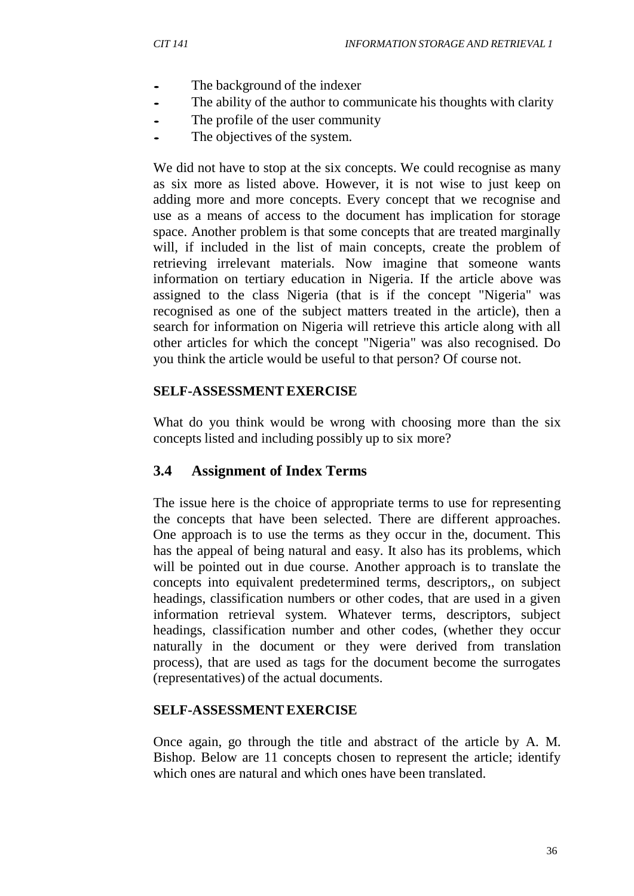- The background of the indexer
- The ability of the author to communicate his thoughts with clarity
- The profile of the user community
- The objectives of the system.

We did not have to stop at the six concepts. We could recognise as many as six more as listed above. However, it is not wise to just keep on adding more and more concepts. Every concept that we recognise and use as a means of access to the document has implication for storage space. Another problem is that some concepts that are treated marginally will, if included in the list of main concepts, create the problem of retrieving irrelevant materials. Now imagine that someone wants information on tertiary education in Nigeria. If the article above was assigned to the class Nigeria (that is if the concept "Nigeria" was recognised as one of the subject matters treated in the article), then a search for information on Nigeria will retrieve this article along with all other articles for which the concept "Nigeria" was also recognised. Do you think the article would be useful to that person? Of course not.

**SELF-ASSESSMENT EXERCISE**

What do you think would be wrong with choosing more than the six concepts listed and including possibly up to six more?

## 3.4 Assignment of Index Terms

The issue here is the choice of appropriate terms to use for representing the concepts that have been selected. There are different approaches. One approach is to use the terms as they occur in the, document. This has the appeal of being natural and easy. It also has its problems, which will be pointed out in due course. Another approach is to translate the concepts into equivalent predetermined terms, descriptors,, on subject headings, classification numbers or other codes, that are used in a given information retrieval system. Whatever terms, descriptors, subject headings, classification number and other codes, (whether they occur naturally in the document or they were derived from translation process), that are used as tags for the document become the surrogates (representatives) of the actual documents.

**SELF-ASSESSMENT EXERCISE**

Once again, go through the title and abstract of the article by A. M. Bishop. Below are 11 concepts chosen to represent the article; identify which ones are natural and which ones have been translated.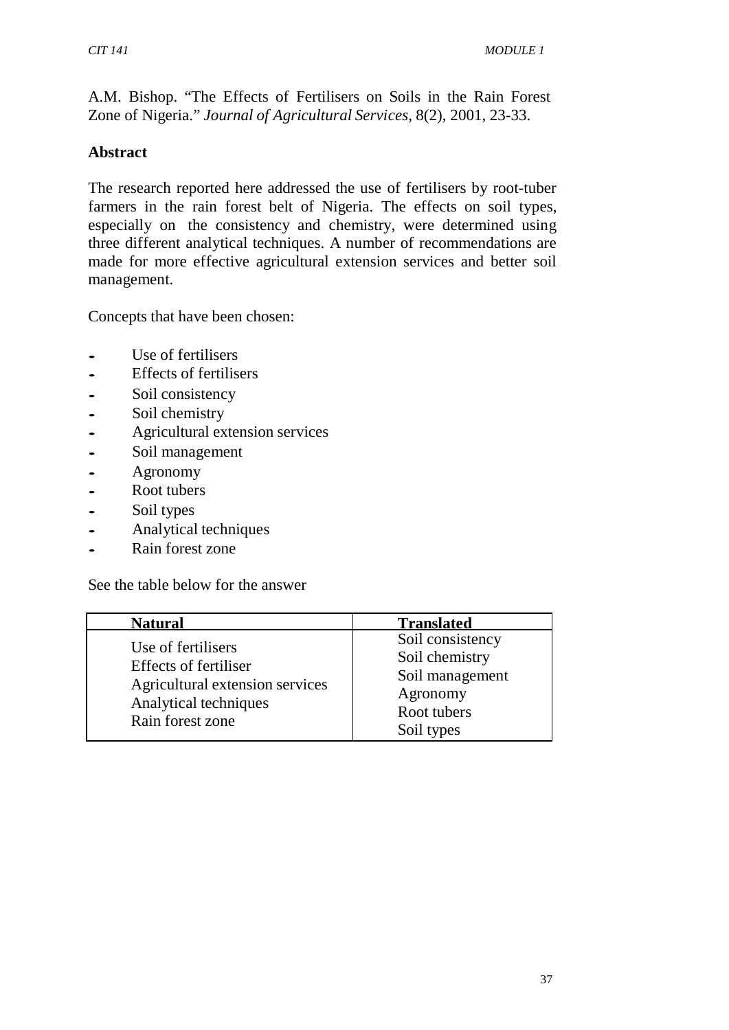A.M. Bishop. "The Effects of Fertilisers on Soils in the Rain Forest Zone of Nigeria." *Journal of Agricultural Services*, 8(2), 2001, 23-33.

**Abstract**

The research reported here addressed the use of fertilisers by root-tuber farmers in the rain forest belt of Nigeria. The effects on soil types, especially on the consistency and chemistry, were determined using three different analytical techniques. A number of recommendations are made for more effective agricultural extension services and better soil management.

Concepts that have been chosen:

- Use of fertilisers
- Effects of fertilisers
- Soil consistency
- Soil chemistry
- Agricultural extension services
- Soil management
- Agronomy
- Root tubers
- Soil types
- Analytical techniques
- Rain forest zone

See the table below for the answer

| **Natural** | **Translated** |
|---|---|
| Use of fertilisers<br>Effects of fertiliser<br>Agricultural extension services<br>Analytical techniques<br>Rain forest zone | Soil consistency<br>Soil chemistry<br>Soil management<br>Agronomy<br>Root tubers<br>Soil types |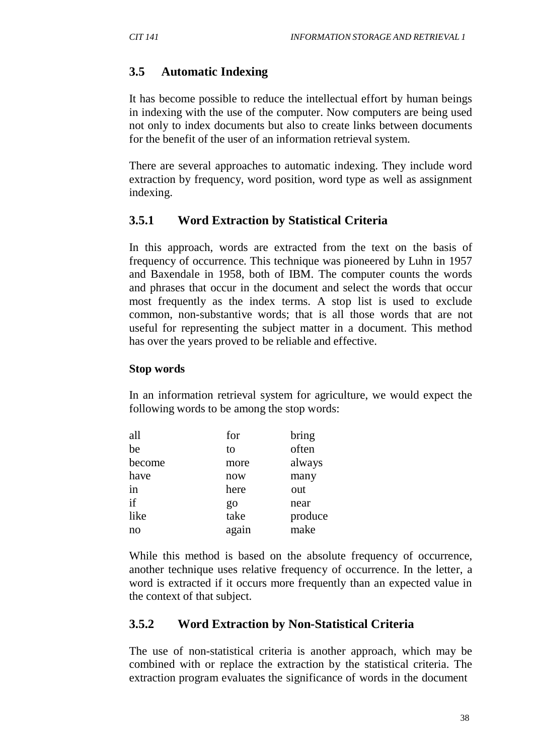## 3.5 Automatic Indexing

It has become possible to reduce the intellectual effort by human beings in indexing with the use of the computer. Now computers are being used not only to index documents but also to create links between documents for the benefit of the user of an information retrieval system.

There are several approaches to automatic indexing. They include word extraction by frequency, word position, word type as well as assignment indexing.

### 3.5.1 Word Extraction by Statistical Criteria

In this approach, words are extracted from the text on the basis of frequency of occurrence. This technique was pioneered by Luhn in 1957 and Baxendale in 1958, both of IBM. The computer counts the words and phrases that occur in the document and select the words that occur most frequently as the index terms. A stop list is used to exclude common, non-substantive words; that is all those words that are not useful for representing the subject matter in a document. This method has over the years proved to be reliable and effective.

**Stop words**

In an information retrieval system for agriculture, we would expect the following words to be among the stop words:

| | | |
|---|---|---|
| all | for | bring |
| be | to | often |
| become | more | always |
| have | now | many |
| in | here | out |
| if | go | near |
| like | take | produce |
| no | again | make |

While this method is based on the absolute frequency of occurrence, another technique uses relative frequency of occurrence. In the letter, a word is extracted if it occurs more frequently than an expected value in the context of that subject.

### 3.5.2 Word Extraction by Non-Statistical Criteria

The use of non-statistical criteria is another approach, which may be combined with or replace the extraction by the statistical criteria. The extraction program evaluates the significance of words in the document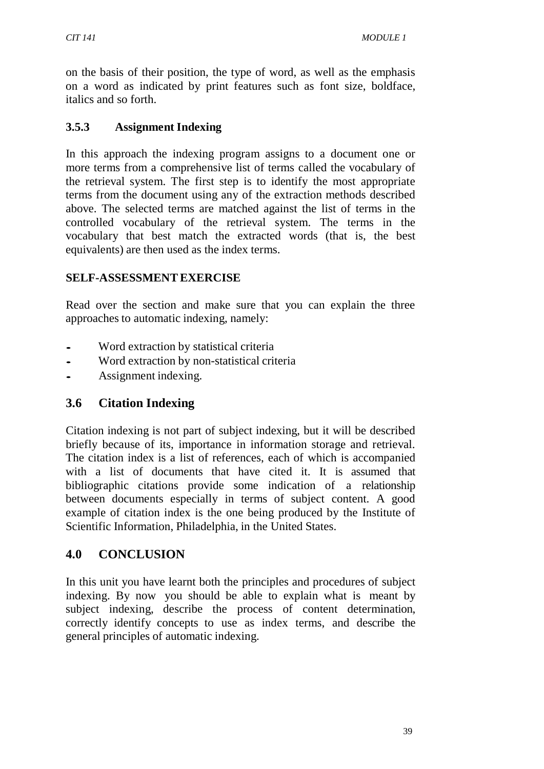on the basis of their position, the type of word, as well as the emphasis on a word as indicated by print features such as font size, boldface, italics and so forth.

### 3.5.3 Assignment Indexing

In this approach the indexing program assigns to a document one or more terms from a comprehensive list of terms called the vocabulary of the retrieval system. The first step is to identify the most appropriate terms from the document using any of the extraction methods described above. The selected terms are matched against the list of terms in the controlled vocabulary of the retrieval system. The terms in the vocabulary that best match the extracted words (that is, the best equivalents) are then used as the index terms.

**SELF-ASSESSMENT EXERCISE**

Read over the section and make sure that you can explain the three approaches to automatic indexing, namely:

- Word extraction by statistical criteria
- Word extraction by non-statistical criteria
- Assignment indexing.

## 3.6 Citation Indexing

Citation indexing is not part of subject indexing, but it will be described briefly because of its, importance in information storage and retrieval. The citation index is a list of references, each of which is accompanied with a list of documents that have cited it. It is assumed that bibliographic citations provide some indication of a relationship between documents especially in terms of subject content. A good example of citation index is the one being produced by the Institute of Scientific Information, Philadelphia, in the United States.

## 4.0 CONCLUSION

In this unit you have learnt both the principles and procedures of subject indexing. By now you should be able to explain what is meant by subject indexing, describe the process of content determination, correctly identify concepts to use as index terms, and describe the general principles of automatic indexing.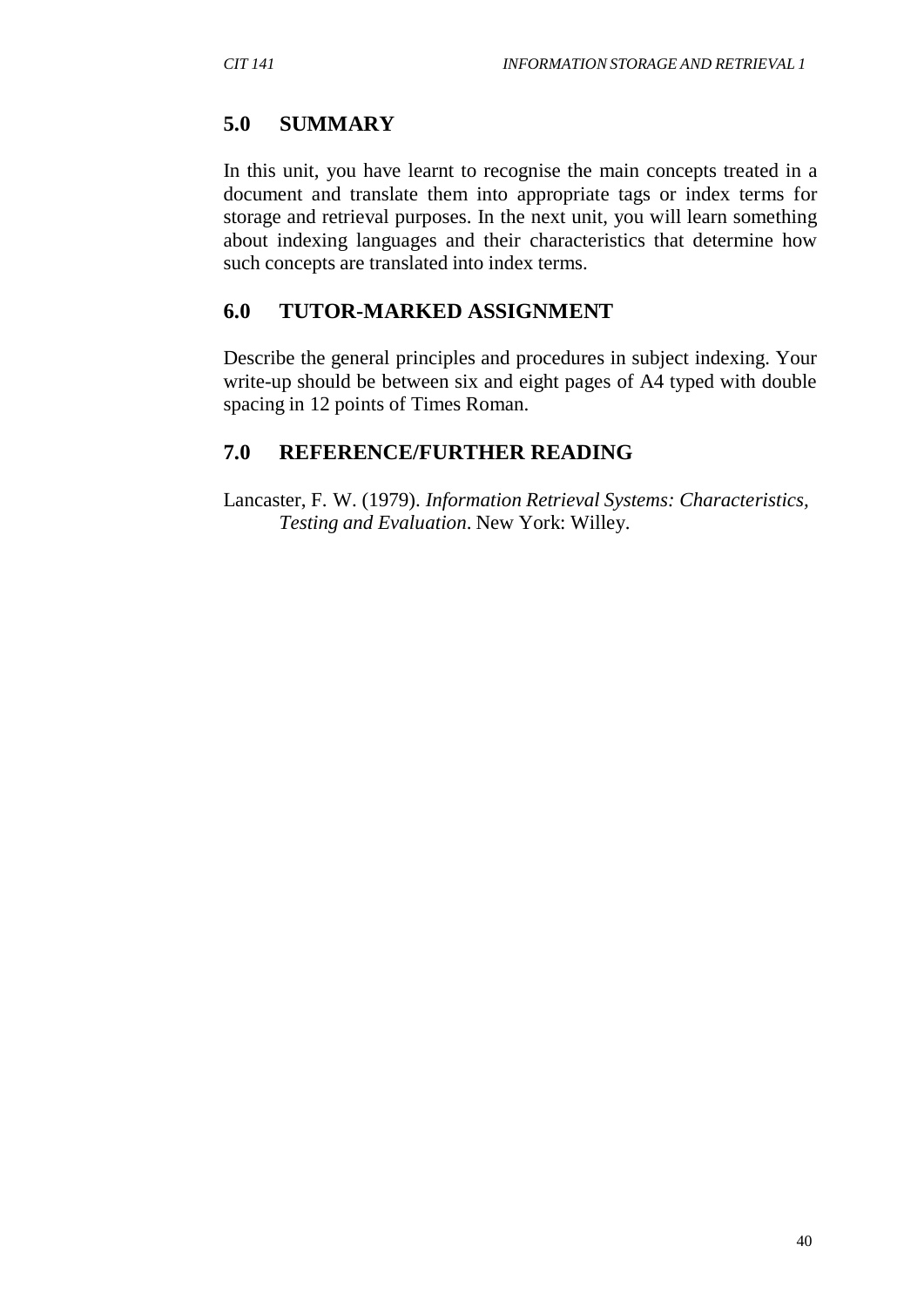## 5.0 SUMMARY

In this unit, you have learnt to recognise the main concepts treated in a document and translate them into appropriate tags or index terms for storage and retrieval purposes. In the next unit, you will learn something about indexing languages and their characteristics that determine how such concepts are translated into index terms.

## 6.0 TUTOR-MARKED ASSIGNMENT

Describe the general principles and procedures in subject indexing. Your write-up should be between six and eight pages of A4 typed with double spacing in 12 points of Times Roman.

## 7.0 REFERENCE/FURTHER READING

Lancaster, F. W. (1979). *Information Retrieval Systems: Characteristics, Testing and Evaluation*. New York: Willey.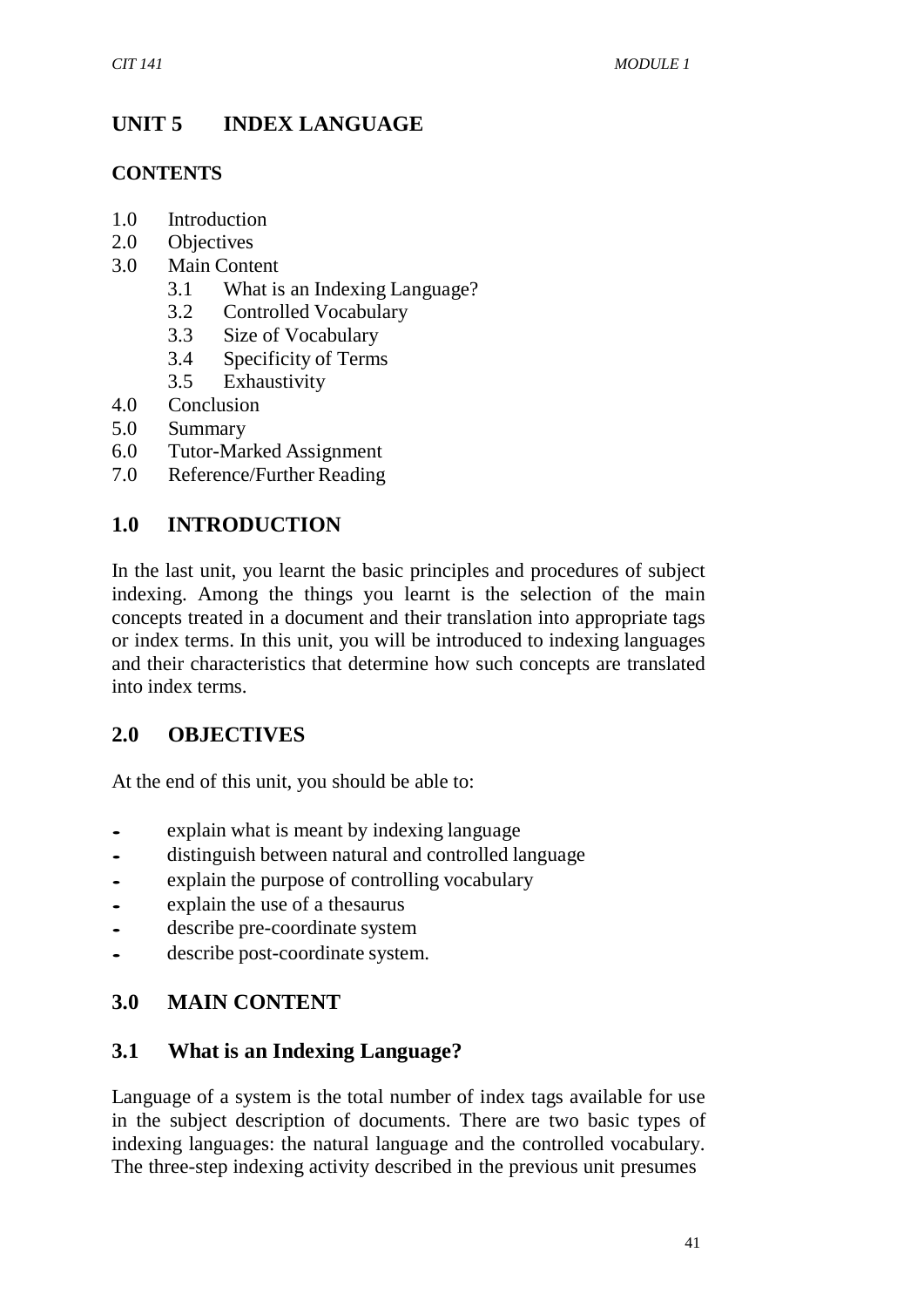# UNIT 5 INDEX LANGUAGE

## CONTENTS

- 1.0 Introduction
- 2.0 Objectives
- 3.0 Main Content
  - 3.1 What is an Indexing Language?
  - 3.2 Controlled Vocabulary
  - 3.3 Size of Vocabulary
  - 3.4 Specificity of Terms
  - 3.5 Exhaustivity
- 4.0 Conclusion
- 5.0 Summary
- 6.0 Tutor-Marked Assignment
- 7.0 Reference/Further Reading

## 1.0 INTRODUCTION

In the last unit, you learnt the basic principles and procedures of subject indexing. Among the things you learnt is the selection of the main concepts treated in a document and their translation into appropriate tags or index terms. In this unit, you will be introduced to indexing languages and their characteristics that determine how such concepts are translated into index terms.

## 2.0 OBJECTIVES

At the end of this unit, you should be able to:

- explain what is meant by indexing language
- distinguish between natural and controlled language
- explain the purpose of controlling vocabulary
- explain the use of a thesaurus
- describe pre-coordinate system
- describe post-coordinate system.

## 3.0 MAIN CONTENT

### 3.1 What is an Indexing Language?

Language of a system is the total number of index tags available for use in the subject description of documents. There are two basic types of indexing languages: the natural language and the controlled vocabulary. The three-step indexing activity described in the previous unit presumes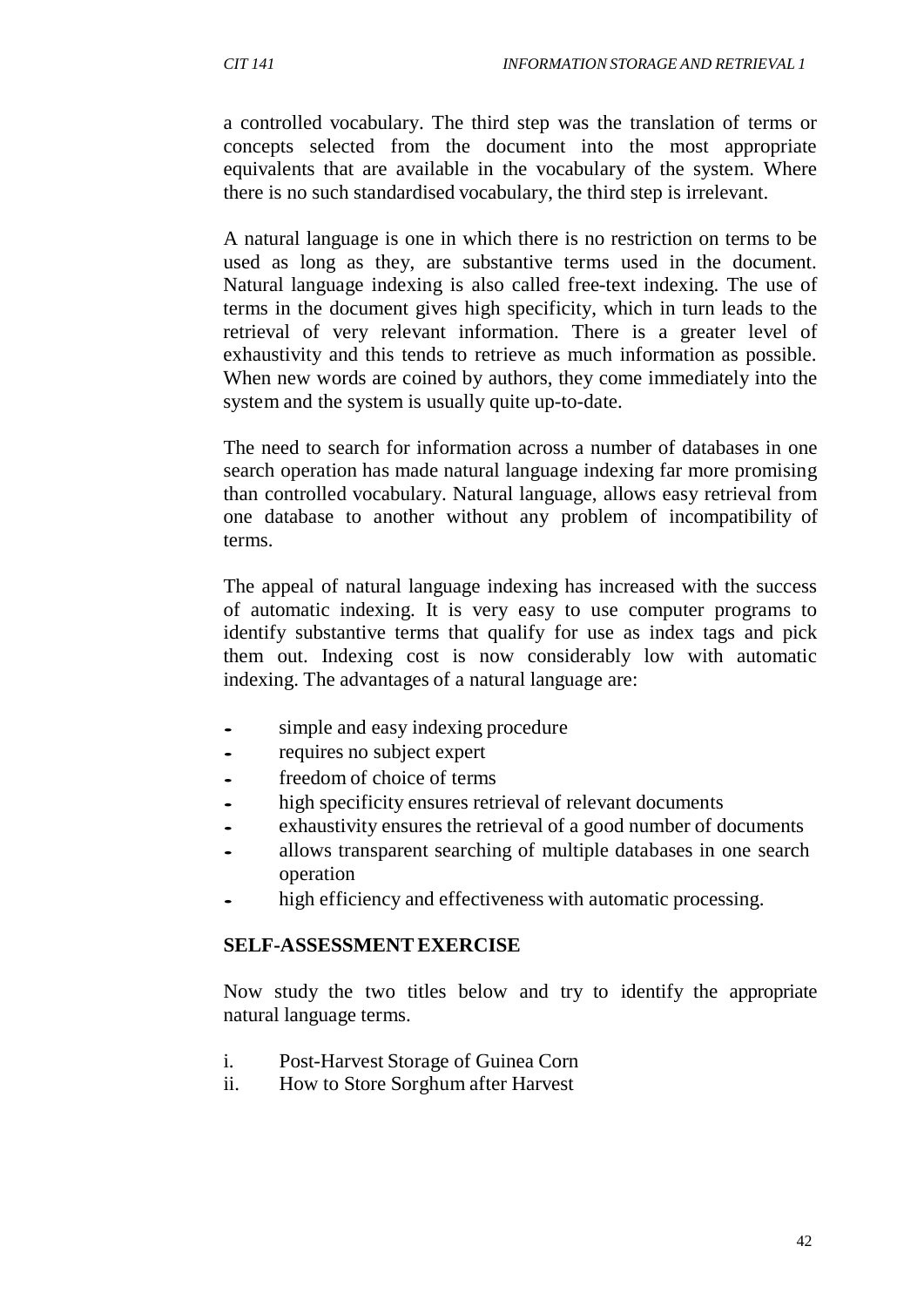a controlled vocabulary. The third step was the translation of terms or concepts selected from the document into the most appropriate equivalents that are available in the vocabulary of the system. Where there is no such standardised vocabulary, the third step is irrelevant.

A natural language is one in which there is no restriction on terms to be used as long as they, are substantive terms used in the document. Natural language indexing is also called free-text indexing. The use of terms in the document gives high specificity, which in turn leads to the retrieval of very relevant information. There is a greater level of exhaustivity and this tends to retrieve as much information as possible. When new words are coined by authors, they come immediately into the system and the system is usually quite up-to-date.

The need to search for information across a number of databases in one search operation has made natural language indexing far more promising than controlled vocabulary. Natural language, allows easy retrieval from one database to another without any problem of incompatibility of terms.

The appeal of natural language indexing has increased with the success of automatic indexing. It is very easy to use computer programs to identify substantive terms that qualify for use as index tags and pick them out. Indexing cost is now considerably low with automatic indexing. The advantages of a natural language are:

- simple and easy indexing procedure
- requires no subject expert
- freedom of choice of terms
- high specificity ensures retrieval of relevant documents
- exhaustivity ensures the retrieval of a good number of documents
- allows transparent searching of multiple databases in one search operation
- high efficiency and effectiveness with automatic processing.

**SELF-ASSESSMENT EXERCISE**

Now study the two titles below and try to identify the appropriate natural language terms.

i. Post-Harvest Storage of Guinea Corn
ii. How to Store Sorghum after Harvest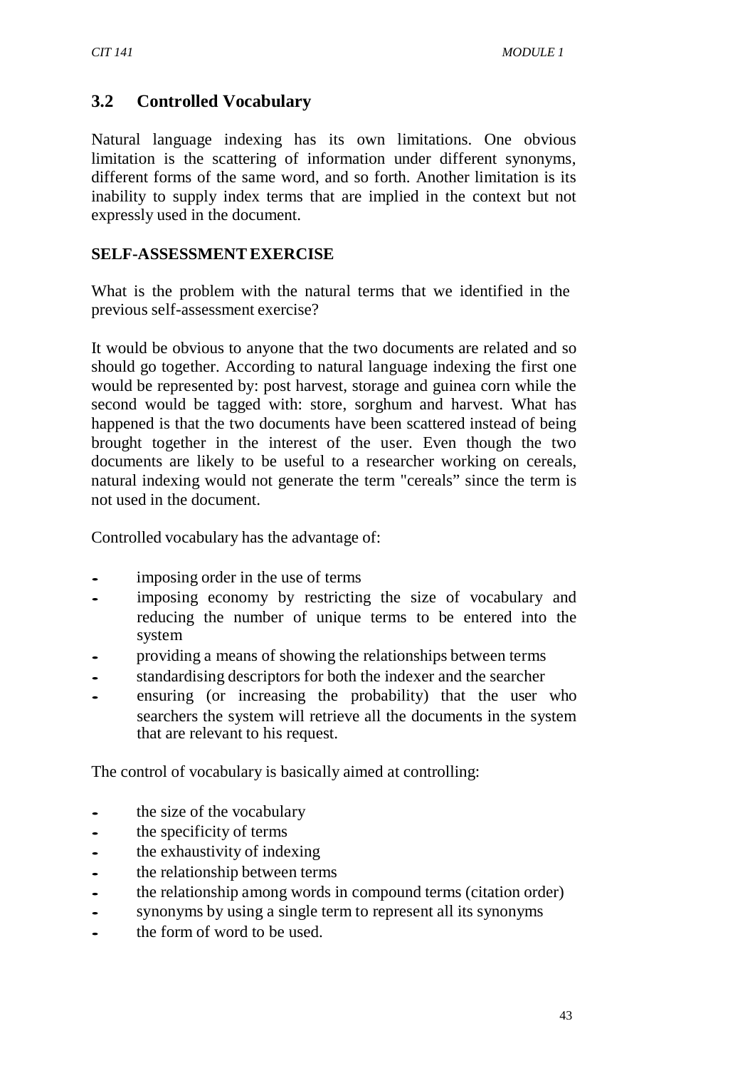## 3.2 Controlled Vocabulary

Natural language indexing has its own limitations. One obvious limitation is the scattering of information under different synonyms, different forms of the same word, and so forth. Another limitation is its inability to supply index terms that are implied in the context but not expressly used in the document.

**SELF-ASSESSMENT EXERCISE**

What is the problem with the natural terms that we identified in the previous self-assessment exercise?

It would be obvious to anyone that the two documents are related and so should go together. According to natural language indexing the first one would be represented by: post harvest, storage and guinea corn while the second would be tagged with: store, sorghum and harvest. What has happened is that the two documents have been scattered instead of being brought together in the interest of the user. Even though the two documents are likely to be useful to a researcher working on cereals, natural indexing would not generate the term "cereals" since the term is not used in the document.

Controlled vocabulary has the advantage of:

- imposing order in the use of terms
- imposing economy by restricting the size of vocabulary and reducing the number of unique terms to be entered into the system
- providing a means of showing the relationships between terms
- standardising descriptors for both the indexer and the searcher
- ensuring (or increasing the probability) that the user who searchers the system will retrieve all the documents in the system that are relevant to his request.

The control of vocabulary is basically aimed at controlling:

- the size of the vocabulary
- the specificity of terms
- the exhaustivity of indexing
- the relationship between terms
- the relationship among words in compound terms (citation order)
- synonyms by using a single term to represent all its synonyms
- the form of word to be used.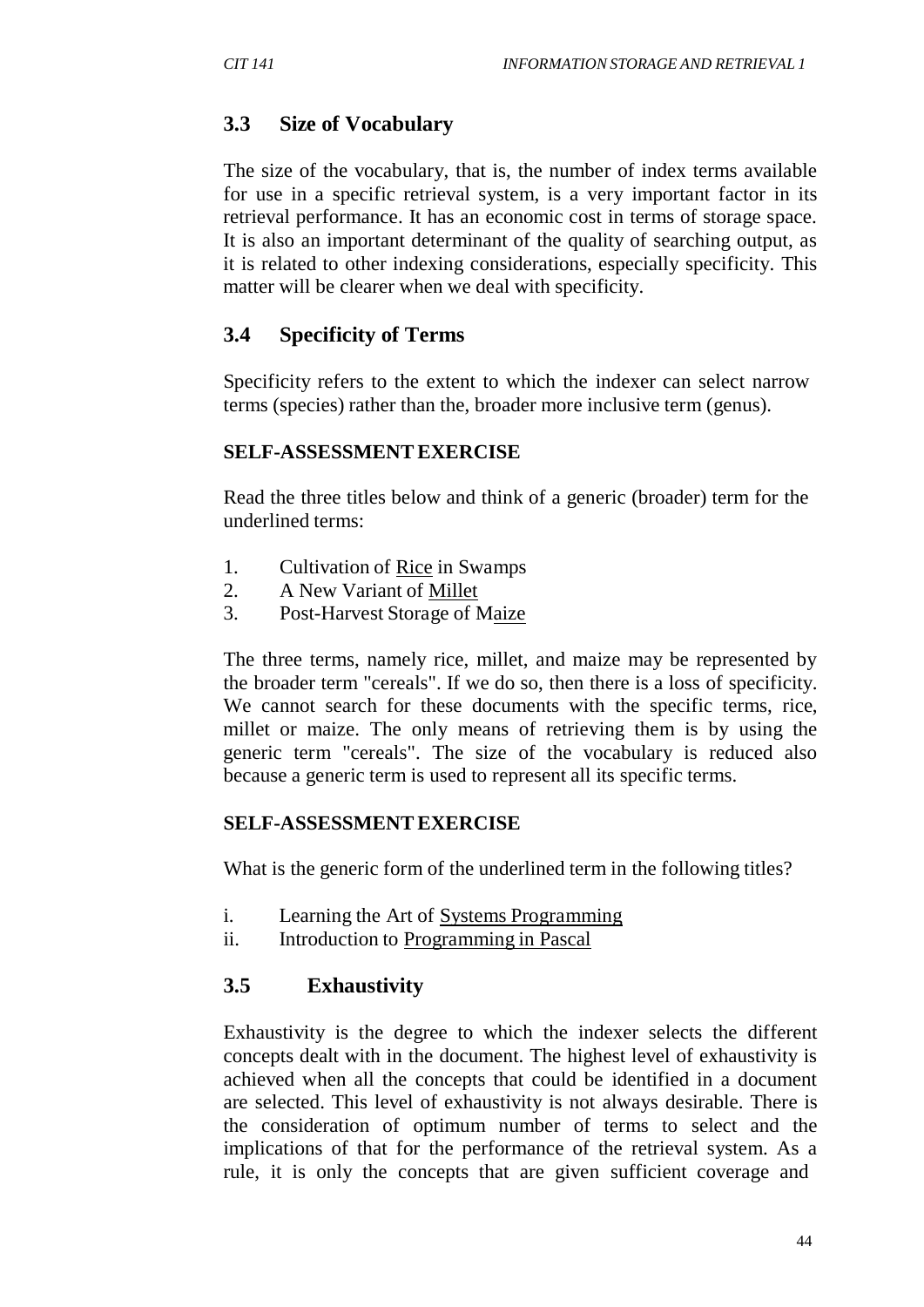## 3.3 Size of Vocabulary

The size of the vocabulary, that is, the number of index terms available for use in a specific retrieval system, is a very important factor in its retrieval performance. It has an economic cost in terms of storage space. It is also an important determinant of the quality of searching output, as it is related to other indexing considerations, especially specificity. This matter will be clearer when we deal with specificity.

## 3.4 Specificity of Terms

Specificity refers to the extent to which the indexer can select narrow terms (species) rather than the, broader more inclusive term (genus).

**SELF-ASSESSMENT EXERCISE**

Read the three titles below and think of a generic (broader) term for the underlined terms:

1. Cultivation of <u>Rice</u> in Swamps
2. A New Variant of <u>Millet</u>
3. Post-Harvest Storage of M<u>aize</u>

The three terms, namely rice, millet, and maize may be represented by the broader term "cereals". If we do so, then there is a loss of specificity. We cannot search for these documents with the specific terms, rice, millet or maize. The only means of retrieving them is by using the generic term "cereals". The size of the vocabulary is reduced also because a generic term is used to represent all its specific terms.

**SELF-ASSESSMENT EXERCISE**

What is the generic form of the underlined term in the following titles?

i. Learning the Art of <u>Systems Programming</u>
ii. Introduction to <u>Programming in Pascal</u>

## 3.5 Exhaustivity

Exhaustivity is the degree to which the indexer selects the different concepts dealt with in the document. The highest level of exhaustivity is achieved when all the concepts that could be identified in a document are selected. This level of exhaustivity is not always desirable. There is the consideration of optimum number of terms to select and the implications of that for the performance of the retrieval system. As a rule, it is only the concepts that are given sufficient coverage and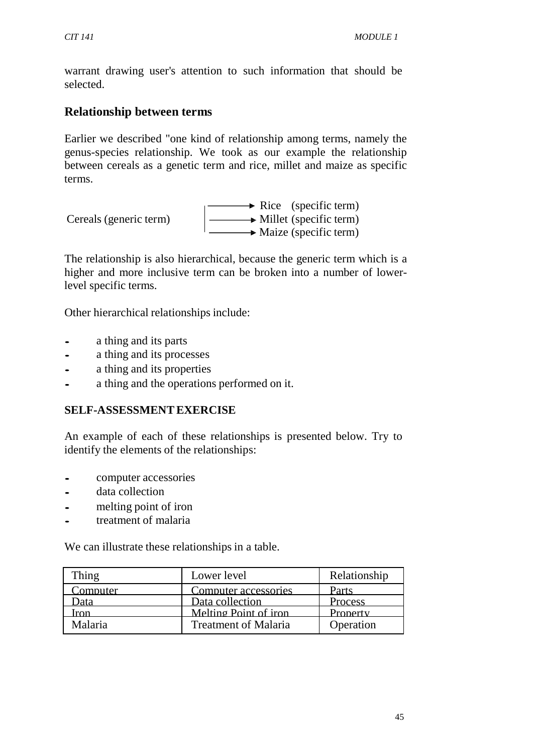warrant drawing user's attention to such information that should be selected.

## Relationship between terms

Earlier we described "one kind of relationship among terms, namely the genus-species relationship. We took as our example the relationship between cereals as a genetic term and rice, millet and maize as specific terms.

Cereals (generic term) → Rice (specific term)
→ Millet (specific term)
→ Maize (specific term)

The relationship is also hierarchical, because the generic term which is a higher and more inclusive term can be broken into a number of lower-level specific terms.

Other hierarchical relationships include:

- a thing and its parts
- a thing and its processes
- a thing and its properties
- a thing and the operations performed on it.

**SELF-ASSESSMENT EXERCISE**

An example of each of these relationships is presented below. Try to identify the elements of the relationships:

- computer accessories
- data collection
- melting point of iron
- treatment of malaria

We can illustrate these relationships in a table.

| Thing | Lower level | Relationship |
|---|---|---|
| Computer | Computer accessories | Parts |
| Data | Data collection | Process |
| Iron | Melting Point of iron | Property |
| Malaria | Treatment of Malaria | Operation |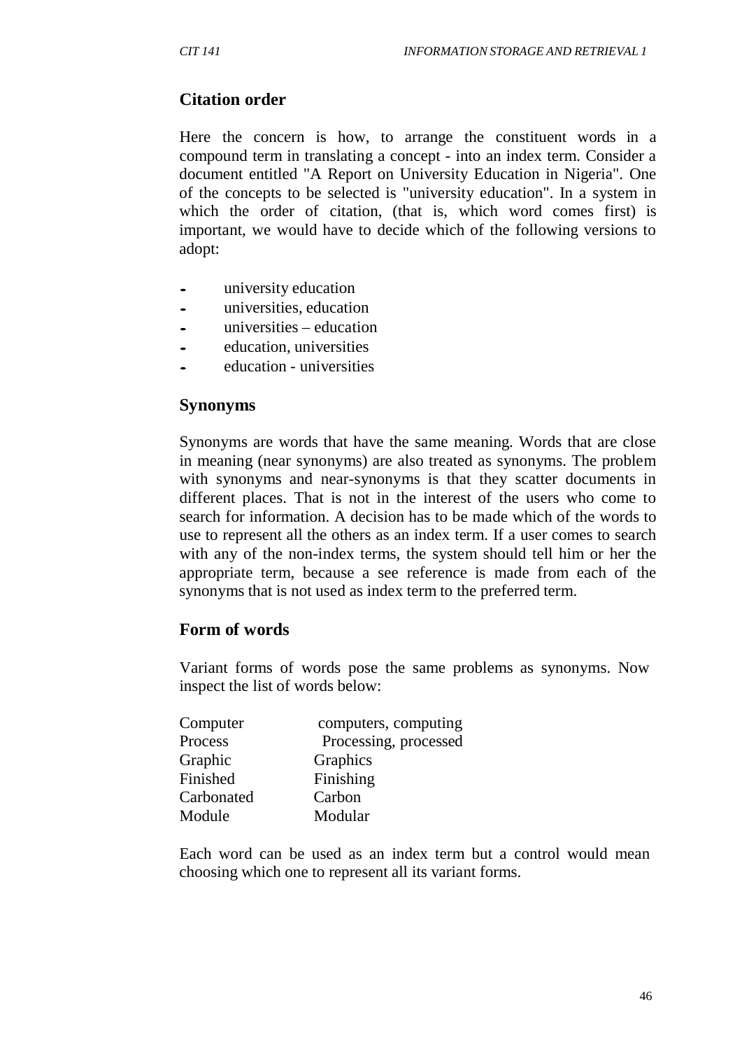## Citation order

Here the concern is how, to arrange the constituent words in a compound term in translating a concept - into an index term. Consider a document entitled "A Report on University Education in Nigeria". One of the concepts to be selected is "university education". In a system in which the order of citation, (that is, which word comes first) is important, we would have to decide which of the following versions to adopt:

- university education
- universities, education
- universities – education
- education, universities
- education - universities

## Synonyms

Synonyms are words that have the same meaning. Words that are close in meaning (near synonyms) are also treated as synonyms. The problem with synonyms and near-synonyms is that they scatter documents in different places. That is not in the interest of the users who come to search for information. A decision has to be made which of the words to use to represent all the others as an index term. If a user comes to search with any of the non-index terms, the system should tell him or her the appropriate term, because a see reference is made from each of the synonyms that is not used as index term to the preferred term.

## Form of words

Variant forms of words pose the same problems as synonyms. Now inspect the list of words below:

| | |
|---|---|
| Computer | computers, computing |
| Process | Processing, processed |
| Graphic | Graphics |
| Finished | Finishing |
| Carbonated | Carbon |
| Module | Modular |

Each word can be used as an index term but a control would mean choosing which one to represent all its variant forms.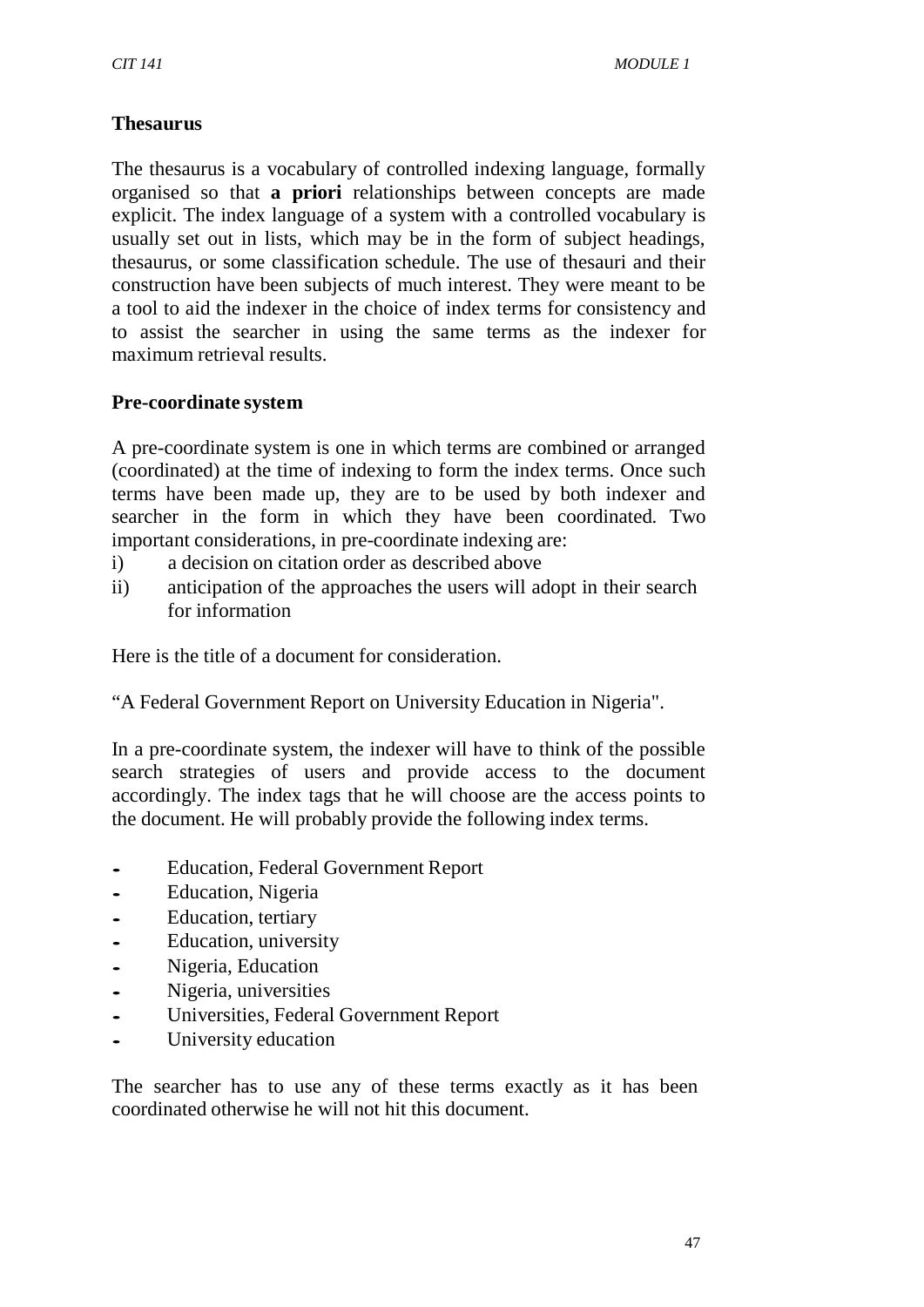**Thesaurus**

The thesaurus is a vocabulary of controlled indexing language, formally organised so that **a priori** relationships between concepts are made explicit. The index language of a system with a controlled vocabulary is usually set out in lists, which may be in the form of subject headings, thesaurus, or some classification schedule. The use of thesauri and their construction have been subjects of much interest. They were meant to be a tool to aid the indexer in the choice of index terms for consistency and to assist the searcher in using the same terms as the indexer for maximum retrieval results.

**Pre-coordinate system**

A pre-coordinate system is one in which terms are combined or arranged (coordinated) at the time of indexing to form the index terms. Once such terms have been made up, they are to be used by both indexer and searcher in the form in which they have been coordinated. Two important considerations, in pre-coordinate indexing are:

i) a decision on citation order as described above
ii) anticipation of the approaches the users will adopt in their search for information

Here is the title of a document for consideration.

"A Federal Government Report on University Education in Nigeria".

In a pre-coordinate system, the indexer will have to think of the possible search strategies of users and provide access to the document accordingly. The index tags that he will choose are the access points to the document. He will probably provide the following index terms.

- Education, Federal Government Report
- Education, Nigeria
- Education, tertiary
- Education, university
- Nigeria, Education
- Nigeria, universities
- Universities, Federal Government Report
- University education

The searcher has to use any of these terms exactly as it has been coordinated otherwise he will not hit this document.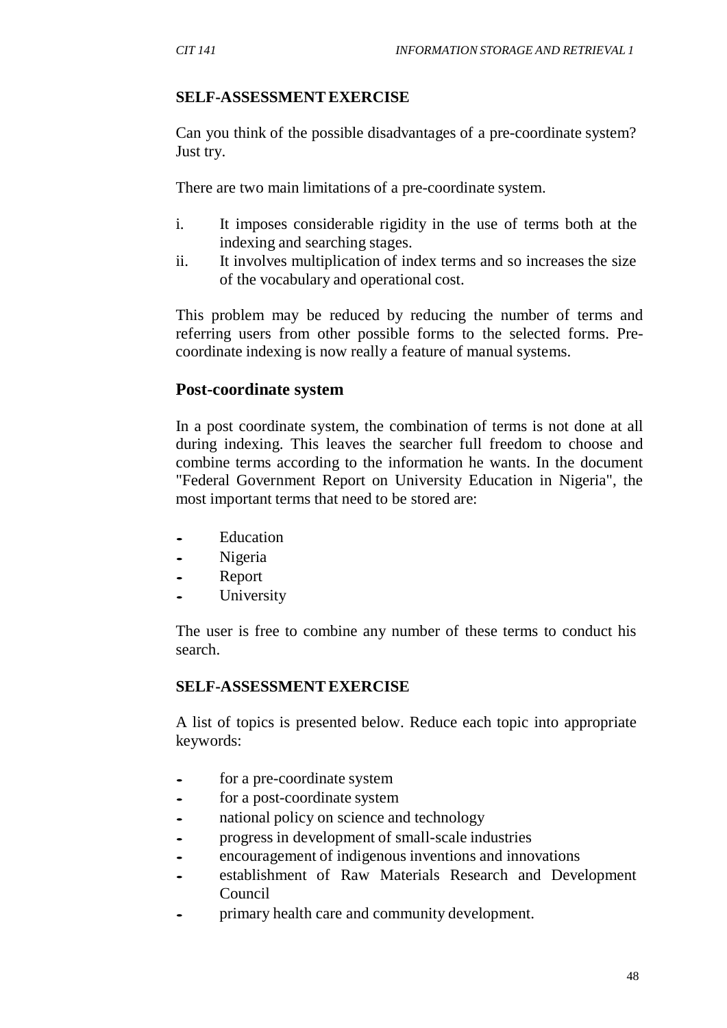**SELF-ASSESSMENT EXERCISE**

Can you think of the possible disadvantages of a pre-coordinate system? Just try.

There are two main limitations of a pre-coordinate system.

i. It imposes considerable rigidity in the use of terms both at the indexing and searching stages.
ii. It involves multiplication of index terms and so increases the size of the vocabulary and operational cost.

This problem may be reduced by reducing the number of terms and referring users from other possible forms to the selected forms. Pre-coordinate indexing is now really a feature of manual systems.

## Post-coordinate system

In a post coordinate system, the combination of terms is not done at all during indexing. This leaves the searcher full freedom to choose and combine terms according to the information he wants. In the document "Federal Government Report on University Education in Nigeria", the most important terms that need to be stored are:

- Education
- Nigeria
- Report
- University

The user is free to combine any number of these terms to conduct his search.

**SELF-ASSESSMENT EXERCISE**

A list of topics is presented below. Reduce each topic into appropriate keywords:

- for a pre-coordinate system
- for a post-coordinate system
- national policy on science and technology
- progress in development of small-scale industries
- encouragement of indigenous inventions and innovations
- establishment of Raw Materials Research and Development Council
- primary health care and community development.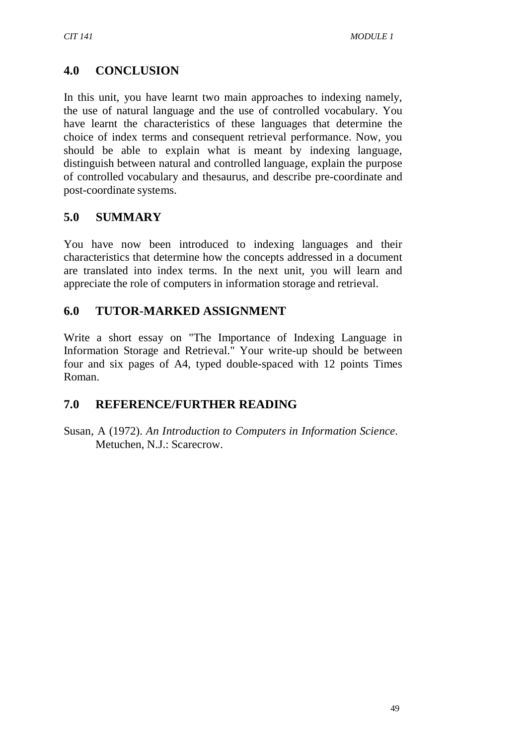## 4.0 CONCLUSION

In this unit, you have learnt two main approaches to indexing namely, the use of natural language and the use of controlled vocabulary. You have learnt the characteristics of these languages that determine the choice of index terms and consequent retrieval performance. Now, you should be able to explain what is meant by indexing language, distinguish between natural and controlled language, explain the purpose of controlled vocabulary and thesaurus, and describe pre-coordinate and post-coordinate systems.

## 5.0 SUMMARY

You have now been introduced to indexing languages and their characteristics that determine how the concepts addressed in a document are translated into index terms. In the next unit, you will learn and appreciate the role of computers in information storage and retrieval.

## 6.0 TUTOR-MARKED ASSIGNMENT

Write a short essay on "The Importance of Indexing Language in Information Storage and Retrieval." Your write-up should be between four and six pages of A4, typed double-spaced with 12 points Times Roman.

## 7.0 REFERENCE/FURTHER READING

Susan, A (1972). *An Introduction to Computers in Information Science*. Metuchen, N.J.: Scarecrow.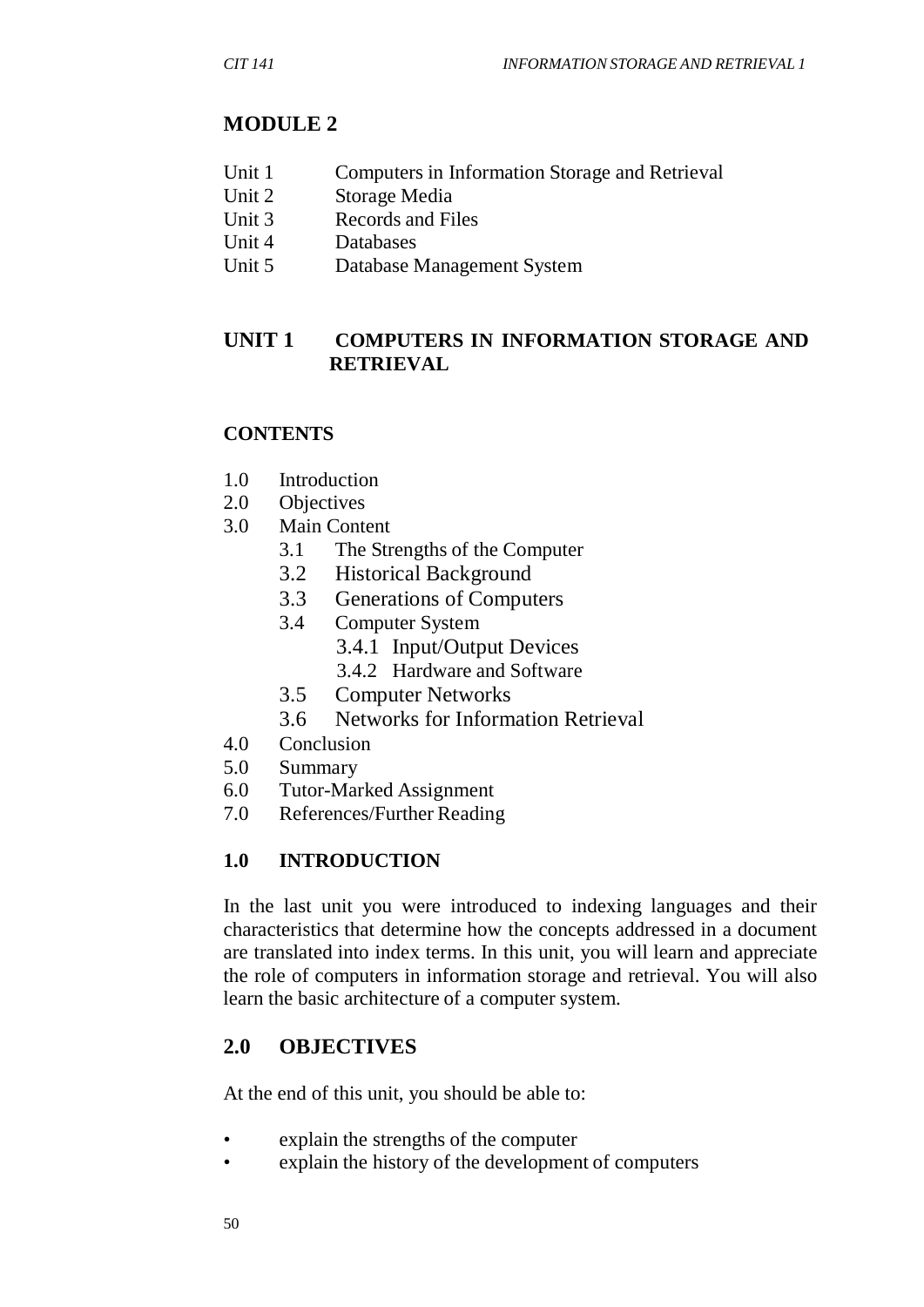# MODULE 2

- Unit 1 Computers in Information Storage and Retrieval
- Unit 2 Storage Media
- Unit 3 Records and Files
- Unit 4 Databases
- Unit 5 Database Management System

## UNIT 1 COMPUTERS IN INFORMATION STORAGE AND RETRIEVAL

### CONTENTS

- 1.0 Introduction
- 2.0 Objectives
- 3.0 Main Content
  - 3.1 The Strengths of the Computer
  - 3.2 Historical Background
  - 3.3 Generations of Computers
  - 3.4 Computer System
    - 3.4.1 Input/Output Devices
    - 3.4.2 Hardware and Software
  - 3.5 Computer Networks
  - 3.6 Networks for Information Retrieval
- 4.0 Conclusion
- 5.0 Summary
- 6.0 Tutor-Marked Assignment
- 7.0 References/Further Reading

### 1.0 INTRODUCTION

In the last unit you were introduced to indexing languages and their characteristics that determine how the concepts addressed in a document are translated into index terms. In this unit, you will learn and appreciate the role of computers in information storage and retrieval. You will also learn the basic architecture of a computer system.

### 2.0 OBJECTIVES

At the end of this unit, you should be able to:

- explain the strengths of the computer
- explain the history of the development of computers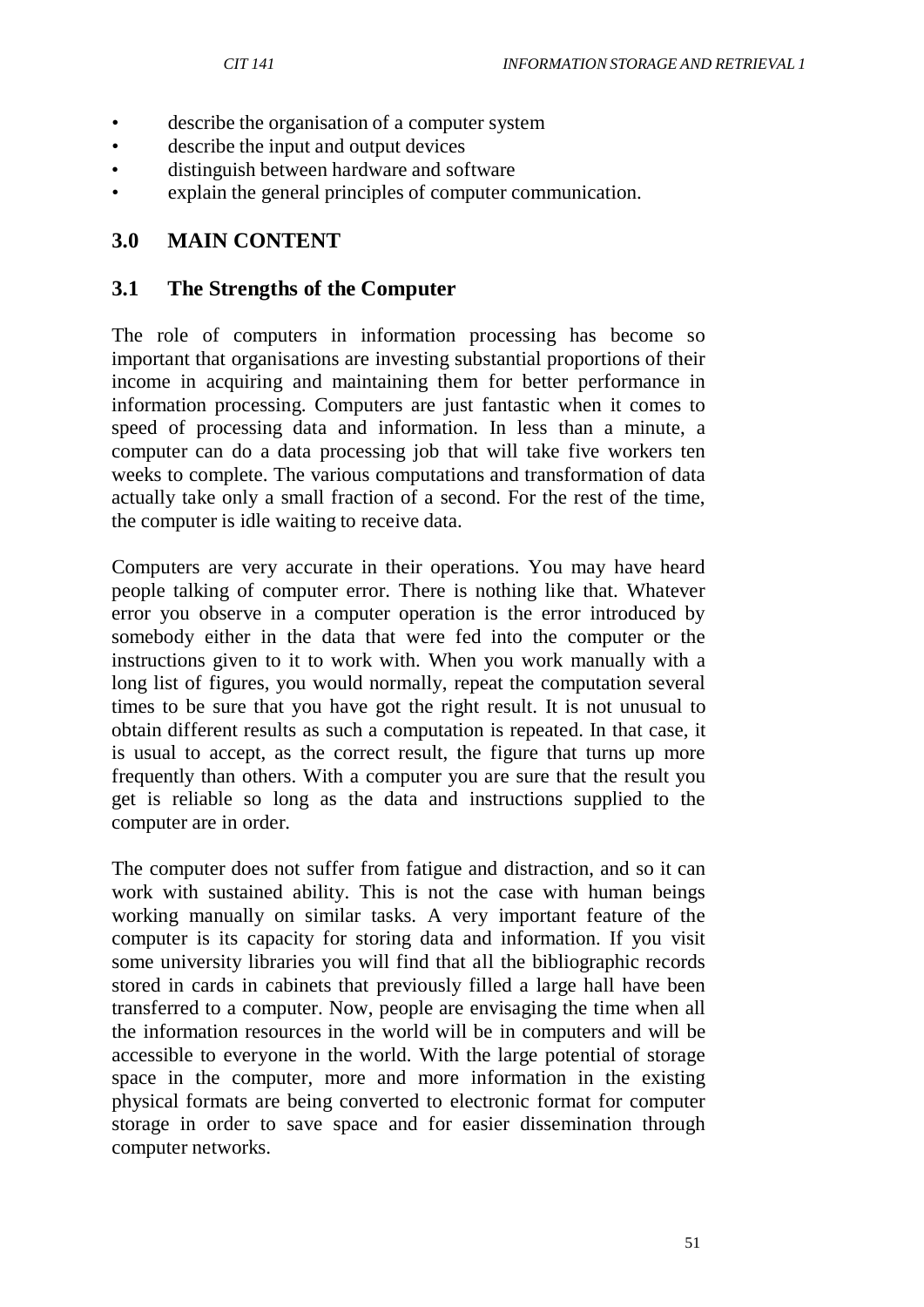- describe the organisation of a computer system
- describe the input and output devices
- distinguish between hardware and software
- explain the general principles of computer communication.

## 3.0 MAIN CONTENT

### 3.1 The Strengths of the Computer

The role of computers in information processing has become so important that organisations are investing substantial proportions of their income in acquiring and maintaining them for better performance in information processing. Computers are just fantastic when it comes to speed of processing data and information. In less than a minute, a computer can do a data processing job that will take five workers ten weeks to complete. The various computations and transformation of data actually take only a small fraction of a second. For the rest of the time, the computer is idle waiting to receive data.

Computers are very accurate in their operations. You may have heard people talking of computer error. There is nothing like that. Whatever error you observe in a computer operation is the error introduced by somebody either in the data that were fed into the computer or the instructions given to it to work with. When you work manually with a long list of figures, you would normally, repeat the computation several times to be sure that you have got the right result. It is not unusual to obtain different results as such a computation is repeated. In that case, it is usual to accept, as the correct result, the figure that turns up more frequently than others. With a computer you are sure that the result you get is reliable so long as the data and instructions supplied to the computer are in order.

The computer does not suffer from fatigue and distraction, and so it can work with sustained ability. This is not the case with human beings working manually on similar tasks. A very important feature of the computer is its capacity for storing data and information. If you visit some university libraries you will find that all the bibliographic records stored in cards in cabinets that previously filled a large hall have been transferred to a computer. Now, people are envisaging the time when all the information resources in the world will be in computers and will be accessible to everyone in the world. With the large potential of storage space in the computer, more and more information in the existing physical formats are being converted to electronic format for computer storage in order to save space and for easier dissemination through computer networks.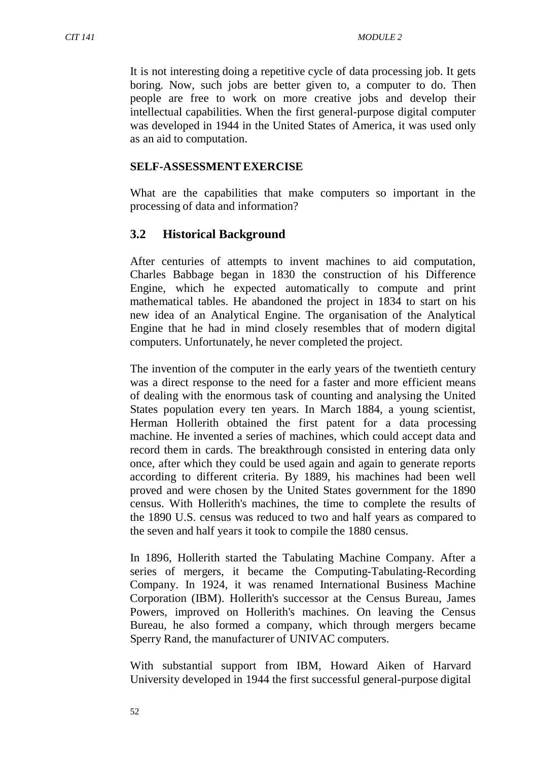It is not interesting doing a repetitive cycle of data processing job. It gets boring. Now, such jobs are better given to, a computer to do. Then people are free to work on more creative jobs and develop their intellectual capabilities. When the first general-purpose digital computer was developed in 1944 in the United States of America, it was used only as an aid to computation.

**SELF-ASSESSMENT EXERCISE**

What are the capabilities that make computers so important in the processing of data and information?

## 3.2 Historical Background

After centuries of attempts to invent machines to aid computation, Charles Babbage began in 1830 the construction of his Difference Engine, which he expected automatically to compute and print mathematical tables. He abandoned the project in 1834 to start on his new idea of an Analytical Engine. The organisation of the Analytical Engine that he had in mind closely resembles that of modern digital computers. Unfortunately, he never completed the project.

The invention of the computer in the early years of the twentieth century was a direct response to the need for a faster and more efficient means of dealing with the enormous task of counting and analysing the United States population every ten years. In March 1884, a young scientist, Herman Hollerith obtained the first patent for a data processing machine. He invented a series of machines, which could accept data and record them in cards. The breakthrough consisted in entering data only once, after which they could be used again and again to generate reports according to different criteria. By 1889, his machines had been well proved and were chosen by the United States government for the 1890 census. With Hollerith's machines, the time to complete the results of the 1890 U.S. census was reduced to two and half years as compared to the seven and half years it took to compile the 1880 census.

In 1896, Hollerith started the Tabulating Machine Company. After a series of mergers, it became the Computing-Tabulating-Recording Company. In 1924, it was renamed International Business Machine Corporation (IBM). Hollerith's successor at the Census Bureau, James Powers, improved on Hollerith's machines. On leaving the Census Bureau, he also formed a company, which through mergers became Sperry Rand, the manufacturer of UNIVAC computers.

With substantial support from IBM, Howard Aiken of Harvard University developed in 1944 the first successful general-purpose digital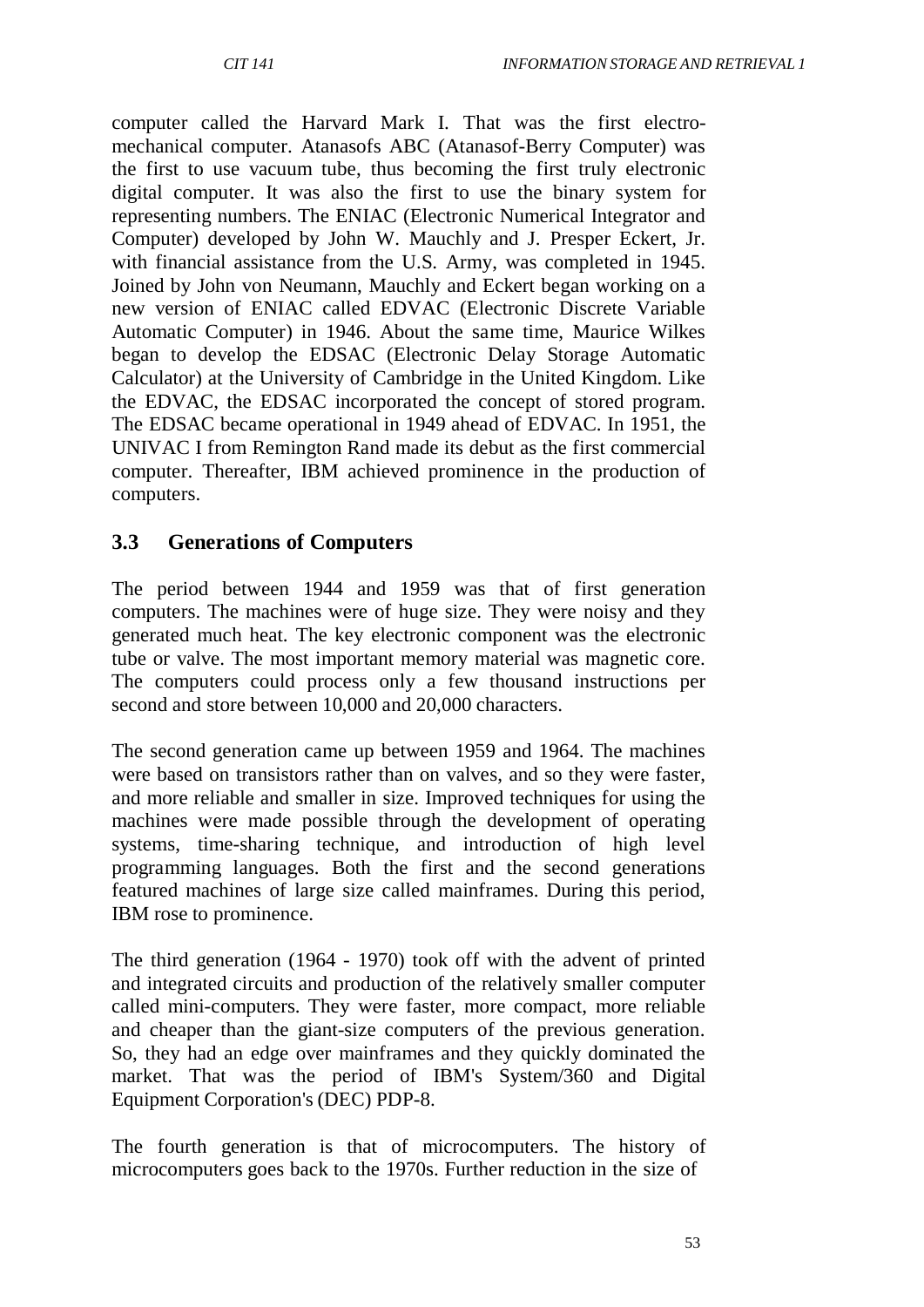computer called the Harvard Mark I. That was the first electro-mechanical computer. Atanasofs ABC (Atanasof-Berry Computer) was the first to use vacuum tube, thus becoming the first truly electronic digital computer. It was also the first to use the binary system for representing numbers. The ENIAC (Electronic Numerical Integrator and Computer) developed by John W. Mauchly and J. Presper Eckert, Jr. with financial assistance from the U.S. Army, was completed in 1945. Joined by John von Neumann, Mauchly and Eckert began working on a new version of ENIAC called EDVAC (Electronic Discrete Variable Automatic Computer) in 1946. About the same time, Maurice Wilkes began to develop the EDSAC (Electronic Delay Storage Automatic Calculator) at the University of Cambridge in the United Kingdom. Like the EDVAC, the EDSAC incorporated the concept of stored program. The EDSAC became operational in 1949 ahead of EDVAC. In 1951, the UNIVAC I from Remington Rand made its debut as the first commercial computer. Thereafter, IBM achieved prominence in the production of computers.

## 3.3 Generations of Computers

The period between 1944 and 1959 was that of first generation computers. The machines were of huge size. They were noisy and they generated much heat. The key electronic component was the electronic tube or valve. The most important memory material was magnetic core. The computers could process only a few thousand instructions per second and store between 10,000 and 20,000 characters.

The second generation came up between 1959 and 1964. The machines were based on transistors rather than on valves, and so they were faster, and more reliable and smaller in size. Improved techniques for using the machines were made possible through the development of operating systems, time-sharing technique, and introduction of high level programming languages. Both the first and the second generations featured machines of large size called mainframes. During this period, IBM rose to prominence.

The third generation (1964 - 1970) took off with the advent of printed and integrated circuits and production of the relatively smaller computer called mini-computers. They were faster, more compact, more reliable and cheaper than the giant-size computers of the previous generation. So, they had an edge over mainframes and they quickly dominated the market. That was the period of IBM's System/360 and Digital Equipment Corporation's (DEC) PDP-8.

The fourth generation is that of microcomputers. The history of microcomputers goes back to the 1970s. Further reduction in the size of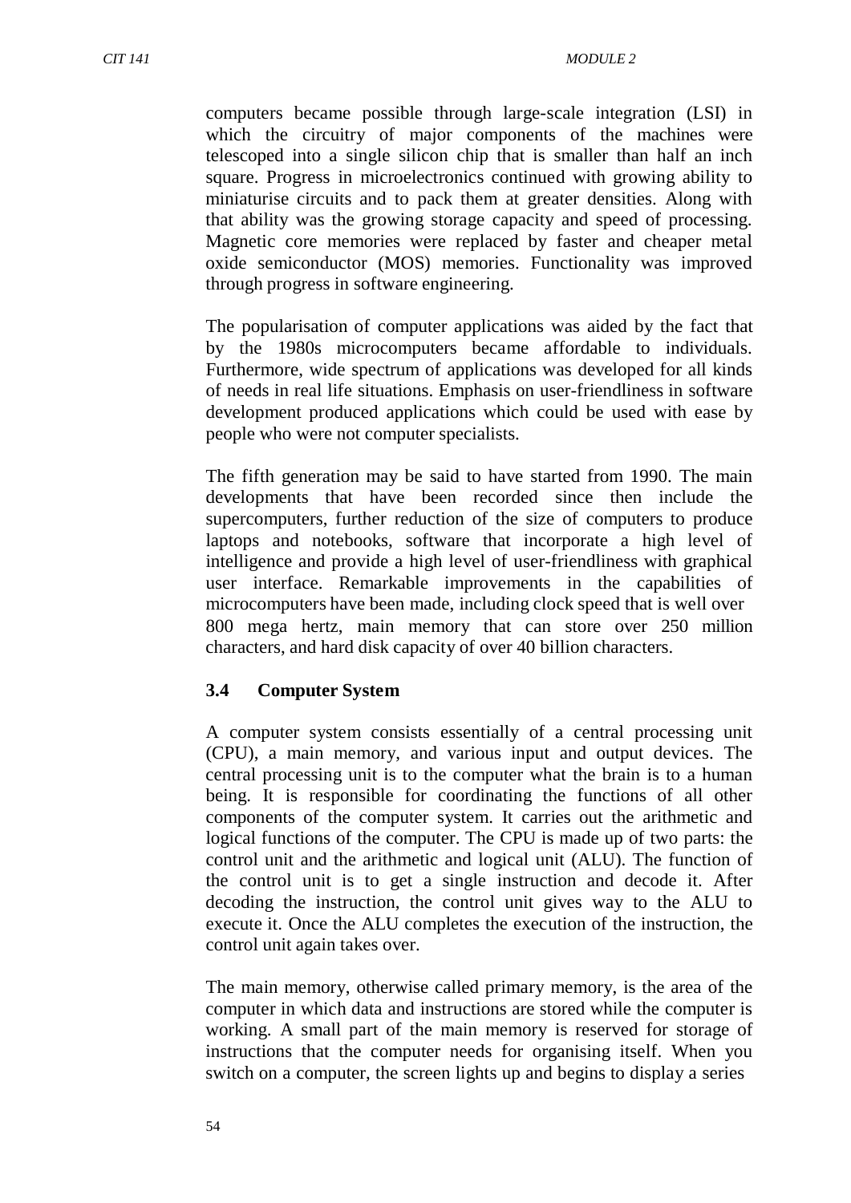computers became possible through large-scale integration (LSI) in which the circuitry of major components of the machines were telescoped into a single silicon chip that is smaller than half an inch square. Progress in microelectronics continued with growing ability to miniaturise circuits and to pack them at greater densities. Along with that ability was the growing storage capacity and speed of processing. Magnetic core memories were replaced by faster and cheaper metal oxide semiconductor (MOS) memories. Functionality was improved through progress in software engineering.

The popularisation of computer applications was aided by the fact that by the 1980s microcomputers became affordable to individuals. Furthermore, wide spectrum of applications was developed for all kinds of needs in real life situations. Emphasis on user-friendliness in software development produced applications which could be used with ease by people who were not computer specialists.

The fifth generation may be said to have started from 1990. The main developments that have been recorded since then include the supercomputers, further reduction of the size of computers to produce laptops and notebooks, software that incorporate a high level of intelligence and provide a high level of user-friendliness with graphical user interface. Remarkable improvements in the capabilities of microcomputers have been made, including clock speed that is well over 800 mega hertz, main memory that can store over 250 million characters, and hard disk capacity of over 40 billion characters.

### 3.4 Computer System

A computer system consists essentially of a central processing unit (CPU), a main memory, and various input and output devices. The central processing unit is to the computer what the brain is to a human being. It is responsible for coordinating the functions of all other components of the computer system. It carries out the arithmetic and logical functions of the computer. The CPU is made up of two parts: the control unit and the arithmetic and logical unit (ALU). The function of the control unit is to get a single instruction and decode it. After decoding the instruction, the control unit gives way to the ALU to execute it. Once the ALU completes the execution of the instruction, the control unit again takes over.

The main memory, otherwise called primary memory, is the area of the computer in which data and instructions are stored while the computer is working. A small part of the main memory is reserved for storage of instructions that the computer needs for organising itself. When you switch on a computer, the screen lights up and begins to display a series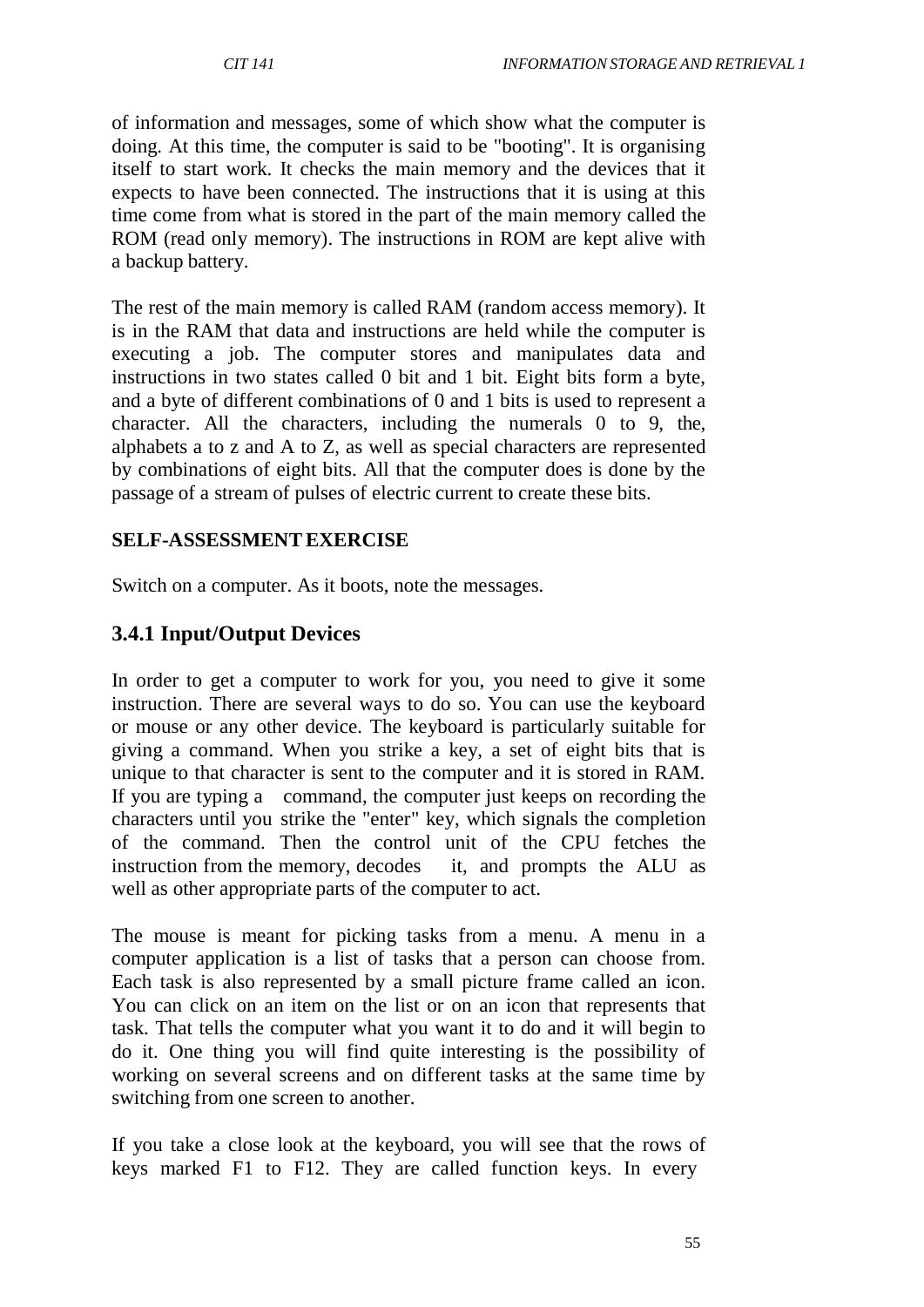of information and messages, some of which show what the computer is doing. At this time, the computer is said to be "booting". It is organising itself to start work. It checks the main memory and the devices that it expects to have been connected. The instructions that it is using at this time come from what is stored in the part of the main memory called the ROM (read only memory). The instructions in ROM are kept alive with a backup battery.

The rest of the main memory is called RAM (random access memory). It is in the RAM that data and instructions are held while the computer is executing a job. The computer stores and manipulates data and instructions in two states called 0 bit and 1 bit. Eight bits form a byte, and a byte of different combinations of 0 and 1 bits is used to represent a character. All the characters, including the numerals 0 to 9, the, alphabets a to z and A to Z, as well as special characters are represented by combinations of eight bits. All that the computer does is done by the passage of a stream of pulses of electric current to create these bits.

**SELF-ASSESSMENT EXERCISE**

Switch on a computer. As it boots, note the messages.

### 3.4.1 Input/Output Devices

In order to get a computer to work for you, you need to give it some instruction. There are several ways to do so. You can use the keyboard or mouse or any other device. The keyboard is particularly suitable for giving a command. When you strike a key, a set of eight bits that is unique to that character is sent to the computer and it is stored in RAM. If you are typing a command, the computer just keeps on recording the characters until you strike the "enter" key, which signals the completion of the command. Then the control unit of the CPU fetches the instruction from the memory, decodes it, and prompts the ALU as well as other appropriate parts of the computer to act.

The mouse is meant for picking tasks from a menu. A menu in a computer application is a list of tasks that a person can choose from. Each task is also represented by a small picture frame called an icon. You can click on an item on the list or on an icon that represents that task. That tells the computer what you want it to do and it will begin to do it. One thing you will find quite interesting is the possibility of working on several screens and on different tasks at the same time by switching from one screen to another.

If you take a close look at the keyboard, you will see that the rows of keys marked F1 to F12. They are called function keys. In every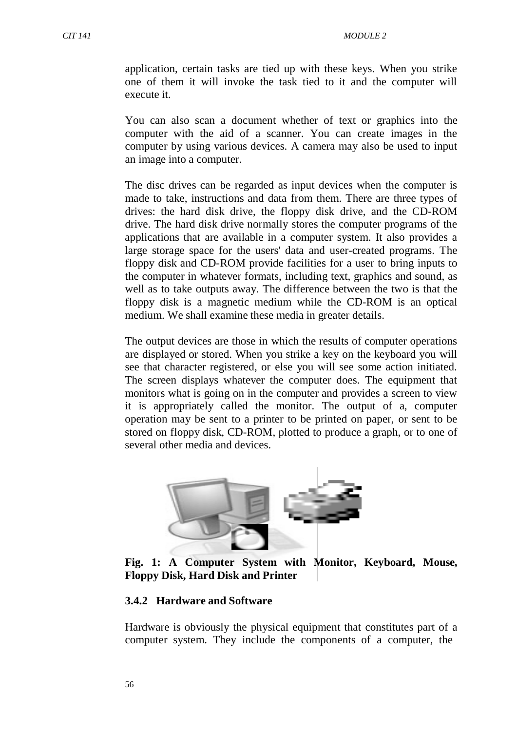application, certain tasks are tied up with these keys. When you strike one of them it will invoke the task tied to it and the computer will execute it.

You can also scan a document whether of text or graphics into the computer with the aid of a scanner. You can create images in the computer by using various devices. A camera may also be used to input an image into a computer.

The disc drives can be regarded as input devices when the computer is made to take, instructions and data from them. There are three types of drives: the hard disk drive, the floppy disk drive, and the CD-ROM drive. The hard disk drive normally stores the computer programs of the applications that are available in a computer system. It also provides a large storage space for the users' data and user-created programs. The floppy disk and CD-ROM provide facilities for a user to bring inputs to the computer in whatever formats, including text, graphics and sound, as well as to take outputs away. The difference between the two is that the floppy disk is a magnetic medium while the CD-ROM is an optical medium. We shall examine these media in greater details.

The output devices are those in which the results of computer operations are displayed or stored. When you strike a key on the keyboard you will see that character registered, or else you will see some action initiated. The screen displays whatever the computer does. The equipment that monitors what is going on in the computer and provides a screen to view it is appropriately called the monitor. The output of a, computer operation may be sent to a printer to be printed on paper, or sent to be stored on floppy disk, CD-ROM, plotted to produce a graph, or to one of several other media and devices.

**Fig. 1: A Computer System with Monitor, Keyboard, Mouse, Floppy Disk, Hard Disk and Printer**

### 3.4.2 Hardware and Software

Hardware is obviously the physical equipment that constitutes part of a computer system. They include the components of a computer, the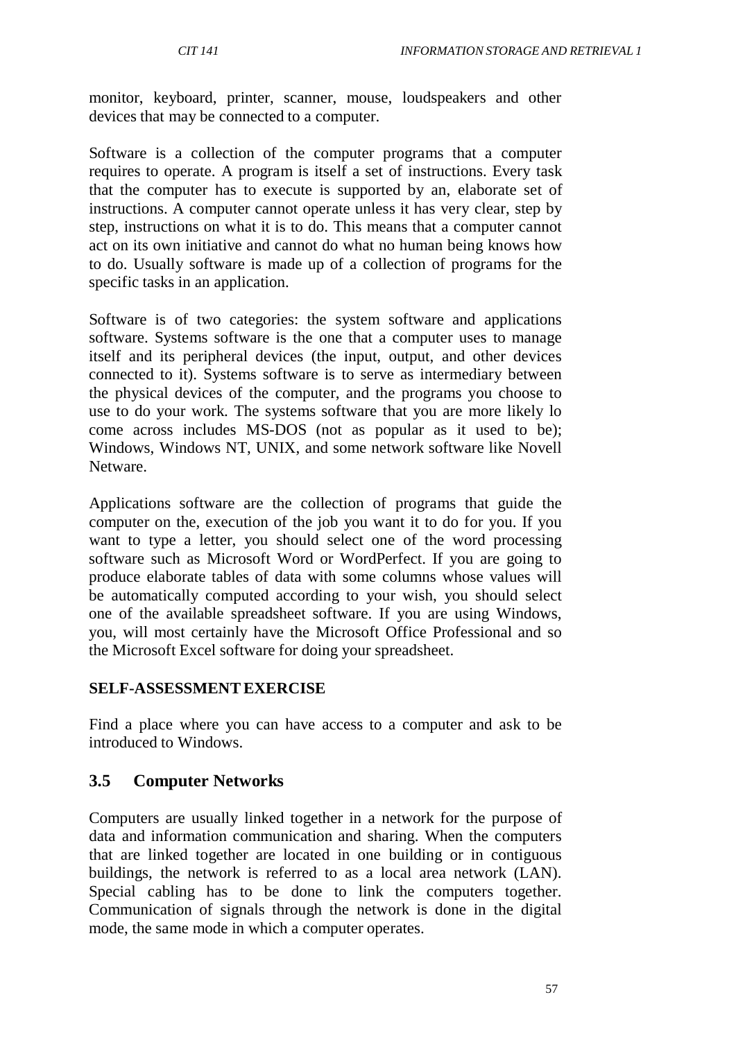monitor, keyboard, printer, scanner, mouse, loudspeakers and other devices that may be connected to a computer.

Software is a collection of the computer programs that a computer requires to operate. A program is itself a set of instructions. Every task that the computer has to execute is supported by an, elaborate set of instructions. A computer cannot operate unless it has very clear, step by step, instructions on what it is to do. This means that a computer cannot act on its own initiative and cannot do what no human being knows how to do. Usually software is made up of a collection of programs for the specific tasks in an application.

Software is of two categories: the system software and applications software. Systems software is the one that a computer uses to manage itself and its peripheral devices (the input, output, and other devices connected to it). Systems software is to serve as intermediary between the physical devices of the computer, and the programs you choose to use to do your work. The systems software that you are more likely lo come across includes MS-DOS (not as popular as it used to be); Windows, Windows NT, UNIX, and some network software like Novell Netware.

Applications software are the collection of programs that guide the computer on the, execution of the job you want it to do for you. If you want to type a letter, you should select one of the word processing software such as Microsoft Word or WordPerfect. If you are going to produce elaborate tables of data with some columns whose values will be automatically computed according to your wish, you should select one of the available spreadsheet software. If you are using Windows, you, will most certainly have the Microsoft Office Professional and so the Microsoft Excel software for doing your spreadsheet.

**SELF-ASSESSMENT EXERCISE**

Find a place where you can have access to a computer and ask to be introduced to Windows.

## 3.5 Computer Networks

Computers are usually linked together in a network for the purpose of data and information communication and sharing. When the computers that are linked together are located in one building or in contiguous buildings, the network is referred to as a local area network (LAN). Special cabling has to be done to link the computers together. Communication of signals through the network is done in the digital mode, the same mode in which a computer operates.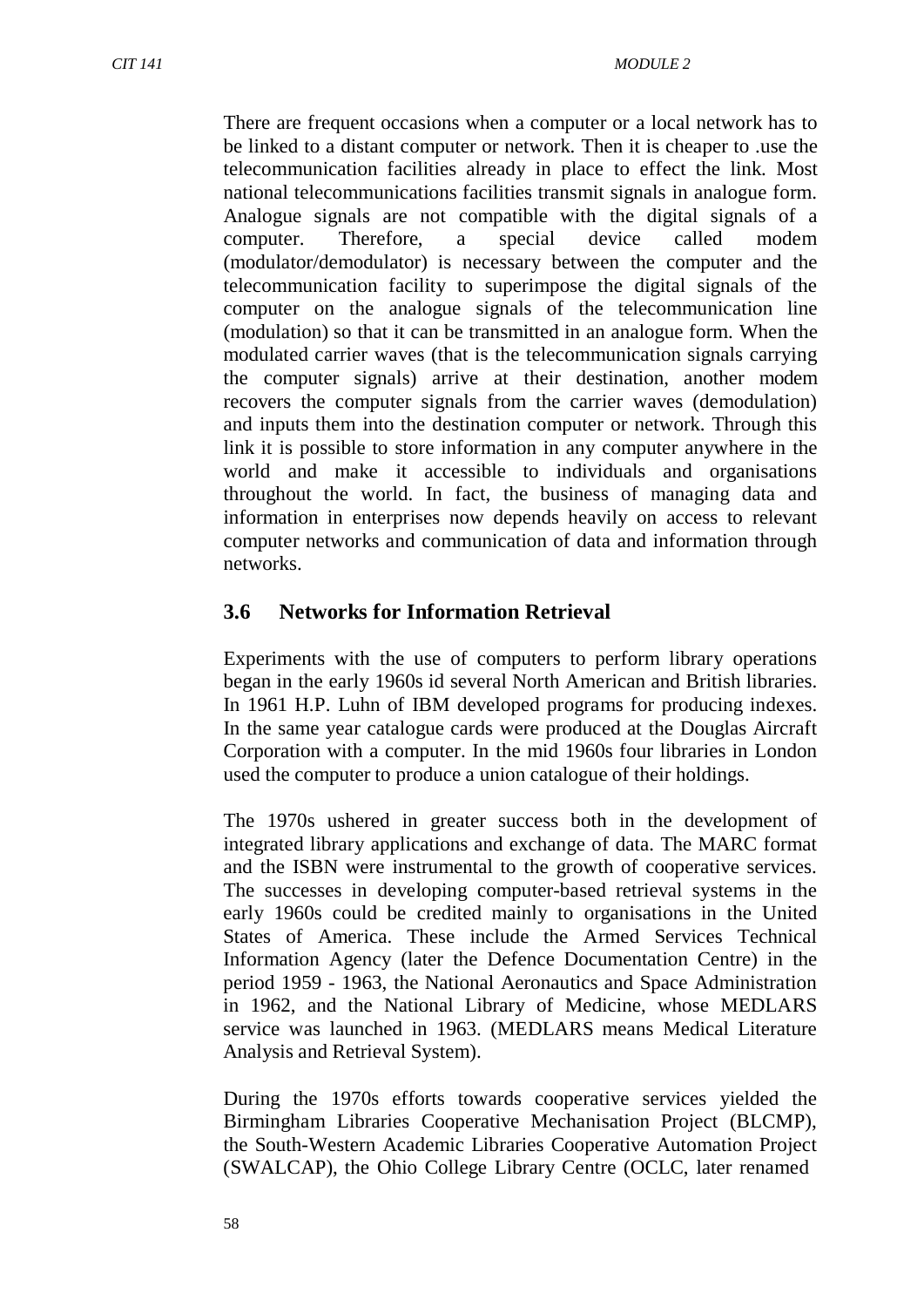There are frequent occasions when a computer or a local network has to be linked to a distant computer or network. Then it is cheaper to .use the telecommunication facilities already in place to effect the link. Most national telecommunications facilities transmit signals in analogue form. Analogue signals are not compatible with the digital signals of a computer. Therefore, a special device called modem (modulator/demodulator) is necessary between the computer and the telecommunication facility to superimpose the digital signals of the computer on the analogue signals of the telecommunication line (modulation) so that it can be transmitted in an analogue form. When the modulated carrier waves (that is the telecommunication signals carrying the computer signals) arrive at their destination, another modem recovers the computer signals from the carrier waves (demodulation) and inputs them into the destination computer or network. Through this link it is possible to store information in any computer anywhere in the world and make it accessible to individuals and organisations throughout the world. In fact, the business of managing data and information in enterprises now depends heavily on access to relevant computer networks and communication of data and information through networks.

## 3.6 Networks for Information Retrieval

Experiments with the use of computers to perform library operations began in the early 1960s id several North American and British libraries. In 1961 H.P. Luhn of IBM developed programs for producing indexes. In the same year catalogue cards were produced at the Douglas Aircraft Corporation with a computer. In the mid 1960s four libraries in London used the computer to produce a union catalogue of their holdings.

The 1970s ushered in greater success both in the development of integrated library applications and exchange of data. The MARC format and the ISBN were instrumental to the growth of cooperative services. The successes in developing computer-based retrieval systems in the early 1960s could be credited mainly to organisations in the United States of America. These include the Armed Services Technical Information Agency (later the Defence Documentation Centre) in the period 1959 - 1963, the National Aeronautics and Space Administration in 1962, and the National Library of Medicine, whose MEDLARS service was launched in 1963. (MEDLARS means Medical Literature Analysis and Retrieval System).

During the 1970s efforts towards cooperative services yielded the Birmingham Libraries Cooperative Mechanisation Project (BLCMP), the South-Western Academic Libraries Cooperative Automation Project (SWALCAP), the Ohio College Library Centre (OCLC, later renamed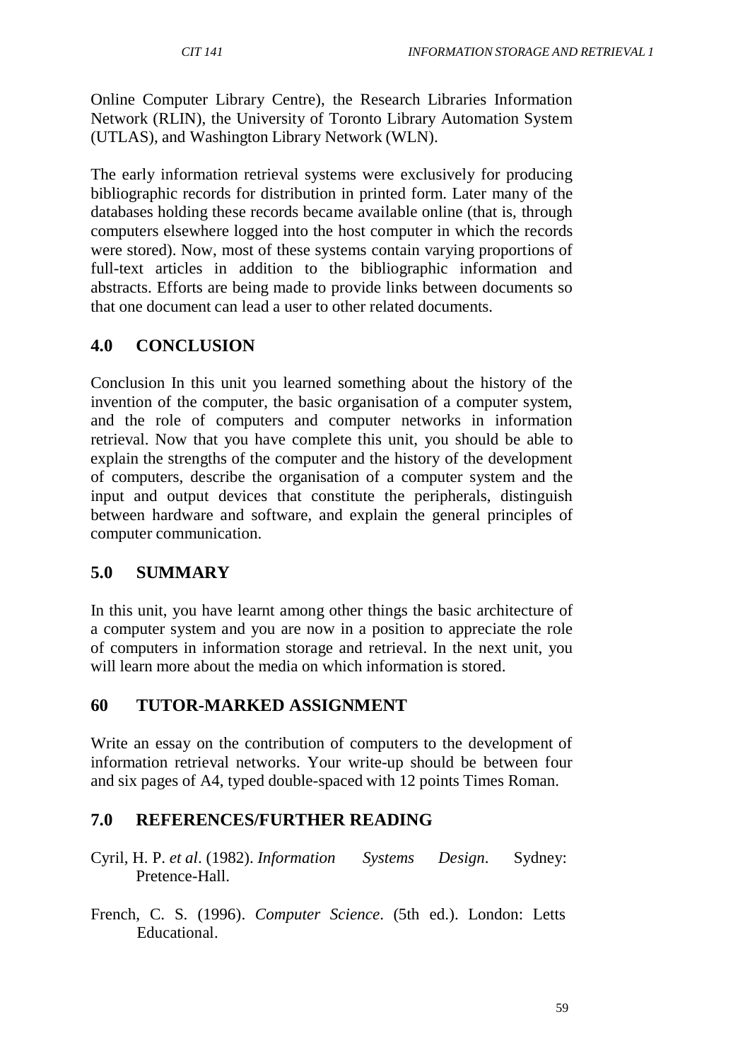Online Computer Library Centre), the Research Libraries Information Network (RLIN), the University of Toronto Library Automation System (UTLAS), and Washington Library Network (WLN).

The early information retrieval systems were exclusively for producing bibliographic records for distribution in printed form. Later many of the databases holding these records became available online (that is, through computers elsewhere logged into the host computer in which the records were stored). Now, most of these systems contain varying proportions of full-text articles in addition to the bibliographic information and abstracts. Efforts are being made to provide links between documents so that one document can lead a user to other related documents.

## 4.0 CONCLUSION

Conclusion In this unit you learned something about the history of the invention of the computer, the basic organisation of a computer system, and the role of computers and computer networks in information retrieval. Now that you have complete this unit, you should be able to explain the strengths of the computer and the history of the development of computers, describe the organisation of a computer system and the input and output devices that constitute the peripherals, distinguish between hardware and software, and explain the general principles of computer communication.

## 5.0 SUMMARY

In this unit, you have learnt among other things the basic architecture of a computer system and you are now in a position to appreciate the role of computers in information storage and retrieval. In the next unit, you will learn more about the media on which information is stored.

## 60 TUTOR-MARKED ASSIGNMENT

Write an essay on the contribution of computers to the development of information retrieval networks. Your write-up should be between four and six pages of A4, typed double-spaced with 12 points Times Roman.

## 7.0 REFERENCES/FURTHER READING

Cyril, H. P. *et al*. (1982). *Information Systems Design*. Sydney: Pretence-Hall.

French, C. S. (1996). *Computer Science*. (5th ed.). London: Letts Educational.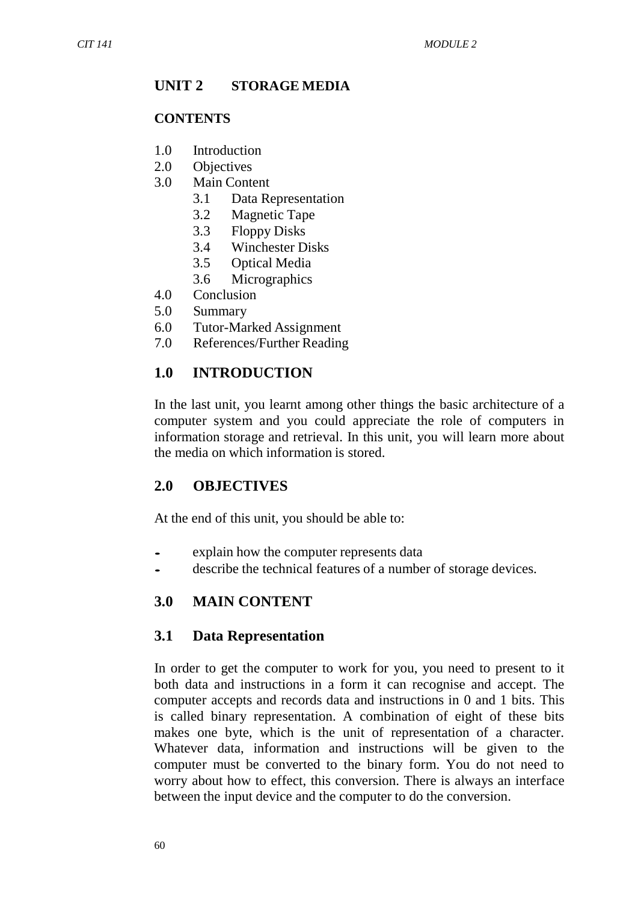## UNIT 2 STORAGE MEDIA

**CONTENTS**

1.0 Introduction
2.0 Objectives
3.0 Main Content
    3.1 Data Representation
    3.2 Magnetic Tape
    3.3 Floppy Disks
    3.4 Winchester Disks
    3.5 Optical Media
    3.6 Micrographics
4.0 Conclusion
5.0 Summary
6.0 Tutor-Marked Assignment
7.0 References/Further Reading

## 1.0 INTRODUCTION

In the last unit, you learnt among other things the basic architecture of a computer system and you could appreciate the role of computers in information storage and retrieval. In this unit, you will learn more about the media on which information is stored.

## 2.0 OBJECTIVES

At the end of this unit, you should be able to:

- explain how the computer represents data
- describe the technical features of a number of storage devices.

## 3.0 MAIN CONTENT

### 3.1 Data Representation

In order to get the computer to work for you, you need to present to it both data and instructions in a form it can recognise and accept. The computer accepts and records data and instructions in 0 and 1 bits. This is called binary representation. A combination of eight of these bits makes one byte, which is the unit of representation of a character. Whatever data, information and instructions will be given to the computer must be converted to the binary form. You do not need to worry about how to effect, this conversion. There is always an interface between the input device and the computer to do the conversion.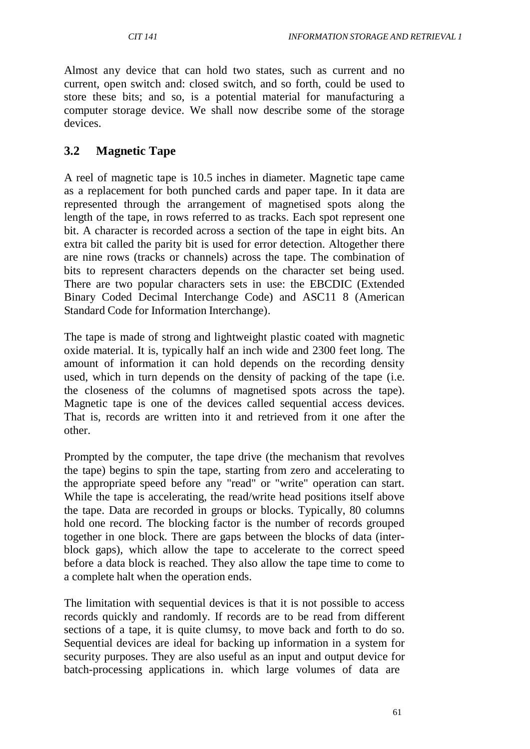Almost any device that can hold two states, such as current and no current, open switch and: closed switch, and so forth, could be used to store these bits; and so, is a potential material for manufacturing a computer storage device. We shall now describe some of the storage devices.

## 3.2 Magnetic Tape

A reel of magnetic tape is 10.5 inches in diameter. Magnetic tape came as a replacement for both punched cards and paper tape. In it data are represented through the arrangement of magnetised spots along the length of the tape, in rows referred to as tracks. Each spot represent one bit. A character is recorded across a section of the tape in eight bits. An extra bit called the parity bit is used for error detection. Altogether there are nine rows (tracks or channels) across the tape. The combination of bits to represent characters depends on the character set being used. There are two popular characters sets in use: the EBCDIC (Extended Binary Coded Decimal Interchange Code) and ASC11 8 (American Standard Code for Information Interchange).

The tape is made of strong and lightweight plastic coated with magnetic oxide material. It is, typically half an inch wide and 2300 feet long. The amount of information it can hold depends on the recording density used, which in turn depends on the density of packing of the tape (i.e. the closeness of the columns of magnetised spots across the tape). Magnetic tape is one of the devices called sequential access devices. That is, records are written into it and retrieved from it one after the other.

Prompted by the computer, the tape drive (the mechanism that revolves the tape) begins to spin the tape, starting from zero and accelerating to the appropriate speed before any "read" or "write" operation can start. While the tape is accelerating, the read/write head positions itself above the tape. Data are recorded in groups or blocks. Typically, 80 columns hold one record. The blocking factor is the number of records grouped together in one block. There are gaps between the blocks of data (inter-block gaps), which allow the tape to accelerate to the correct speed before a data block is reached. They also allow the tape time to come to a complete halt when the operation ends.

The limitation with sequential devices is that it is not possible to access records quickly and randomly. If records are to be read from different sections of a tape, it is quite clumsy, to move back and forth to do so. Sequential devices are ideal for backing up information in a system for security purposes. They are also useful as an input and output device for batch-processing applications in. which large volumes of data are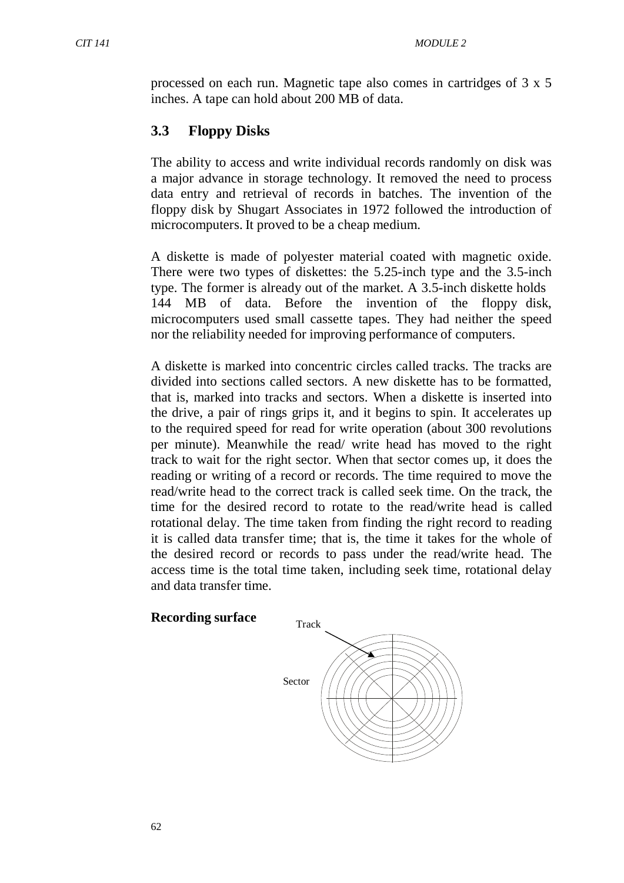processed on each run. Magnetic tape also comes in cartridges of 3 x 5 inches. A tape can hold about 200 MB of data.

## 3.3 Floppy Disks

The ability to access and write individual records randomly on disk was a major advance in storage technology. It removed the need to process data entry and retrieval of records in batches. The invention of the floppy disk by Shugart Associates in 1972 followed the introduction of microcomputers. It proved to be a cheap medium.

A diskette is made of polyester material coated with magnetic oxide. There were two types of diskettes: the 5.25-inch type and the 3.5-inch type. The former is already out of the market. A 3.5-inch diskette holds 144 MB of data. Before the invention of the floppy disk, microcomputers used small cassette tapes. They had neither the speed nor the reliability needed for improving performance of computers.

A diskette is marked into concentric circles called tracks. The tracks are divided into sections called sectors. A new diskette has to be formatted, that is, marked into tracks and sectors. When a diskette is inserted into the drive, a pair of rings grips it, and it begins to spin. It accelerates up to the required speed for read for write operation (about 300 revolutions per minute). Meanwhile the read/ write head has moved to the right track to wait for the right sector. When that sector comes up, it does the reading or writing of a record or records. The time required to move the read/write head to the correct track is called seek time. On the track, the time for the desired record to rotate to the read/write head is called rotational delay. The time taken from finding the right record to reading it is called data transfer time; that is, the time it takes for the whole of the desired record or records to pass under the read/write head. The access time is the total time taken, including seek time, rotational delay and data transfer time.

**Recording surface**

Track

Sector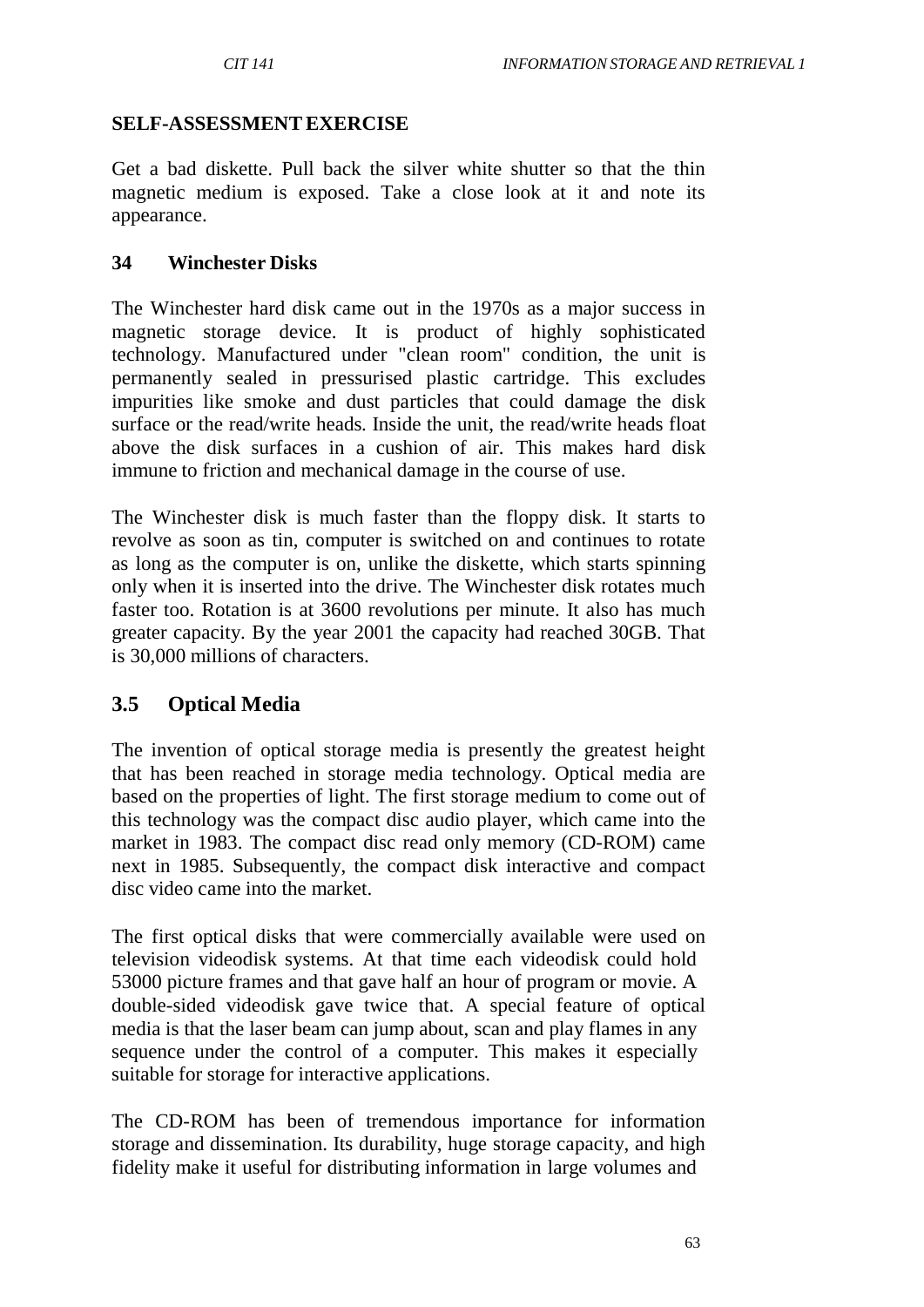**SELF-ASSESSMENT EXERCISE**

Get a bad diskette. Pull back the silver white shutter so that the thin magnetic medium is exposed. Take a close look at it and note its appearance.

**34 Winchester Disks**

The Winchester hard disk came out in the 1970s as a major success in magnetic storage device. It is product of highly sophisticated technology. Manufactured under "clean room" condition, the unit is permanently sealed in pressurised plastic cartridge. This excludes impurities like smoke and dust particles that could damage the disk surface or the read/write heads. Inside the unit, the read/write heads float above the disk surfaces in a cushion of air. This makes hard disk immune to friction and mechanical damage in the course of use.

The Winchester disk is much faster than the floppy disk. It starts to revolve as soon as tin, computer is switched on and continues to rotate as long as the computer is on, unlike the diskette, which starts spinning only when it is inserted into the drive. The Winchester disk rotates much faster too. Rotation is at 3600 revolutions per minute. It also has much greater capacity. By the year 2001 the capacity had reached 30GB. That is 30,000 millions of characters.

## 3.5 Optical Media

The invention of optical storage media is presently the greatest height that has been reached in storage media technology. Optical media are based on the properties of light. The first storage medium to come out of this technology was the compact disc audio player, which came into the market in 1983. The compact disc read only memory (CD-ROM) came next in 1985. Subsequently, the compact disk interactive and compact disc video came into the market.

The first optical disks that were commercially available were used on television videodisk systems. At that time each videodisk could hold 53000 picture frames and that gave half an hour of program or movie. A double-sided videodisk gave twice that. A special feature of optical media is that the laser beam can jump about, scan and play flames in any sequence under the control of a computer. This makes it especially suitable for storage for interactive applications.

The CD-ROM has been of tremendous importance for information storage and dissemination. Its durability, huge storage capacity, and high fidelity make it useful for distributing information in large volumes and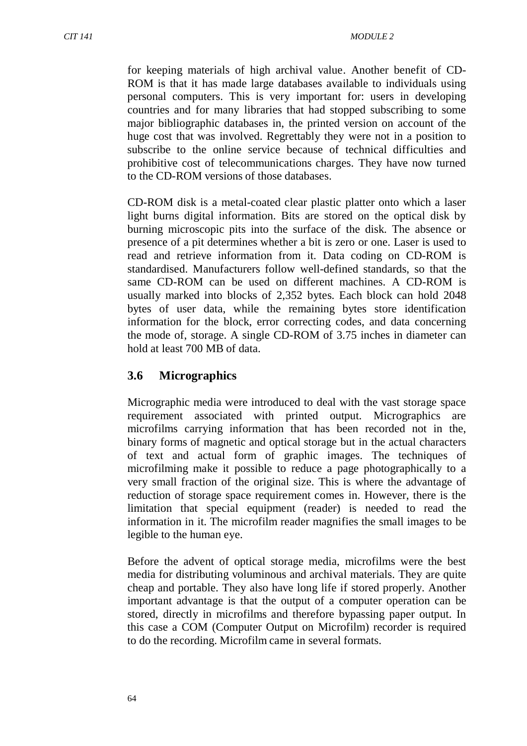for keeping materials of high archival value. Another benefit of CD-ROM is that it has made large databases available to individuals using personal computers. This is very important for: users in developing countries and for many libraries that had stopped subscribing to some major bibliographic databases in, the printed version on account of the huge cost that was involved. Regrettably they were not in a position to subscribe to the online service because of technical difficulties and prohibitive cost of telecommunications charges. They have now turned to the CD-ROM versions of those databases.

CD-ROM disk is a metal-coated clear plastic platter onto which a laser light burns digital information. Bits are stored on the optical disk by burning microscopic pits into the surface of the disk. The absence or presence of a pit determines whether a bit is zero or one. Laser is used to read and retrieve information from it. Data coding on CD-ROM is standardised. Manufacturers follow well-defined standards, so that the same CD-ROM can be used on different machines. A CD-ROM is usually marked into blocks of 2,352 bytes. Each block can hold 2048 bytes of user data, while the remaining bytes store identification information for the block, error correcting codes, and data concerning the mode of, storage. A single CD-ROM of 3.75 inches in diameter can hold at least 700 MB of data.

## 3.6 Micrographics

Micrographic media were introduced to deal with the vast storage space requirement associated with printed output. Micrographics are microfilms carrying information that has been recorded not in the, binary forms of magnetic and optical storage but in the actual characters of text and actual form of graphic images. The techniques of microfilming make it possible to reduce a page photographically to a very small fraction of the original size. This is where the advantage of reduction of storage space requirement comes in. However, there is the limitation that special equipment (reader) is needed to read the information in it. The microfilm reader magnifies the small images to be legible to the human eye.

Before the advent of optical storage media, microfilms were the best media for distributing voluminous and archival materials. They are quite cheap and portable. They also have long life if stored properly. Another important advantage is that the output of a computer operation can be stored, directly in microfilms and therefore bypassing paper output. In this case a COM (Computer Output on Microfilm) recorder is required to do the recording. Microfilm came in several formats.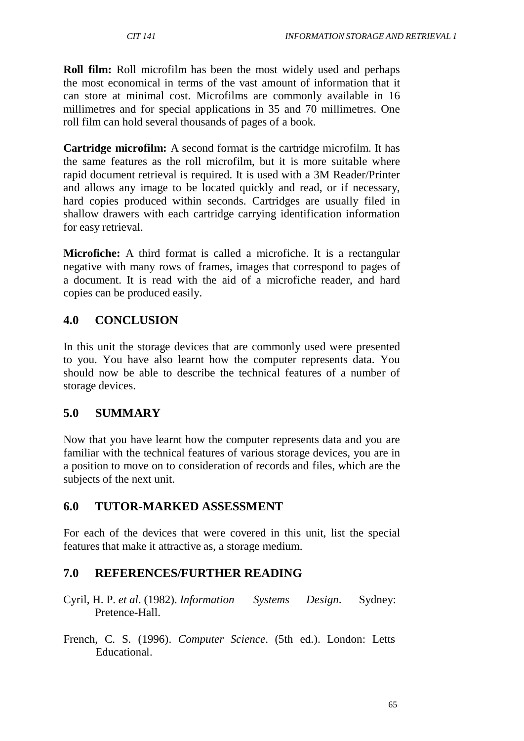**Roll film:** Roll microfilm has been the most widely used and perhaps the most economical in terms of the vast amount of information that it can store at minimal cost. Microfilms are commonly available in 16 millimetres and for special applications in 35 and 70 millimetres. One roll film can hold several thousands of pages of a book.

**Cartridge microfilm:** A second format is the cartridge microfilm. It has the same features as the roll microfilm, but it is more suitable where rapid document retrieval is required. It is used with a 3M Reader/Printer and allows any image to be located quickly and read, or if necessary, hard copies produced within seconds. Cartridges are usually filed in shallow drawers with each cartridge carrying identification information for easy retrieval.

**Microfiche:** A third format is called a microfiche. It is a rectangular negative with many rows of frames, images that correspond to pages of a document. It is read with the aid of a microfiche reader, and hard copies can be produced easily.

## 4.0 CONCLUSION

In this unit the storage devices that are commonly used were presented to you. You have also learnt how the computer represents data. You should now be able to describe the technical features of a number of storage devices.

## 5.0 SUMMARY

Now that you have learnt how the computer represents data and you are familiar with the technical features of various storage devices, you are in a position to move on to consideration of records and files, which are the subjects of the next unit.

## 6.0 TUTOR-MARKED ASSESSMENT

For each of the devices that were covered in this unit, list the special features that make it attractive as, a storage medium.

## 7.0 REFERENCES/FURTHER READING

Cyril, H. P. *et al*. (1982). *Information Systems Design*. Sydney: Pretence-Hall.

French, C. S. (1996). *Computer Science*. (5th ed.). London: Letts Educational.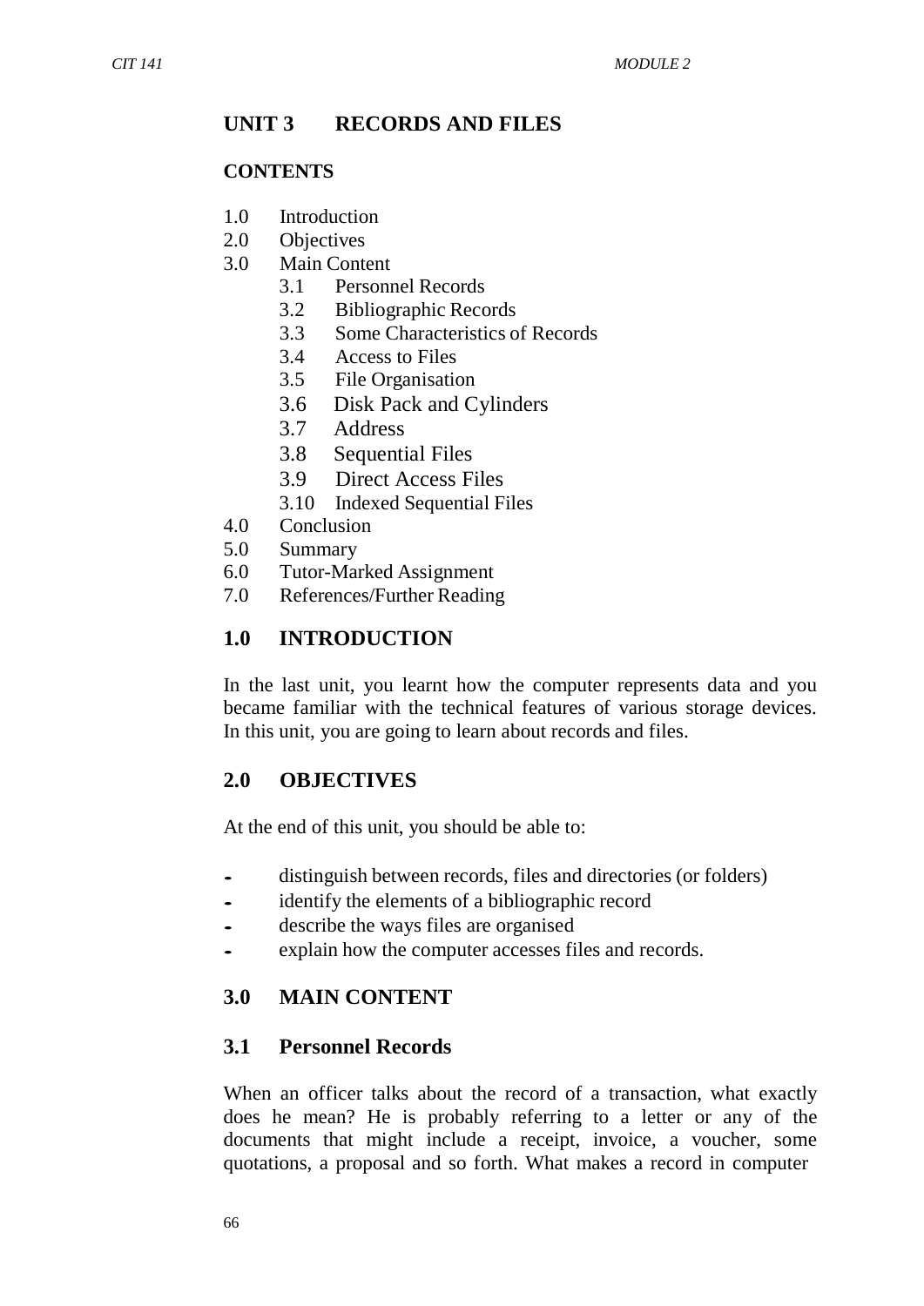## UNIT 3 RECORDS AND FILES

### CONTENTS

1.0 Introduction
2.0 Objectives
3.0 Main Content
   3.1 Personnel Records
   3.2 Bibliographic Records
   3.3 Some Characteristics of Records
   3.4 Access to Files
   3.5 File Organisation
   3.6 Disk Pack and Cylinders
   3.7 Address
   3.8 Sequential Files
   3.9 Direct Access Files
   3.10 Indexed Sequential Files
4.0 Conclusion
5.0 Summary
6.0 Tutor-Marked Assignment
7.0 References/Further Reading

## 1.0 INTRODUCTION

In the last unit, you learnt how the computer represents data and you became familiar with the technical features of various storage devices. In this unit, you are going to learn about records and files.

## 2.0 OBJECTIVES

At the end of this unit, you should be able to:

- distinguish between records, files and directories (or folders)
- identify the elements of a bibliographic record
- describe the ways files are organised
- explain how the computer accesses files and records.

## 3.0 MAIN CONTENT

### 3.1 Personnel Records

When an officer talks about the record of a transaction, what exactly does he mean? He is probably referring to a letter or any of the documents that might include a receipt, invoice, a voucher, some quotations, a proposal and so forth. What makes a record in computer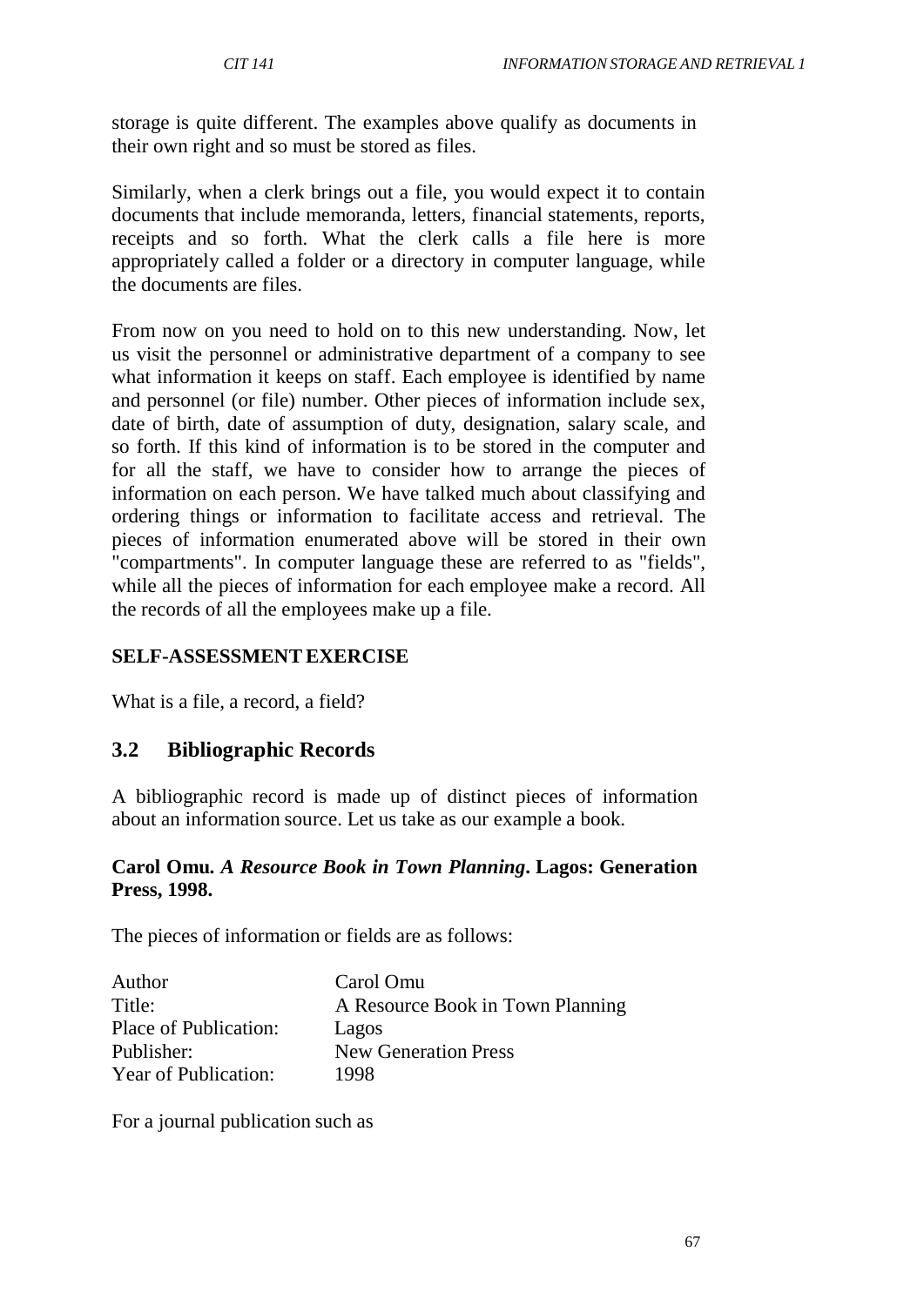storage is quite different. The examples above qualify as documents in their own right and so must be stored as files.

Similarly, when a clerk brings out a file, you would expect it to contain documents that include memoranda, letters, financial statements, reports, receipts and so forth. What the clerk calls a file here is more appropriately called a folder or a directory in computer language, while the documents are files.

From now on you need to hold on to this new understanding. Now, let us visit the personnel or administrative department of a company to see what information it keeps on staff. Each employee is identified by name and personnel (or file) number. Other pieces of information include sex, date of birth, date of assumption of duty, designation, salary scale, and so forth. If this kind of information is to be stored in the computer and for all the staff, we have to consider how to arrange the pieces of information on each person. We have talked much about classifying and ordering things or information to facilitate access and retrieval. The pieces of information enumerated above will be stored in their own "compartments". In computer language these are referred to as "fields", while all the pieces of information for each employee make a record. All the records of all the employees make up a file.

**SELF-ASSESSMENT EXERCISE**

What is a file, a record, a field?

## 3.2 Bibliographic Records

A bibliographic record is made up of distinct pieces of information about an information source. Let us take as our example a book.

**Carol Omu. *A Resource Book in Town Planning*. Lagos: Generation Press, 1998.**

The pieces of information or fields are as follows:

| | |
|---|---|
| Author | Carol Omu |
| Title: | A Resource Book in Town Planning |
| Place of Publication: | Lagos |
| Publisher: | New Generation Press |
| Year of Publication: | 1998 |

For a journal publication such as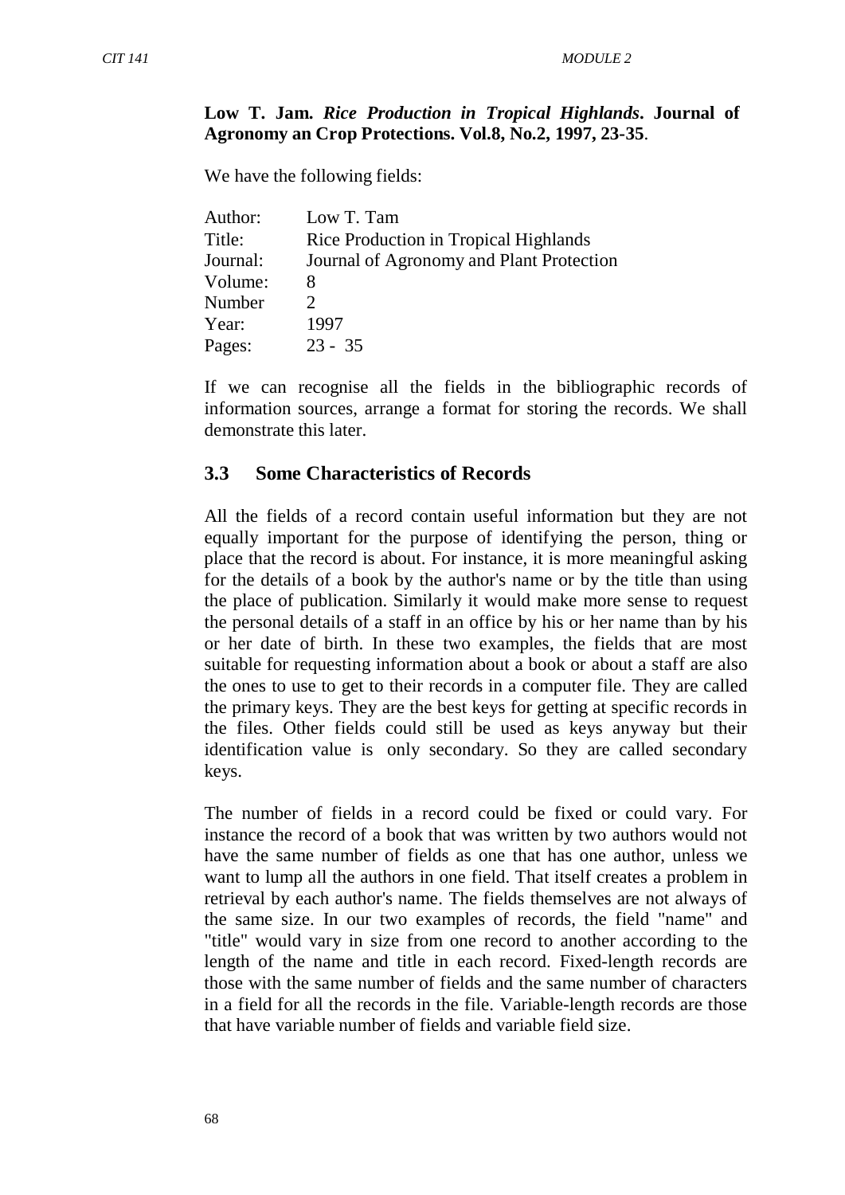**Low T. Jam.** ***Rice Production in Tropical Highlands*****. Journal of Agronomy an Crop Protections. Vol.8, No.2, 1997, 23-35**.

We have the following fields:

| | |
|---|---|
| Author: | Low T. Tam |
| Title: | Rice Production in Tropical Highlands |
| Journal: | Journal of Agronomy and Plant Protection |
| Volume: | 8 |
| Number | 2 |
| Year: | 1997 |
| Pages: | 23 - 35 |

If we can recognise all the fields in the bibliographic records of information sources, arrange a format for storing the records. We shall demonstrate this later.

### 3.3 Some Characteristics of Records

All the fields of a record contain useful information but they are not equally important for the purpose of identifying the person, thing or place that the record is about. For instance, it is more meaningful asking for the details of a book by the author's name or by the title than using the place of publication. Similarly it would make more sense to request the personal details of a staff in an office by his or her name than by his or her date of birth. In these two examples, the fields that are most suitable for requesting information about a book or about a staff are also the ones to use to get to their records in a computer file. They are called the primary keys. They are the best keys for getting at specific records in the files. Other fields could still be used as keys anyway but their identification value is only secondary. So they are called secondary keys.

The number of fields in a record could be fixed or could vary. For instance the record of a book that was written by two authors would not have the same number of fields as one that has one author, unless we want to lump all the authors in one field. That itself creates a problem in retrieval by each author's name. The fields themselves are not always of the same size. In our two examples of records, the field "name" and "title" would vary in size from one record to another according to the length of the name and title in each record. Fixed-length records are those with the same number of fields and the same number of characters in a field for all the records in the file. Variable-length records are those that have variable number of fields and variable field size.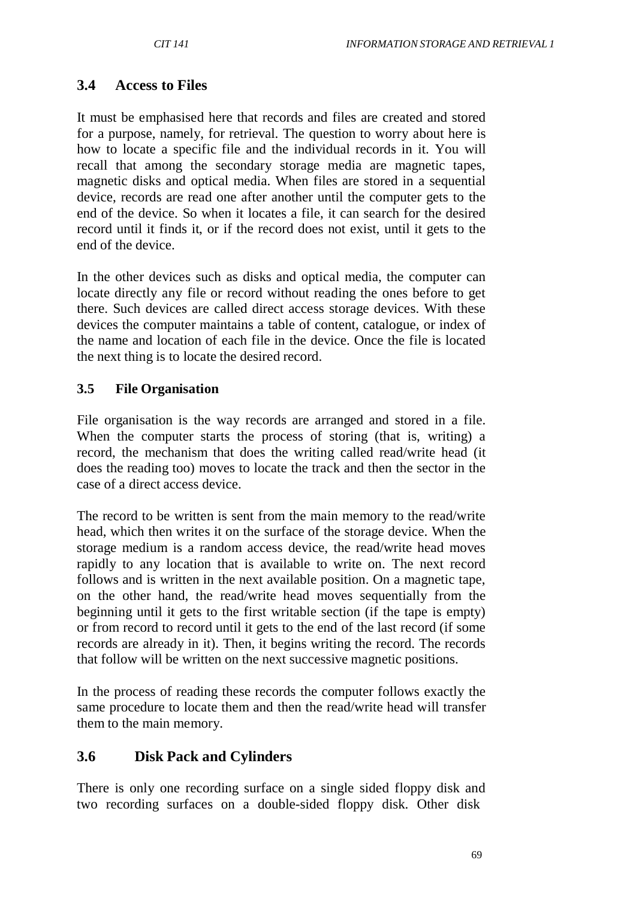### 3.4 Access to Files

It must be emphasised here that records and files are created and stored for a purpose, namely, for retrieval. The question to worry about here is how to locate a specific file and the individual records in it. You will recall that among the secondary storage media are magnetic tapes, magnetic disks and optical media. When files are stored in a sequential device, records are read one after another until the computer gets to the end of the device. So when it locates a file, it can search for the desired record until it finds it, or if the record does not exist, until it gets to the end of the device.

In the other devices such as disks and optical media, the computer can locate directly any file or record without reading the ones before to get there. Such devices are called direct access storage devices. With these devices the computer maintains a table of content, catalogue, or index of the name and location of each file in the device. Once the file is located the next thing is to locate the desired record.

### 3.5 File Organisation

File organisation is the way records are arranged and stored in a file. When the computer starts the process of storing (that is, writing) a record, the mechanism that does the writing called read/write head (it does the reading too) moves to locate the track and then the sector in the case of a direct access device.

The record to be written is sent from the main memory to the read/write head, which then writes it on the surface of the storage device. When the storage medium is a random access device, the read/write head moves rapidly to any location that is available to write on. The next record follows and is written in the next available position. On a magnetic tape, on the other hand, the read/write head moves sequentially from the beginning until it gets to the first writable section (if the tape is empty) or from record to record until it gets to the end of the last record (if some records are already in it). Then, it begins writing the record. The records that follow will be written on the next successive magnetic positions.

In the process of reading these records the computer follows exactly the same procedure to locate them and then the read/write head will transfer them to the main memory.

### 3.6 Disk Pack and Cylinders

There is only one recording surface on a single sided floppy disk and two recording surfaces on a double-sided floppy disk. Other disk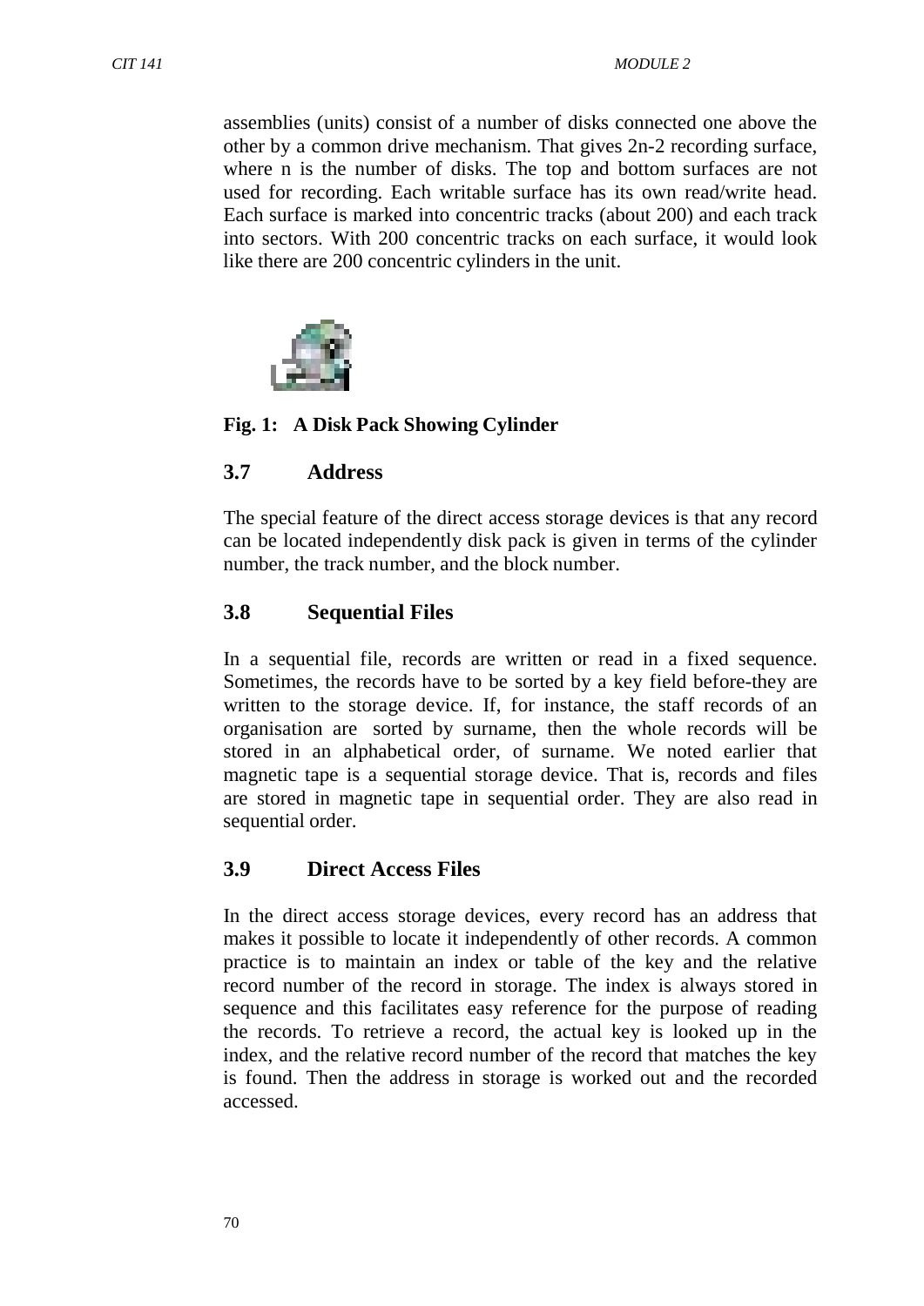assemblies (units) consist of a number of disks connected one above the other by a common drive mechanism. That gives 2n-2 recording surface, where n is the number of disks. The top and bottom surfaces are not used for recording. Each writable surface has its own read/write head. Each surface is marked into concentric tracks (about 200) and each track into sectors. With 200 concentric tracks on each surface, it would look like there are 200 concentric cylinders in the unit.

**Fig. 1: A Disk Pack Showing Cylinder**

### 3.7 Address

The special feature of the direct access storage devices is that any record can be located independently disk pack is given in terms of the cylinder number, the track number, and the block number.

### 3.8 Sequential Files

In a sequential file, records are written or read in a fixed sequence. Sometimes, the records have to be sorted by a key field before-they are written to the storage device. If, for instance, the staff records of an organisation are sorted by surname, then the whole records will be stored in an alphabetical order, of surname. We noted earlier that magnetic tape is a sequential storage device. That is, records and files are stored in magnetic tape in sequential order. They are also read in sequential order.

### 3.9 Direct Access Files

In the direct access storage devices, every record has an address that makes it possible to locate it independently of other records. A common practice is to maintain an index or table of the key and the relative record number of the record in storage. The index is always stored in sequence and this facilitates easy reference for the purpose of reading the records. To retrieve a record, the actual key is looked up in the index, and the relative record number of the record that matches the key is found. Then the address in storage is worked out and the recorded accessed.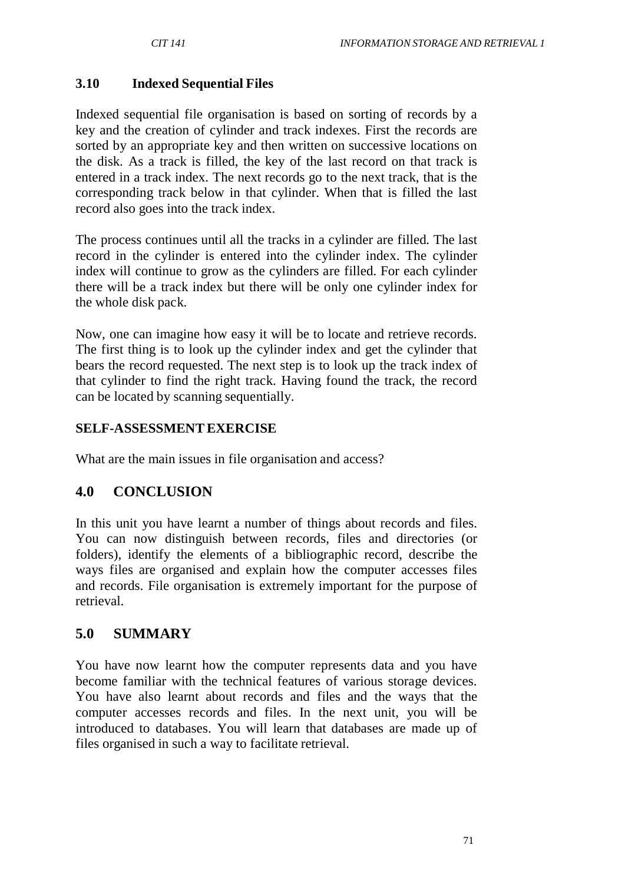### 3.10 Indexed Sequential Files

Indexed sequential file organisation is based on sorting of records by a key and the creation of cylinder and track indexes. First the records are sorted by an appropriate key and then written on successive locations on the disk. As a track is filled, the key of the last record on that track is entered in a track index. The next records go to the next track, that is the corresponding track below in that cylinder. When that is filled the last record also goes into the track index.

The process continues until all the tracks in a cylinder are filled. The last record in the cylinder is entered into the cylinder index. The cylinder index will continue to grow as the cylinders are filled. For each cylinder there will be a track index but there will be only one cylinder index for the whole disk pack.

Now, one can imagine how easy it will be to locate and retrieve records. The first thing is to look up the cylinder index and get the cylinder that bears the record requested. The next step is to look up the track index of that cylinder to find the right track. Having found the track, the record can be located by scanning sequentially.

**SELF-ASSESSMENT EXERCISE**

What are the main issues in file organisation and access?

## 4.0 CONCLUSION

In this unit you have learnt a number of things about records and files. You can now distinguish between records, files and directories (or folders), identify the elements of a bibliographic record, describe the ways files are organised and explain how the computer accesses files and records. File organisation is extremely important for the purpose of retrieval.

## 5.0 SUMMARY

You have now learnt how the computer represents data and you have become familiar with the technical features of various storage devices. You have also learnt about records and files and the ways that the computer accesses records and files. In the next unit, you will be introduced to databases. You will learn that databases are made up of files organised in such a way to facilitate retrieval.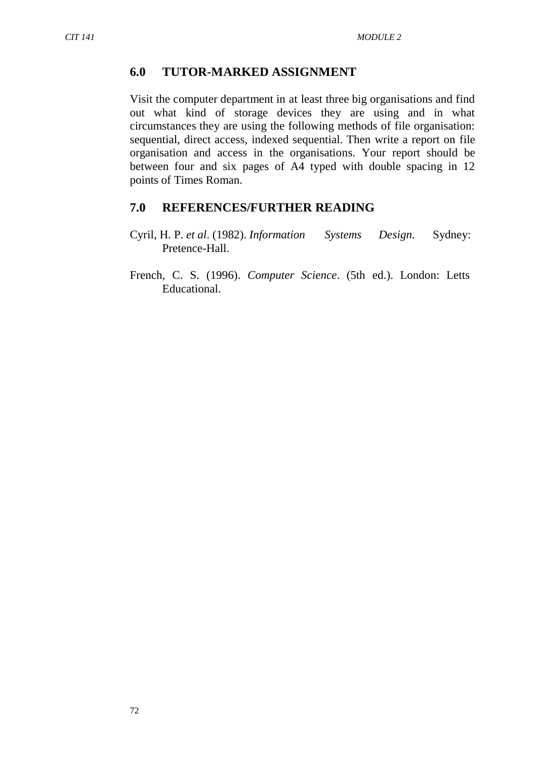## 6.0 TUTOR-MARKED ASSIGNMENT

Visit the computer department in at least three big organisations and find out what kind of storage devices they are using and in what circumstances they are using the following methods of file organisation: sequential, direct access, indexed sequential. Then write a report on file organisation and access in the organisations. Your report should be between four and six pages of A4 typed with double spacing in 12 points of Times Roman.

## 7.0 REFERENCES/FURTHER READING

Cyril, H. P. *et al*. (1982). *Information Systems Design*. Sydney: Pretence-Hall.

French, C. S. (1996). *Computer Science*. (5th ed.). London: Letts Educational.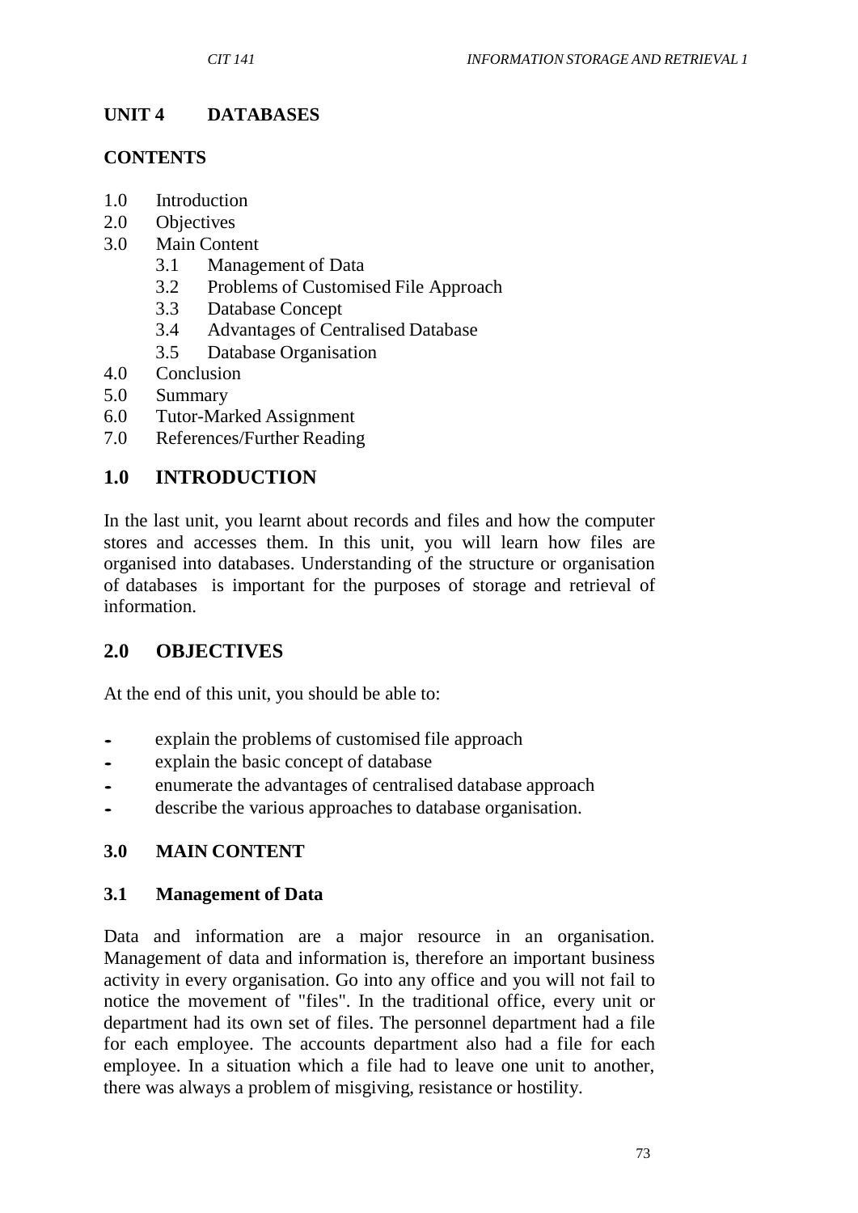## UNIT 4 DATABASES

### CONTENTS

1.0 Introduction
2.0 Objectives
3.0 Main Content
  3.1 Management of Data
  3.2 Problems of Customised File Approach
  3.3 Database Concept
  3.4 Advantages of Centralised Database
  3.5 Database Organisation
4.0 Conclusion
5.0 Summary
6.0 Tutor-Marked Assignment
7.0 References/Further Reading

## 1.0 INTRODUCTION

In the last unit, you learnt about records and files and how the computer stores and accesses them. In this unit, you will learn how files are organised into databases. Understanding of the structure or organisation of databases is important for the purposes of storage and retrieval of information.

## 2.0 OBJECTIVES

At the end of this unit, you should be able to:

- explain the problems of customised file approach
- explain the basic concept of database
- enumerate the advantages of centralised database approach
- describe the various approaches to database organisation.

## 3.0 MAIN CONTENT

### 3.1 Management of Data

Data and information are a major resource in an organisation. Management of data and information is, therefore an important business activity in every organisation. Go into any office and you will not fail to notice the movement of "files". In the traditional office, every unit or department had its own set of files. The personnel department had a file for each employee. The accounts department also had a file for each employee. In a situation which a file had to leave one unit to another, there was always a problem of misgiving, resistance or hostility.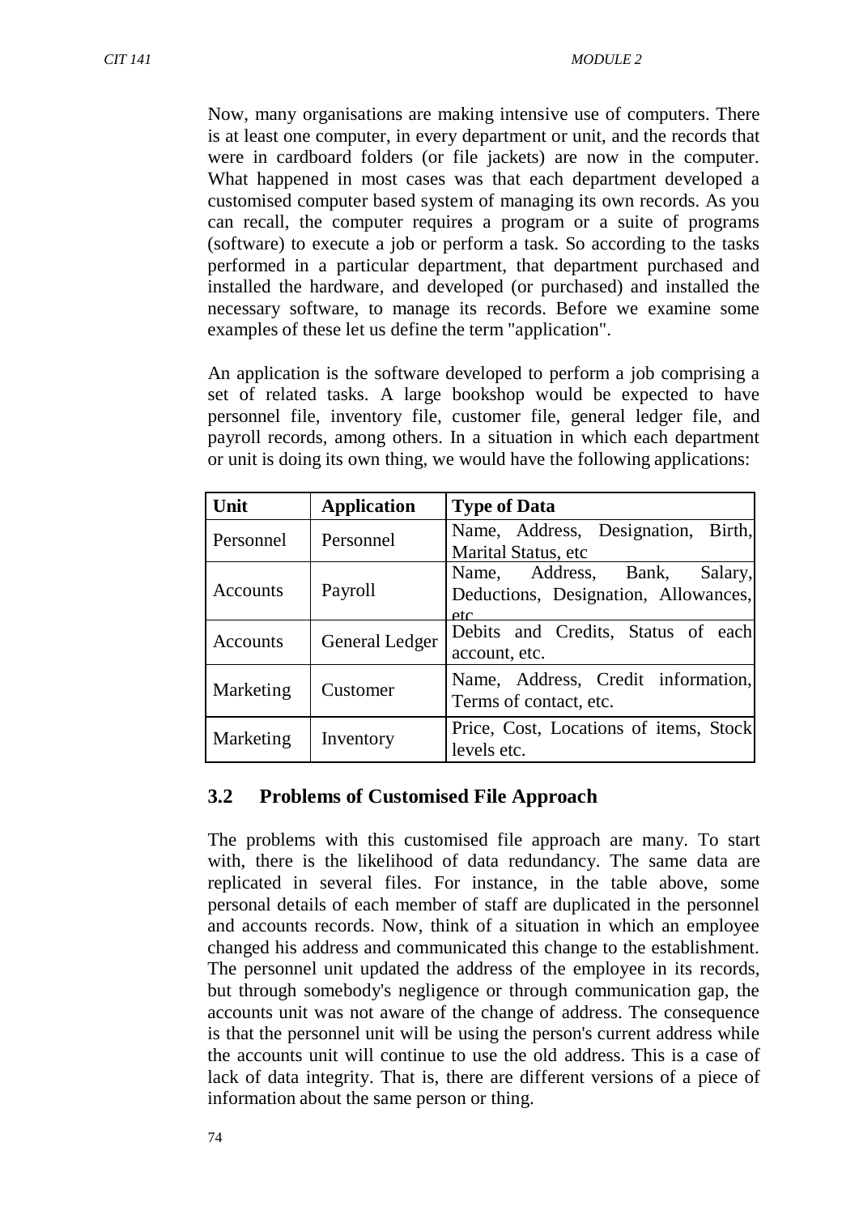Now, many organisations are making intensive use of computers. There is at least one computer, in every department or unit, and the records that were in cardboard folders (or file jackets) are now in the computer. What happened in most cases was that each department developed a customised computer based system of managing its own records. As you can recall, the computer requires a program or a suite of programs (software) to execute a job or perform a task. So according to the tasks performed in a particular department, that department purchased and installed the hardware, and developed (or purchased) and installed the necessary software, to manage its records. Before we examine some examples of these let us define the term "application".

An application is the software developed to perform a job comprising a set of related tasks. A large bookshop would be expected to have personnel file, inventory file, customer file, general ledger file, and payroll records, among others. In a situation in which each department or unit is doing its own thing, we would have the following applications:

| Unit | Application | Type of Data |
|---|---|---|
| Personnel | Personnel | Name, Address, Designation, Birth, Marital Status, etc |
| Accounts | Payroll | Name, Address, Bank, Salary, Deductions, Designation, Allowances, etc |
| Accounts | General Ledger | Debits and Credits, Status of each account, etc. |
| Marketing | Customer | Name, Address, Credit information, Terms of contact, etc. |
| Marketing | Inventory | Price, Cost, Locations of items, Stock levels etc. |

## 3.2 Problems of Customised File Approach

The problems with this customised file approach are many. To start with, there is the likelihood of data redundancy. The same data are replicated in several files. For instance, in the table above, some personal details of each member of staff are duplicated in the personnel and accounts records. Now, think of a situation in which an employee changed his address and communicated this change to the establishment. The personnel unit updated the address of the employee in its records, but through somebody's negligence or through communication gap, the accounts unit was not aware of the change of address. The consequence is that the personnel unit will be using the person's current address while the accounts unit will continue to use the old address. This is a case of lack of data integrity. That is, there are different versions of a piece of information about the same person or thing.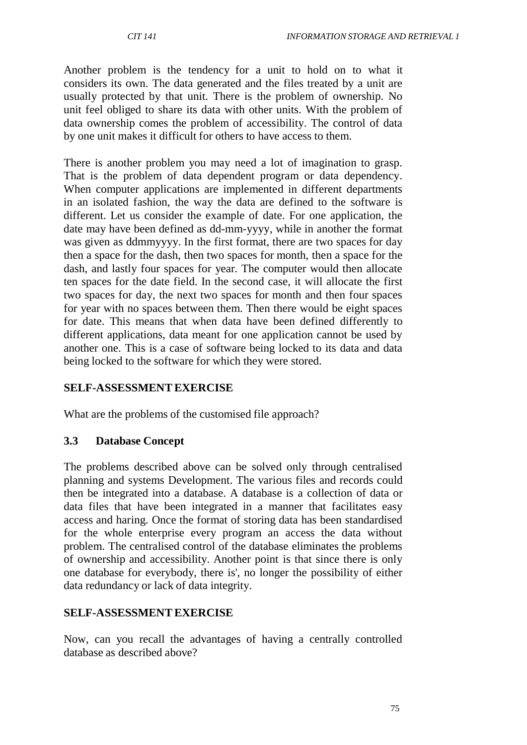Another problem is the tendency for a unit to hold on to what it considers its own. The data generated and the files treated by a unit are usually protected by that unit. There is the problem of ownership. No unit feel obliged to share its data with other units. With the problem of data ownership comes the problem of accessibility. The control of data by one unit makes it difficult for others to have access to them.

There is another problem you may need a lot of imagination to grasp. That is the problem of data dependent program or data dependency. When computer applications are implemented in different departments in an isolated fashion, the way the data are defined to the software is different. Let us consider the example of date. For one application, the date may have been defined as dd-mm-yyyy, while in another the format was given as ddmmyyyy. In the first format, there are two spaces for day then a space for the dash, then two spaces for month, then a space for the dash, and lastly four spaces for year. The computer would then allocate ten spaces for the date field. In the second case, it will allocate the first two spaces for day, the next two spaces for month and then four spaces for year with no spaces between them. Then there would be eight spaces for date. This means that when data have been defined differently to different applications, data meant for one application cannot be used by another one. This is a case of software being locked to its data and data being locked to the software for which they were stored.

**SELF-ASSESSMENT EXERCISE**

What are the problems of the customised file approach?

### 3.3 Database Concept

The problems described above can be solved only through centralised planning and systems Development. The various files and records could then be integrated into a database. A database is a collection of data or data files that have been integrated in a manner that facilitates easy access and haring. Once the format of storing data has been standardised for the whole enterprise every program an access the data without problem. The centralised control of the database eliminates the problems of ownership and accessibility. Another point is that since there is only one database for everybody, there is', no longer the possibility of either data redundancy or lack of data integrity.

**SELF-ASSESSMENT EXERCISE**

Now, can you recall the advantages of having a centrally controlled database as described above?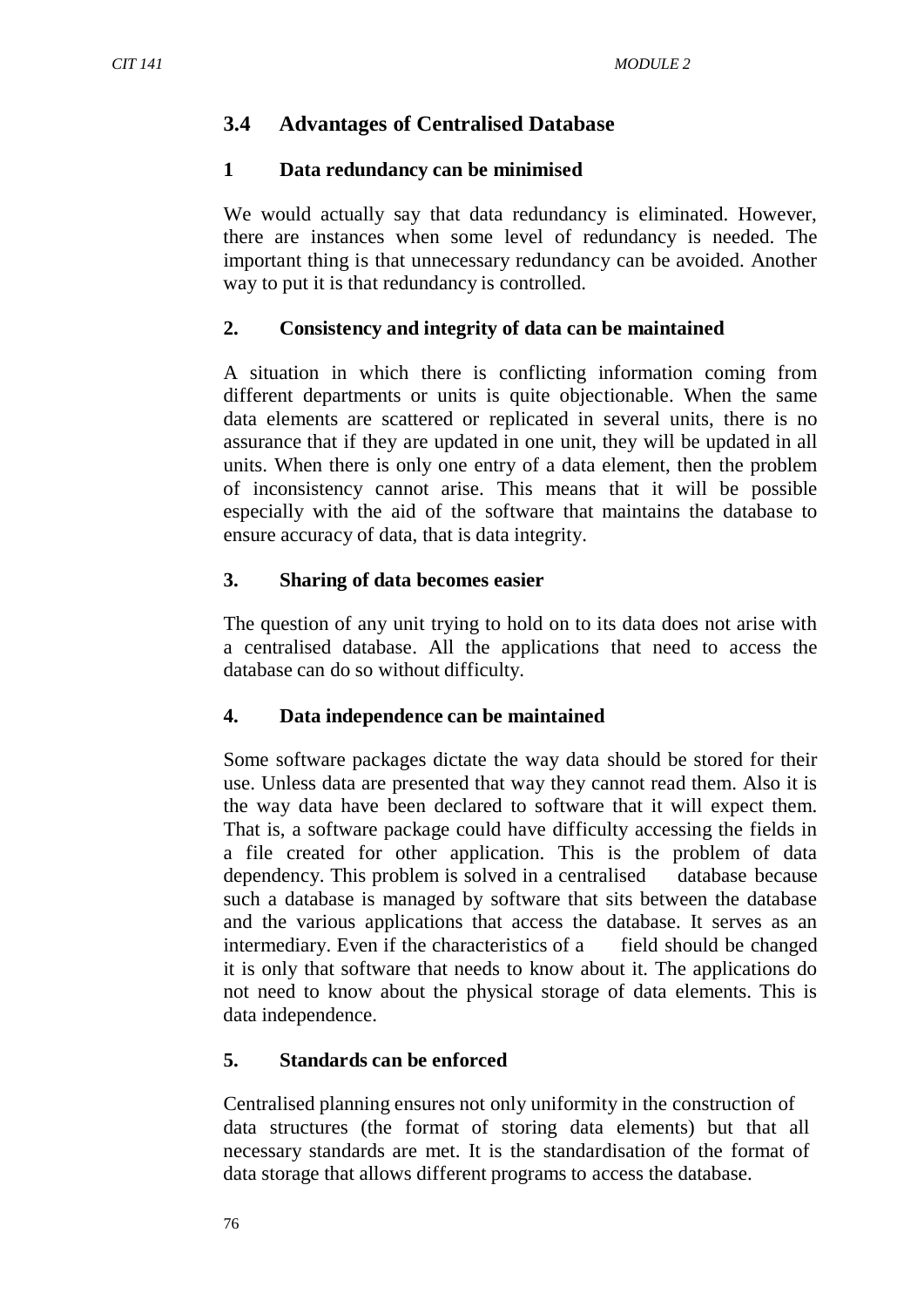## 3.4 Advantages of Centralised Database

### 1 Data redundancy can be minimised

We would actually say that data redundancy is eliminated. However, there are instances when some level of redundancy is needed. The important thing is that unnecessary redundancy can be avoided. Another way to put it is that redundancy is controlled.

### 2. Consistency and integrity of data can be maintained

A situation in which there is conflicting information coming from different departments or units is quite objectionable. When the same data elements are scattered or replicated in several units, there is no assurance that if they are updated in one unit, they will be updated in all units. When there is only one entry of a data element, then the problem of inconsistency cannot arise. This means that it will be possible especially with the aid of the software that maintains the database to ensure accuracy of data, that is data integrity.

### 3. Sharing of data becomes easier

The question of any unit trying to hold on to its data does not arise with a centralised database. All the applications that need to access the database can do so without difficulty.

### 4. Data independence can be maintained

Some software packages dictate the way data should be stored for their use. Unless data are presented that way they cannot read them. Also it is the way data have been declared to software that it will expect them. That is, a software package could have difficulty accessing the fields in a file created for other application. This is the problem of data dependency. This problem is solved in a centralised database because such a database is managed by software that sits between the database and the various applications that access the database. It serves as an intermediary. Even if the characteristics of a field should be changed it is only that software that needs to know about it. The applications do not need to know about the physical storage of data elements. This is data independence.

### 5. Standards can be enforced

Centralised planning ensures not only uniformity in the construction of data structures (the format of storing data elements) but that all necessary standards are met. It is the standardisation of the format of data storage that allows different programs to access the database.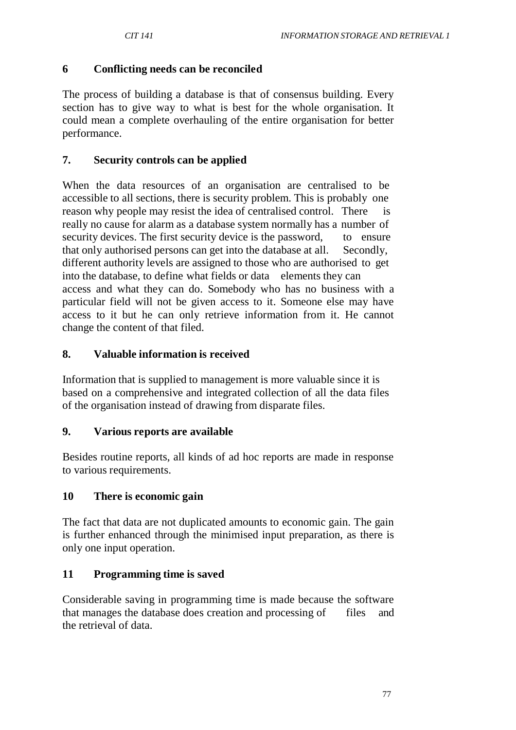## 6 Conflicting needs can be reconciled

The process of building a database is that of consensus building. Every section has to give way to what is best for the whole organisation. It could mean a complete overhauling of the entire organisation for better performance.

## 7. Security controls can be applied

When the data resources of an organisation are centralised to be accessible to all sections, there is security problem. This is probably one reason why people may resist the idea of centralised control. There is really no cause for alarm as a database system normally has a number of security devices. The first security device is the password, to ensure that only authorised persons can get into the database at all. Secondly, different authority levels are assigned to those who are authorised to get into the database, to define what fields or data elements they can access and what they can do. Somebody who has no business with a particular field will not be given access to it. Someone else may have access to it but he can only retrieve information from it. He cannot change the content of that filed.

## 8. Valuable information is received

Information that is supplied to management is more valuable since it is based on a comprehensive and integrated collection of all the data files of the organisation instead of drawing from disparate files.

## 9. Various reports are available

Besides routine reports, all kinds of ad hoc reports are made in response to various requirements.

## 10 There is economic gain

The fact that data are not duplicated amounts to economic gain. The gain is further enhanced through the minimised input preparation, as there is only one input operation.

## 11 Programming time is saved

Considerable saving in programming time is made because the software that manages the database does creation and processing of files and the retrieval of data.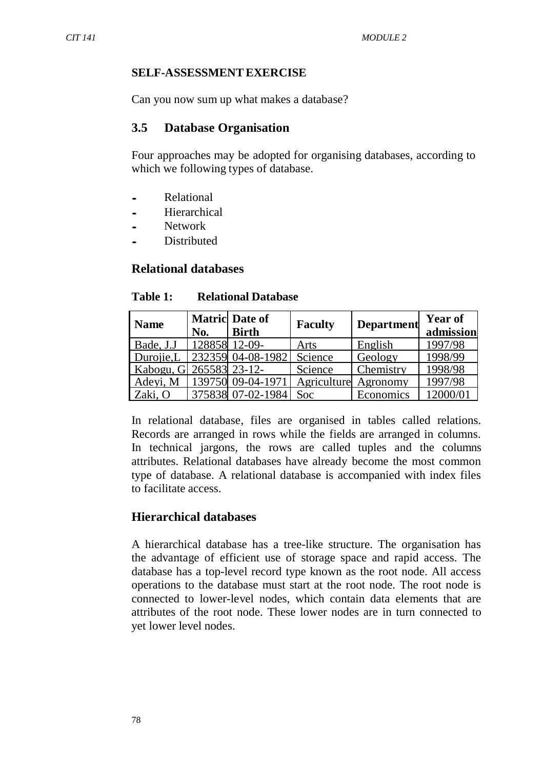**SELF-ASSESSMENT EXERCISE**

Can you now sum up what makes a database?

## 3.5 Database Organisation

Four approaches may be adopted for organising databases, according to which we following types of database.

- Relational
- Hierarchical
- Network
- Distributed

### Relational databases

**Table 1: Relational Database**

| Name | Matric No. | Date of Birth | Faculty | Department | Year of admission |
|---|---|---|---|---|---|
| Bade, J.J | 128858 | 12-09- | Arts | English | 1997/98 |
| Durojie,L | 232359 | 04-08-1982 | Science | Geology | 1998/99 |
| Kabogu, G | 265583 | 23-12- | Science | Chemistry | 1998/98 |
| Adeyi, M | 139750 | 09-04-1971 | Agriculture | Agronomy | 1997/98 |
| Zaki, O | 375838 | 07-02-1984 | Soc | Economics | 12000/01 |

In relational database, files are organised in tables called relations. Records are arranged in rows while the fields are arranged in columns. In technical jargons, the rows are called tuples and the columns attributes. Relational databases have already become the most common type of database. A relational database is accompanied with index files to facilitate access.

### Hierarchical databases

A hierarchical database has a tree-like structure. The organisation has the advantage of efficient use of storage space and rapid access. The database has a top-level record type known as the root node. All access operations to the database must start at the root node. The root node is connected to lower-level nodes, which contain data elements that are attributes of the root node. These lower nodes are in turn connected to yet lower level nodes.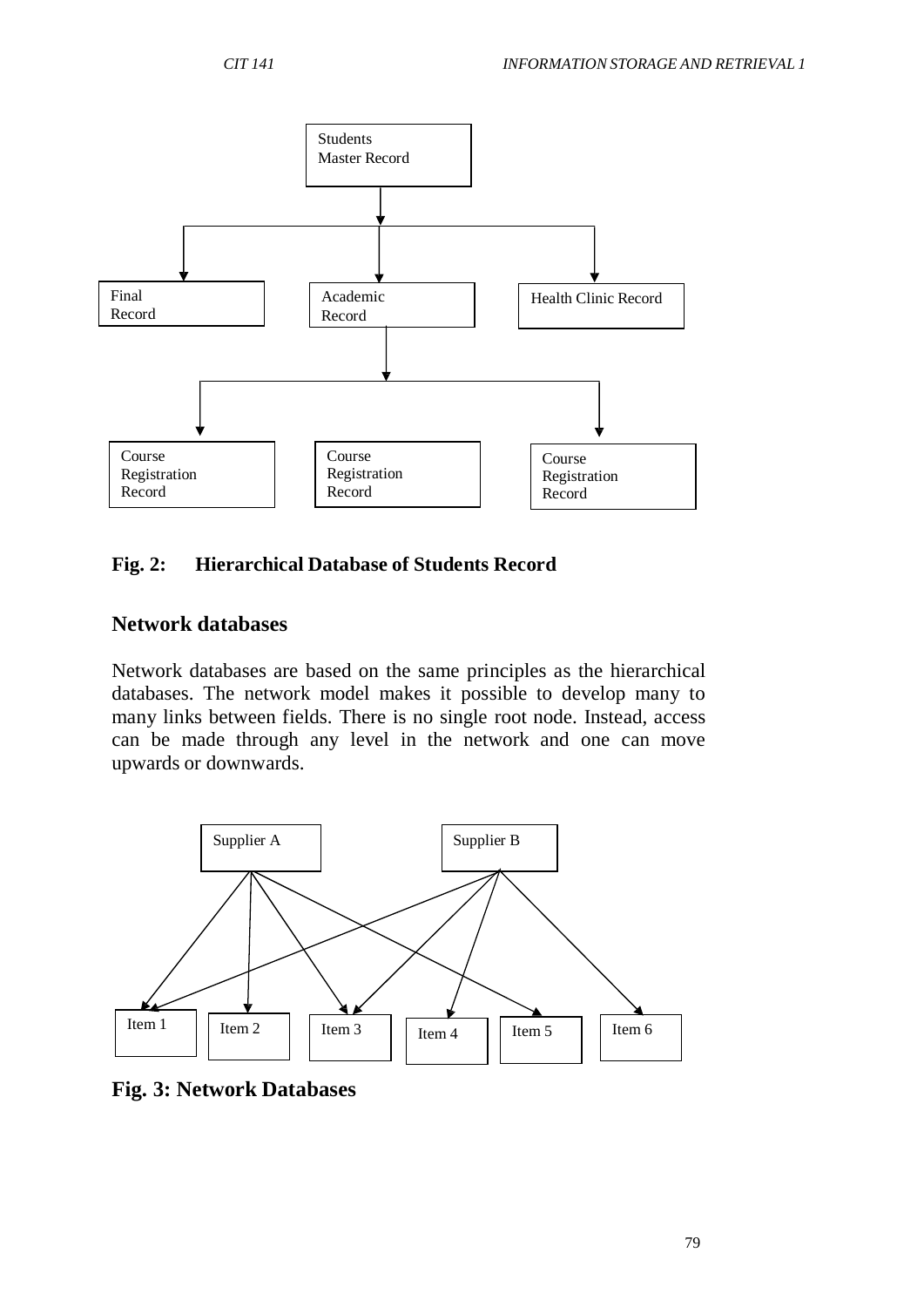Students Master Record

Final Record | Academic Record | Health Clinic Record

Course Registration Record | Course Registration Record | Course Registration Record

**Fig. 2: Hierarchical Database of Students Record**

## Network databases

Network databases are based on the same principles as the hierarchical databases. The network model makes it possible to develop many to many links between fields. There is no single root node. Instead, access can be made through any level in the network and one can move upwards or downwards.

Supplier A | Supplier B

Item 1 | Item 2 | Item 3 | Item 4 | Item 5 | Item 6

**Fig. 3: Network Databases**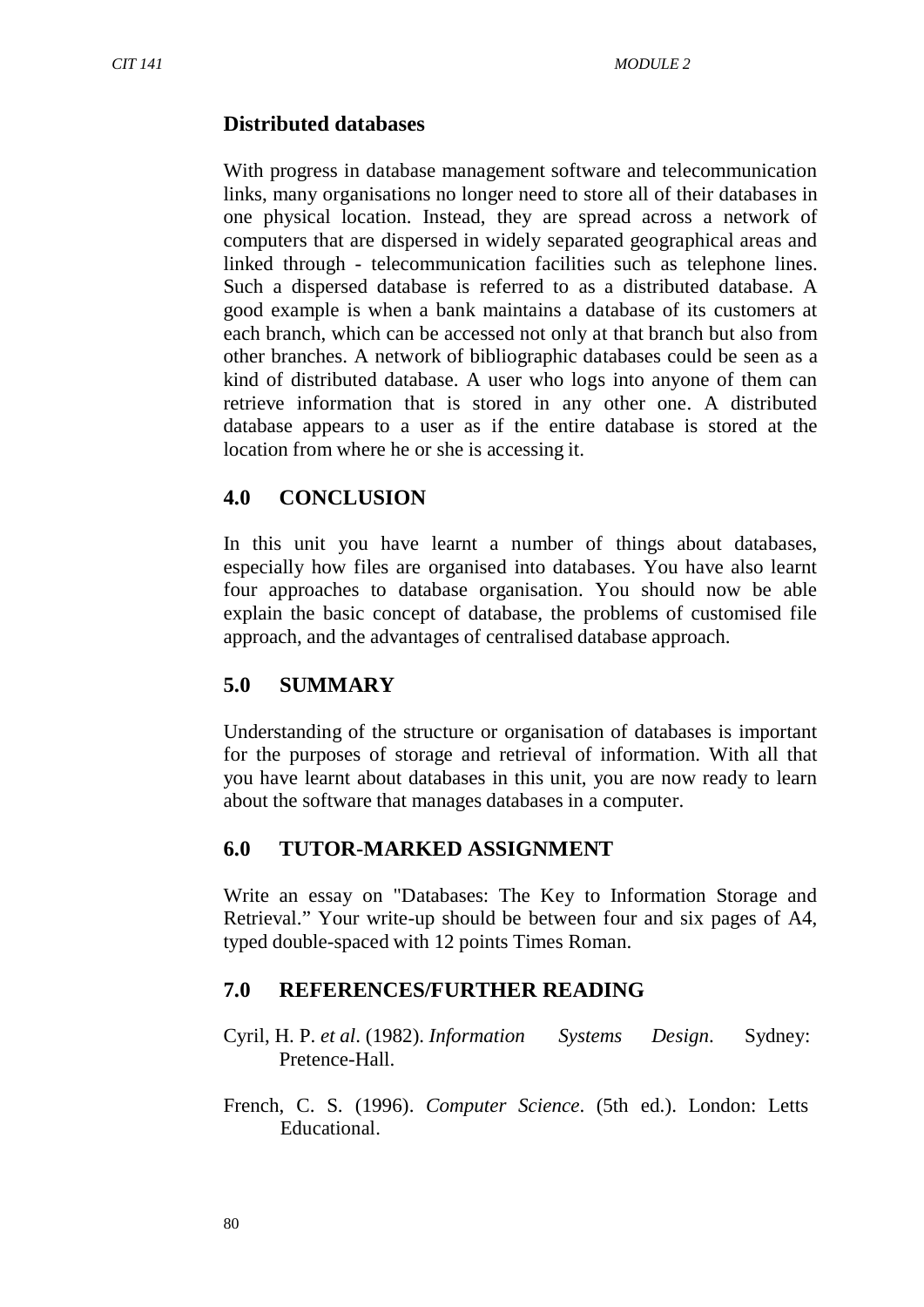### Distributed databases

With progress in database management software and telecommunication links, many organisations no longer need to store all of their databases in one physical location. Instead, they are spread across a network of computers that are dispersed in widely separated geographical areas and linked through - telecommunication facilities such as telephone lines. Such a dispersed database is referred to as a distributed database. A good example is when a bank maintains a database of its customers at each branch, which can be accessed not only at that branch but also from other branches. A network of bibliographic databases could be seen as a kind of distributed database. A user who logs into anyone of them can retrieve information that is stored in any other one. A distributed database appears to a user as if the entire database is stored at the location from where he or she is accessing it.

## 4.0 CONCLUSION

In this unit you have learnt a number of things about databases, especially how files are organised into databases. You have also learnt four approaches to database organisation. You should now be able explain the basic concept of database, the problems of customised file approach, and the advantages of centralised database approach.

## 5.0 SUMMARY

Understanding of the structure or organisation of databases is important for the purposes of storage and retrieval of information. With all that you have learnt about databases in this unit, you are now ready to learn about the software that manages databases in a computer.

## 6.0 TUTOR-MARKED ASSIGNMENT

Write an essay on "Databases: The Key to Information Storage and Retrieval." Your write-up should be between four and six pages of A4, typed double-spaced with 12 points Times Roman.

## 7.0 REFERENCES/FURTHER READING

Cyril, H. P. *et al*. (1982). *Information Systems Design*. Sydney: Pretence-Hall.

French, C. S. (1996). *Computer Science*. (5th ed.). London: Letts Educational.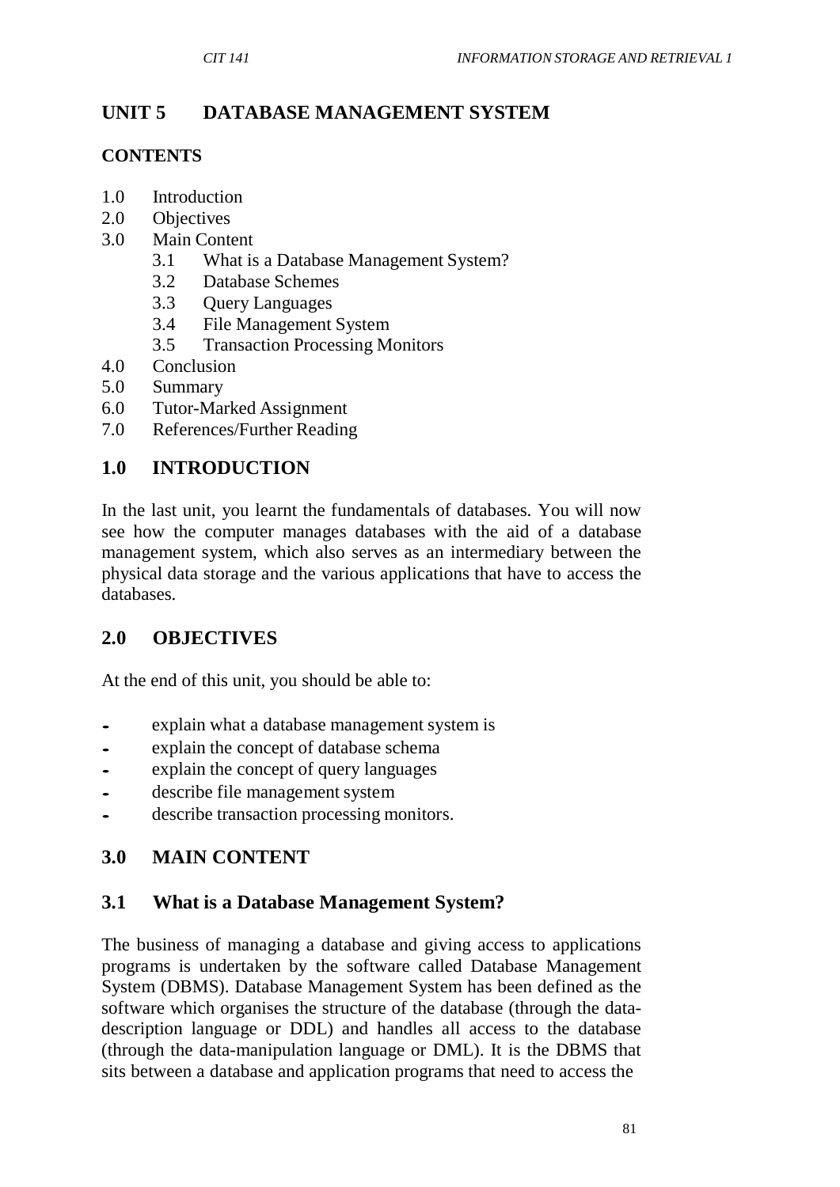# UNIT 5 DATABASE MANAGEMENT SYSTEM

## CONTENTS

- 1.0 Introduction
- 2.0 Objectives
- 3.0 Main Content
  - 3.1 What is a Database Management System?
  - 3.2 Database Schemes
  - 3.3 Query Languages
  - 3.4 File Management System
  - 3.5 Transaction Processing Monitors
- 4.0 Conclusion
- 5.0 Summary
- 6.0 Tutor-Marked Assignment
- 7.0 References/Further Reading

## 1.0 INTRODUCTION

In the last unit, you learnt the fundamentals of databases. You will now see how the computer manages databases with the aid of a database management system, which also serves as an intermediary between the physical data storage and the various applications that have to access the databases.

## 2.0 OBJECTIVES

At the end of this unit, you should be able to:

- explain what a database management system is
- explain the concept of database schema
- explain the concept of query languages
- describe file management system
- describe transaction processing monitors.

## 3.0 MAIN CONTENT

### 3.1 What is a Database Management System?

The business of managing a database and giving access to applications programs is undertaken by the software called Database Management System (DBMS). Database Management System has been defined as the software which organises the structure of the database (through the data-description language or DDL) and handles all access to the database (through the data-manipulation language or DML). It is the DBMS that sits between a database and application programs that need to access the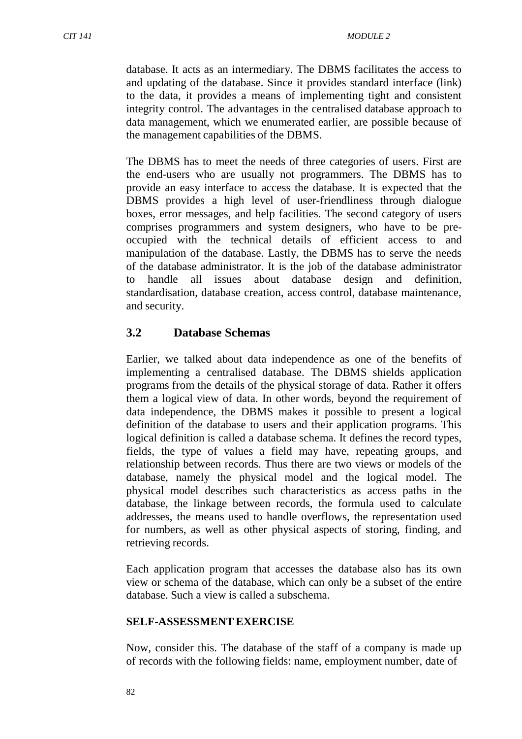database. It acts as an intermediary. The DBMS facilitates the access to and updating of the database. Since it provides standard interface (link) to the data, it provides a means of implementing tight and consistent integrity control. The advantages in the centralised database approach to data management, which we enumerated earlier, are possible because of the management capabilities of the DBMS.

The DBMS has to meet the needs of three categories of users. First are the end-users who are usually not programmers. The DBMS has to provide an easy interface to access the database. It is expected that the DBMS provides a high level of user-friendliness through dialogue boxes, error messages, and help facilities. The second category of users comprises programmers and system designers, who have to be pre-occupied with the technical details of efficient access to and manipulation of the database. Lastly, the DBMS has to serve the needs of the database administrator. It is the job of the database administrator to handle all issues about database design and definition, standardisation, database creation, access control, database maintenance, and security.

## 3.2 Database Schemas

Earlier, we talked about data independence as one of the benefits of implementing a centralised database. The DBMS shields application programs from the details of the physical storage of data. Rather it offers them a logical view of data. In other words, beyond the requirement of data independence, the DBMS makes it possible to present a logical definition of the database to users and their application programs. This logical definition is called a database schema. It defines the record types, fields, the type of values a field may have, repeating groups, and relationship between records. Thus there are two views or models of the database, namely the physical model and the logical model. The physical model describes such characteristics as access paths in the database, the linkage between records, the formula used to calculate addresses, the means used to handle overflows, the representation used for numbers, as well as other physical aspects of storing, finding, and retrieving records.

Each application program that accesses the database also has its own view or schema of the database, which can only be a subset of the entire database. Such a view is called a subschema.

**SELF-ASSESSMENT EXERCISE**

Now, consider this. The database of the staff of a company is made up of records with the following fields: name, employment number, date of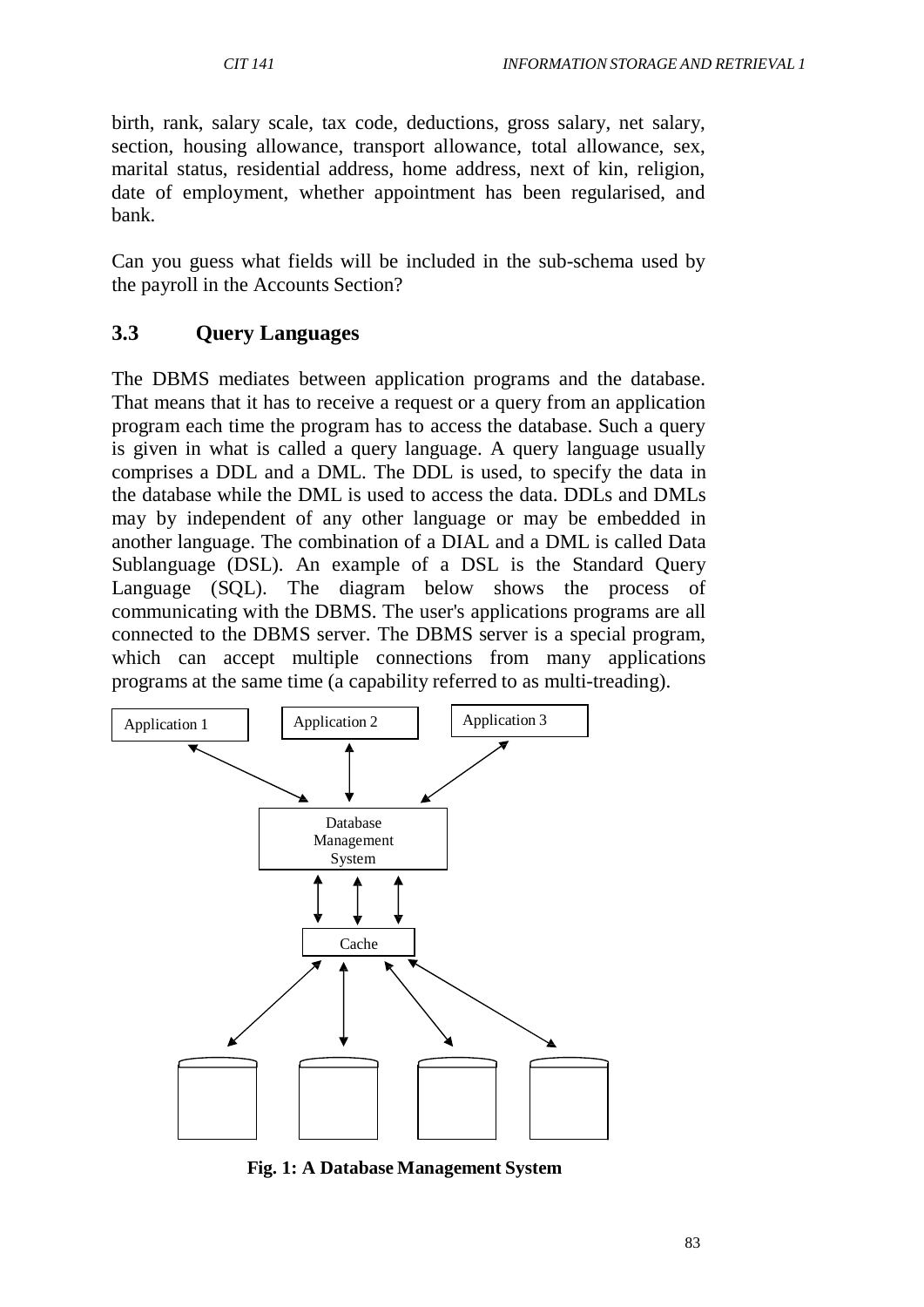birth, rank, salary scale, tax code, deductions, gross salary, net salary, section, housing allowance, transport allowance, total allowance, sex, marital status, residential address, home address, next of kin, religion, date of employment, whether appointment has been regularised, and bank.

Can you guess what fields will be included in the sub-schema used by the payroll in the Accounts Section?

## 3.3 Query Languages

The DBMS mediates between application programs and the database. That means that it has to receive a request or a query from an application program each time the program has to access the database. Such a query is given in what is called a query language. A query language usually comprises a DDL and a DML. The DDL is used, to specify the data in the database while the DML is used to access the data. DDLs and DMLs may by independent of any other language or may be embedded in another language. The combination of a DIAL and a DML is called Data Sublanguage (DSL). An example of a DSL is the Standard Query Language (SQL). The diagram below shows the process of communicating with the DBMS. The user's applications programs are all connected to the DBMS server. The DBMS server is a special program, which can accept multiple connections from many applications programs at the same time (a capability referred to as multi-treading).

Application 1 | Application 2 | Application 3

Database Management System

Cache

**Fig. 1: A Database Management System**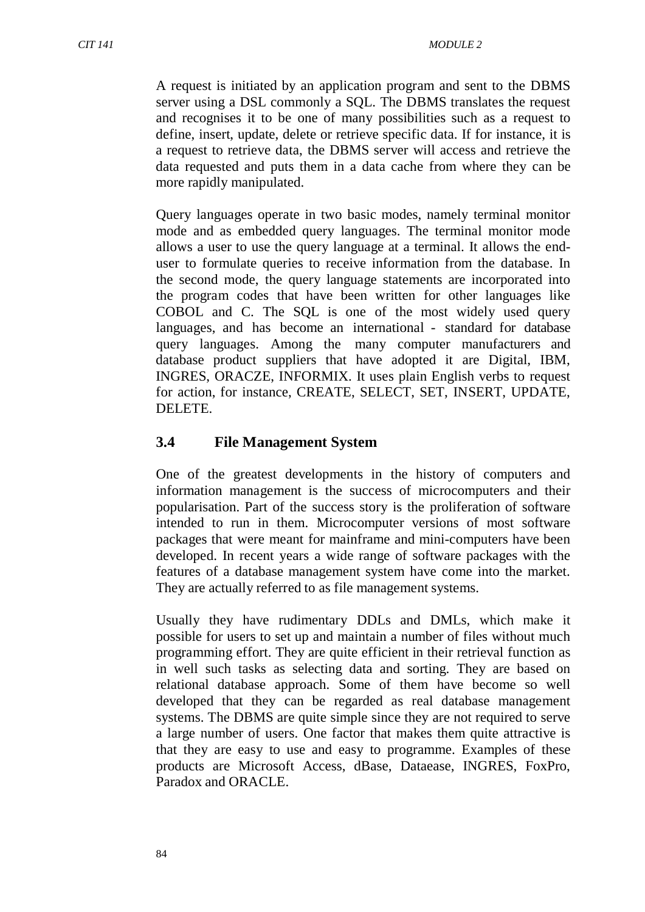A request is initiated by an application program and sent to the DBMS server using a DSL commonly a SQL. The DBMS translates the request and recognises it to be one of many possibilities such as a request to define, insert, update, delete or retrieve specific data. If for instance, it is a request to retrieve data, the DBMS server will access and retrieve the data requested and puts them in a data cache from where they can be more rapidly manipulated.

Query languages operate in two basic modes, namely terminal monitor mode and as embedded query languages. The terminal monitor mode allows a user to use the query language at a terminal. It allows the end-user to formulate queries to receive information from the database. In the second mode, the query language statements are incorporated into the program codes that have been written for other languages like COBOL and C. The SQL is one of the most widely used query languages, and has become an international - standard for database query languages. Among the many computer manufacturers and database product suppliers that have adopted it are Digital, IBM, INGRES, ORACZE, INFORMIX. It uses plain English verbs to request for action, for instance, CREATE, SELECT, SET, INSERT, UPDATE, DELETE.

### 3.4 File Management System

One of the greatest developments in the history of computers and information management is the success of microcomputers and their popularisation. Part of the success story is the proliferation of software intended to run in them. Microcomputer versions of most software packages that were meant for mainframe and mini-computers have been developed. In recent years a wide range of software packages with the features of a database management system have come into the market. They are actually referred to as file management systems.

Usually they have rudimentary DDLs and DMLs, which make it possible for users to set up and maintain a number of files without much programming effort. They are quite efficient in their retrieval function as in well such tasks as selecting data and sorting. They are based on relational database approach. Some of them have become so well developed that they can be regarded as real database management systems. The DBMS are quite simple since they are not required to serve a large number of users. One factor that makes them quite attractive is that they are easy to use and easy to programme. Examples of these products are Microsoft Access, dBase, Dataease, INGRES, FoxPro, Paradox and ORACLE.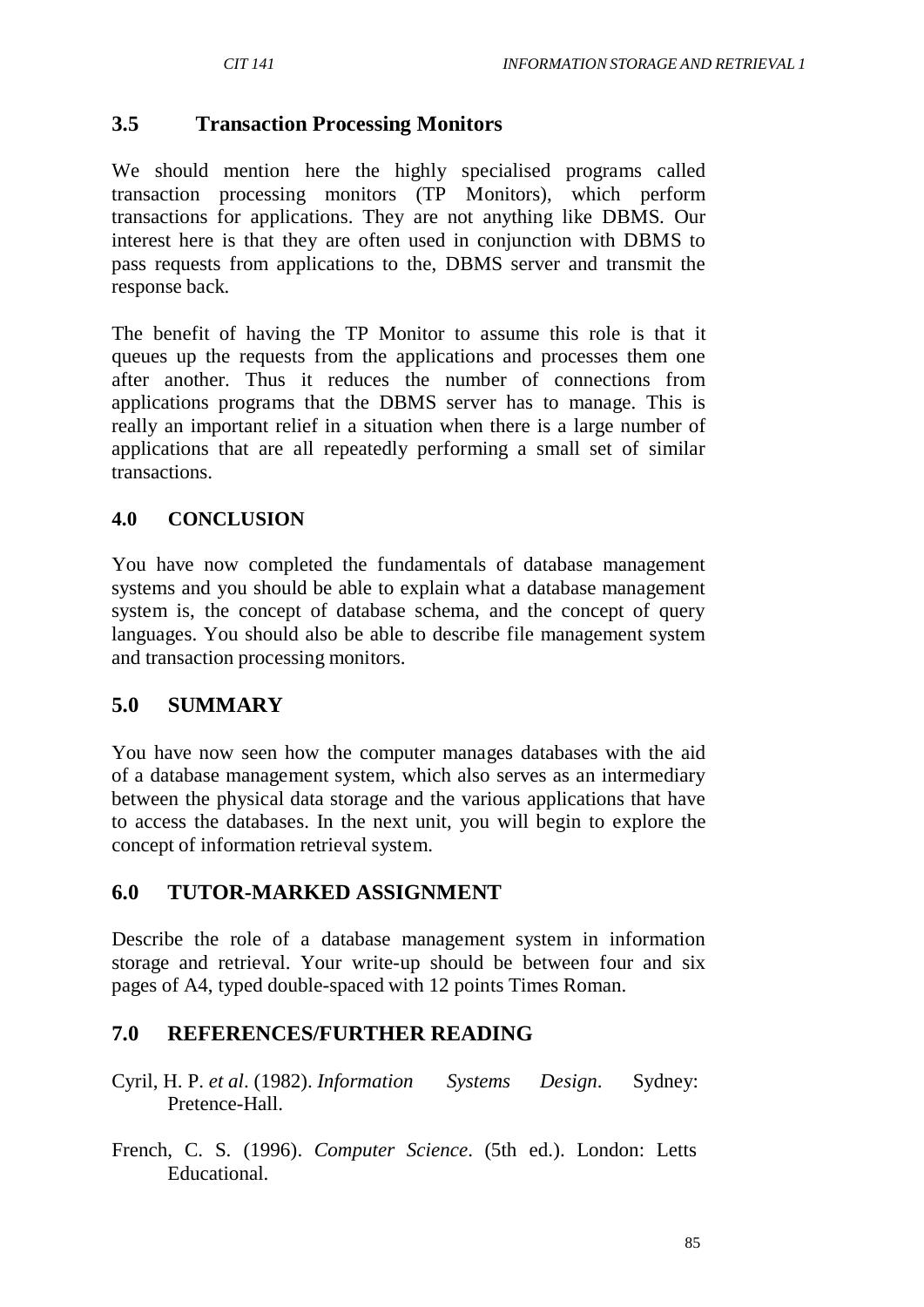### 3.5 Transaction Processing Monitors

We should mention here the highly specialised programs called transaction processing monitors (TP Monitors), which perform transactions for applications. They are not anything like DBMS. Our interest here is that they are often used in conjunction with DBMS to pass requests from applications to the, DBMS server and transmit the response back.

The benefit of having the TP Monitor to assume this role is that it queues up the requests from the applications and processes them one after another. Thus it reduces the number of connections from applications programs that the DBMS server has to manage. This is really an important relief in a situation when there is a large number of applications that are all repeatedly performing a small set of similar transactions.

## 4.0 CONCLUSION

You have now completed the fundamentals of database management systems and you should be able to explain what a database management system is, the concept of database schema, and the concept of query languages. You should also be able to describe file management system and transaction processing monitors.

## 5.0 SUMMARY

You have now seen how the computer manages databases with the aid of a database management system, which also serves as an intermediary between the physical data storage and the various applications that have to access the databases. In the next unit, you will begin to explore the concept of information retrieval system.

## 6.0 TUTOR-MARKED ASSIGNMENT

Describe the role of a database management system in information storage and retrieval. Your write-up should be between four and six pages of A4, typed double-spaced with 12 points Times Roman.

## 7.0 REFERENCES/FURTHER READING

Cyril, H. P. *et al*. (1982). *Information Systems Design*. Sydney: Pretence-Hall.

French, C. S. (1996). *Computer Science*. (5th ed.). London: Letts Educational.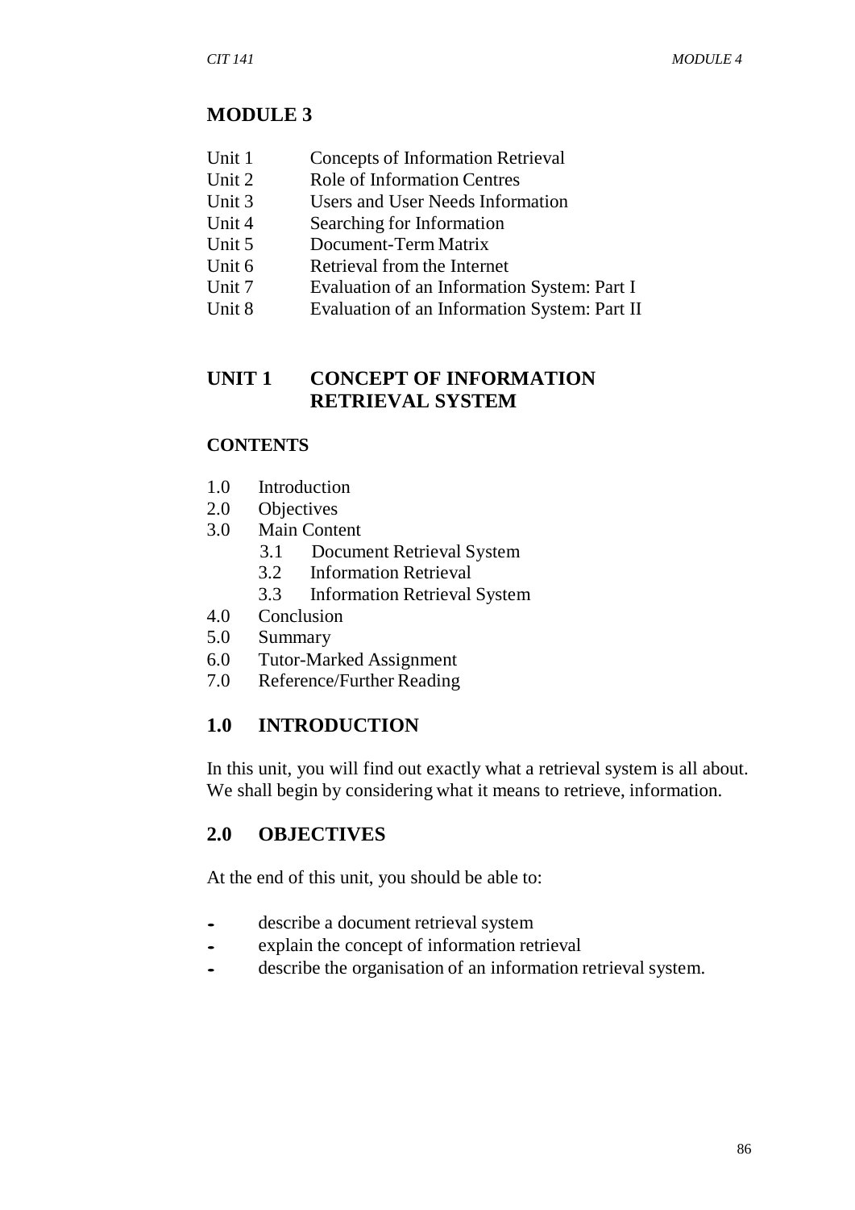## MODULE 3

- Unit 1 Concepts of Information Retrieval
- Unit 2 Role of Information Centres
- Unit 3 Users and User Needs Information
- Unit 4 Searching for Information
- Unit 5 Document-Term Matrix
- Unit 6 Retrieval from the Internet
- Unit 7 Evaluation of an Information System: Part I
- Unit 8 Evaluation of an Information System: Part II

## UNIT 1 CONCEPT OF INFORMATION RETRIEVAL SYSTEM

### CONTENTS

- 1.0 Introduction
- 2.0 Objectives
- 3.0 Main Content
  - 3.1 Document Retrieval System
  - 3.2 Information Retrieval
  - 3.3 Information Retrieval System
- 4.0 Conclusion
- 5.0 Summary
- 6.0 Tutor-Marked Assignment
- 7.0 Reference/Further Reading

## 1.0 INTRODUCTION

In this unit, you will find out exactly what a retrieval system is all about. We shall begin by considering what it means to retrieve, information.

## 2.0 OBJECTIVES

At the end of this unit, you should be able to:

- describe a document retrieval system
- explain the concept of information retrieval
- describe the organisation of an information retrieval system.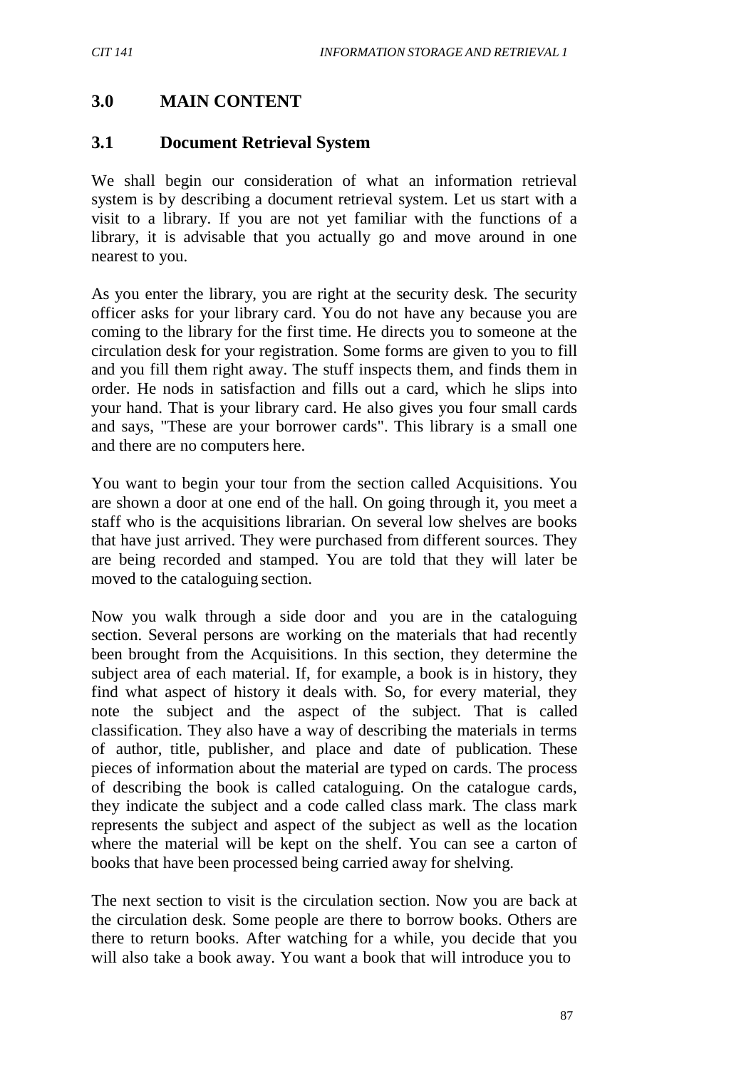## 3.0 MAIN CONTENT

### 3.1 Document Retrieval System

We shall begin our consideration of what an information retrieval system is by describing a document retrieval system. Let us start with a visit to a library. If you are not yet familiar with the functions of a library, it is advisable that you actually go and move around in one nearest to you.

As you enter the library, you are right at the security desk. The security officer asks for your library card. You do not have any because you are coming to the library for the first time. He directs you to someone at the circulation desk for your registration. Some forms are given to you to fill and you fill them right away. The stuff inspects them, and finds them in order. He nods in satisfaction and fills out a card, which he slips into your hand. That is your library card. He also gives you four small cards and says, "These are your borrower cards". This library is a small one and there are no computers here.

You want to begin your tour from the section called Acquisitions. You are shown a door at one end of the hall. On going through it, you meet a staff who is the acquisitions librarian. On several low shelves are books that have just arrived. They were purchased from different sources. They are being recorded and stamped. You are told that they will later be moved to the cataloguing section.

Now you walk through a side door and you are in the cataloguing section. Several persons are working on the materials that had recently been brought from the Acquisitions. In this section, they determine the subject area of each material. If, for example, a book is in history, they find what aspect of history it deals with. So, for every material, they note the subject and the aspect of the subject. That is called classification. They also have a way of describing the materials in terms of author, title, publisher, and place and date of publication. These pieces of information about the material are typed on cards. The process of describing the book is called cataloguing. On the catalogue cards, they indicate the subject and a code called class mark. The class mark represents the subject and aspect of the subject as well as the location where the material will be kept on the shelf. You can see a carton of books that have been processed being carried away for shelving.

The next section to visit is the circulation section. Now you are back at the circulation desk. Some people are there to borrow books. Others are there to return books. After watching for a while, you decide that you will also take a book away. You want a book that will introduce you to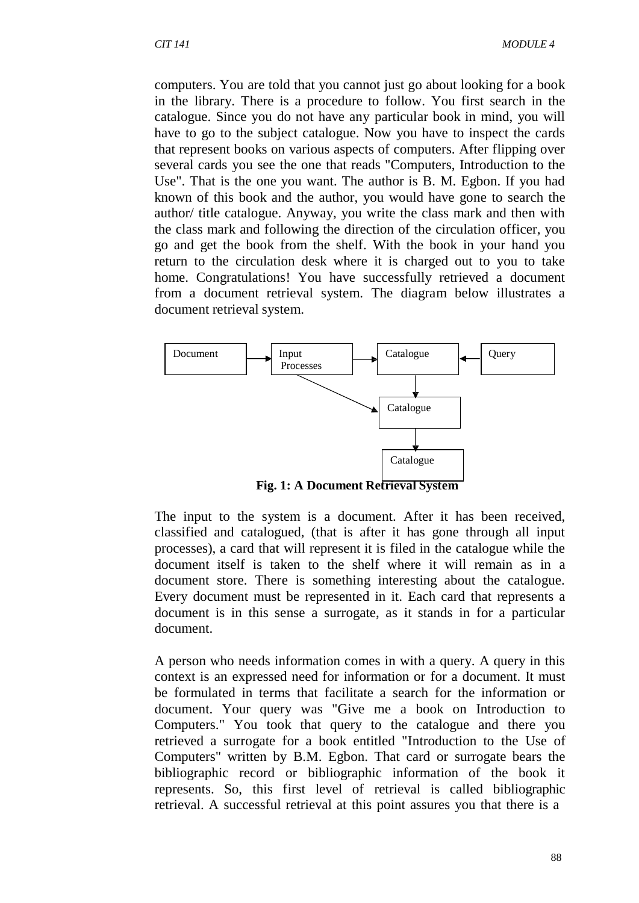computers. You are told that you cannot just go about looking for a book in the library. There is a procedure to follow. You first search in the catalogue. Since you do not have any particular book in mind, you will have to go to the subject catalogue. Now you have to inspect the cards that represent books on various aspects of computers. After flipping over several cards you see the one that reads "Computers, Introduction to the Use". That is the one you want. The author is B. M. Egbon. If you had known of this book and the author, you would have gone to search the author/ title catalogue. Anyway, you write the class mark and then with the class mark and following the direction of the circulation officer, you go and get the book from the shelf. With the book in your hand you return to the circulation desk where it is charged out to you to take home. Congratulations! You have successfully retrieved a document from a document retrieval system. The diagram below illustrates a document retrieval system.

```
Document --> Input Processes --> Catalogue <-- Query
                  \                  |
                   \                 v
                    `-----------> Catalogue
                                     |
                                     v
                                 Catalogue
```

**Fig. 1: A Document Retrieval System**

The input to the system is a document. After it has been received, classified and catalogued, (that is after it has gone through all input processes), a card that will represent it is filed in the catalogue while the document itself is taken to the shelf where it will remain as in a document store. There is something interesting about the catalogue. Every document must be represented in it. Each card that represents a document is in this sense a surrogate, as it stands in for a particular document.

A person who needs information comes in with a query. A query in this context is an expressed need for information or for a document. It must be formulated in terms that facilitate a search for the information or document. Your query was "Give me a book on Introduction to Computers." You took that query to the catalogue and there you retrieved a surrogate for a book entitled "Introduction to the Use of Computers" written by B.M. Egbon. That card or surrogate bears the bibliographic record or bibliographic information of the book it represents. So, this first level of retrieval is called bibliographic retrieval. A successful retrieval at this point assures you that there is a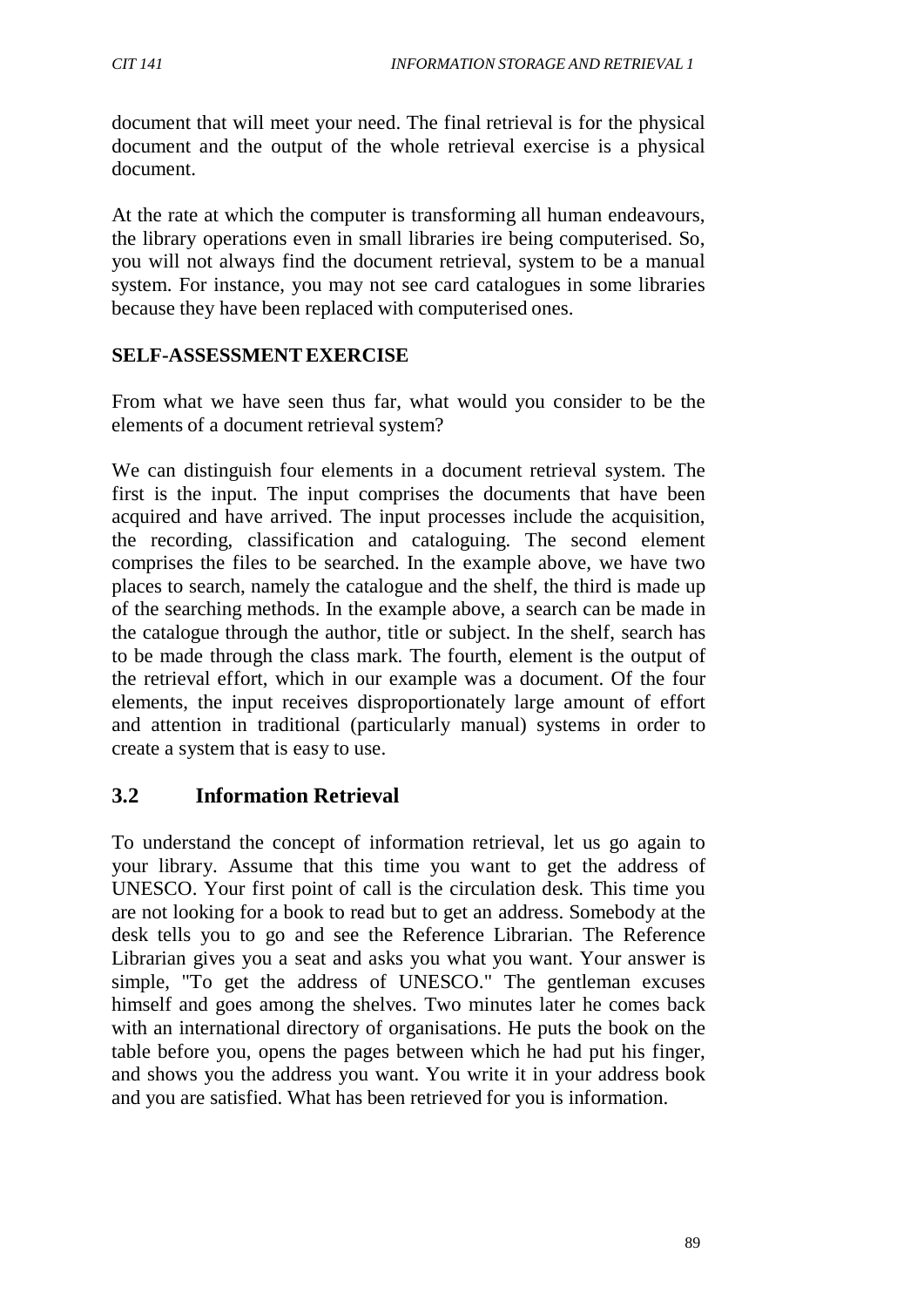document that will meet your need. The final retrieval is for the physical document and the output of the whole retrieval exercise is a physical document.

At the rate at which the computer is transforming all human endeavours, the library operations even in small libraries ire being computerised. So, you will not always find the document retrieval, system to be a manual system. For instance, you may not see card catalogues in some libraries because they have been replaced with computerised ones.

**SELF-ASSESSMENT EXERCISE**

From what we have seen thus far, what would you consider to be the elements of a document retrieval system?

We can distinguish four elements in a document retrieval system. The first is the input. The input comprises the documents that have been acquired and have arrived. The input processes include the acquisition, the recording, classification and cataloguing. The second element comprises the files to be searched. In the example above, we have two places to search, namely the catalogue and the shelf, the third is made up of the searching methods. In the example above, a search can be made in the catalogue through the author, title or subject. In the shelf, search has to be made through the class mark. The fourth, element is the output of the retrieval effort, which in our example was a document. Of the four elements, the input receives disproportionately large amount of effort and attention in traditional (particularly manual) systems in order to create a system that is easy to use.

## 3.2 Information Retrieval

To understand the concept of information retrieval, let us go again to your library. Assume that this time you want to get the address of UNESCO. Your first point of call is the circulation desk. This time you are not looking for a book to read but to get an address. Somebody at the desk tells you to go and see the Reference Librarian. The Reference Librarian gives you a seat and asks you what you want. Your answer is simple, "To get the address of UNESCO." The gentleman excuses himself and goes among the shelves. Two minutes later he comes back with an international directory of organisations. He puts the book on the table before you, opens the pages between which he had put his finger, and shows you the address you want. You write it in your address book and you are satisfied. What has been retrieved for you is information.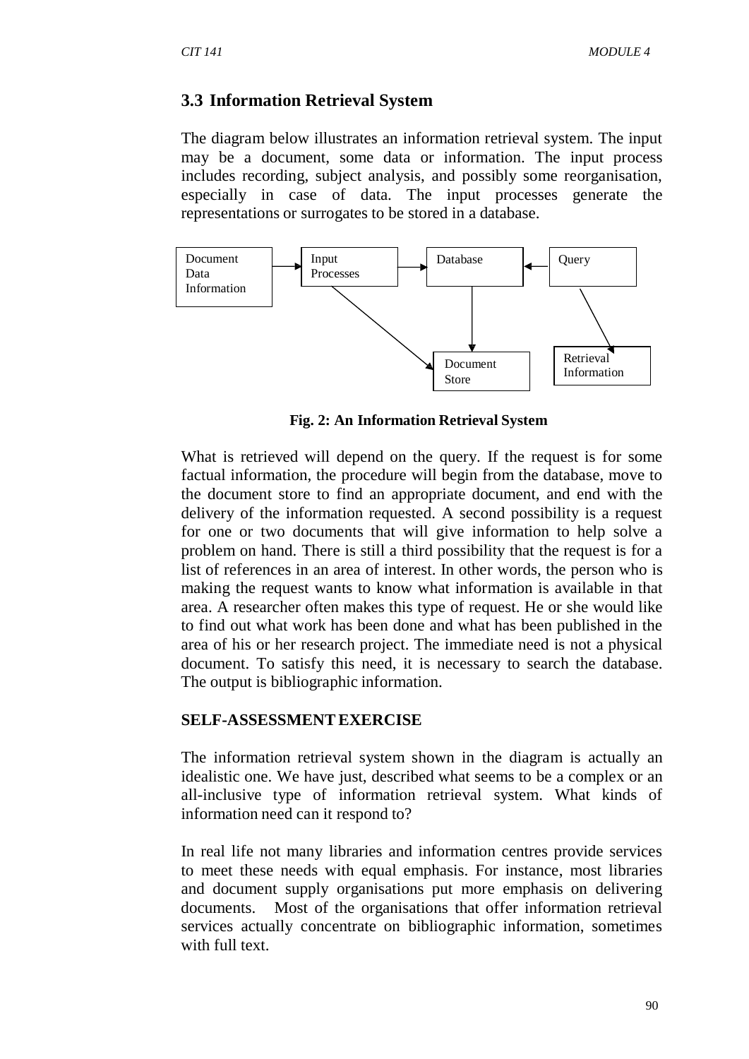## 3.3 Information Retrieval System

The diagram below illustrates an information retrieval system. The input may be a document, some data or information. The input process includes recording, subject analysis, and possibly some reorganisation, especially in case of data. The input processes generate the representations or surrogates to be stored in a database.

**Fig. 2: An Information Retrieval System**

What is retrieved will depend on the query. If the request is for some factual information, the procedure will begin from the database, move to the document store to find an appropriate document, and end with the delivery of the information requested. A second possibility is a request for one or two documents that will give information to help solve a problem on hand. There is still a third possibility that the request is for a list of references in an area of interest. In other words, the person who is making the request wants to know what information is available in that area. A researcher often makes this type of request. He or she would like to find out what work has been done and what has been published in the area of his or her research project. The immediate need is not a physical document. To satisfy this need, it is necessary to search the database. The output is bibliographic information.

**SELF-ASSESSMENT EXERCISE**

The information retrieval system shown in the diagram is actually an idealistic one. We have just, described what seems to be a complex or an all-inclusive type of information retrieval system. What kinds of information need can it respond to?

In real life not many libraries and information centres provide services to meet these needs with equal emphasis. For instance, most libraries and document supply organisations put more emphasis on delivering documents. Most of the organisations that offer information retrieval services actually concentrate on bibliographic information, sometimes with full text.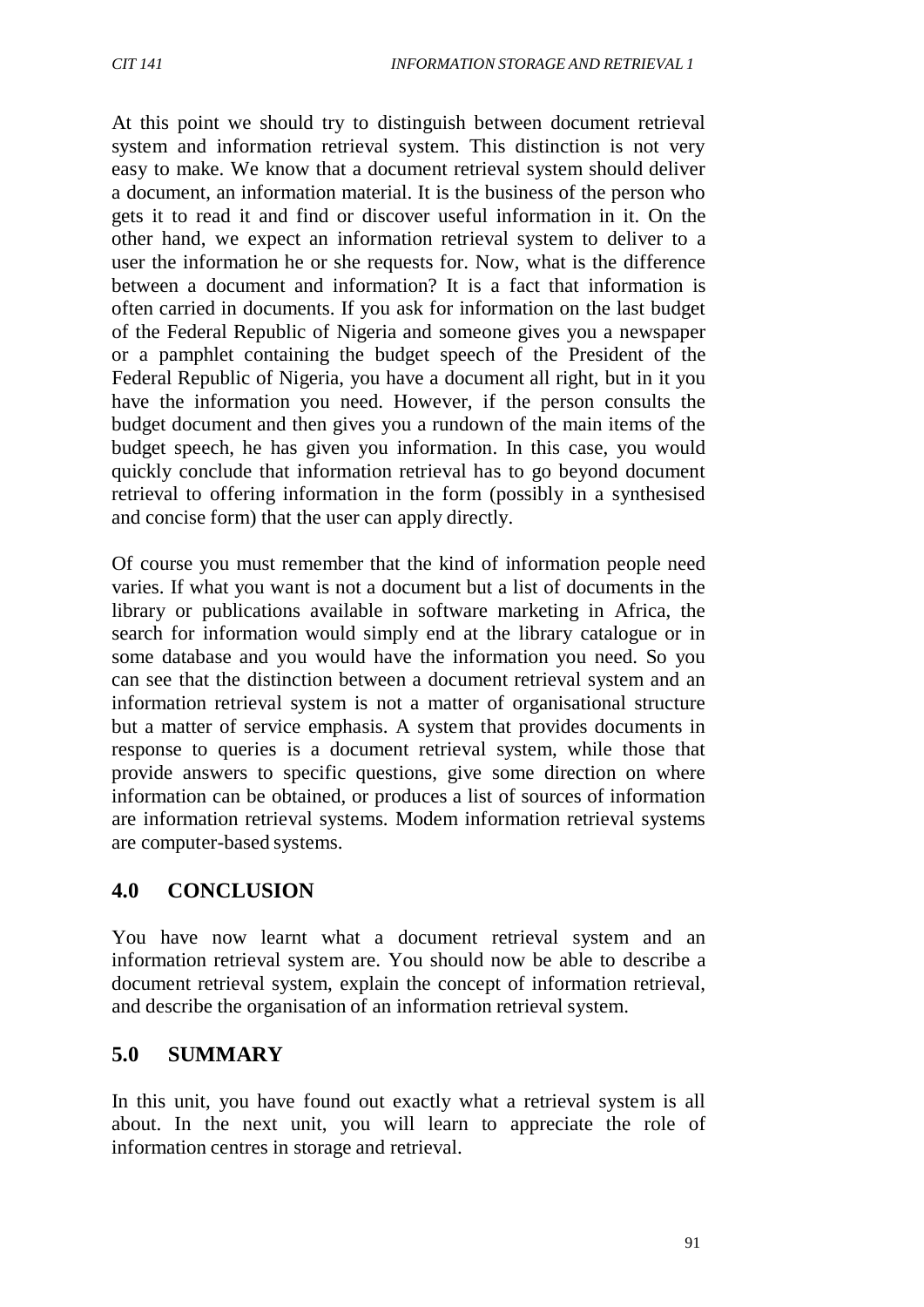At this point we should try to distinguish between document retrieval system and information retrieval system. This distinction is not very easy to make. We know that a document retrieval system should deliver a document, an information material. It is the business of the person who gets it to read it and find or discover useful information in it. On the other hand, we expect an information retrieval system to deliver to a user the information he or she requests for. Now, what is the difference between a document and information? It is a fact that information is often carried in documents. If you ask for information on the last budget of the Federal Republic of Nigeria and someone gives you a newspaper or a pamphlet containing the budget speech of the President of the Federal Republic of Nigeria, you have a document all right, but in it you have the information you need. However, if the person consults the budget document and then gives you a rundown of the main items of the budget speech, he has given you information. In this case, you would quickly conclude that information retrieval has to go beyond document retrieval to offering information in the form (possibly in a synthesised and concise form) that the user can apply directly.

Of course you must remember that the kind of information people need varies. If what you want is not a document but a list of documents in the library or publications available in software marketing in Africa, the search for information would simply end at the library catalogue or in some database and you would have the information you need. So you can see that the distinction between a document retrieval system and an information retrieval system is not a matter of organisational structure but a matter of service emphasis. A system that provides documents in response to queries is a document retrieval system, while those that provide answers to specific questions, give some direction on where information can be obtained, or produces a list of sources of information are information retrieval systems. Modem information retrieval systems are computer-based systems.

## 4.0 CONCLUSION

You have now learnt what a document retrieval system and an information retrieval system are. You should now be able to describe a document retrieval system, explain the concept of information retrieval, and describe the organisation of an information retrieval system.

## 5.0 SUMMARY

In this unit, you have found out exactly what a retrieval system is all about. In the next unit, you will learn to appreciate the role of information centres in storage and retrieval.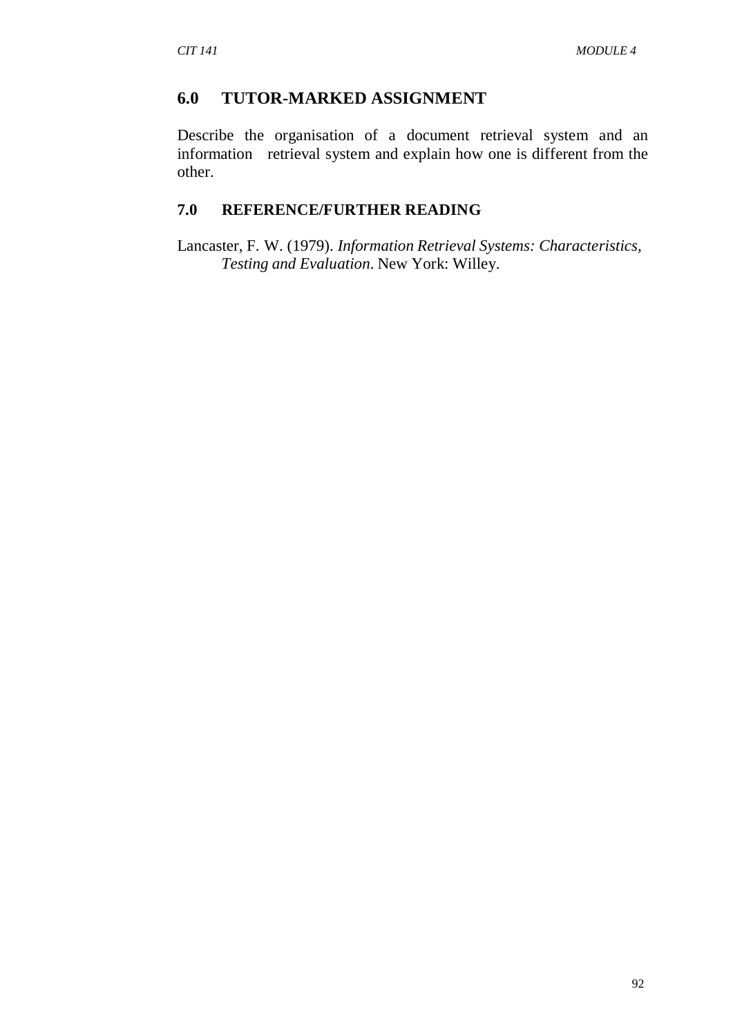## 6.0 TUTOR-MARKED ASSIGNMENT

Describe the organisation of a document retrieval system and an information retrieval system and explain how one is different from the other.

## 7.0 REFERENCE/FURTHER READING

Lancaster, F. W. (1979). *Information Retrieval Systems: Characteristics, Testing and Evaluation*. New York: Willey.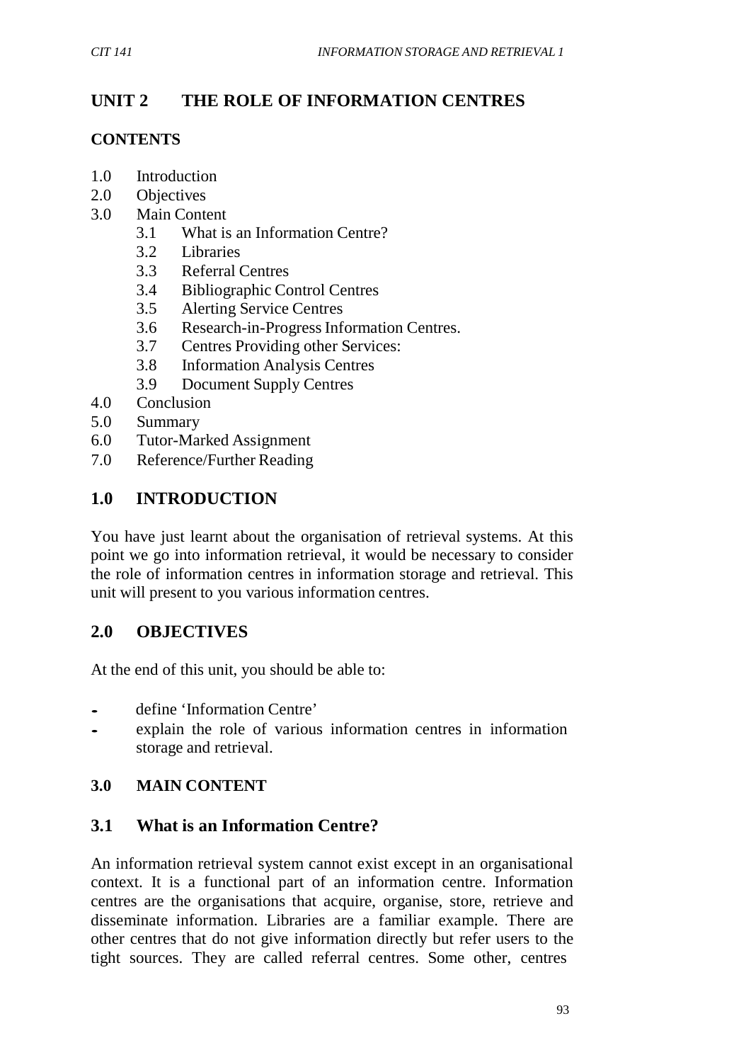# UNIT 2 THE ROLE OF INFORMATION CENTRES

**CONTENTS**

- 1.0 Introduction
- 2.0 Objectives
- 3.0 Main Content
  - 3.1 What is an Information Centre?
  - 3.2 Libraries
  - 3.3 Referral Centres
  - 3.4 Bibliographic Control Centres
  - 3.5 Alerting Service Centres
  - 3.6 Research-in-Progress Information Centres.
  - 3.7 Centres Providing other Services:
  - 3.8 Information Analysis Centres
  - 3.9 Document Supply Centres
- 4.0 Conclusion
- 5.0 Summary
- 6.0 Tutor-Marked Assignment
- 7.0 Reference/Further Reading

## 1.0 INTRODUCTION

You have just learnt about the organisation of retrieval systems. At this point we go into information retrieval, it would be necessary to consider the role of information centres in information storage and retrieval. This unit will present to you various information centres.

## 2.0 OBJECTIVES

At the end of this unit, you should be able to:

- define 'Information Centre'
- explain the role of various information centres in information storage and retrieval.

## 3.0 MAIN CONTENT

### 3.1 What is an Information Centre?

An information retrieval system cannot exist except in an organisational context. It is a functional part of an information centre. Information centres are the organisations that acquire, organise, store, retrieve and disseminate information. Libraries are a familiar example. There are other centres that do not give information directly but refer users to the tight sources. They are called referral centres. Some other, centres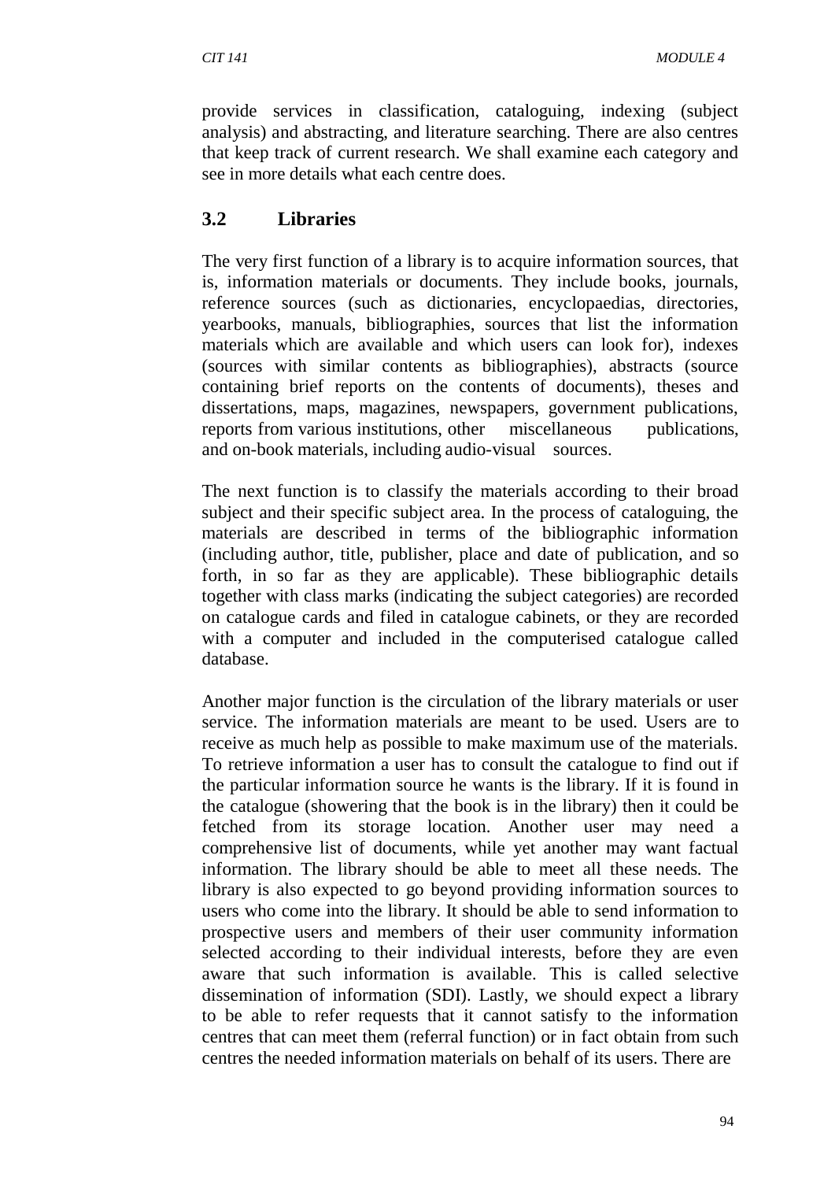provide services in classification, cataloguing, indexing (subject analysis) and abstracting, and literature searching. There are also centres that keep track of current research. We shall examine each category and see in more details what each centre does.

## 3.2 Libraries

The very first function of a library is to acquire information sources, that is, information materials or documents. They include books, journals, reference sources (such as dictionaries, encyclopaedias, directories, yearbooks, manuals, bibliographies, sources that list the information materials which are available and which users can look for), indexes (sources with similar contents as bibliographies), abstracts (source containing brief reports on the contents of documents), theses and dissertations, maps, magazines, newspapers, government publications, reports from various institutions, other miscellaneous publications, and on-book materials, including audio-visual sources.

The next function is to classify the materials according to their broad subject and their specific subject area. In the process of cataloguing, the materials are described in terms of the bibliographic information (including author, title, publisher, place and date of publication, and so forth, in so far as they are applicable). These bibliographic details together with class marks (indicating the subject categories) are recorded on catalogue cards and filed in catalogue cabinets, or they are recorded with a computer and included in the computerised catalogue called database.

Another major function is the circulation of the library materials or user service. The information materials are meant to be used. Users are to receive as much help as possible to make maximum use of the materials. To retrieve information a user has to consult the catalogue to find out if the particular information source he wants is the library. If it is found in the catalogue (showering that the book is in the library) then it could be fetched from its storage location. Another user may need a comprehensive list of documents, while yet another may want factual information. The library should be able to meet all these needs. The library is also expected to go beyond providing information sources to users who come into the library. It should be able to send information to prospective users and members of their user community information selected according to their individual interests, before they are even aware that such information is available. This is called selective dissemination of information (SDI). Lastly, we should expect a library to be able to refer requests that it cannot satisfy to the information centres that can meet them (referral function) or in fact obtain from such centres the needed information materials on behalf of its users. There are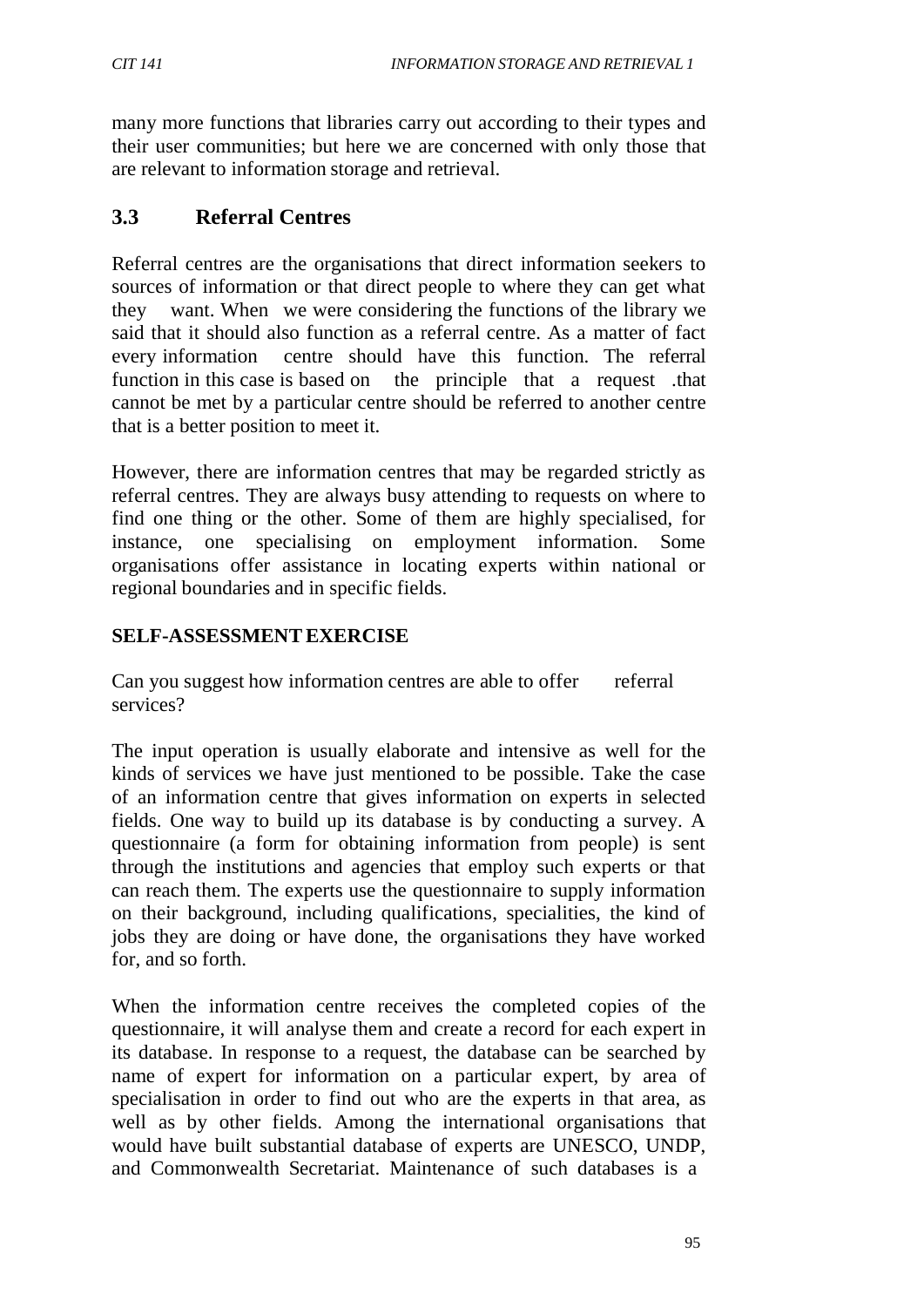many more functions that libraries carry out according to their types and their user communities; but here we are concerned with only those that are relevant to information storage and retrieval.

## 3.3 Referral Centres

Referral centres are the organisations that direct information seekers to sources of information or that direct people to where they can get what they want. When we were considering the functions of the library we said that it should also function as a referral centre. As a matter of fact every information centre should have this function. The referral function in this case is based on the principle that a request .that cannot be met by a particular centre should be referred to another centre that is a better position to meet it.

However, there are information centres that may be regarded strictly as referral centres. They are always busy attending to requests on where to find one thing or the other. Some of them are highly specialised, for instance, one specialising on employment information. Some organisations offer assistance in locating experts within national or regional boundaries and in specific fields.

**SELF-ASSESSMENT EXERCISE**

Can you suggest how information centres are able to offer referral services?

The input operation is usually elaborate and intensive as well for the kinds of services we have just mentioned to be possible. Take the case of an information centre that gives information on experts in selected fields. One way to build up its database is by conducting a survey. A questionnaire (a form for obtaining information from people) is sent through the institutions and agencies that employ such experts or that can reach them. The experts use the questionnaire to supply information on their background, including qualifications, specialities, the kind of jobs they are doing or have done, the organisations they have worked for, and so forth.

When the information centre receives the completed copies of the questionnaire, it will analyse them and create a record for each expert in its database. In response to a request, the database can be searched by name of expert for information on a particular expert, by area of specialisation in order to find out who are the experts in that area, as well as by other fields. Among the international organisations that would have built substantial database of experts are UNESCO, UNDP, and Commonwealth Secretariat. Maintenance of such databases is a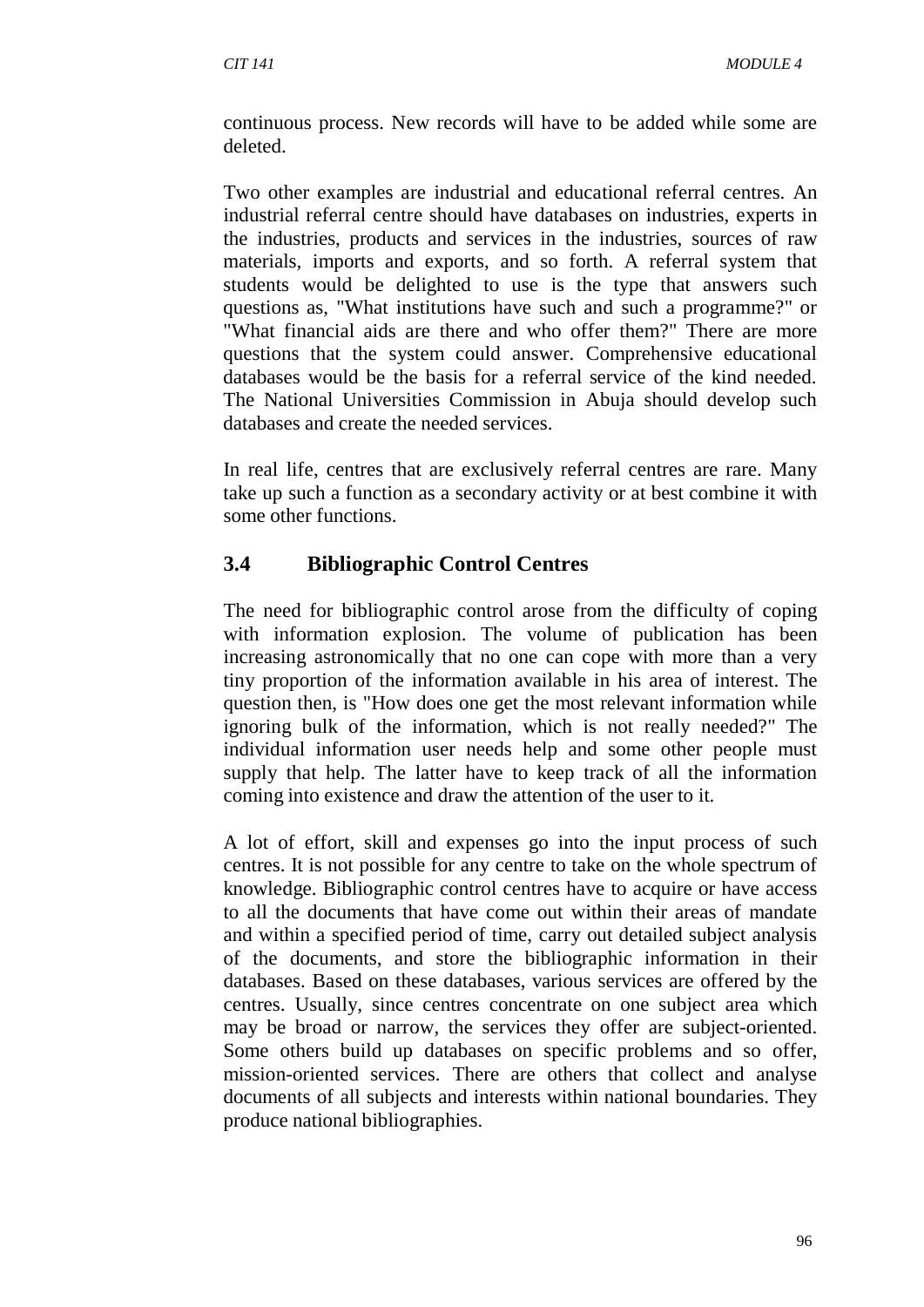continuous process. New records will have to be added while some are deleted.

Two other examples are industrial and educational referral centres. An industrial referral centre should have databases on industries, experts in the industries, products and services in the industries, sources of raw materials, imports and exports, and so forth. A referral system that students would be delighted to use is the type that answers such questions as, "What institutions have such and such a programme?" or "What financial aids are there and who offer them?" There are more questions that the system could answer. Comprehensive educational databases would be the basis for a referral service of the kind needed. The National Universities Commission in Abuja should develop such databases and create the needed services.

In real life, centres that are exclusively referral centres are rare. Many take up such a function as a secondary activity or at best combine it with some other functions.

## 3.4 Bibliographic Control Centres

The need for bibliographic control arose from the difficulty of coping with information explosion. The volume of publication has been increasing astronomically that no one can cope with more than a very tiny proportion of the information available in his area of interest. The question then, is "How does one get the most relevant information while ignoring bulk of the information, which is not really needed?" The individual information user needs help and some other people must supply that help. The latter have to keep track of all the information coming into existence and draw the attention of the user to it.

A lot of effort, skill and expenses go into the input process of such centres. It is not possible for any centre to take on the whole spectrum of knowledge. Bibliographic control centres have to acquire or have access to all the documents that have come out within their areas of mandate and within a specified period of time, carry out detailed subject analysis of the documents, and store the bibliographic information in their databases. Based on these databases, various services are offered by the centres. Usually, since centres concentrate on one subject area which may be broad or narrow, the services they offer are subject-oriented. Some others build up databases on specific problems and so offer, mission-oriented services. There are others that collect and analyse documents of all subjects and interests within national boundaries. They produce national bibliographies.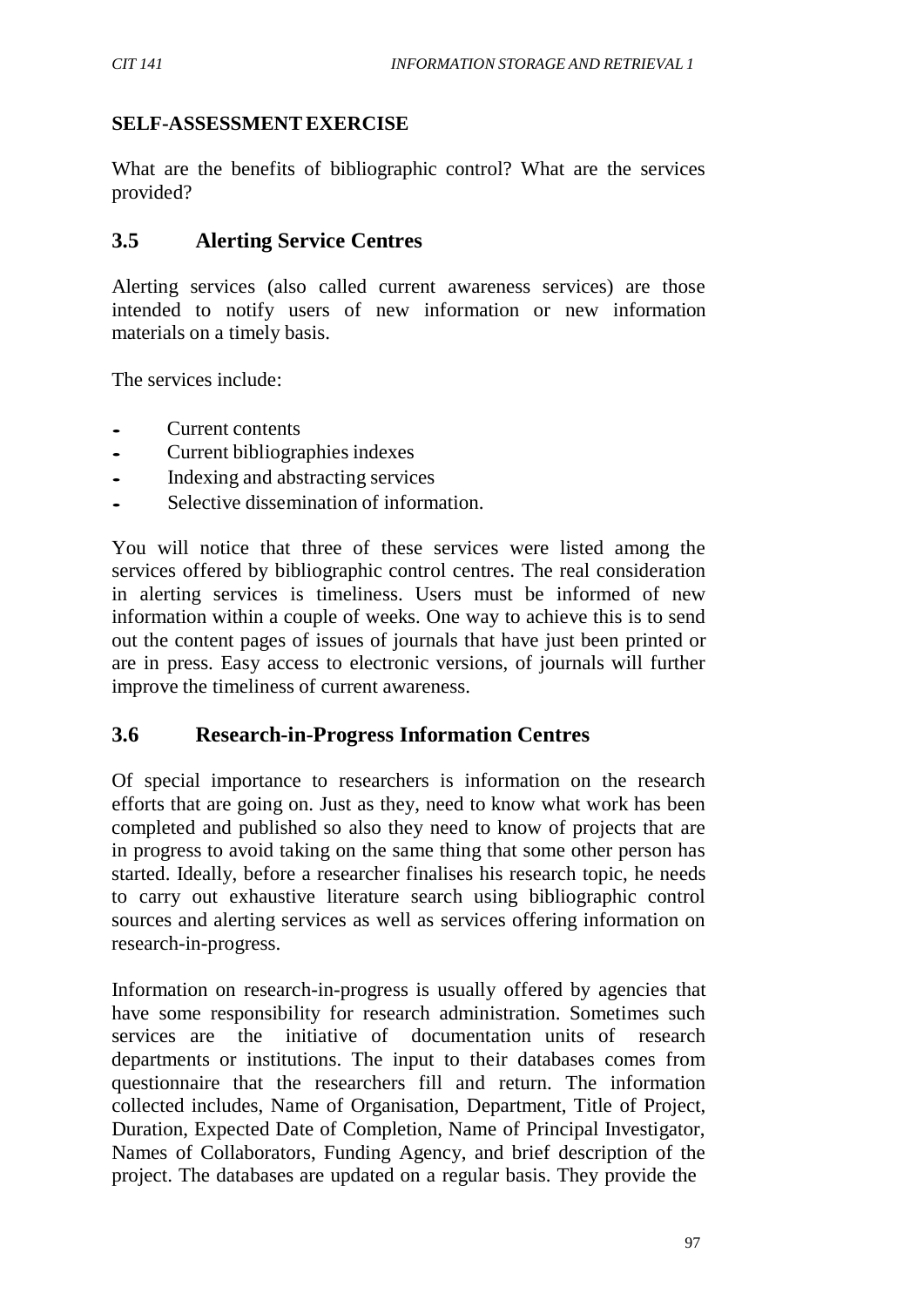**SELF-ASSESSMENT EXERCISE**

What are the benefits of bibliographic control? What are the services provided?

## 3.5 Alerting Service Centres

Alerting services (also called current awareness services) are those intended to notify users of new information or new information materials on a timely basis.

The services include:

- Current contents
- Current bibliographies indexes
- Indexing and abstracting services
- Selective dissemination of information.

You will notice that three of these services were listed among the services offered by bibliographic control centres. The real consideration in alerting services is timeliness. Users must be informed of new information within a couple of weeks. One way to achieve this is to send out the content pages of issues of journals that have just been printed or are in press. Easy access to electronic versions, of journals will further improve the timeliness of current awareness.

## 3.6 Research-in-Progress Information Centres

Of special importance to researchers is information on the research efforts that are going on. Just as they, need to know what work has been completed and published so also they need to know of projects that are in progress to avoid taking on the same thing that some other person has started. Ideally, before a researcher finalises his research topic, he needs to carry out exhaustive literature search using bibliographic control sources and alerting services as well as services offering information on research-in-progress.

Information on research-in-progress is usually offered by agencies that have some responsibility for research administration. Sometimes such services are the initiative of documentation units of research departments or institutions. The input to their databases comes from questionnaire that the researchers fill and return. The information collected includes, Name of Organisation, Department, Title of Project, Duration, Expected Date of Completion, Name of Principal Investigator, Names of Collaborators, Funding Agency, and brief description of the project. The databases are updated on a regular basis. They provide the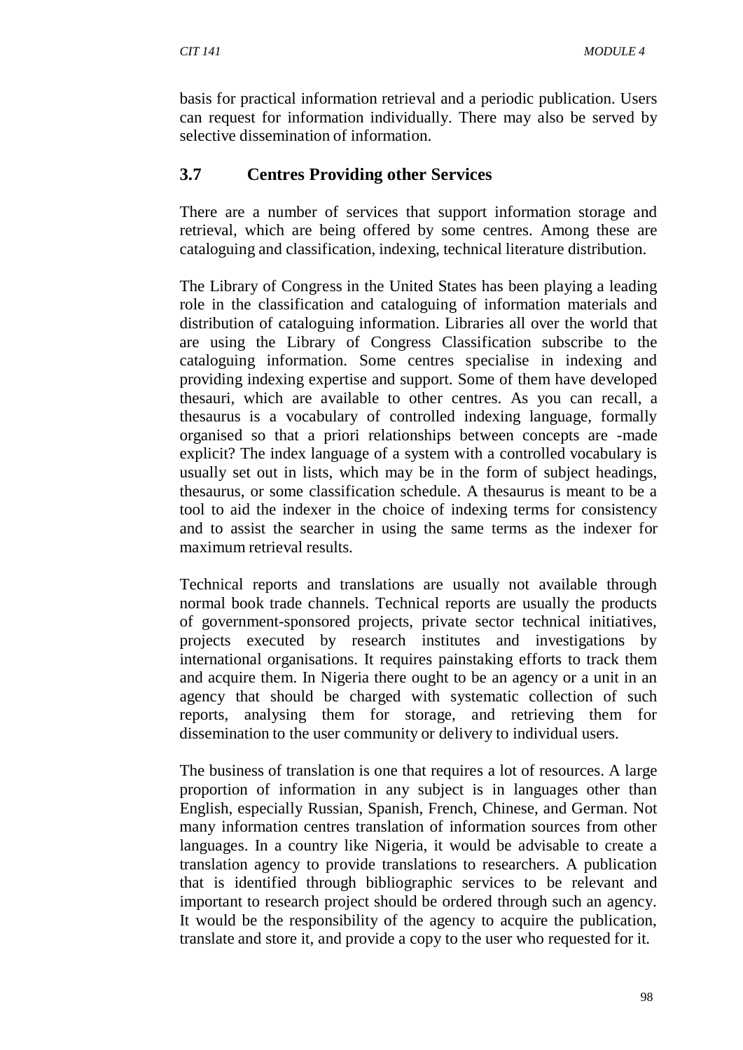basis for practical information retrieval and a periodic publication. Users can request for information individually. There may also be served by selective dissemination of information.

### 3.7 Centres Providing other Services

There are a number of services that support information storage and retrieval, which are being offered by some centres. Among these are cataloguing and classification, indexing, technical literature distribution.

The Library of Congress in the United States has been playing a leading role in the classification and cataloguing of information materials and distribution of cataloguing information. Libraries all over the world that are using the Library of Congress Classification subscribe to the cataloguing information. Some centres specialise in indexing and providing indexing expertise and support. Some of them have developed thesauri, which are available to other centres. As you can recall, a thesaurus is a vocabulary of controlled indexing language, formally organised so that a priori relationships between concepts are -made explicit? The index language of a system with a controlled vocabulary is usually set out in lists, which may be in the form of subject headings, thesaurus, or some classification schedule. A thesaurus is meant to be a tool to aid the indexer in the choice of indexing terms for consistency and to assist the searcher in using the same terms as the indexer for maximum retrieval results.

Technical reports and translations are usually not available through normal book trade channels. Technical reports are usually the products of government-sponsored projects, private sector technical initiatives, projects executed by research institutes and investigations by international organisations. It requires painstaking efforts to track them and acquire them. In Nigeria there ought to be an agency or a unit in an agency that should be charged with systematic collection of such reports, analysing them for storage, and retrieving them for dissemination to the user community or delivery to individual users.

The business of translation is one that requires a lot of resources. A large proportion of information in any subject is in languages other than English, especially Russian, Spanish, French, Chinese, and German. Not many information centres translation of information sources from other languages. In a country like Nigeria, it would be advisable to create a translation agency to provide translations to researchers. A publication that is identified through bibliographic services to be relevant and important to research project should be ordered through such an agency. It would be the responsibility of the agency to acquire the publication, translate and store it, and provide a copy to the user who requested for it.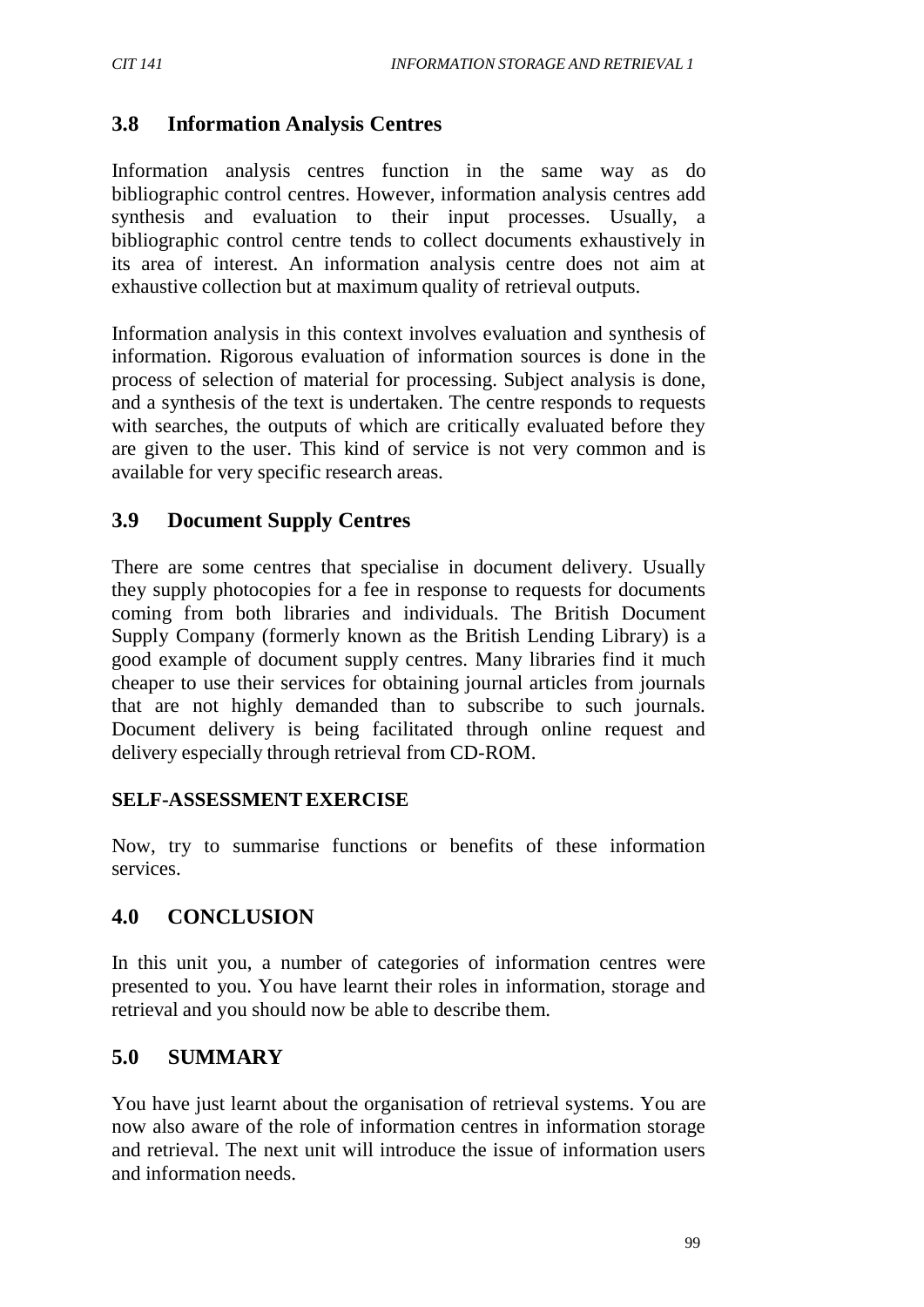## 3.8 Information Analysis Centres

Information analysis centres function in the same way as do bibliographic control centres. However, information analysis centres add synthesis and evaluation to their input processes. Usually, a bibliographic control centre tends to collect documents exhaustively in its area of interest. An information analysis centre does not aim at exhaustive collection but at maximum quality of retrieval outputs.

Information analysis in this context involves evaluation and synthesis of information. Rigorous evaluation of information sources is done in the process of selection of material for processing. Subject analysis is done, and a synthesis of the text is undertaken. The centre responds to requests with searches, the outputs of which are critically evaluated before they are given to the user. This kind of service is not very common and is available for very specific research areas.

## 3.9 Document Supply Centres

There are some centres that specialise in document delivery. Usually they supply photocopies for a fee in response to requests for documents coming from both libraries and individuals. The British Document Supply Company (formerly known as the British Lending Library) is a good example of document supply centres. Many libraries find it much cheaper to use their services for obtaining journal articles from journals that are not highly demanded than to subscribe to such journals. Document delivery is being facilitated through online request and delivery especially through retrieval from CD-ROM.

**SELF-ASSESSMENT EXERCISE**

Now, try to summarise functions or benefits of these information services.

# 4.0 CONCLUSION

In this unit you, a number of categories of information centres were presented to you. You have learnt their roles in information, storage and retrieval and you should now be able to describe them.

# 5.0 SUMMARY

You have just learnt about the organisation of retrieval systems. You are now also aware of the role of information centres in information storage and retrieval. The next unit will introduce the issue of information users and information needs.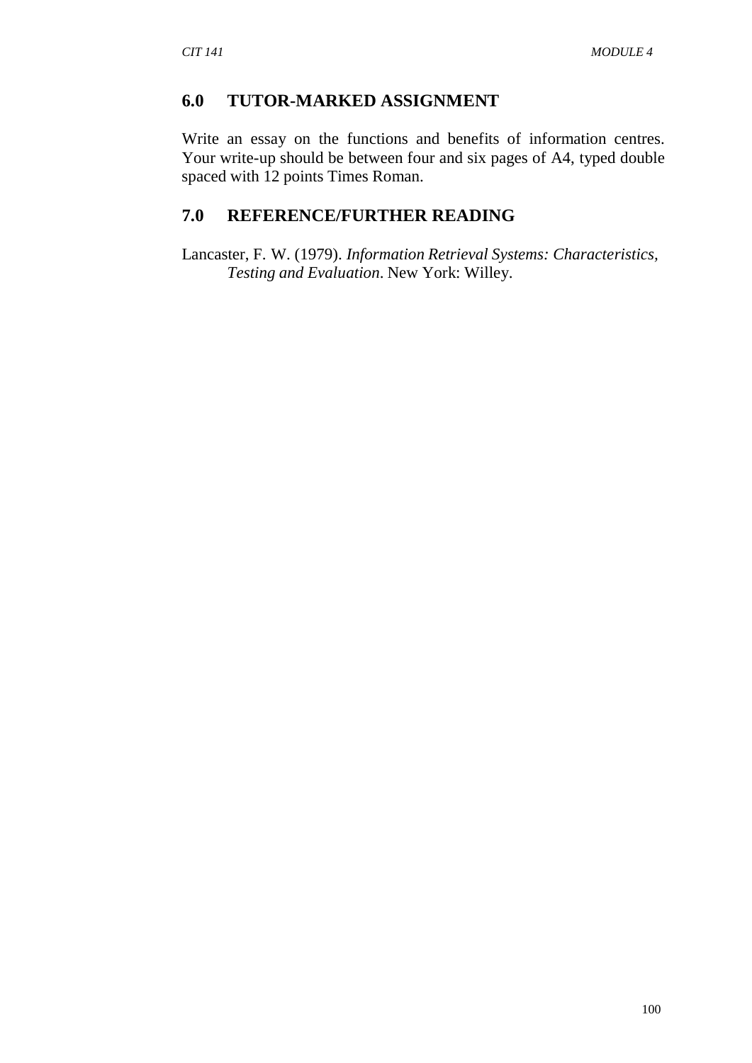## 6.0 TUTOR-MARKED ASSIGNMENT

Write an essay on the functions and benefits of information centres. Your write-up should be between four and six pages of A4, typed double spaced with 12 points Times Roman.

## 7.0 REFERENCE/FURTHER READING

Lancaster, F. W. (1979). *Information Retrieval Systems: Characteristics, Testing and Evaluation*. New York: Willey.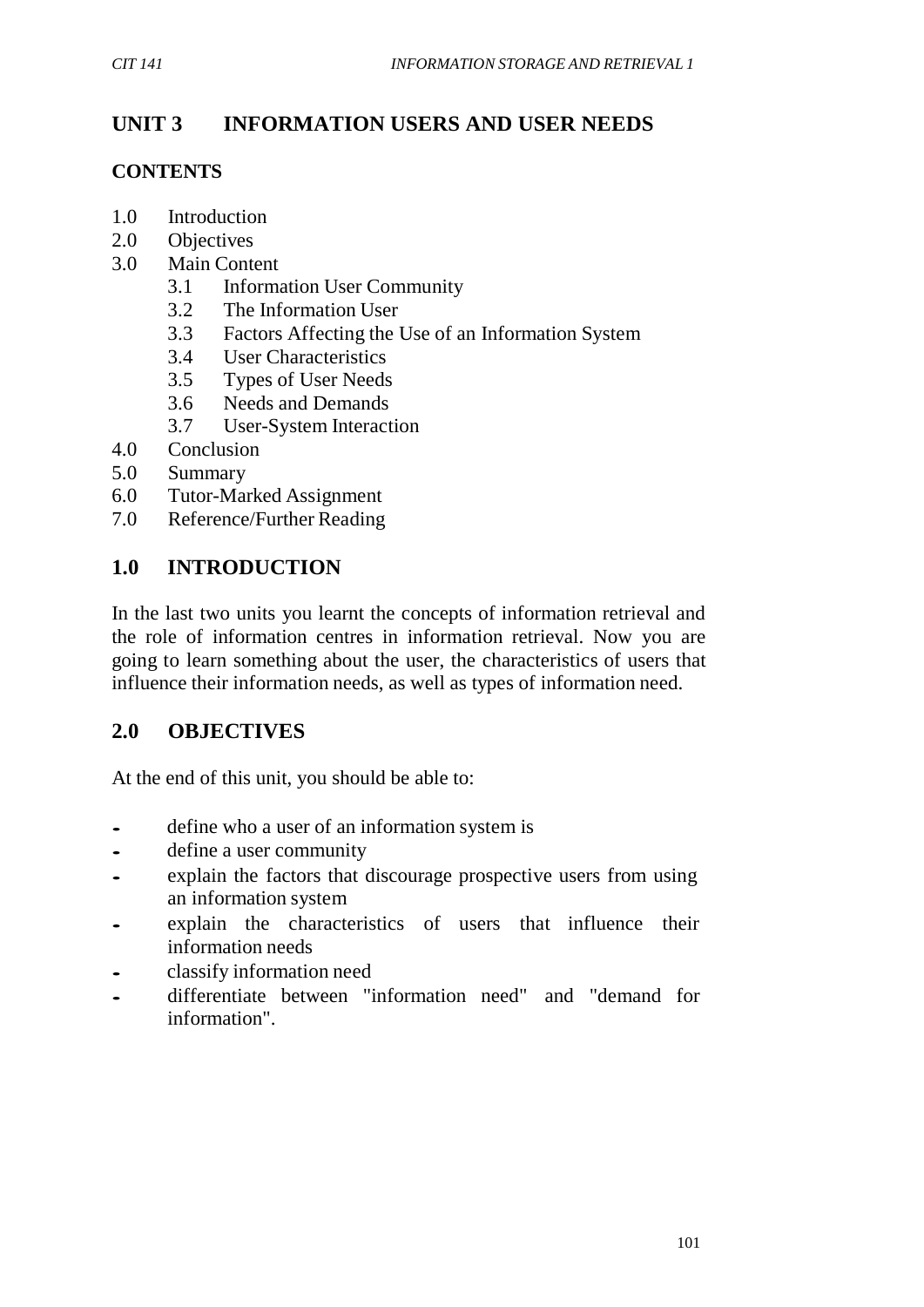# UNIT 3 INFORMATION USERS AND USER NEEDS

## CONTENTS

1.0 Introduction
2.0 Objectives
3.0 Main Content
  3.1 Information User Community
  3.2 The Information User
  3.3 Factors Affecting the Use of an Information System
  3.4 User Characteristics
  3.5 Types of User Needs
  3.6 Needs and Demands
  3.7 User-System Interaction
4.0 Conclusion
5.0 Summary
6.0 Tutor-Marked Assignment
7.0 Reference/Further Reading

## 1.0 INTRODUCTION

In the last two units you learnt the concepts of information retrieval and the role of information centres in information retrieval. Now you are going to learn something about the user, the characteristics of users that influence their information needs, as well as types of information need.

## 2.0 OBJECTIVES

At the end of this unit, you should be able to:

- define who a user of an information system is
- define a user community
- explain the factors that discourage prospective users from using an information system
- explain the characteristics of users that influence their information needs
- classify information need
- differentiate between "information need" and "demand for information".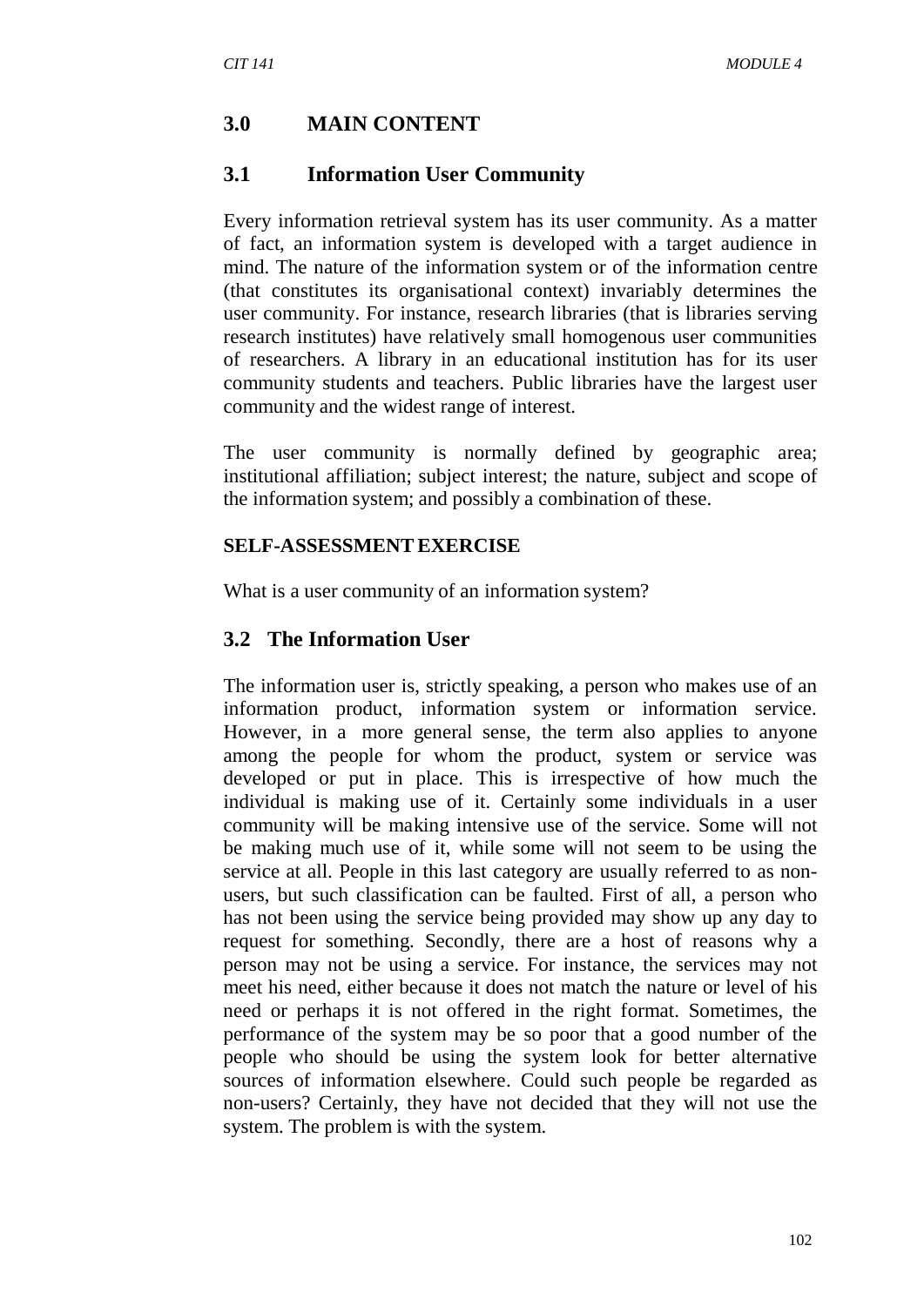## 3.0 MAIN CONTENT

### 3.1 Information User Community

Every information retrieval system has its user community. As a matter of fact, an information system is developed with a target audience in mind. The nature of the information system or of the information centre (that constitutes its organisational context) invariably determines the user community. For instance, research libraries (that is libraries serving research institutes) have relatively small homogenous user communities of researchers. A library in an educational institution has for its user community students and teachers. Public libraries have the largest user community and the widest range of interest.

The user community is normally defined by geographic area; institutional affiliation; subject interest; the nature, subject and scope of the information system; and possibly a combination of these.

**SELF-ASSESSMENT EXERCISE**

What is a user community of an information system?

### 3.2 The Information User

The information user is, strictly speaking, a person who makes use of an information product, information system or information service. However, in a more general sense, the term also applies to anyone among the people for whom the product, system or service was developed or put in place. This is irrespective of how much the individual is making use of it. Certainly some individuals in a user community will be making intensive use of the service. Some will not be making much use of it, while some will not seem to be using the service at all. People in this last category are usually referred to as non-users, but such classification can be faulted. First of all, a person who has not been using the service being provided may show up any day to request for something. Secondly, there are a host of reasons why a person may not be using a service. For instance, the services may not meet his need, either because it does not match the nature or level of his need or perhaps it is not offered in the right format. Sometimes, the performance of the system may be so poor that a good number of the people who should be using the system look for better alternative sources of information elsewhere. Could such people be regarded as non-users? Certainly, they have not decided that they will not use the system. The problem is with the system.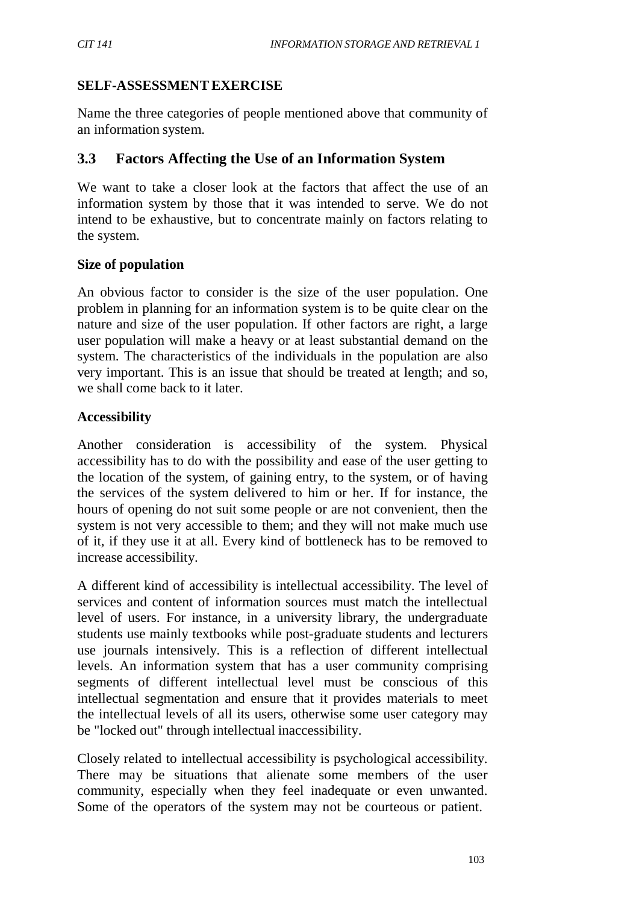## SELF-ASSESSMENT EXERCISE

Name the three categories of people mentioned above that community of an information system.

## 3.3 Factors Affecting the Use of an Information System

We want to take a closer look at the factors that affect the use of an information system by those that it was intended to serve. We do not intend to be exhaustive, but to concentrate mainly on factors relating to the system.

**Size of population**

An obvious factor to consider is the size of the user population. One problem in planning for an information system is to be quite clear on the nature and size of the user population. If other factors are right, a large user population will make a heavy or at least substantial demand on the system. The characteristics of the individuals in the population are also very important. This is an issue that should be treated at length; and so, we shall come back to it later.

**Accessibility**

Another consideration is accessibility of the system. Physical accessibility has to do with the possibility and ease of the user getting to the location of the system, of gaining entry, to the system, or of having the services of the system delivered to him or her. If for instance, the hours of opening do not suit some people or are not convenient, then the system is not very accessible to them; and they will not make much use of it, if they use it at all. Every kind of bottleneck has to be removed to increase accessibility.

A different kind of accessibility is intellectual accessibility. The level of services and content of information sources must match the intellectual level of users. For instance, in a university library, the undergraduate students use mainly textbooks while post-graduate students and lecturers use journals intensively. This is a reflection of different intellectual levels. An information system that has a user community comprising segments of different intellectual level must be conscious of this intellectual segmentation and ensure that it provides materials to meet the intellectual levels of all its users, otherwise some user category may be "locked out" through intellectual inaccessibility.

Closely related to intellectual accessibility is psychological accessibility. There may be situations that alienate some members of the user community, especially when they feel inadequate or even unwanted. Some of the operators of the system may not be courteous or patient.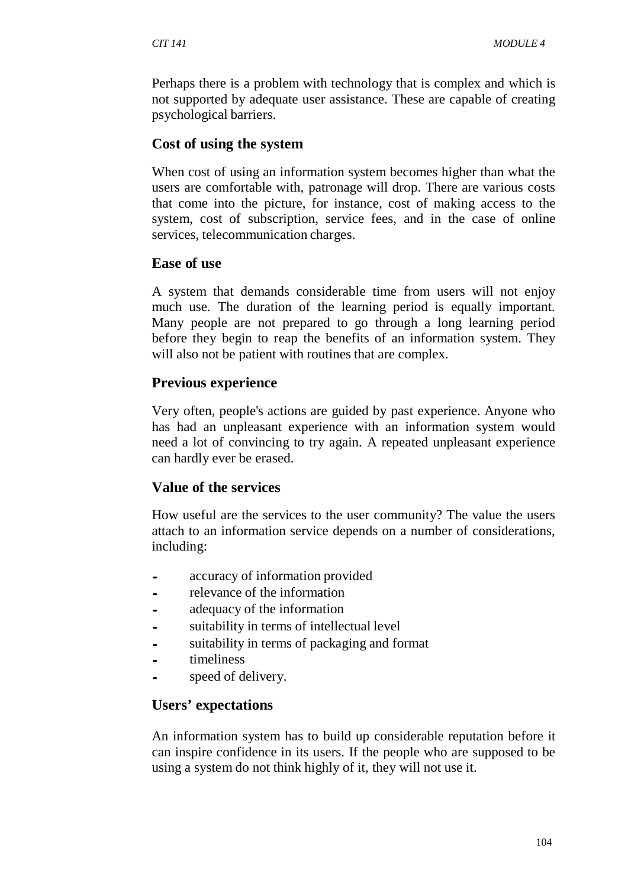Perhaps there is a problem with technology that is complex and which is not supported by adequate user assistance. These are capable of creating psychological barriers.

### Cost of using the system

When cost of using an information system becomes higher than what the users are comfortable with, patronage will drop. There are various costs that come into the picture, for instance, cost of making access to the system, cost of subscription, service fees, and in the case of online services, telecommunication charges.

### Ease of use

A system that demands considerable time from users will not enjoy much use. The duration of the learning period is equally important. Many people are not prepared to go through a long learning period before they begin to reap the benefits of an information system. They will also not be patient with routines that are complex.

### Previous experience

Very often, people's actions are guided by past experience. Anyone who has had an unpleasant experience with an information system would need a lot of convincing to try again. A repeated unpleasant experience can hardly ever be erased.

### Value of the services

How useful are the services to the user community? The value the users attach to an information service depends on a number of considerations, including:

- accuracy of information provided
- relevance of the information
- adequacy of the information
- suitability in terms of intellectual level
- suitability in terms of packaging and format
- timeliness
- speed of delivery.

### Users' expectations

An information system has to build up considerable reputation before it can inspire confidence in its users. If the people who are supposed to be using a system do not think highly of it, they will not use it.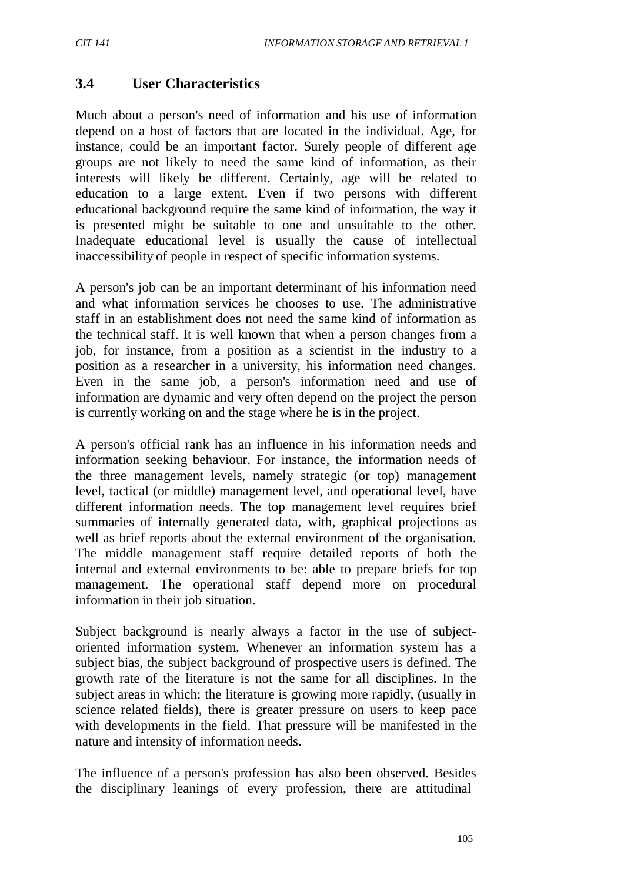## 3.4 User Characteristics

Much about a person's need of information and his use of information depend on a host of factors that are located in the individual. Age, for instance, could be an important factor. Surely people of different age groups are not likely to need the same kind of information, as their interests will likely be different. Certainly, age will be related to education to a large extent. Even if two persons with different educational background require the same kind of information, the way it is presented might be suitable to one and unsuitable to the other. Inadequate educational level is usually the cause of intellectual inaccessibility of people in respect of specific information systems.

A person's job can be an important determinant of his information need and what information services he chooses to use. The administrative staff in an establishment does not need the same kind of information as the technical staff. It is well known that when a person changes from a job, for instance, from a position as a scientist in the industry to a position as a researcher in a university, his information need changes. Even in the same job, a person's information need and use of information are dynamic and very often depend on the project the person is currently working on and the stage where he is in the project.

A person's official rank has an influence in his information needs and information seeking behaviour. For instance, the information needs of the three management levels, namely strategic (or top) management level, tactical (or middle) management level, and operational level, have different information needs. The top management level requires brief summaries of internally generated data, with, graphical projections as well as brief reports about the external environment of the organisation. The middle management staff require detailed reports of both the internal and external environments to be: able to prepare briefs for top management. The operational staff depend more on procedural information in their job situation.

Subject background is nearly always a factor in the use of subject-oriented information system. Whenever an information system has a subject bias, the subject background of prospective users is defined. The growth rate of the literature is not the same for all disciplines. In the subject areas in which: the literature is growing more rapidly, (usually in science related fields), there is greater pressure on users to keep pace with developments in the field. That pressure will be manifested in the nature and intensity of information needs.

The influence of a person's profession has also been observed. Besides the disciplinary leanings of every profession, there are attitudinal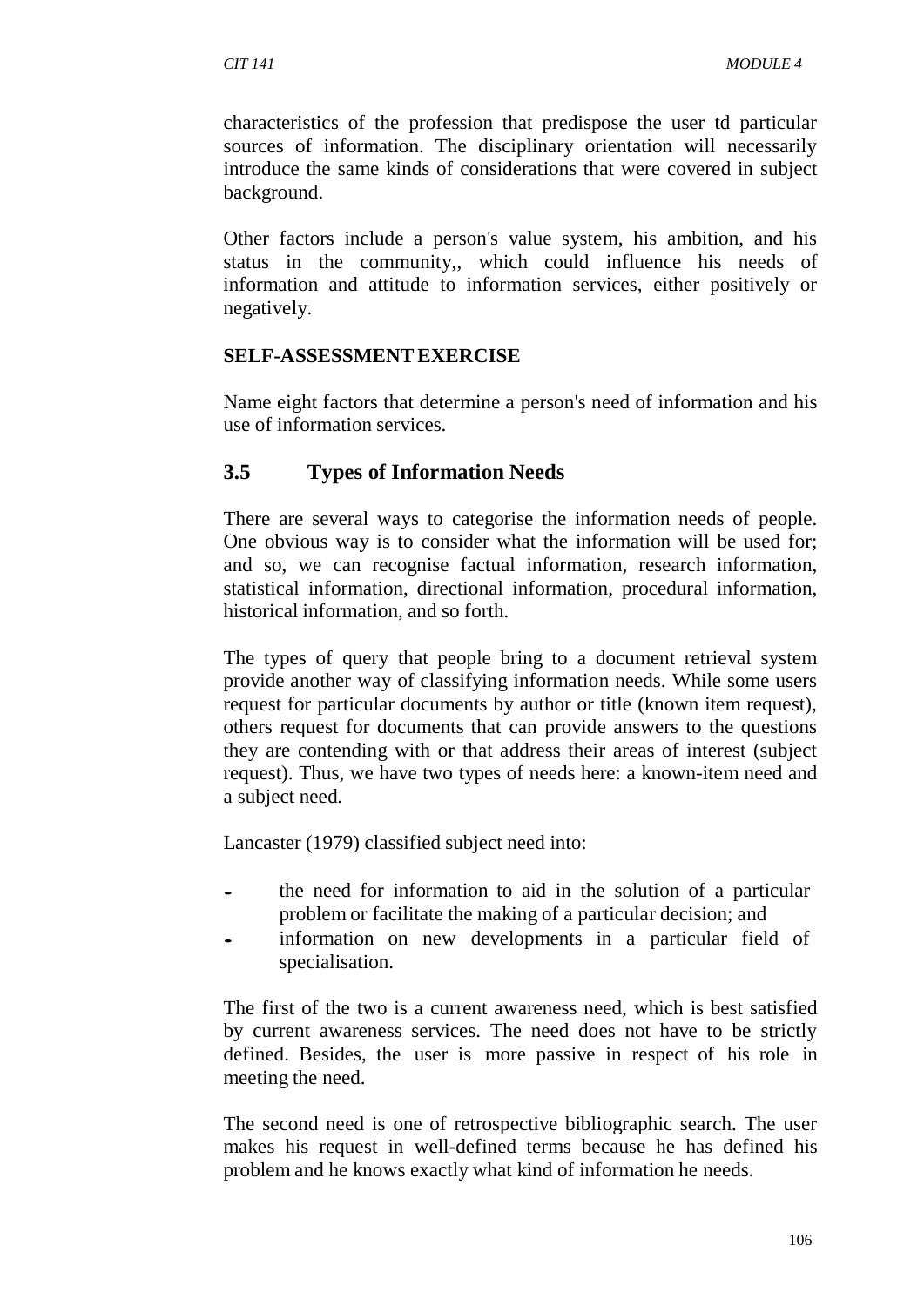characteristics of the profession that predispose the user td particular sources of information. The disciplinary orientation will necessarily introduce the same kinds of considerations that were covered in subject background.

Other factors include a person's value system, his ambition, and his status in the community,, which could influence his needs of information and attitude to information services, either positively or negatively.

**SELF-ASSESSMENT EXERCISE**

Name eight factors that determine a person's need of information and his use of information services.

## 3.5 Types of Information Needs

There are several ways to categorise the information needs of people. One obvious way is to consider what the information will be used for; and so, we can recognise factual information, research information, statistical information, directional information, procedural information, historical information, and so forth.

The types of query that people bring to a document retrieval system provide another way of classifying information needs. While some users request for particular documents by author or title (known item request), others request for documents that can provide answers to the questions they are contending with or that address their areas of interest (subject request). Thus, we have two types of needs here: a known-item need and a subject need.

Lancaster (1979) classified subject need into:

- the need for information to aid in the solution of a particular problem or facilitate the making of a particular decision; and
- information on new developments in a particular field of specialisation.

The first of the two is a current awareness need, which is best satisfied by current awareness services. The need does not have to be strictly defined. Besides, the user is more passive in respect of his role in meeting the need.

The second need is one of retrospective bibliographic search. The user makes his request in well-defined terms because he has defined his problem and he knows exactly what kind of information he needs.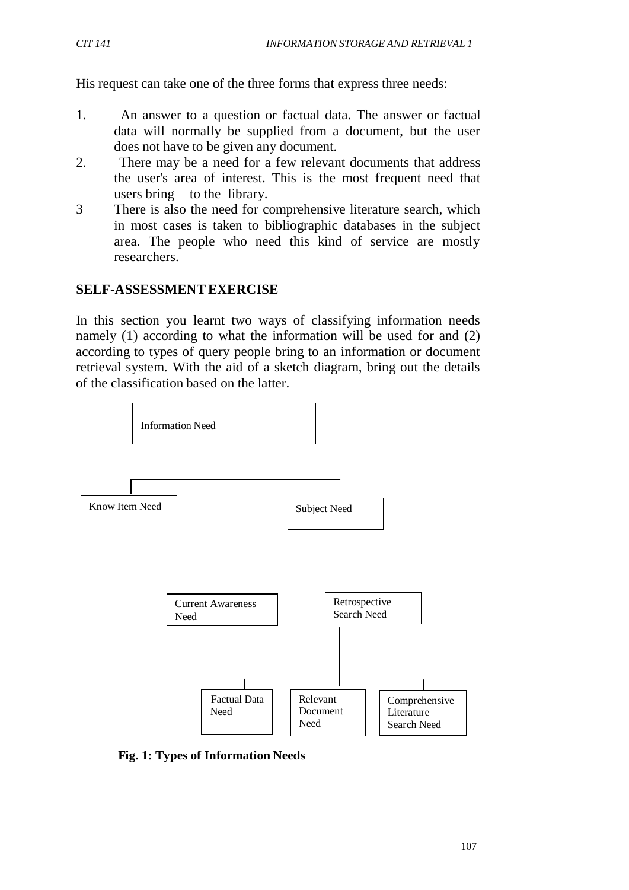His request can take one of the three forms that express three needs:

1. An answer to a question or factual data. The answer or factual data will normally be supplied from a document, but the user does not have to be given any document.
2. There may be a need for a few relevant documents that address the user's area of interest. This is the most frequent need that users bring to the library.
3. There is also the need for comprehensive literature search, which in most cases is taken to bibliographic databases in the subject area. The people who need this kind of service are mostly researchers.

## SELF-ASSESSMENT EXERCISE

In this section you learnt two ways of classifying information needs namely (1) according to what the information will be used for and (2) according to types of query people bring to an information or document retrieval system. With the aid of a sketch diagram, bring out the details of the classification based on the latter.

- Information Need
  - Know Item Need
  - Subject Need
    - Current Awareness Need
    - Retrospective Search Need
      - Factual Data Need
      - Relevant Document Need
      - Comprehensive Literature Search Need

**Fig. 1: Types of Information Needs**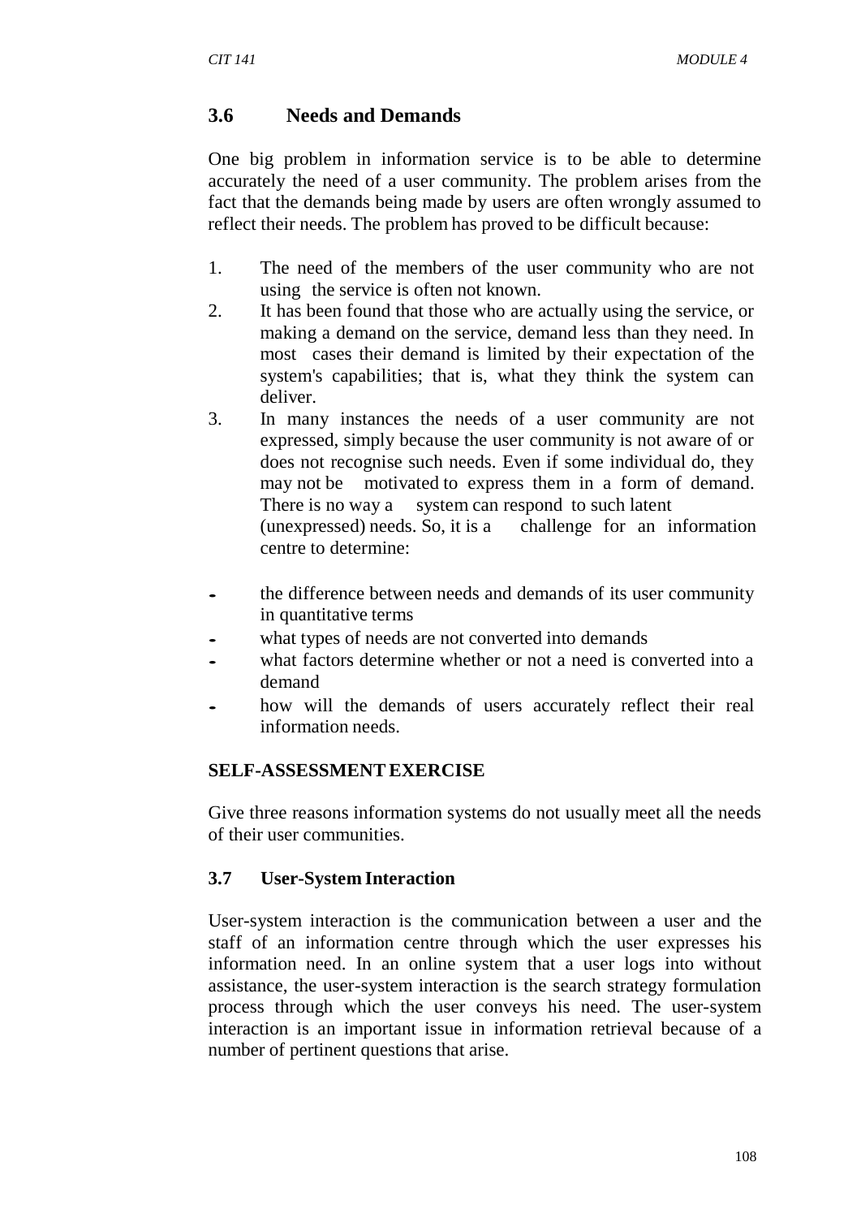## 3.6 Needs and Demands

One big problem in information service is to be able to determine accurately the need of a user community. The problem arises from the fact that the demands being made by users are often wrongly assumed to reflect their needs. The problem has proved to be difficult because:

1. The need of the members of the user community who are not using the service is often not known.
2. It has been found that those who are actually using the service, or making a demand on the service, demand less than they need. In most cases their demand is limited by their expectation of the system's capabilities; that is, what they think the system can deliver.
3. In many instances the needs of a user community are not expressed, simply because the user community is not aware of or does not recognise such needs. Even if some individual do, they may not be motivated to express them in a form of demand. There is no way a system can respond to such latent (unexpressed) needs. So, it is a challenge for an information centre to determine:

- the difference between needs and demands of its user community in quantitative terms
- what types of needs are not converted into demands
- what factors determine whether or not a need is converted into a demand
- how will the demands of users accurately reflect their real information needs.

#### SELF-ASSESSMENT EXERCISE

Give three reasons information systems do not usually meet all the needs of their user communities.

### 3.7 User-System Interaction

User-system interaction is the communication between a user and the staff of an information centre through which the user expresses his information need. In an online system that a user logs into without assistance, the user-system interaction is the search strategy formulation process through which the user conveys his need. The user-system interaction is an important issue in information retrieval because of a number of pertinent questions that arise.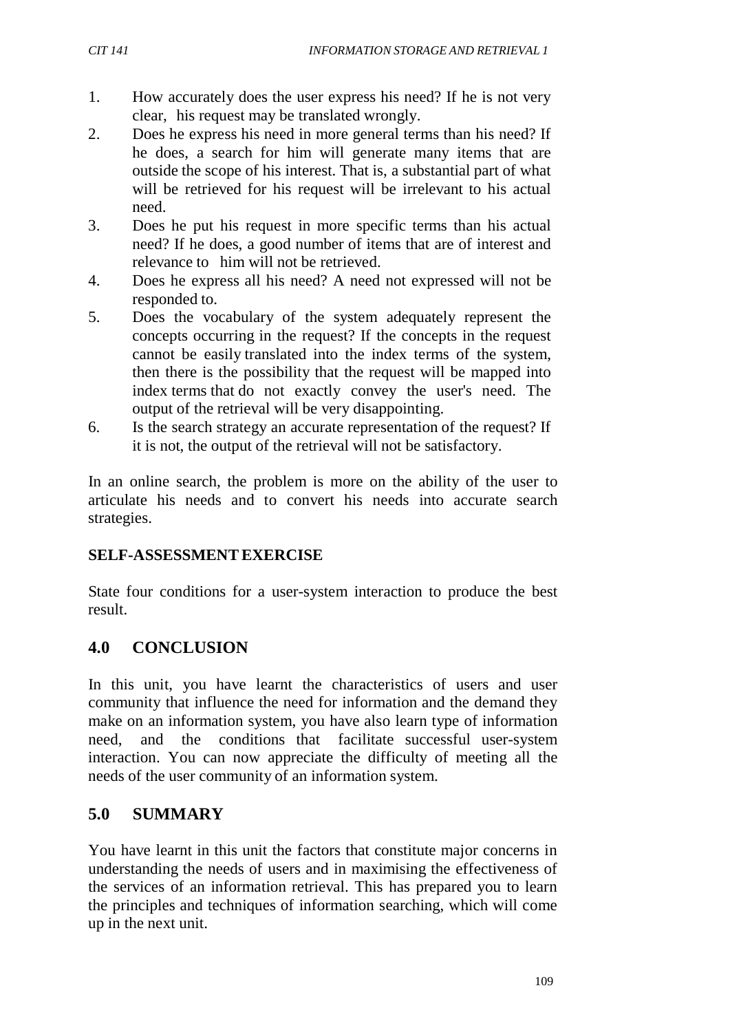1. How accurately does the user express his need? If he is not very clear, his request may be translated wrongly.
2. Does he express his need in more general terms than his need? If he does, a search for him will generate many items that are outside the scope of his interest. That is, a substantial part of what will be retrieved for his request will be irrelevant to his actual need.
3. Does he put his request in more specific terms than his actual need? If he does, a good number of items that are of interest and relevance to him will not be retrieved.
4. Does he express all his need? A need not expressed will not be responded to.
5. Does the vocabulary of the system adequately represent the concepts occurring in the request? If the concepts in the request cannot be easily translated into the index terms of the system, then there is the possibility that the request will be mapped into index terms that do not exactly convey the user's need. The output of the retrieval will be very disappointing.
6. Is the search strategy an accurate representation of the request? If it is not, the output of the retrieval will not be satisfactory.

In an online search, the problem is more on the ability of the user to articulate his needs and to convert his needs into accurate search strategies.

**SELF-ASSESSMENT EXERCISE**

State four conditions for a user-system interaction to produce the best result.

## 4.0 CONCLUSION

In this unit, you have learnt the characteristics of users and user community that influence the need for information and the demand they make on an information system, you have also learn type of information need, and the conditions that facilitate successful user-system interaction. You can now appreciate the difficulty of meeting all the needs of the user community of an information system.

## 5.0 SUMMARY

You have learnt in this unit the factors that constitute major concerns in understanding the needs of users and in maximising the effectiveness of the services of an information retrieval. This has prepared you to learn the principles and techniques of information searching, which will come up in the next unit.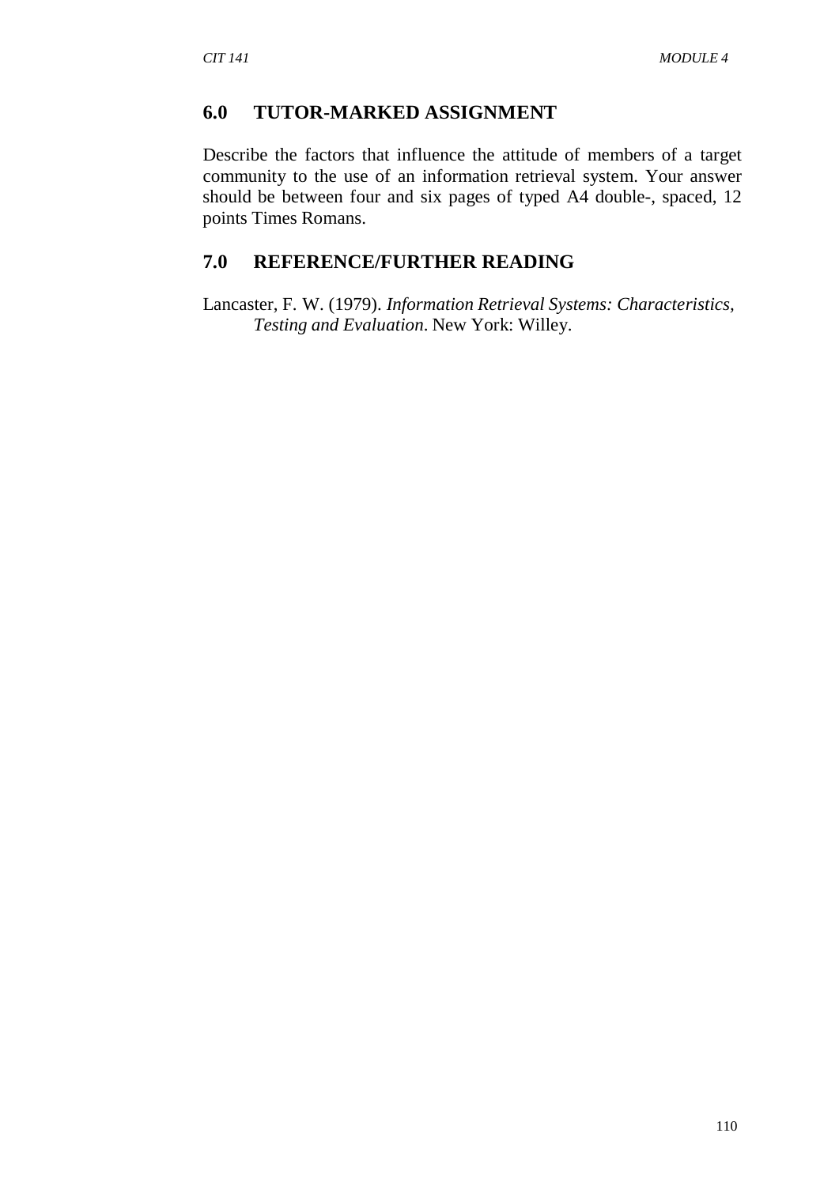## 6.0 TUTOR-MARKED ASSIGNMENT

Describe the factors that influence the attitude of members of a target community to the use of an information retrieval system. Your answer should be between four and six pages of typed A4 double-, spaced, 12 points Times Romans.

## 7.0 REFERENCE/FURTHER READING

Lancaster, F. W. (1979). *Information Retrieval Systems: Characteristics, Testing and Evaluation*. New York: Willey.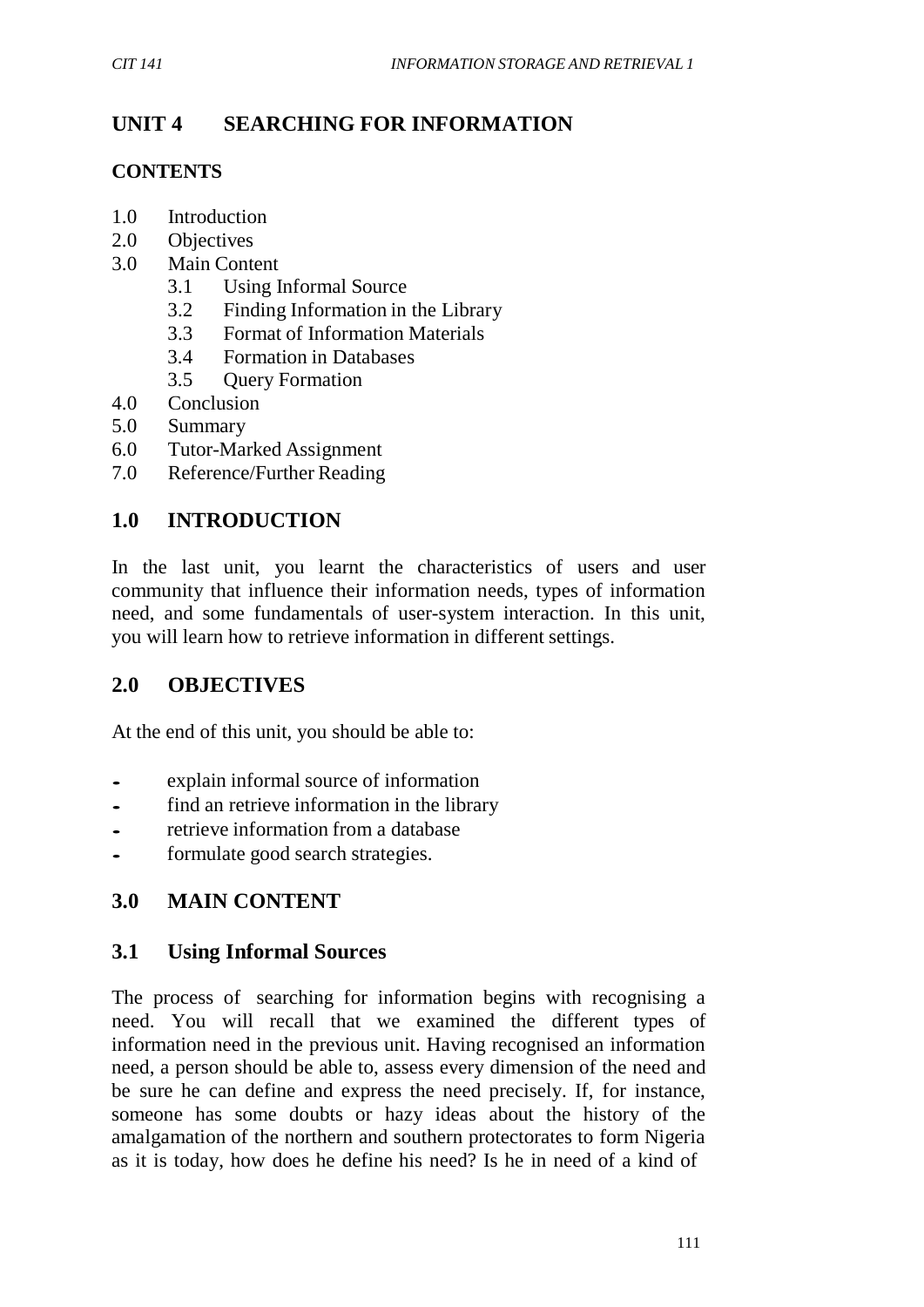## UNIT 4 SEARCHING FOR INFORMATION

### CONTENTS

- 1.0 Introduction
- 2.0 Objectives
- 3.0 Main Content
  - 3.1 Using Informal Source
  - 3.2 Finding Information in the Library
  - 3.3 Format of Information Materials
  - 3.4 Formation in Databases
  - 3.5 Query Formation
- 4.0 Conclusion
- 5.0 Summary
- 6.0 Tutor-Marked Assignment
- 7.0 Reference/Further Reading

## 1.0 INTRODUCTION

In the last unit, you learnt the characteristics of users and user community that influence their information needs, types of information need, and some fundamentals of user-system interaction. In this unit, you will learn how to retrieve information in different settings.

## 2.0 OBJECTIVES

At the end of this unit, you should be able to:

- explain informal source of information
- find an retrieve information in the library
- retrieve information from a database
- formulate good search strategies.

## 3.0 MAIN CONTENT

### 3.1 Using Informal Sources

The process of searching for information begins with recognising a need. You will recall that we examined the different types of information need in the previous unit. Having recognised an information need, a person should be able to, assess every dimension of the need and be sure he can define and express the need precisely. If, for instance, someone has some doubts or hazy ideas about the history of the amalgamation of the northern and southern protectorates to form Nigeria as it is today, how does he define his need? Is he in need of a kind of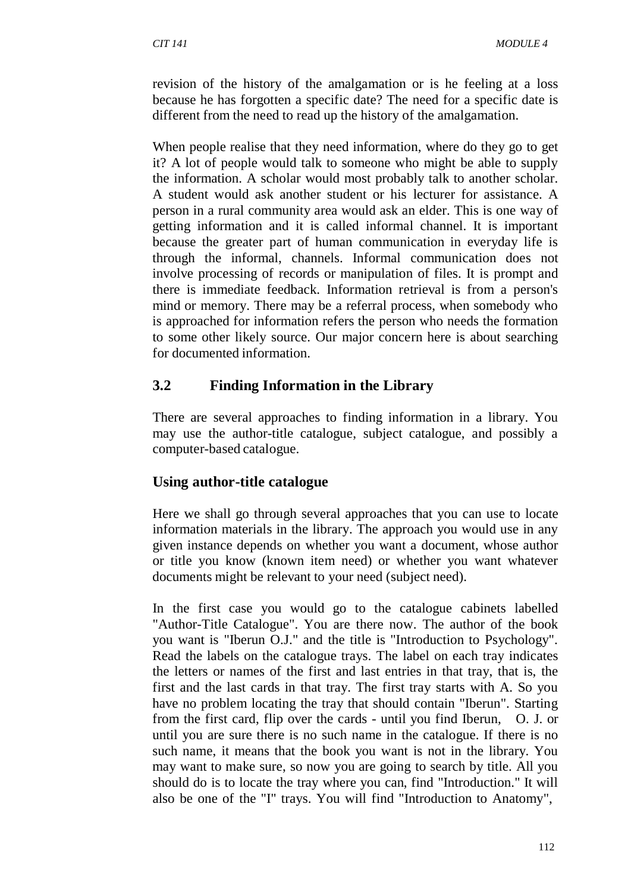revision of the history of the amalgamation or is he feeling at a loss because he has forgotten a specific date? The need for a specific date is different from the need to read up the history of the amalgamation.

When people realise that they need information, where do they go to get it? A lot of people would talk to someone who might be able to supply the information. A scholar would most probably talk to another scholar. A student would ask another student or his lecturer for assistance. A person in a rural community area would ask an elder. This is one way of getting information and it is called informal channel. It is important because the greater part of human communication in everyday life is through the informal, channels. Informal communication does not involve processing of records or manipulation of files. It is prompt and there is immediate feedback. Information retrieval is from a person's mind or memory. There may be a referral process, when somebody who is approached for information refers the person who needs the formation to some other likely source. Our major concern here is about searching for documented information.

## 3.2 Finding Information in the Library

There are several approaches to finding information in a library. You may use the author-title catalogue, subject catalogue, and possibly a computer-based catalogue.

### Using author-title catalogue

Here we shall go through several approaches that you can use to locate information materials in the library. The approach you would use in any given instance depends on whether you want a document, whose author or title you know (known item need) or whether you want whatever documents might be relevant to your need (subject need).

In the first case you would go to the catalogue cabinets labelled "Author-Title Catalogue". You are there now. The author of the book you want is "Iberun O.J." and the title is "Introduction to Psychology". Read the labels on the catalogue trays. The label on each tray indicates the letters or names of the first and last entries in that tray, that is, the first and the last cards in that tray. The first tray starts with A. So you have no problem locating the tray that should contain "Iberun". Starting from the first card, flip over the cards - until you find Iberun, O. J. or until you are sure there is no such name in the catalogue. If there is no such name, it means that the book you want is not in the library. You may want to make sure, so now you are going to search by title. All you should do is to locate the tray where you can, find "Introduction." It will also be one of the "I" trays. You will find "Introduction to Anatomy",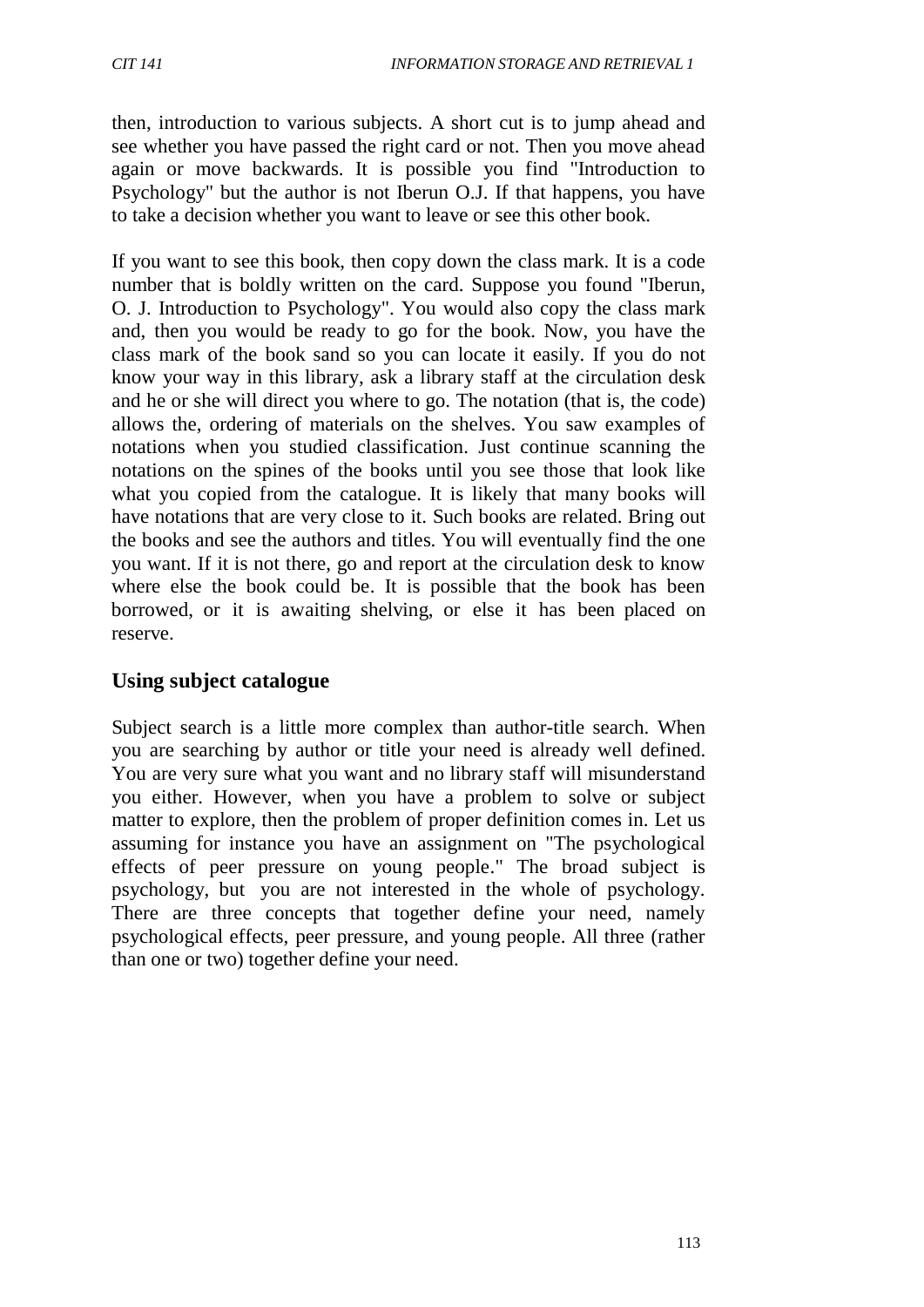then, introduction to various subjects. A short cut is to jump ahead and see whether you have passed the right card or not. Then you move ahead again or move backwards. It is possible you find "Introduction to Psychology" but the author is not Iberun O.J. If that happens, you have to take a decision whether you want to leave or see this other book.

If you want to see this book, then copy down the class mark. It is a code number that is boldly written on the card. Suppose you found "Iberun, O. J. Introduction to Psychology". You would also copy the class mark and, then you would be ready to go for the book. Now, you have the class mark of the book sand so you can locate it easily. If you do not know your way in this library, ask a library staff at the circulation desk and he or she will direct you where to go. The notation (that is, the code) allows the, ordering of materials on the shelves. You saw examples of notations when you studied classification. Just continue scanning the notations on the spines of the books until you see those that look like what you copied from the catalogue. It is likely that many books will have notations that are very close to it. Such books are related. Bring out the books and see the authors and titles. You will eventually find the one you want. If it is not there, go and report at the circulation desk to know where else the book could be. It is possible that the book has been borrowed, or it is awaiting shelving, or else it has been placed on reserve.

## Using subject catalogue

Subject search is a little more complex than author-title search. When you are searching by author or title your need is already well defined. You are very sure what you want and no library staff will misunderstand you either. However, when you have a problem to solve or subject matter to explore, then the problem of proper definition comes in. Let us assuming for instance you have an assignment on "The psychological effects of peer pressure on young people." The broad subject is psychology, but you are not interested in the whole of psychology. There are three concepts that together define your need, namely psychological effects, peer pressure, and young people. All three (rather than one or two) together define your need.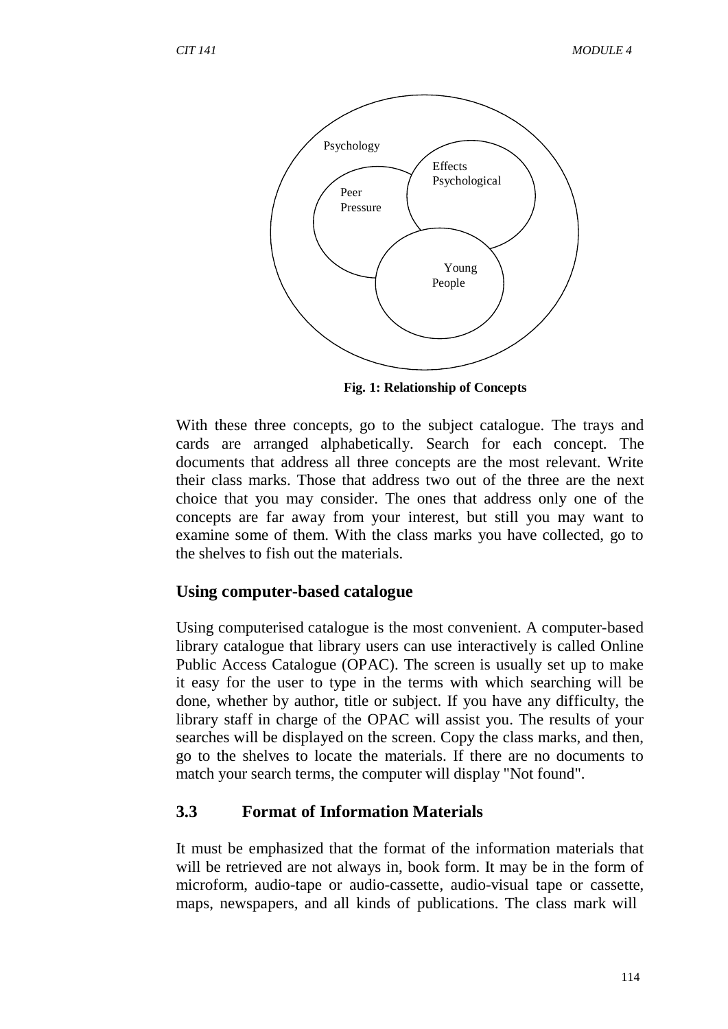Psychology

Effects Psychological

Peer Pressure

Young People

**Fig. 1: Relationship of Concepts**

With these three concepts, go to the subject catalogue. The trays and cards are arranged alphabetically. Search for each concept. The documents that address all three concepts are the most relevant. Write their class marks. Those that address two out of the three are the next choice that you may consider. The ones that address only one of the concepts are far away from your interest, but still you may want to examine some of them. With the class marks you have collected, go to the shelves to fish out the materials.

### Using computer-based catalogue

Using computerised catalogue is the most convenient. A computer-based library catalogue that library users can use interactively is called Online Public Access Catalogue (OPAC). The screen is usually set up to make it easy for the user to type in the terms with which searching will be done, whether by author, title or subject. If you have any difficulty, the library staff in charge of the OPAC will assist you. The results of your searches will be displayed on the screen. Copy the class marks, and then, go to the shelves to locate the materials. If there are no documents to match your search terms, the computer will display "Not found".

## 3.3 Format of Information Materials

It must be emphasized that the format of the information materials that will be retrieved are not always in, book form. It may be in the form of microform, audio-tape or audio-cassette, audio-visual tape or cassette, maps, newspapers, and all kinds of publications. The class mark will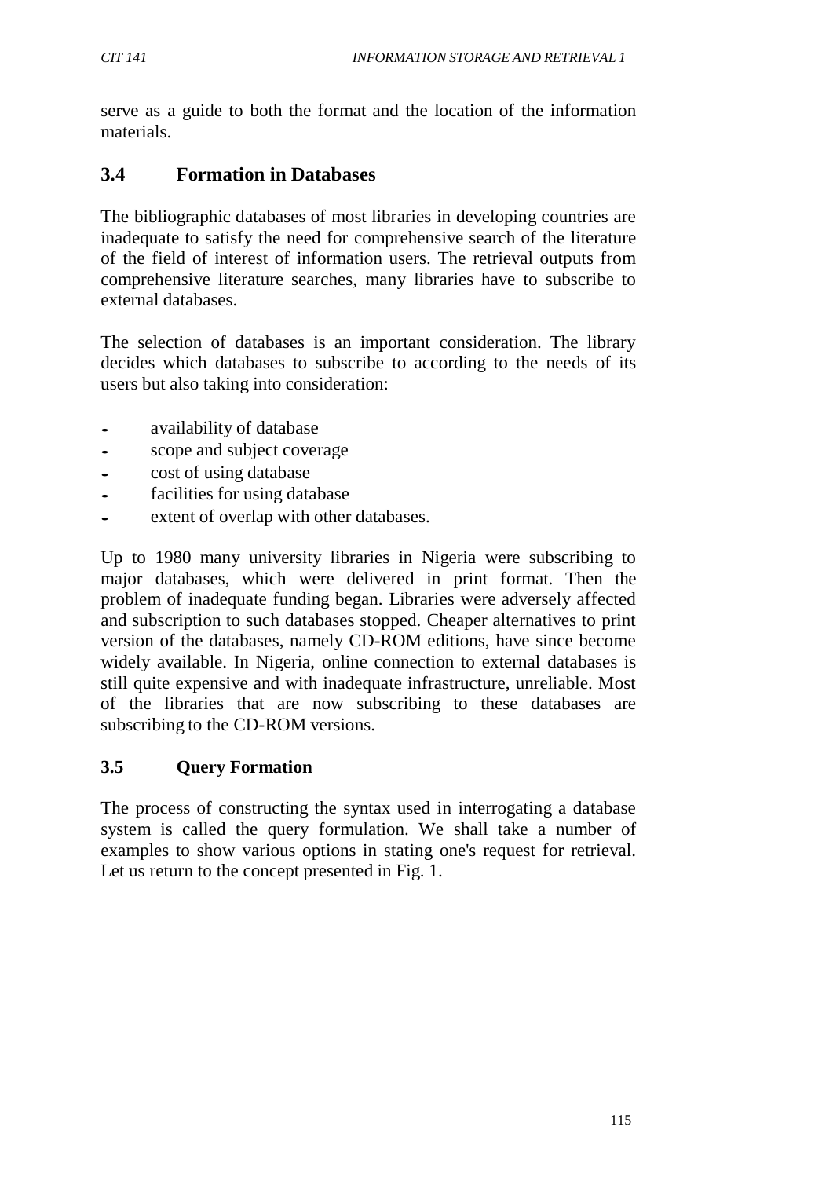serve as a guide to both the format and the location of the information materials.

### 3.4 Formation in Databases

The bibliographic databases of most libraries in developing countries are inadequate to satisfy the need for comprehensive search of the literature of the field of interest of information users. The retrieval outputs from comprehensive literature searches, many libraries have to subscribe to external databases.

The selection of databases is an important consideration. The library decides which databases to subscribe to according to the needs of its users but also taking into consideration:

- availability of database
- scope and subject coverage
- cost of using database
- facilities for using database
- extent of overlap with other databases.

Up to 1980 many university libraries in Nigeria were subscribing to major databases, which were delivered in print format. Then the problem of inadequate funding began. Libraries were adversely affected and subscription to such databases stopped. Cheaper alternatives to print version of the databases, namely CD-ROM editions, have since become widely available. In Nigeria, online connection to external databases is still quite expensive and with inadequate infrastructure, unreliable. Most of the libraries that are now subscribing to these databases are subscribing to the CD-ROM versions.

### 3.5 Query Formation

The process of constructing the syntax used in interrogating a database system is called the query formulation. We shall take a number of examples to show various options in stating one's request for retrieval. Let us return to the concept presented in Fig. 1.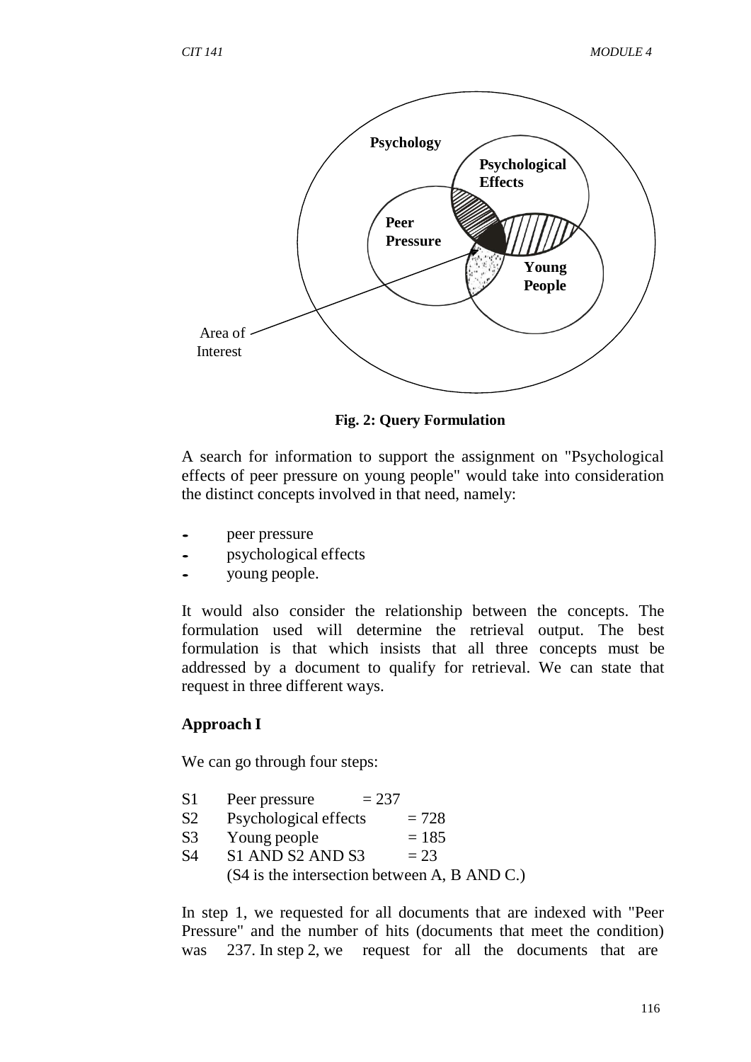Psychology

Psychological Effects

Peer Pressure

Young People

Area of Interest

**Fig. 2: Query Formulation**

A search for information to support the assignment on "Psychological effects of peer pressure on young people" would take into consideration the distinct concepts involved in that need, namely:

- peer pressure
- psychological effects
- young people.

It would also consider the relationship between the concepts. The formulation used will determine the retrieval output. The best formulation is that which insists that all three concepts must be addressed by a document to qualify for retrieval. We can state that request in three different ways.

**Approach I**

We can go through four steps:

S1 Peer pressure = 237
S2 Psychological effects = 728
S3 Young people = 185
S4 S1 AND S2 AND S3 = 23
(S4 is the intersection between A, B AND C.)

In step 1, we requested for all documents that are indexed with "Peer Pressure" and the number of hits (documents that meet the condition) was 237. In step 2, we request for all the documents that are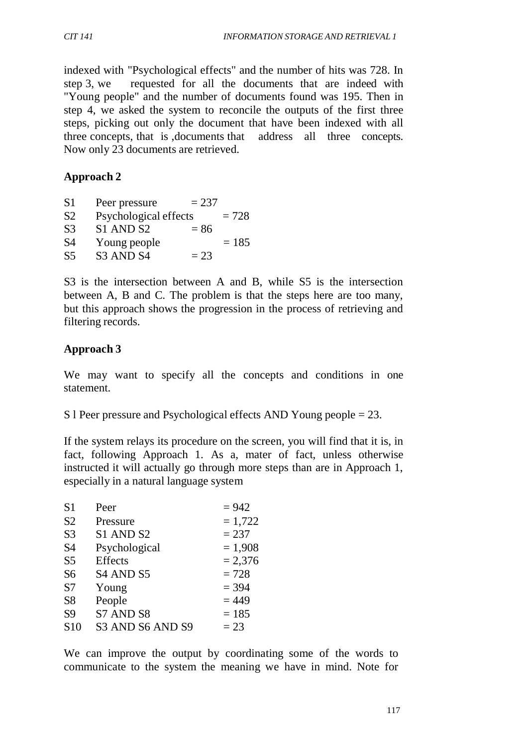indexed with "Psychological effects" and the number of hits was 728. In step 3, we requested for all the documents that are indeed with "Young people" and the number of documents found was 195. Then in step 4, we asked the system to reconcile the outputs of the first three steps, picking out only the document that have been indexed with all three concepts, that is ,documents that address all three concepts. Now only 23 documents are retrieved.

**Approach 2**

| | | |
|---|---|---|
| S1 | Peer pressure | = 237 |
| S2 | Psychological effects | = 728 |
| S3 | S1 AND S2 | = 86 |
| S4 | Young people | = 185 |
| S5 | S3 AND S4 | = 23 |

S3 is the intersection between A and B, while S5 is the intersection between A, B and C. The problem is that the steps here are too many, but this approach shows the progression in the process of retrieving and filtering records.

**Approach 3**

We may want to specify all the concepts and conditions in one statement.

S l Peer pressure and Psychological effects AND Young people = 23.

If the system relays its procedure on the screen, you will find that it is, in fact, following Approach 1. As a, mater of fact, unless otherwise instructed it will actually go through more steps than are in Approach 1, especially in a natural language system

| | | |
|---|---|---|
| S1 | Peer | = 942 |
| S2 | Pressure | = 1,722 |
| S3 | S1 AND S2 | = 237 |
| S4 | Psychological | = 1,908 |
| S5 | Effects | = 2,376 |
| S6 | S4 AND S5 | = 728 |
| S7 | Young | = 394 |
| S8 | People | = 449 |
| S9 | S7 AND S8 | = 185 |
| S10 | S3 AND S6 AND S9 | = 23 |

We can improve the output by coordinating some of the words to communicate to the system the meaning we have in mind. Note for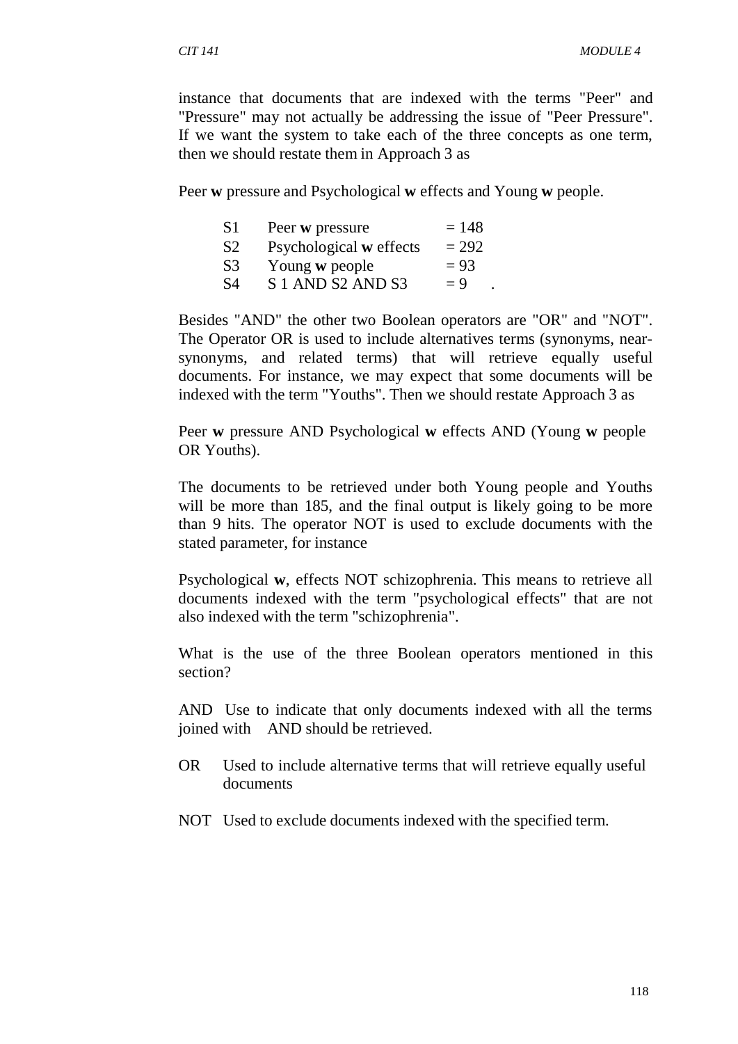instance that documents that are indexed with the terms "Peer" and "Pressure" may not actually be addressing the issue of "Peer Pressure". If we want the system to take each of the three concepts as one term, then we should restate them in Approach 3 as

Peer **w** pressure and Psychological **w** effects and Young **w** people.

| | | |
|---|---|---|
| S1 | Peer **w** pressure | = 148 |
| S2 | Psychological **w** effects | = 292 |
| S3 | Young **w** people | = 93 |
| S4 | S 1 AND S2 AND S3 | = 9 . |

Besides "AND" the other two Boolean operators are "OR" and "NOT". The Operator OR is used to include alternatives terms (synonyms, near-synonyms, and related terms) that will retrieve equally useful documents. For instance, we may expect that some documents will be indexed with the term "Youths". Then we should restate Approach 3 as

Peer **w** pressure AND Psychological **w** effects AND (Young **w** people OR Youths).

The documents to be retrieved under both Young people and Youths will be more than 185, and the final output is likely going to be more than 9 hits. The operator NOT is used to exclude documents with the stated parameter, for instance

Psychological **w**, effects NOT schizophrenia. This means to retrieve all documents indexed with the term "psychological effects" that are not also indexed with the term "schizophrenia".

What is the use of the three Boolean operators mentioned in this section?

AND Use to indicate that only documents indexed with all the terms joined with AND should be retrieved.

OR Used to include alternative terms that will retrieve equally useful documents

NOT Used to exclude documents indexed with the specified term.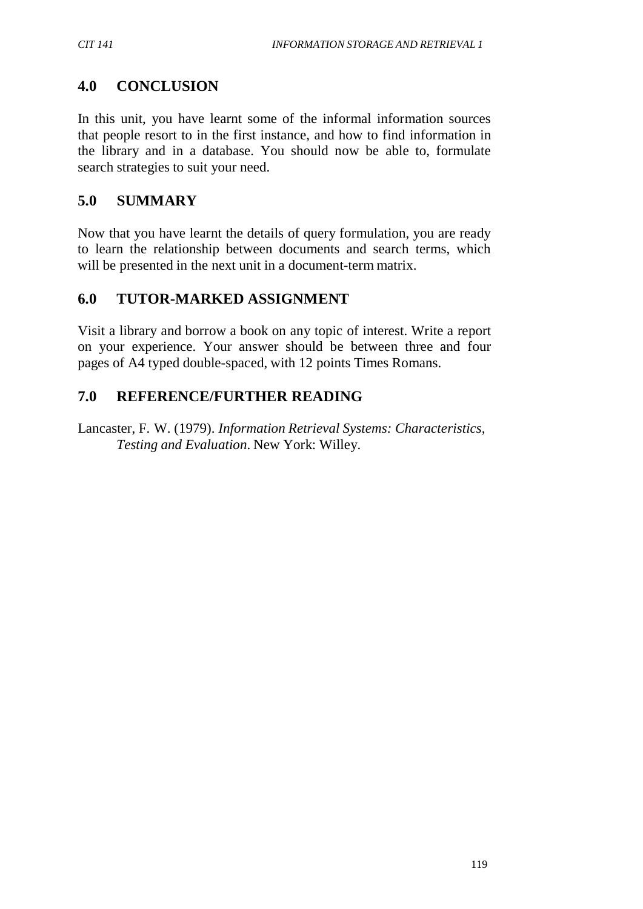## 4.0 CONCLUSION

In this unit, you have learnt some of the informal information sources that people resort to in the first instance, and how to find information in the library and in a database. You should now be able to, formulate search strategies to suit your need.

## 5.0 SUMMARY

Now that you have learnt the details of query formulation, you are ready to learn the relationship between documents and search terms, which will be presented in the next unit in a document-term matrix.

## 6.0 TUTOR-MARKED ASSIGNMENT

Visit a library and borrow a book on any topic of interest. Write a report on your experience. Your answer should be between three and four pages of A4 typed double-spaced, with 12 points Times Romans.

## 7.0 REFERENCE/FURTHER READING

Lancaster, F. W. (1979). *Information Retrieval Systems: Characteristics, Testing and Evaluation*. New York: Willey.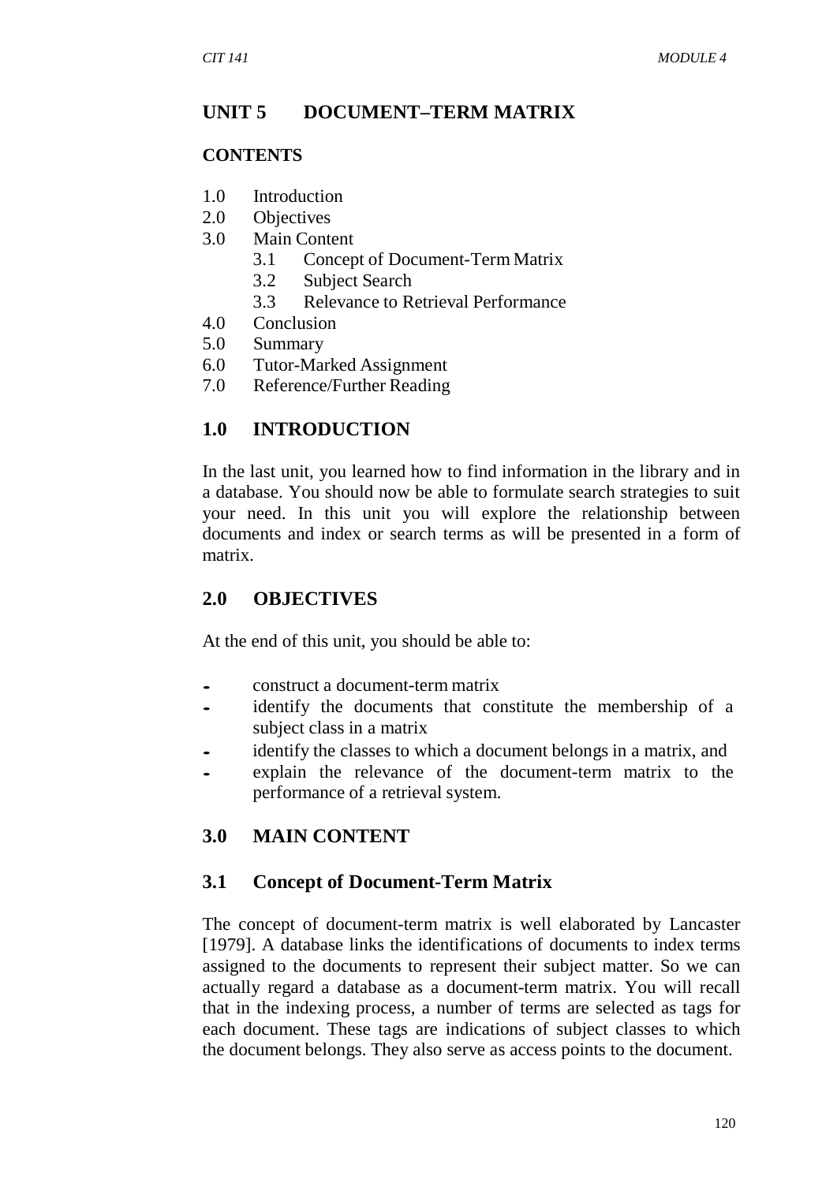## UNIT 5 DOCUMENT–TERM MATRIX

### CONTENTS

1.0 Introduction
2.0 Objectives
3.0 Main Content
   3.1 Concept of Document-Term Matrix
   3.2 Subject Search
   3.3 Relevance to Retrieval Performance
4.0 Conclusion
5.0 Summary
6.0 Tutor-Marked Assignment
7.0 Reference/Further Reading

### 1.0 INTRODUCTION

In the last unit, you learned how to find information in the library and in a database. You should now be able to formulate search strategies to suit your need. In this unit you will explore the relationship between documents and index or search terms as will be presented in a form of matrix.

### 2.0 OBJECTIVES

At the end of this unit, you should be able to:

- construct a document-term matrix
- identify the documents that constitute the membership of a subject class in a matrix
- identify the classes to which a document belongs in a matrix, and
- explain the relevance of the document-term matrix to the performance of a retrieval system.

### 3.0 MAIN CONTENT

### 3.1 Concept of Document-Term Matrix

The concept of document-term matrix is well elaborated by Lancaster [1979]. A database links the identifications of documents to index terms assigned to the documents to represent their subject matter. So we can actually regard a database as a document-term matrix. You will recall that in the indexing process, a number of terms are selected as tags for each document. These tags are indications of subject classes to which the document belongs. They also serve as access points to the document.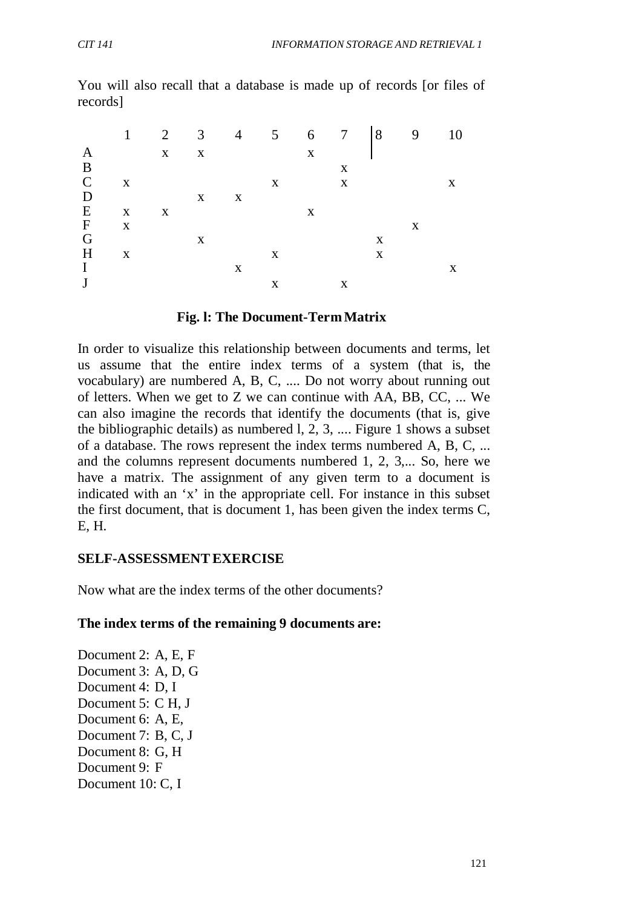You will also recall that a database is made up of records [or files of records]

| | 1 | 2 | 3 | 4 | 5 | 6 | 7 | 8 | 9 | 10 |
|---|---|---|---|---|---|---|---|---|---|---|
| A | | x | x | | | x | | | | |
| B | | | | | | | x | | | |
| C | x | | | | x | | x | | | x |
| D | | | x | x | | | | | | |
| E | x | x | | | | x | | | | |
| F | x | | | | | | | | x | |
| G | | | x | | | | | x | | |
| H | x | | | | x | | | x | | |
| I | | | | x | | | | | | x |
| J | | | | | x | | x | | | |

**Fig. l: The Document-Term Matrix**

In order to visualize this relationship between documents and terms, let us assume that the entire index terms of a system (that is, the vocabulary) are numbered A, B, C, .... Do not worry about running out of letters. When we get to Z we can continue with AA, BB, CC, ... We can also imagine the records that identify the documents (that is, give the bibliographic details) as numbered l, 2, 3, .... Figure 1 shows a subset of a database. The rows represent the index terms numbered A, B, C, ... and the columns represent documents numbered 1, 2, 3,... So, here we have a matrix. The assignment of any given term to a document is indicated with an 'x' in the appropriate cell. For instance in this subset the first document, that is document 1, has been given the index terms C, E, H.

**SELF-ASSESSMENT EXERCISE**

Now what are the index terms of the other documents?

**The index terms of the remaining 9 documents are:**

Document 2: A, E, F
Document 3: A, D, G
Document 4: D, I
Document 5: C H, J
Document 6: A, E,
Document 7: B, C, J
Document 8: G, H
Document 9: F
Document 10: C, I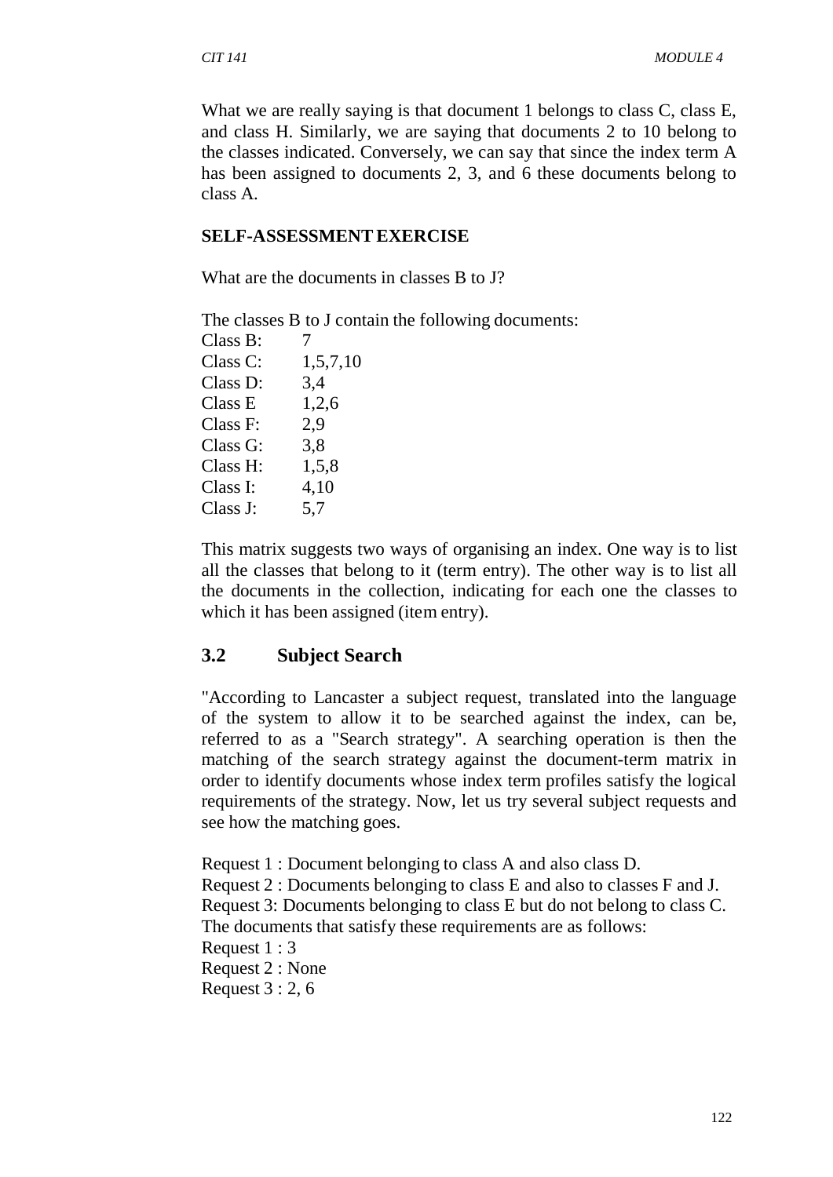What we are really saying is that document 1 belongs to class C, class E, and class H. Similarly, we are saying that documents 2 to 10 belong to the classes indicated. Conversely, we can say that since the index term A has been assigned to documents 2, 3, and 6 these documents belong to class A.

**SELF-ASSESSMENT EXERCISE**

What are the documents in classes B to J?

The classes B to J contain the following documents:

| | |
|---|---|
| Class B: | 7 |
| Class C: | 1,5,7,10 |
| Class D: | 3,4 |
| Class E | 1,2,6 |
| Class F: | 2,9 |
| Class G: | 3,8 |
| Class H: | 1,5,8 |
| Class I: | 4,10 |
| Class J: | 5,7 |

This matrix suggests two ways of organising an index. One way is to list all the classes that belong to it (term entry). The other way is to list all the documents in the collection, indicating for each one the classes to which it has been assigned (item entry).

## 3.2 Subject Search

"According to Lancaster a subject request, translated into the language of the system to allow it to be searched against the index, can be, referred to as a "Search strategy". A searching operation is then the matching of the search strategy against the document-term matrix in order to identify documents whose index term profiles satisfy the logical requirements of the strategy. Now, let us try several subject requests and see how the matching goes.

Request 1 : Document belonging to class A and also class D.
Request 2 : Documents belonging to class E and also to classes F and J.
Request 3: Documents belonging to class E but do not belong to class C.
The documents that satisfy these requirements are as follows:
Request 1 : 3
Request 2 : None
Request 3 : 2, 6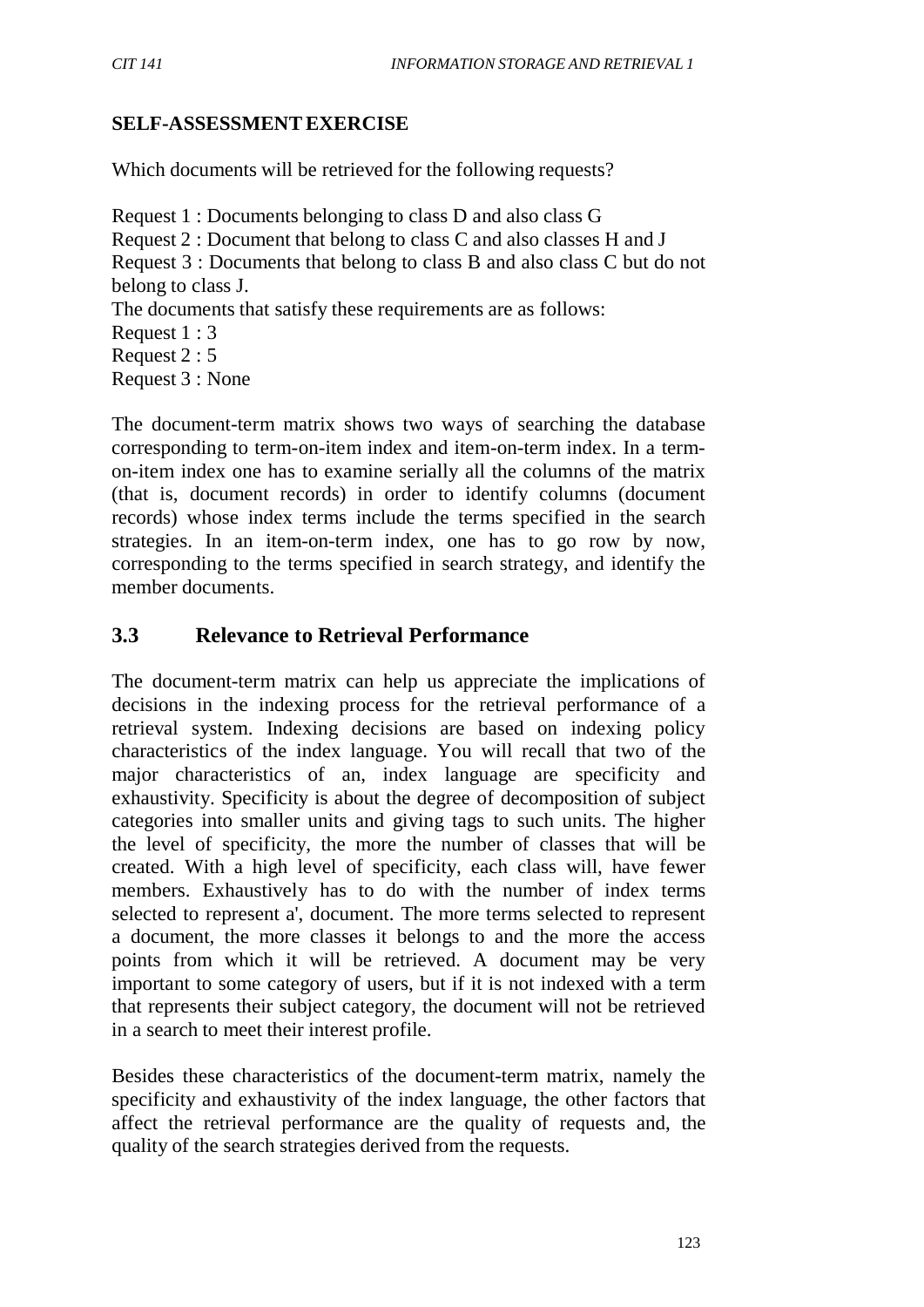**SELF-ASSESSMENT EXERCISE**

Which documents will be retrieved for the following requests?

Request 1 : Documents belonging to class D and also class G
Request 2 : Document that belong to class C and also classes H and J
Request 3 : Documents that belong to class B and also class C but do not belong to class J.
The documents that satisfy these requirements are as follows:
Request 1 : 3
Request 2 : 5
Request 3 : None

The document-term matrix shows two ways of searching the database corresponding to term-on-item index and item-on-term index. In a term-on-item index one has to examine serially all the columns of the matrix (that is, document records) in order to identify columns (document records) whose index terms include the terms specified in the search strategies. In an item-on-term index, one has to go row by now, corresponding to the terms specified in search strategy, and identify the member documents.

## 3.3 Relevance to Retrieval Performance

The document-term matrix can help us appreciate the implications of decisions in the indexing process for the retrieval performance of a retrieval system. Indexing decisions are based on indexing policy characteristics of the index language. You will recall that two of the major characteristics of an, index language are specificity and exhaustivity. Specificity is about the degree of decomposition of subject categories into smaller units and giving tags to such units. The higher the level of specificity, the more the number of classes that will be created. With a high level of specificity, each class will, have fewer members. Exhaustively has to do with the number of index terms selected to represent a', document. The more terms selected to represent a document, the more classes it belongs to and the more the access points from which it will be retrieved. A document may be very important to some category of users, but if it is not indexed with a term that represents their subject category, the document will not be retrieved in a search to meet their interest profile.

Besides these characteristics of the document-term matrix, namely the specificity and exhaustivity of the index language, the other factors that affect the retrieval performance are the quality of requests and, the quality of the search strategies derived from the requests.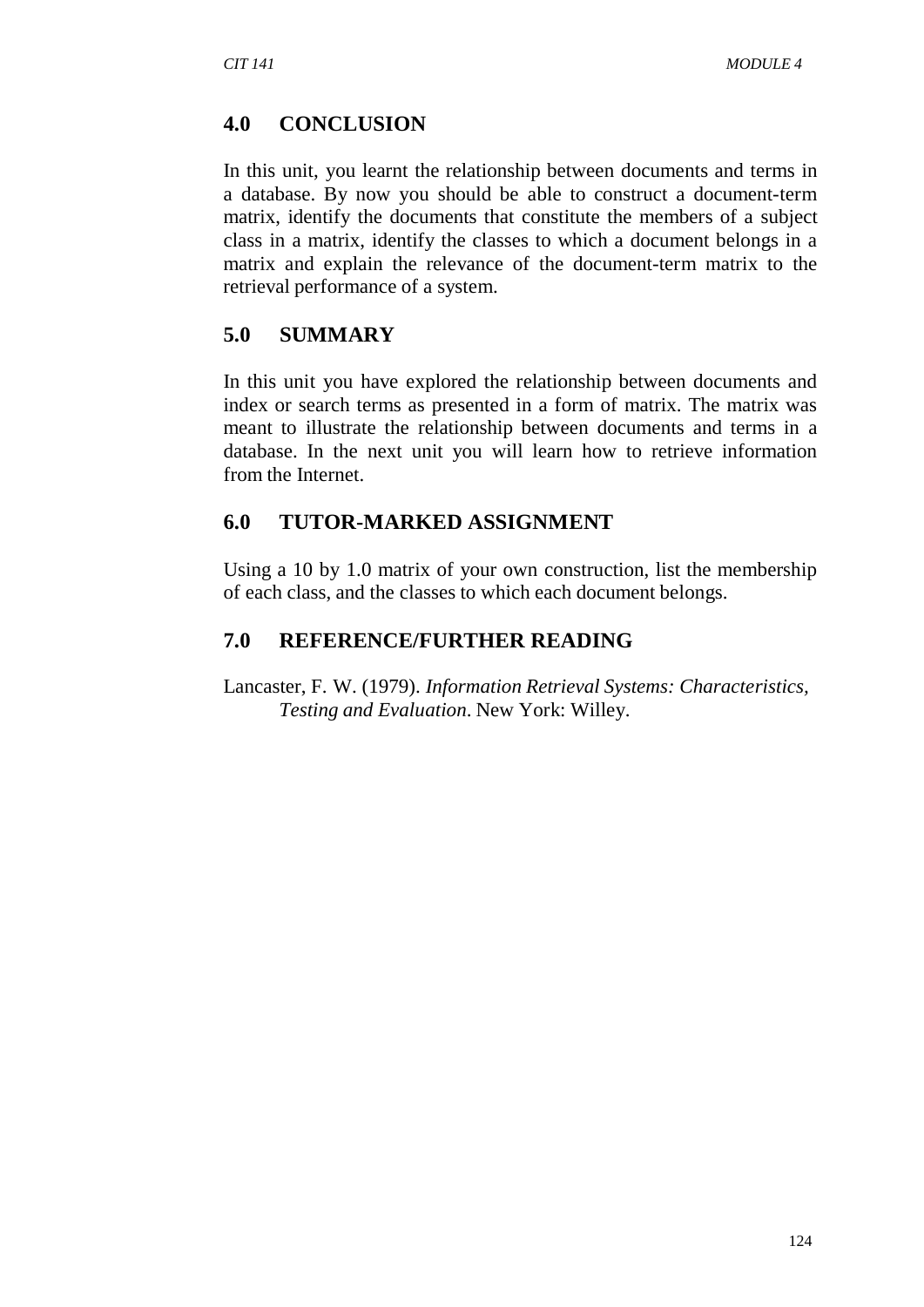## 4.0 CONCLUSION

In this unit, you learnt the relationship between documents and terms in a database. By now you should be able to construct a document-term matrix, identify the documents that constitute the members of a subject class in a matrix, identify the classes to which a document belongs in a matrix and explain the relevance of the document-term matrix to the retrieval performance of a system.

## 5.0 SUMMARY

In this unit you have explored the relationship between documents and index or search terms as presented in a form of matrix. The matrix was meant to illustrate the relationship between documents and terms in a database. In the next unit you will learn how to retrieve information from the Internet.

## 6.0 TUTOR-MARKED ASSIGNMENT

Using a 10 by 1.0 matrix of your own construction, list the membership of each class, and the classes to which each document belongs.

## 7.0 REFERENCE/FURTHER READING

Lancaster, F. W. (1979). *Information Retrieval Systems: Characteristics, Testing and Evaluation*. New York: Willey.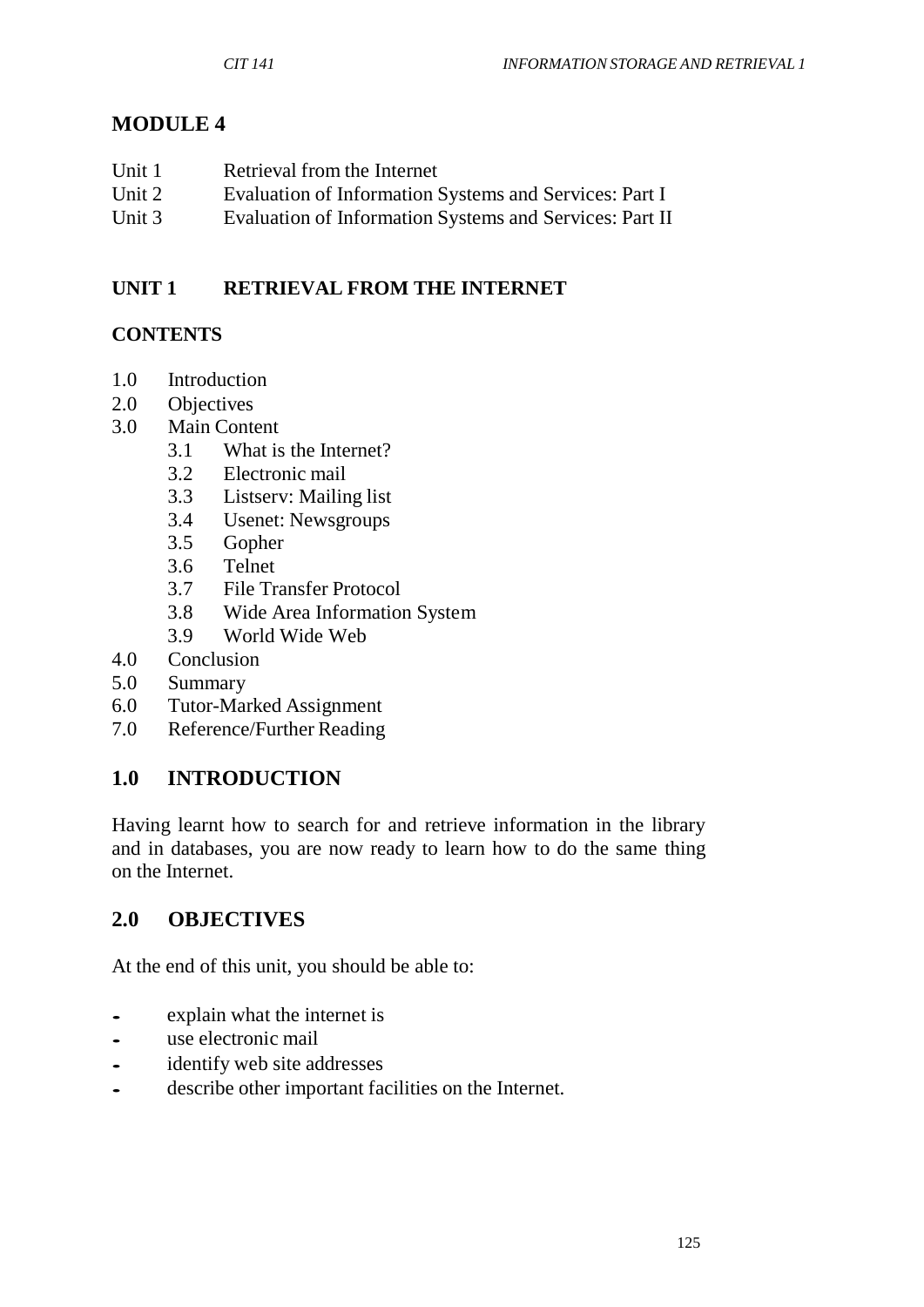# MODULE 4

Unit 1 Retrieval from the Internet
Unit 2 Evaluation of Information Systems and Services: Part I
Unit 3 Evaluation of Information Systems and Services: Part II

## UNIT 1 RETRIEVAL FROM THE INTERNET

### CONTENTS

- 1.0 Introduction
- 2.0 Objectives
- 3.0 Main Content
  - 3.1 What is the Internet?
  - 3.2 Electronic mail
  - 3.3 Listserv: Mailing list
  - 3.4 Usenet: Newsgroups
  - 3.5 Gopher
  - 3.6 Telnet
  - 3.7 File Transfer Protocol
  - 3.8 Wide Area Information System
  - 3.9 World Wide Web
- 4.0 Conclusion
- 5.0 Summary
- 6.0 Tutor-Marked Assignment
- 7.0 Reference/Further Reading

## 1.0 INTRODUCTION

Having learnt how to search for and retrieve information in the library and in databases, you are now ready to learn how to do the same thing on the Internet.

## 2.0 OBJECTIVES

At the end of this unit, you should be able to:

- explain what the internet is
- use electronic mail
- identify web site addresses
- describe other important facilities on the Internet.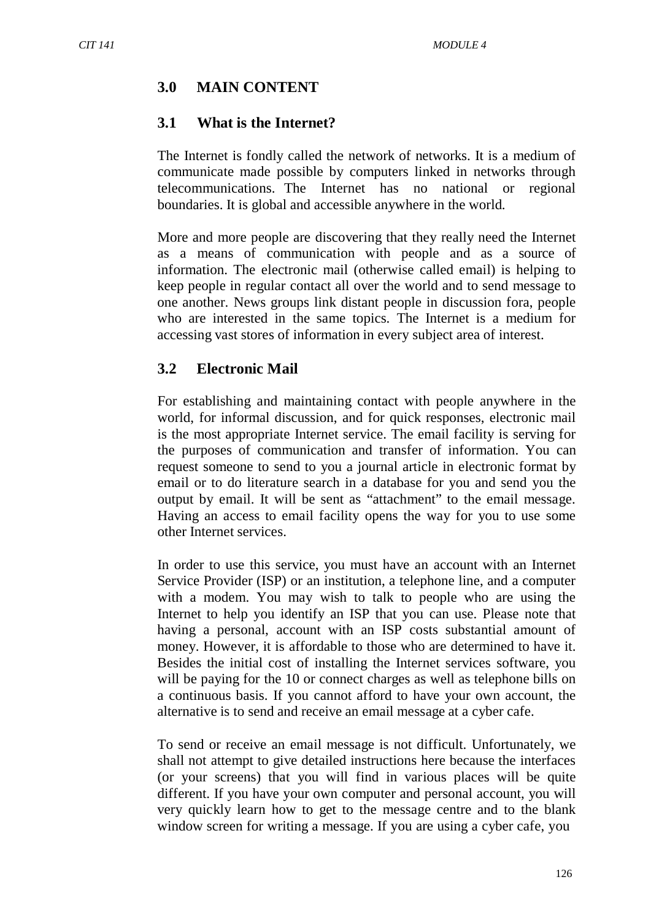## 3.0 MAIN CONTENT

### 3.1 What is the Internet?

The Internet is fondly called the network of networks. It is a medium of communicate made possible by computers linked in networks through telecommunications. The Internet has no national or regional boundaries. It is global and accessible anywhere in the world.

More and more people are discovering that they really need the Internet as a means of communication with people and as a source of information. The electronic mail (otherwise called email) is helping to keep people in regular contact all over the world and to send message to one another. News groups link distant people in discussion fora, people who are interested in the same topics. The Internet is a medium for accessing vast stores of information in every subject area of interest.

### 3.2 Electronic Mail

For establishing and maintaining contact with people anywhere in the world, for informal discussion, and for quick responses, electronic mail is the most appropriate Internet service. The email facility is serving for the purposes of communication and transfer of information. You can request someone to send to you a journal article in electronic format by email or to do literature search in a database for you and send you the output by email. It will be sent as "attachment" to the email message. Having an access to email facility opens the way for you to use some other Internet services.

In order to use this service, you must have an account with an Internet Service Provider (ISP) or an institution, a telephone line, and a computer with a modem. You may wish to talk to people who are using the Internet to help you identify an ISP that you can use. Please note that having a personal, account with an ISP costs substantial amount of money. However, it is affordable to those who are determined to have it. Besides the initial cost of installing the Internet services software, you will be paying for the 10 or connect charges as well as telephone bills on a continuous basis. If you cannot afford to have your own account, the alternative is to send and receive an email message at a cyber cafe.

To send or receive an email message is not difficult. Unfortunately, we shall not attempt to give detailed instructions here because the interfaces (or your screens) that you will find in various places will be quite different. If you have your own computer and personal account, you will very quickly learn how to get to the message centre and to the blank window screen for writing a message. If you are using a cyber cafe, you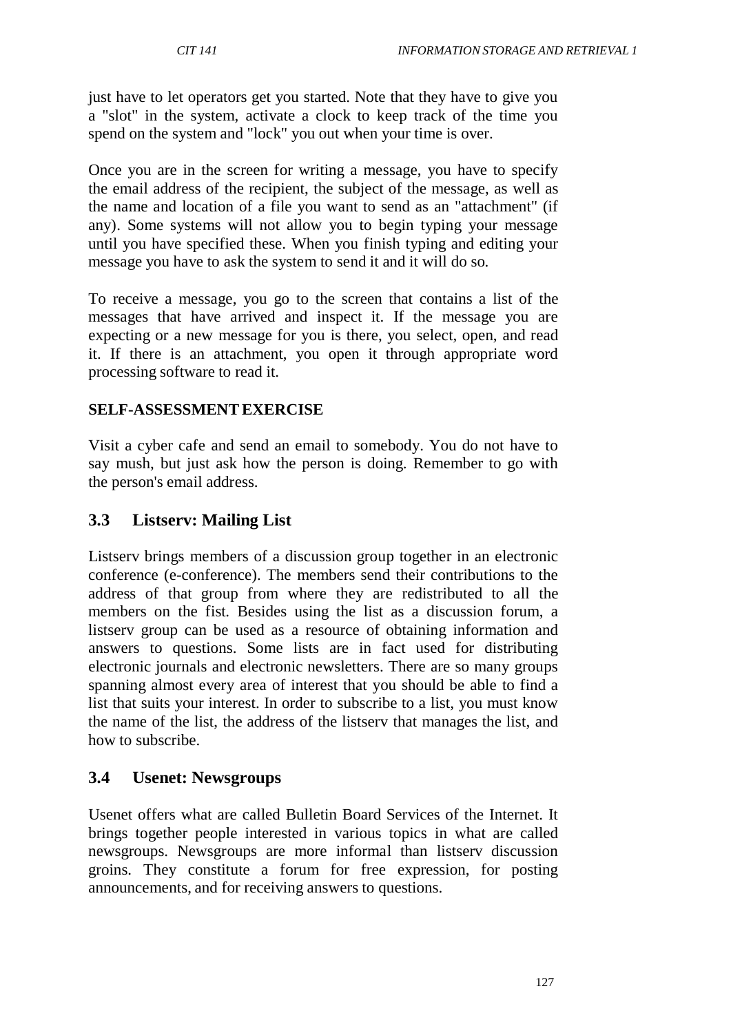just have to let operators get you started. Note that they have to give you a "slot" in the system, activate a clock to keep track of the time you spend on the system and "lock" you out when your time is over.

Once you are in the screen for writing a message, you have to specify the email address of the recipient, the subject of the message, as well as the name and location of a file you want to send as an "attachment" (if any). Some systems will not allow you to begin typing your message until you have specified these. When you finish typing and editing your message you have to ask the system to send it and it will do so.

To receive a message, you go to the screen that contains a list of the messages that have arrived and inspect it. If the message you are expecting or a new message for you is there, you select, open, and read it. If there is an attachment, you open it through appropriate word processing software to read it.

**SELF-ASSESSMENT EXERCISE**

Visit a cyber cafe and send an email to somebody. You do not have to say mush, but just ask how the person is doing. Remember to go with the person's email address.

## 3.3 Listserv: Mailing List

Listserv brings members of a discussion group together in an electronic conference (e-conference). The members send their contributions to the address of that group from where they are redistributed to all the members on the fist. Besides using the list as a discussion forum, a listserv group can be used as a resource of obtaining information and answers to questions. Some lists are in fact used for distributing electronic journals and electronic newsletters. There are so many groups spanning almost every area of interest that you should be able to find a list that suits your interest. In order to subscribe to a list, you must know the name of the list, the address of the listserv that manages the list, and how to subscribe.

## 3.4 Usenet: Newsgroups

Usenet offers what are called Bulletin Board Services of the Internet. It brings together people interested in various topics in what are called newsgroups. Newsgroups are more informal than listserv discussion groins. They constitute a forum for free expression, for posting announcements, and for receiving answers to questions.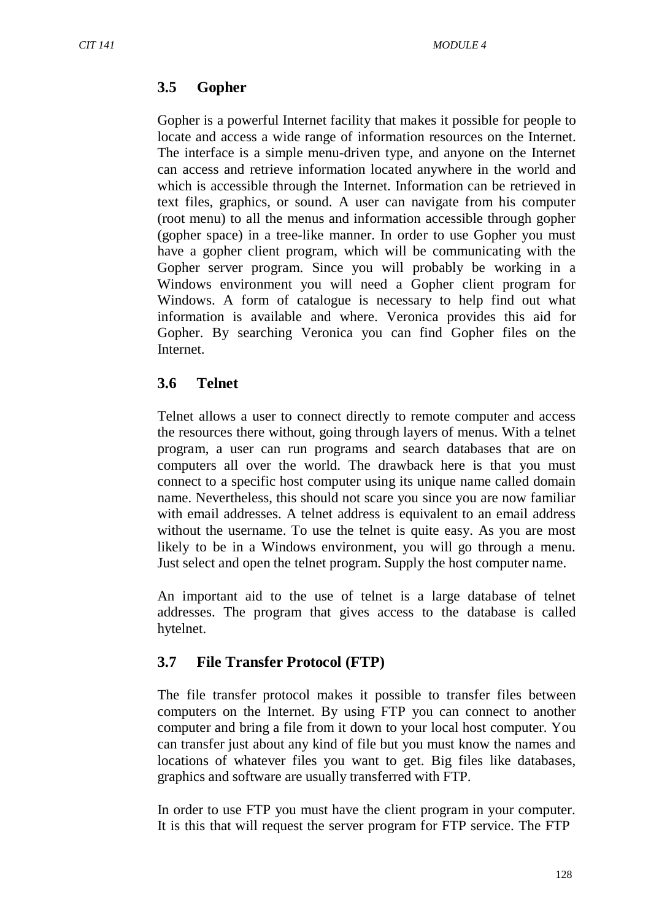### 3.5 Gopher

Gopher is a powerful Internet facility that makes it possible for people to locate and access a wide range of information resources on the Internet. The interface is a simple menu-driven type, and anyone on the Internet can access and retrieve information located anywhere in the world and which is accessible through the Internet. Information can be retrieved in text files, graphics, or sound. A user can navigate from his computer (root menu) to all the menus and information accessible through gopher (gopher space) in a tree-like manner. In order to use Gopher you must have a gopher client program, which will be communicating with the Gopher server program. Since you will probably be working in a Windows environment you will need a Gopher client program for Windows. A form of catalogue is necessary to help find out what information is available and where. Veronica provides this aid for Gopher. By searching Veronica you can find Gopher files on the Internet.

### 3.6 Telnet

Telnet allows a user to connect directly to remote computer and access the resources there without, going through layers of menus. With a telnet program, a user can run programs and search databases that are on computers all over the world. The drawback here is that you must connect to a specific host computer using its unique name called domain name. Nevertheless, this should not scare you since you are now familiar with email addresses. A telnet address is equivalent to an email address without the username. To use the telnet is quite easy. As you are most likely to be in a Windows environment, you will go through a menu. Just select and open the telnet program. Supply the host computer name.

An important aid to the use of telnet is a large database of telnet addresses. The program that gives access to the database is called hytelnet.

### 3.7 File Transfer Protocol (FTP)

The file transfer protocol makes it possible to transfer files between computers on the Internet. By using FTP you can connect to another computer and bring a file from it down to your local host computer. You can transfer just about any kind of file but you must know the names and locations of whatever files you want to get. Big files like databases, graphics and software are usually transferred with FTP.

In order to use FTP you must have the client program in your computer. It is this that will request the server program for FTP service. The FTP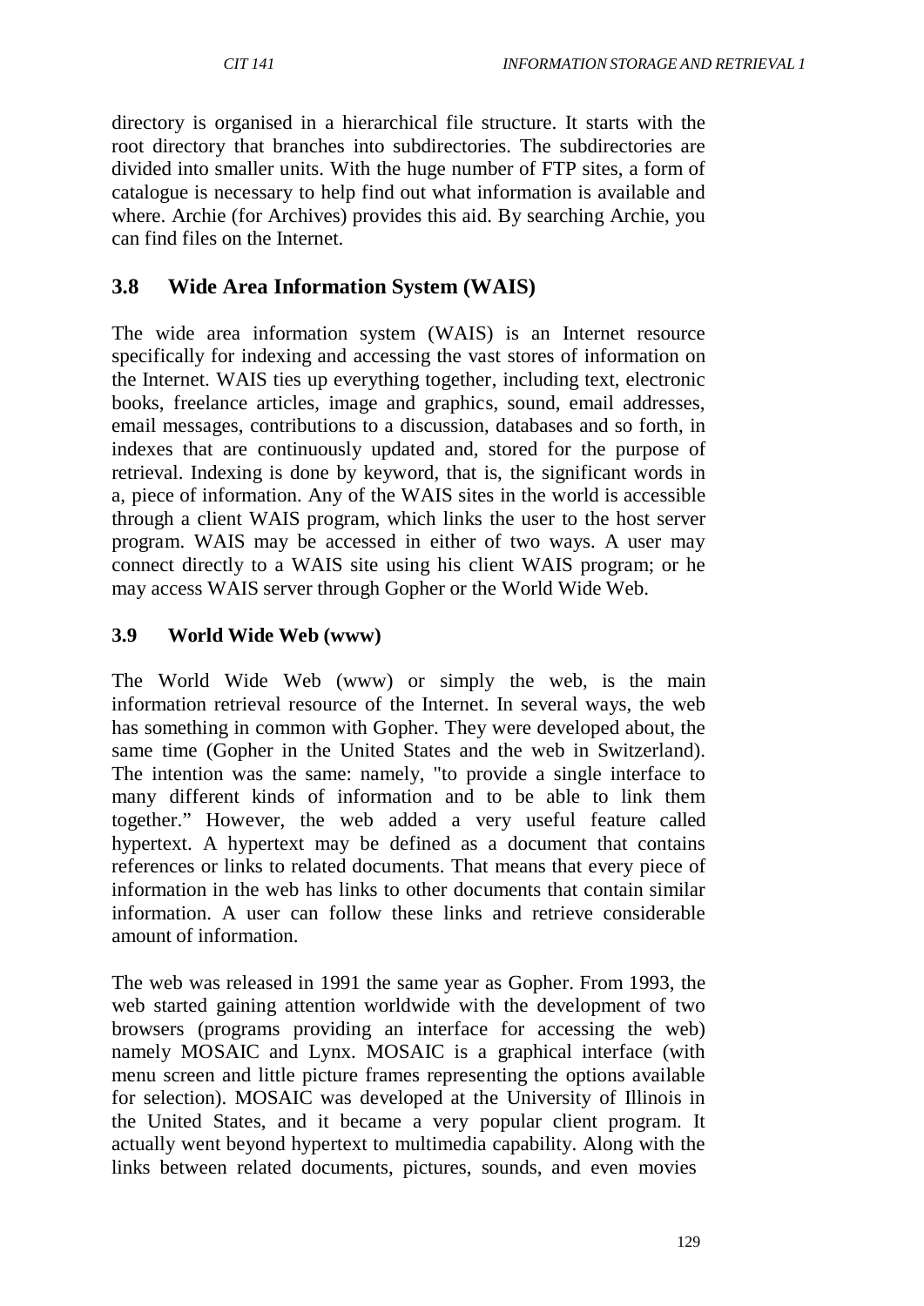directory is organised in a hierarchical file structure. It starts with the root directory that branches into subdirectories. The subdirectories are divided into smaller units. With the huge number of FTP sites, a form of catalogue is necessary to help find out what information is available and where. Archie (for Archives) provides this aid. By searching Archie, you can find files on the Internet.

## 3.8 Wide Area Information System (WAIS)

The wide area information system (WAIS) is an Internet resource specifically for indexing and accessing the vast stores of information on the Internet. WAIS ties up everything together, including text, electronic books, freelance articles, image and graphics, sound, email addresses, email messages, contributions to a discussion, databases and so forth, in indexes that are continuously updated and, stored for the purpose of retrieval. Indexing is done by keyword, that is, the significant words in a, piece of information. Any of the WAIS sites in the world is accessible through a client WAIS program, which links the user to the host server program. WAIS may be accessed in either of two ways. A user may connect directly to a WAIS site using his client WAIS program; or he may access WAIS server through Gopher or the World Wide Web.

## 3.9 World Wide Web (www)

The World Wide Web (www) or simply the web, is the main information retrieval resource of the Internet. In several ways, the web has something in common with Gopher. They were developed about, the same time (Gopher in the United States and the web in Switzerland). The intention was the same: namely, "to provide a single interface to many different kinds of information and to be able to link them together." However, the web added a very useful feature called hypertext. A hypertext may be defined as a document that contains references or links to related documents. That means that every piece of information in the web has links to other documents that contain similar information. A user can follow these links and retrieve considerable amount of information.

The web was released in 1991 the same year as Gopher. From 1993, the web started gaining attention worldwide with the development of two browsers (programs providing an interface for accessing the web) namely MOSAIC and Lynx. MOSAIC is a graphical interface (with menu screen and little picture frames representing the options available for selection). MOSAIC was developed at the University of Illinois in the United States, and it became a very popular client program. It actually went beyond hypertext to multimedia capability. Along with the links between related documents, pictures, sounds, and even movies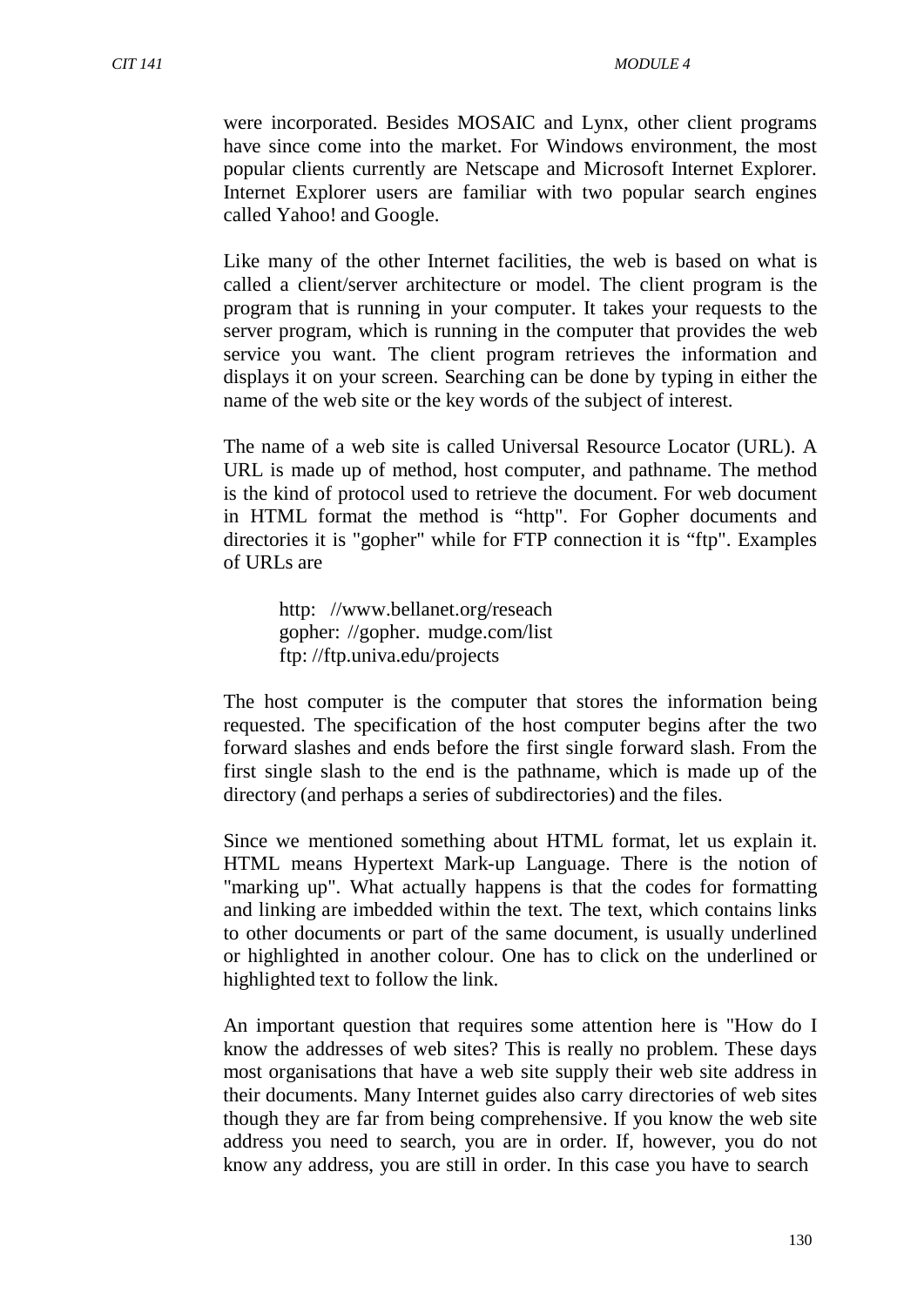were incorporated. Besides MOSAIC and Lynx, other client programs have since come into the market. For Windows environment, the most popular clients currently are Netscape and Microsoft Internet Explorer. Internet Explorer users are familiar with two popular search engines called Yahoo! and Google.

Like many of the other Internet facilities, the web is based on what is called a client/server architecture or model. The client program is the program that is running in your computer. It takes your requests to the server program, which is running in the computer that provides the web service you want. The client program retrieves the information and displays it on your screen. Searching can be done by typing in either the name of the web site or the key words of the subject of interest.

The name of a web site is called Universal Resource Locator (URL). A URL is made up of method, host computer, and pathname. The method is the kind of protocol used to retrieve the document. For web document in HTML format the method is "http". For Gopher documents and directories it is "gopher" while for FTP connection it is "ftp". Examples of URLs are

http: //www.bellanet.org/reseach
gopher: //gopher. mudge.com/list
ftp: //ftp.univa.edu/projects

The host computer is the computer that stores the information being requested. The specification of the host computer begins after the two forward slashes and ends before the first single forward slash. From the first single slash to the end is the pathname, which is made up of the directory (and perhaps a series of subdirectories) and the files.

Since we mentioned something about HTML format, let us explain it. HTML means Hypertext Mark-up Language. There is the notion of "marking up". What actually happens is that the codes for formatting and linking are imbedded within the text. The text, which contains links to other documents or part of the same document, is usually underlined or highlighted in another colour. One has to click on the underlined or highlighted text to follow the link.

An important question that requires some attention here is "How do I know the addresses of web sites? This is really no problem. These days most organisations that have a web site supply their web site address in their documents. Many Internet guides also carry directories of web sites though they are far from being comprehensive. If you know the web site address you need to search, you are in order. If, however, you do not know any address, you are still in order. In this case you have to search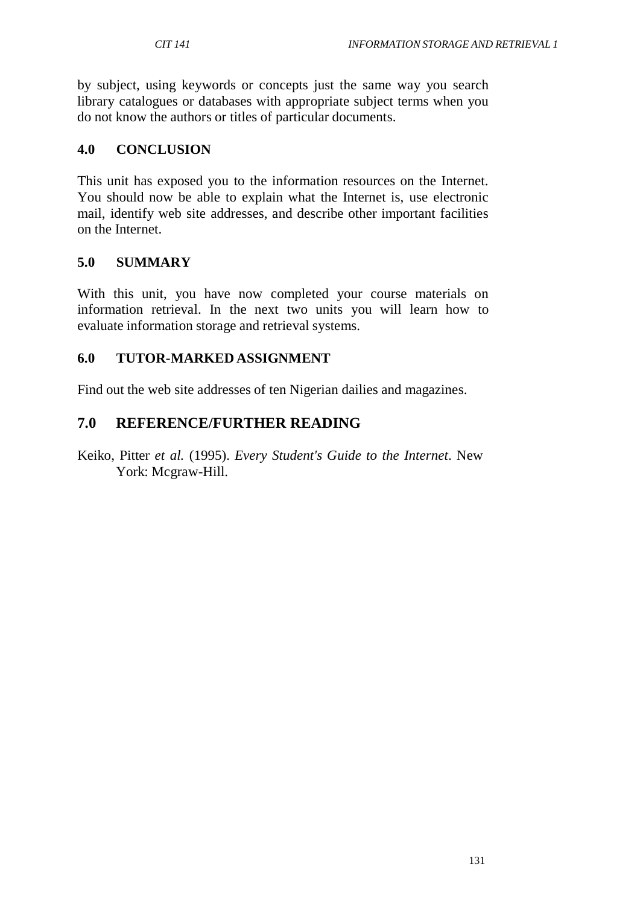by subject, using keywords or concepts just the same way you search library catalogues or databases with appropriate subject terms when you do not know the authors or titles of particular documents.

## 4.0 CONCLUSION

This unit has exposed you to the information resources on the Internet. You should now be able to explain what the Internet is, use electronic mail, identify web site addresses, and describe other important facilities on the Internet.

## 5.0 SUMMARY

With this unit, you have now completed your course materials on information retrieval. In the next two units you will learn how to evaluate information storage and retrieval systems.

## 6.0 TUTOR-MARKED ASSIGNMENT

Find out the web site addresses of ten Nigerian dailies and magazines.

## 7.0 REFERENCE/FURTHER READING

Keiko, Pitter *et al.* (1995). *Every Student's Guide to the Internet*. New York: Mcgraw-Hill.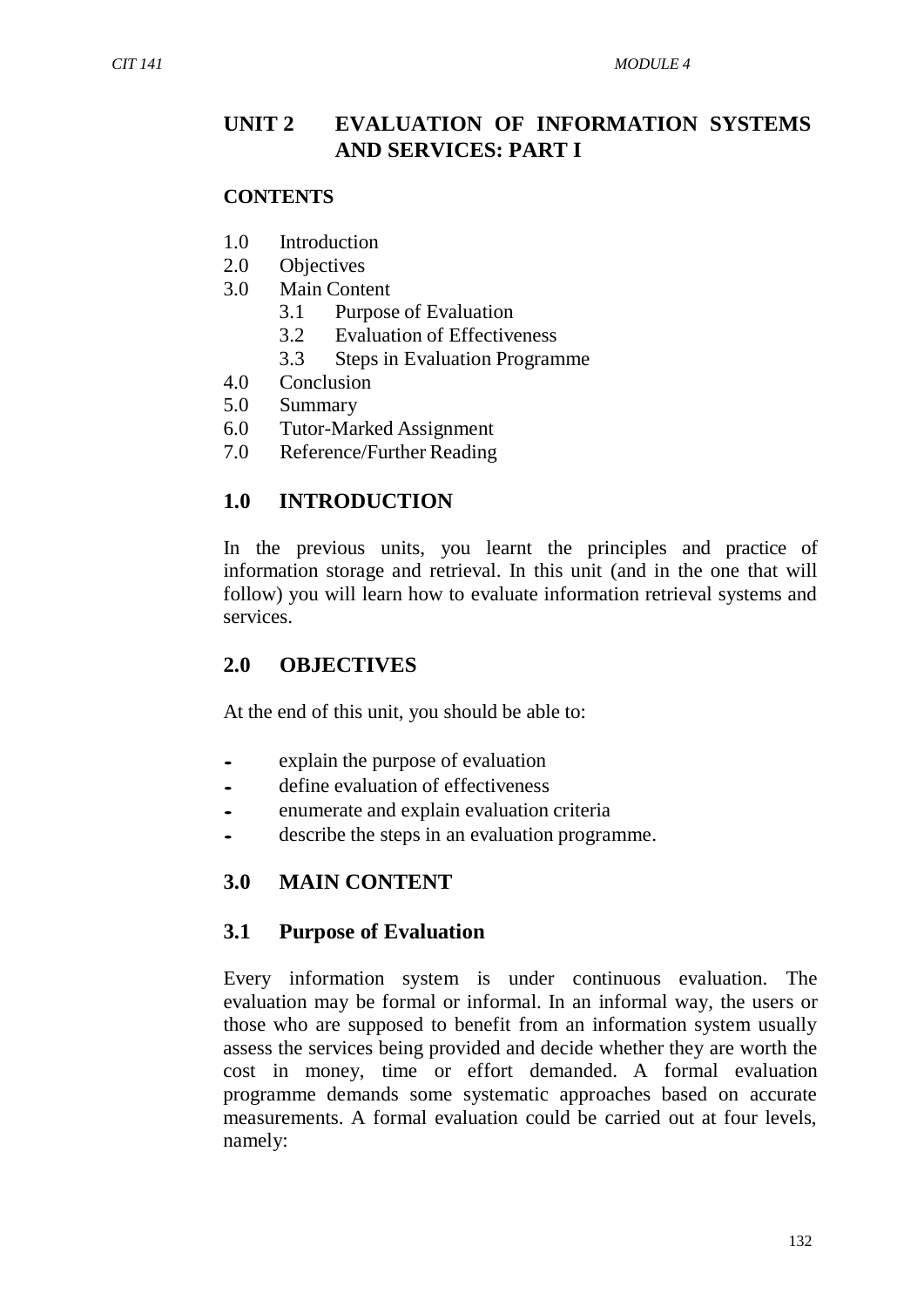# UNIT 2 EVALUATION OF INFORMATION SYSTEMS AND SERVICES: PART I

**CONTENTS**

1.0 Introduction
2.0 Objectives
3.0 Main Content
    3.1 Purpose of Evaluation
    3.2 Evaluation of Effectiveness
    3.3 Steps in Evaluation Programme
4.0 Conclusion
5.0 Summary
6.0 Tutor-Marked Assignment
7.0 Reference/Further Reading

## 1.0 INTRODUCTION

In the previous units, you learnt the principles and practice of information storage and retrieval. In this unit (and in the one that will follow) you will learn how to evaluate information retrieval systems and services.

## 2.0 OBJECTIVES

At the end of this unit, you should be able to:

- explain the purpose of evaluation
- define evaluation of effectiveness
- enumerate and explain evaluation criteria
- describe the steps in an evaluation programme.

## 3.0 MAIN CONTENT

### 3.1 Purpose of Evaluation

Every information system is under continuous evaluation. The evaluation may be formal or informal. In an informal way, the users or those who are supposed to benefit from an information system usually assess the services being provided and decide whether they are worth the cost in money, time or effort demanded. A formal evaluation programme demands some systematic approaches based on accurate measurements. A formal evaluation could be carried out at four levels, namely: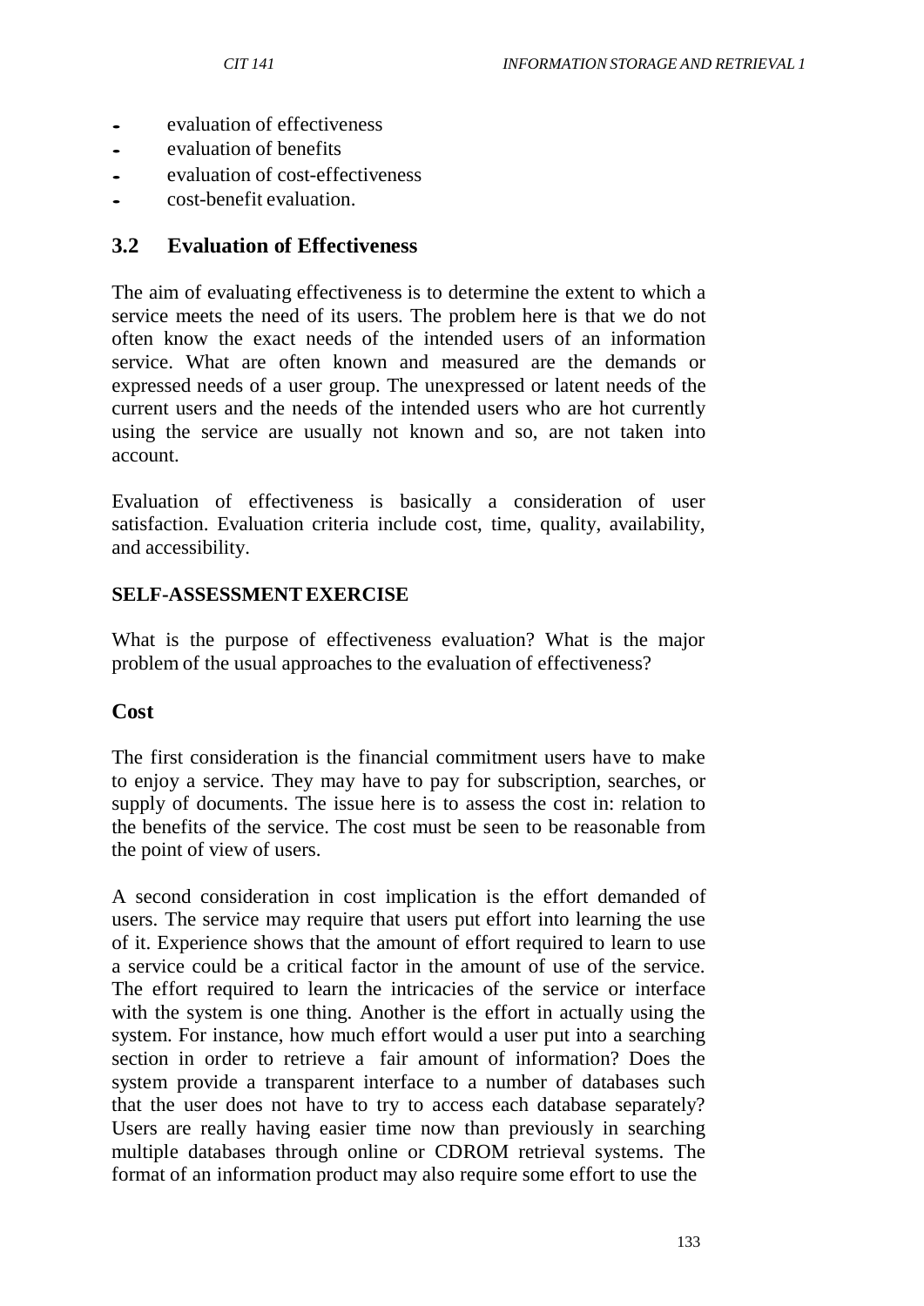- evaluation of effectiveness
- evaluation of benefits
- evaluation of cost-effectiveness
- cost-benefit evaluation.

## 3.2 Evaluation of Effectiveness

The aim of evaluating effectiveness is to determine the extent to which a service meets the need of its users. The problem here is that we do not often know the exact needs of the intended users of an information service. What are often known and measured are the demands or expressed needs of a user group. The unexpressed or latent needs of the current users and the needs of the intended users who are hot currently using the service are usually not known and so, are not taken into account.

Evaluation of effectiveness is basically a consideration of user satisfaction. Evaluation criteria include cost, time, quality, availability, and accessibility.

**SELF-ASSESSMENT EXERCISE**

What is the purpose of effectiveness evaluation? What is the major problem of the usual approaches to the evaluation of effectiveness?

### Cost

The first consideration is the financial commitment users have to make to enjoy a service. They may have to pay for subscription, searches, or supply of documents. The issue here is to assess the cost in: relation to the benefits of the service. The cost must be seen to be reasonable from the point of view of users.

A second consideration in cost implication is the effort demanded of users. The service may require that users put effort into learning the use of it. Experience shows that the amount of effort required to learn to use a service could be a critical factor in the amount of use of the service. The effort required to learn the intricacies of the service or interface with the system is one thing. Another is the effort in actually using the system. For instance, how much effort would a user put into a searching section in order to retrieve a fair amount of information? Does the system provide a transparent interface to a number of databases such that the user does not have to try to access each database separately? Users are really having easier time now than previously in searching multiple databases through online or CDROM retrieval systems. The format of an information product may also require some effort to use the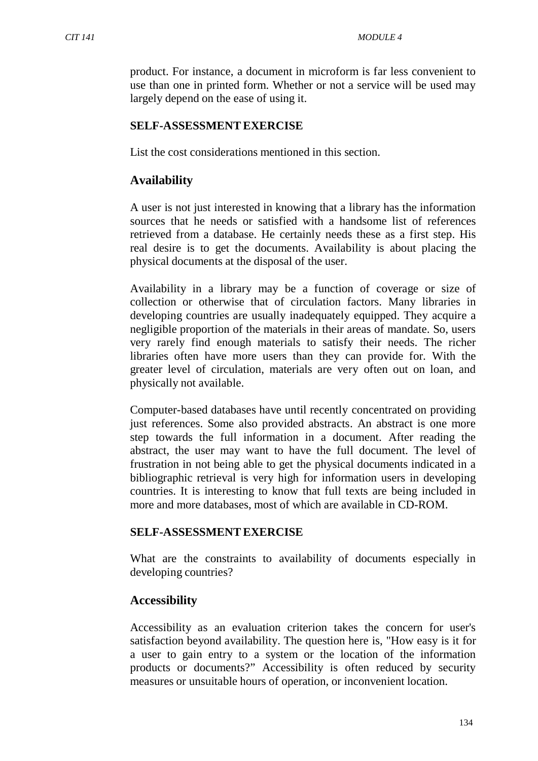product. For instance, a document in microform is far less convenient to use than one in printed form. Whether or not a service will be used may largely depend on the ease of using it.

**SELF-ASSESSMENT EXERCISE**

List the cost considerations mentioned in this section.

## Availability

A user is not just interested in knowing that a library has the information sources that he needs or satisfied with a handsome list of references retrieved from a database. He certainly needs these as a first step. His real desire is to get the documents. Availability is about placing the physical documents at the disposal of the user.

Availability in a library may be a function of coverage or size of collection or otherwise that of circulation factors. Many libraries in developing countries are usually inadequately equipped. They acquire a negligible proportion of the materials in their areas of mandate. So, users very rarely find enough materials to satisfy their needs. The richer libraries often have more users than they can provide for. With the greater level of circulation, materials are very often out on loan, and physically not available.

Computer-based databases have until recently concentrated on providing just references. Some also provided abstracts. An abstract is one more step towards the full information in a document. After reading the abstract, the user may want to have the full document. The level of frustration in not being able to get the physical documents indicated in a bibliographic retrieval is very high for information users in developing countries. It is interesting to know that full texts are being included in more and more databases, most of which are available in CD-ROM.

**SELF-ASSESSMENT EXERCISE**

What are the constraints to availability of documents especially in developing countries?

## Accessibility

Accessibility as an evaluation criterion takes the concern for user's satisfaction beyond availability. The question here is, "How easy is it for a user to gain entry to a system or the location of the information products or documents?" Accessibility is often reduced by security measures or unsuitable hours of operation, or inconvenient location.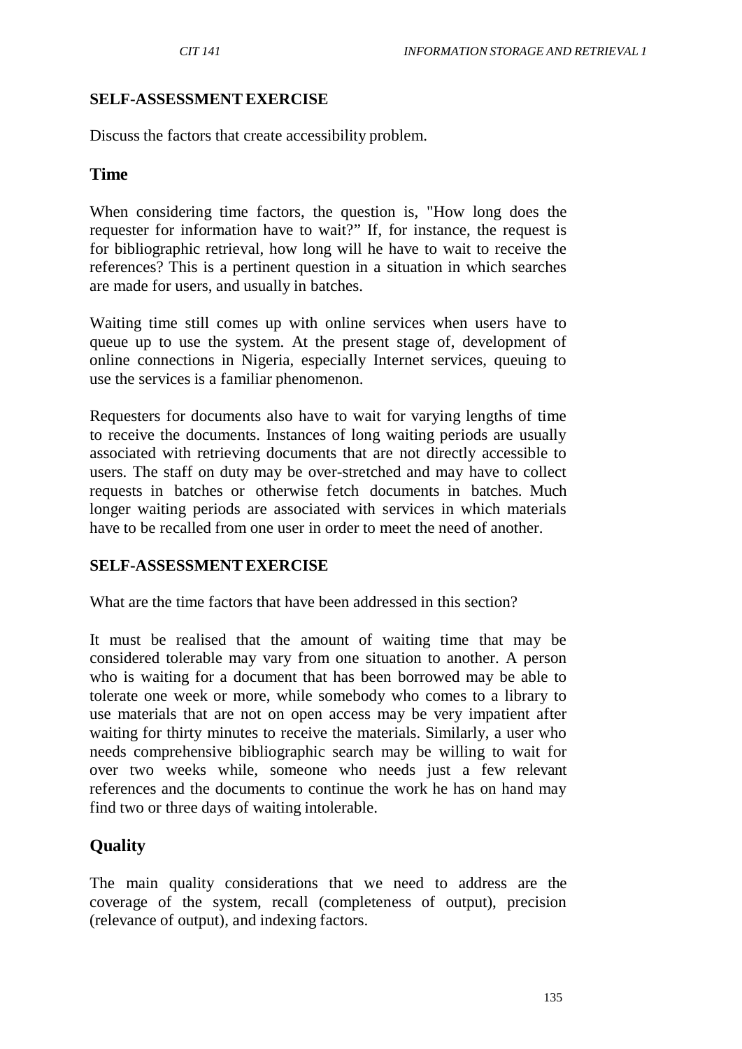**SELF-ASSESSMENT EXERCISE**

Discuss the factors that create accessibility problem.

## Time

When considering time factors, the question is, "How long does the requester for information have to wait?" If, for instance, the request is for bibliographic retrieval, how long will he have to wait to receive the references? This is a pertinent question in a situation in which searches are made for users, and usually in batches.

Waiting time still comes up with online services when users have to queue up to use the system. At the present stage of, development of online connections in Nigeria, especially Internet services, queuing to use the services is a familiar phenomenon.

Requesters for documents also have to wait for varying lengths of time to receive the documents. Instances of long waiting periods are usually associated with retrieving documents that are not directly accessible to users. The staff on duty may be over-stretched and may have to collect requests in batches or otherwise fetch documents in batches. Much longer waiting periods are associated with services in which materials have to be recalled from one user in order to meet the need of another.

**SELF-ASSESSMENT EXERCISE**

What are the time factors that have been addressed in this section?

It must be realised that the amount of waiting time that may be considered tolerable may vary from one situation to another. A person who is waiting for a document that has been borrowed may be able to tolerate one week or more, while somebody who comes to a library to use materials that are not on open access may be very impatient after waiting for thirty minutes to receive the materials. Similarly, a user who needs comprehensive bibliographic search may be willing to wait for over two weeks while, someone who needs just a few relevant references and the documents to continue the work he has on hand may find two or three days of waiting intolerable.

## Quality

The main quality considerations that we need to address are the coverage of the system, recall (completeness of output), precision (relevance of output), and indexing factors.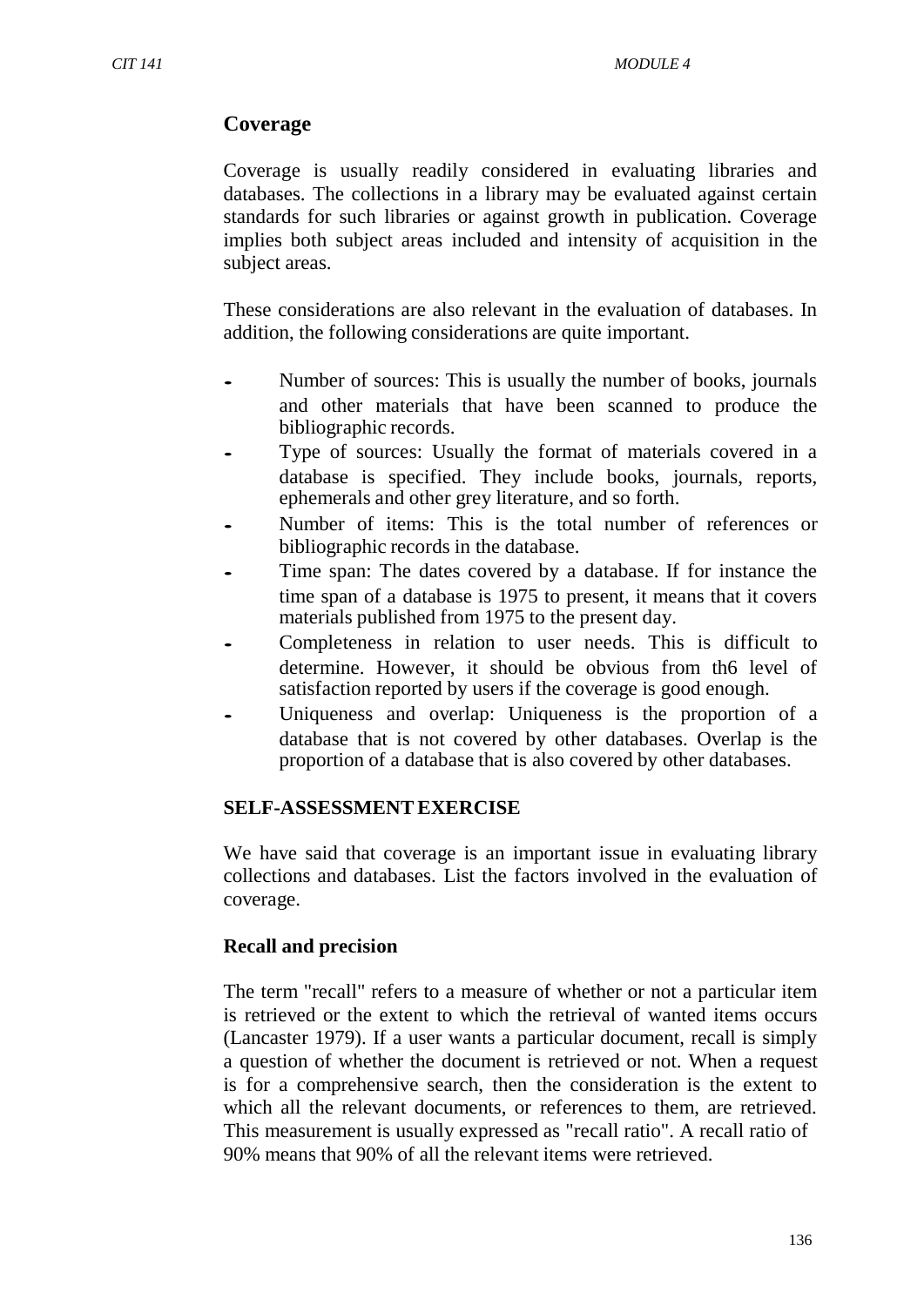## Coverage

Coverage is usually readily considered in evaluating libraries and databases. The collections in a library may be evaluated against certain standards for such libraries or against growth in publication. Coverage implies both subject areas included and intensity of acquisition in the subject areas.

These considerations are also relevant in the evaluation of databases. In addition, the following considerations are quite important.

- Number of sources: This is usually the number of books, journals and other materials that have been scanned to produce the bibliographic records.
- Type of sources: Usually the format of materials covered in a database is specified. They include books, journals, reports, ephemerals and other grey literature, and so forth.
- Number of items: This is the total number of references or bibliographic records in the database.
- Time span: The dates covered by a database. If for instance the time span of a database is 1975 to present, it means that it covers materials published from 1975 to the present day.
- Completeness in relation to user needs. This is difficult to determine. However, it should be obvious from th6 level of satisfaction reported by users if the coverage is good enough.
- Uniqueness and overlap: Uniqueness is the proportion of a database that is not covered by other databases. Overlap is the proportion of a database that is also covered by other databases.

### SELF-ASSESSMENT EXERCISE

We have said that coverage is an important issue in evaluating library collections and databases. List the factors involved in the evaluation of coverage.

### Recall and precision

The term "recall" refers to a measure of whether or not a particular item is retrieved or the extent to which the retrieval of wanted items occurs (Lancaster 1979). If a user wants a particular document, recall is simply a question of whether the document is retrieved or not. When a request is for a comprehensive search, then the consideration is the extent to which all the relevant documents, or references to them, are retrieved. This measurement is usually expressed as "recall ratio". A recall ratio of 90% means that 90% of all the relevant items were retrieved.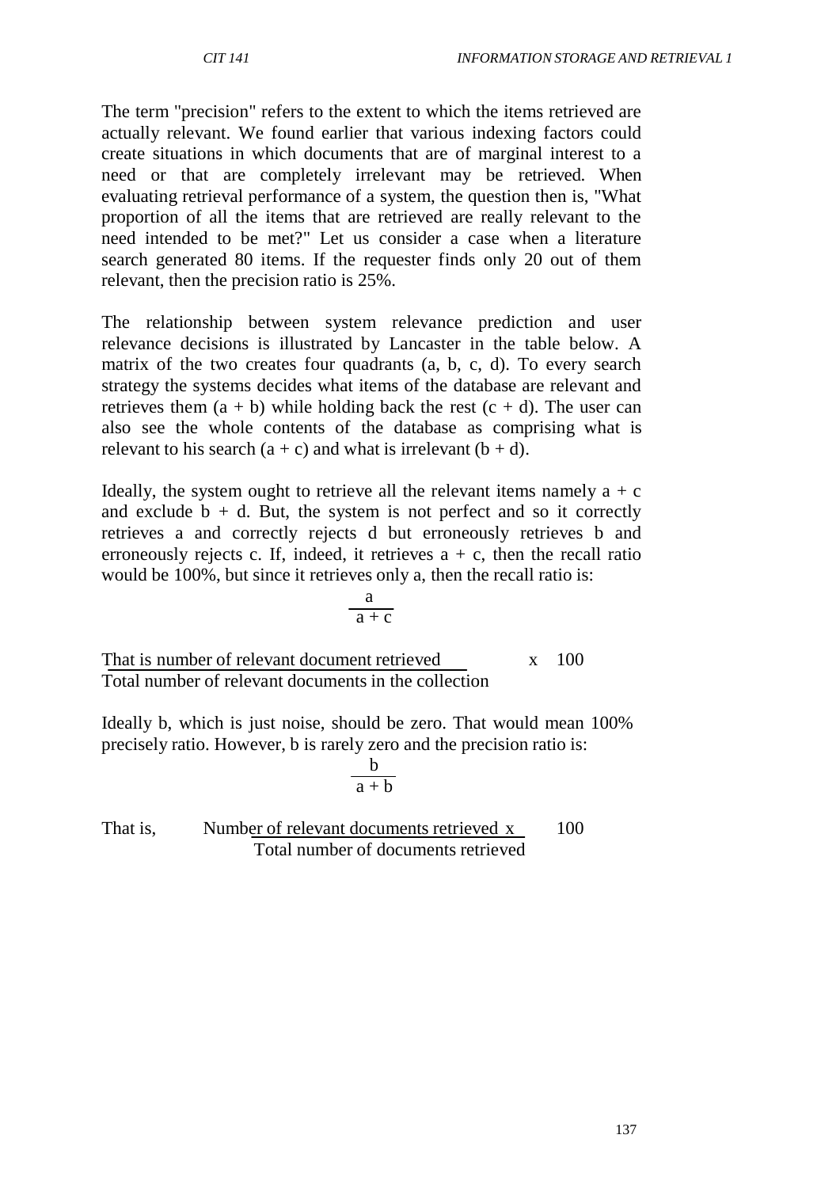The term "precision" refers to the extent to which the items retrieved are actually relevant. We found earlier that various indexing factors could create situations in which documents that are of marginal interest to a need or that are completely irrelevant may be retrieved. When evaluating retrieval performance of a system, the question then is, "What proportion of all the items that are retrieved are really relevant to the need intended to be met?" Let us consider a case when a literature search generated 80 items. If the requester finds only 20 out of them relevant, then the precision ratio is 25%.

The relationship between system relevance prediction and user relevance decisions is illustrated by Lancaster in the table below. A matrix of the two creates four quadrants (a, b, c, d). To every search strategy the systems decides what items of the database are relevant and retrieves them (a + b) while holding back the rest (c + d). The user can also see the whole contents of the database as comprising what is relevant to his search (a + c) and what is irrelevant (b + d).

Ideally, the system ought to retrieve all the relevant items namely a + c and exclude b + d. But, the system is not perfect and so it correctly retrieves a and correctly rejects d but erroneously retrieves b and erroneously rejects c. If, indeed, it retrieves a + c, then the recall ratio would be 100%, but since it retrieves only a, then the recall ratio is:

$$\frac{a}{a + c}$$

$$\text{That is } \frac{\text{number of relevant document retrieved}}{\text{Total number of relevant documents in the collection}} \times 100$$

Ideally b, which is just noise, should be zero. That would mean 100% precisely ratio. However, b is rarely zero and the precision ratio is:

$$\frac{b}{a + b}$$

$$\text{That is, } \frac{\text{Number of relevant documents retrieved}}{\text{Total number of documents retrieved}} \times 100$$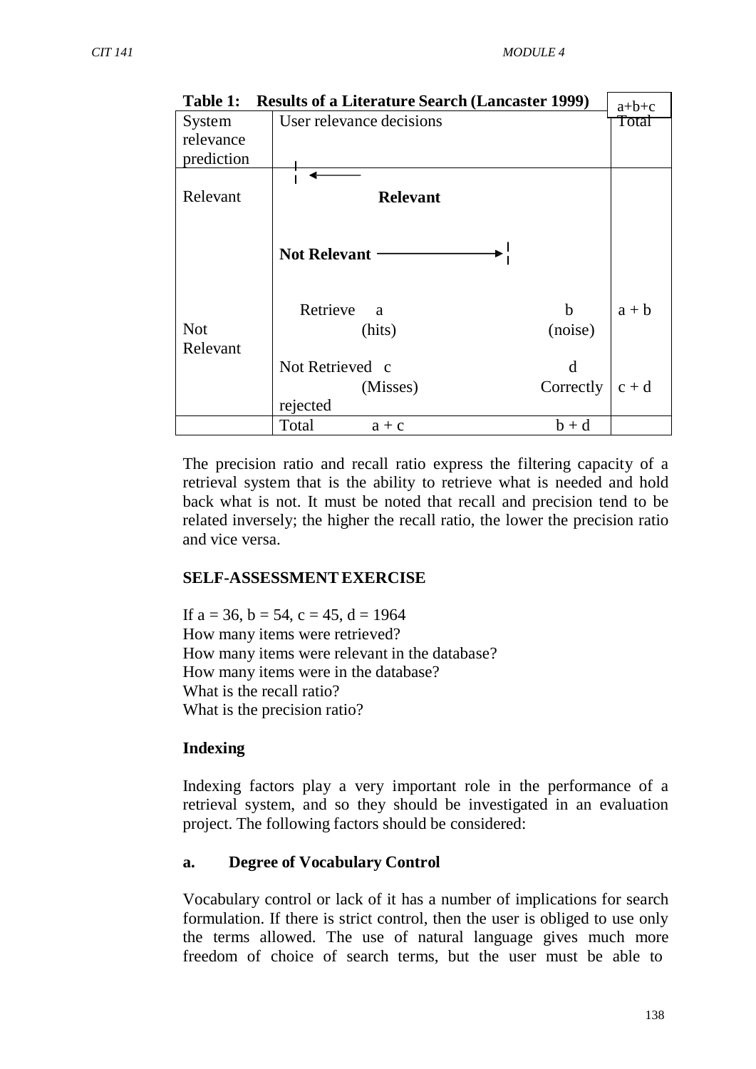**Table 1: Results of a Literature Search (Lancaster 1999)**

| System relevance prediction | User relevance decisions | | Total |
|---|---|---|---|
| Relevant | **Relevant** ← | | a+b+c |
| | **Not Relevant** → | | |
| | Retrieve a (hits) | b (noise) | a + b |
| Not Relevant | Not Retrieved c (Misses) | d Correctly rejected | c + d |
| | Total a + c | b + d | |

The precision ratio and recall ratio express the filtering capacity of a retrieval system that is the ability to retrieve what is needed and hold back what is not. It must be noted that recall and precision tend to be related inversely; the higher the recall ratio, the lower the precision ratio and vice versa.

### SELF-ASSESSMENT EXERCISE

If a = 36, b = 54, c = 45, d = 1964
How many items were retrieved?
How many items were relevant in the database?
How many items were in the database?
What is the recall ratio?
What is the precision ratio?

### Indexing

Indexing factors play a very important role in the performance of a retrieval system, and so they should be investigated in an evaluation project. The following factors should be considered:

#### a. Degree of Vocabulary Control

Vocabulary control or lack of it has a number of implications for search formulation. If there is strict control, then the user is obliged to use only the terms allowed. The use of natural language gives much more freedom of choice of search terms, but the user must be able to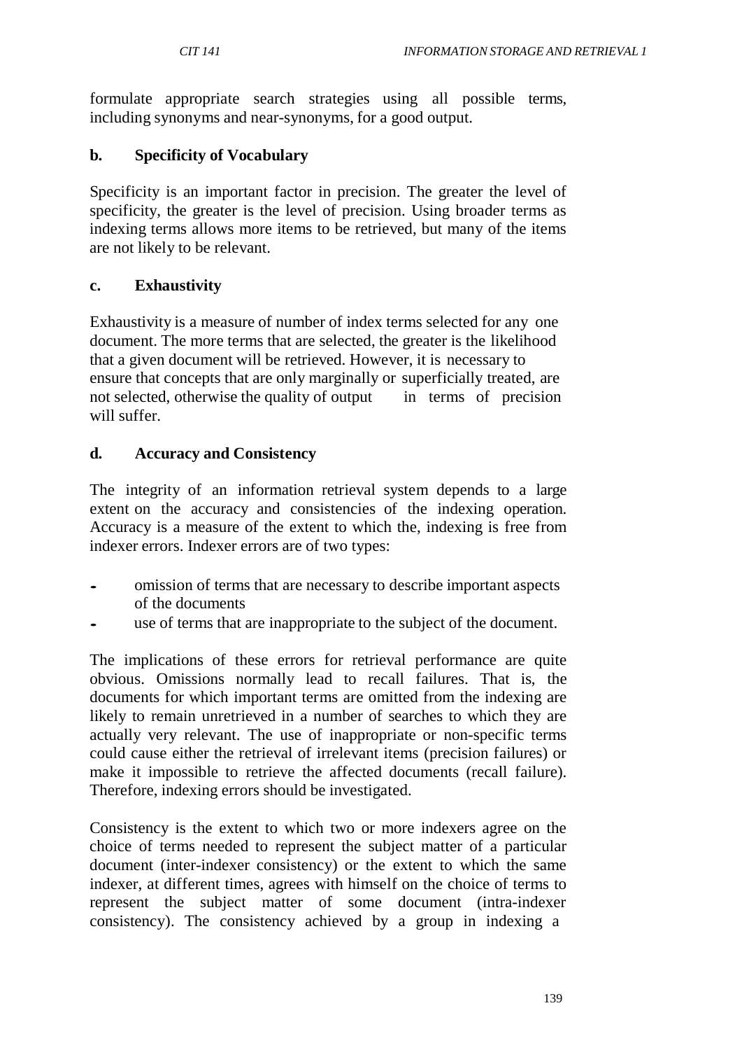formulate appropriate search strategies using all possible terms, including synonyms and near-synonyms, for a good output.

**b. Specificity of Vocabulary**

Specificity is an important factor in precision. The greater the level of specificity, the greater is the level of precision. Using broader terms as indexing terms allows more items to be retrieved, but many of the items are not likely to be relevant.

**c. Exhaustivity**

Exhaustivity is a measure of number of index terms selected for any one document. The more terms that are selected, the greater is the likelihood that a given document will be retrieved. However, it is necessary to ensure that concepts that are only marginally or superficially treated, are not selected, otherwise the quality of output in terms of precision will suffer.

**d. Accuracy and Consistency**

The integrity of an information retrieval system depends to a large extent on the accuracy and consistencies of the indexing operation. Accuracy is a measure of the extent to which the, indexing is free from indexer errors. Indexer errors are of two types:

- omission of terms that are necessary to describe important aspects of the documents
- use of terms that are inappropriate to the subject of the document.

The implications of these errors for retrieval performance are quite obvious. Omissions normally lead to recall failures. That is, the documents for which important terms are omitted from the indexing are likely to remain unretrieved in a number of searches to which they are actually very relevant. The use of inappropriate or non-specific terms could cause either the retrieval of irrelevant items (precision failures) or make it impossible to retrieve the affected documents (recall failure). Therefore, indexing errors should be investigated.

Consistency is the extent to which two or more indexers agree on the choice of terms needed to represent the subject matter of a particular document (inter-indexer consistency) or the extent to which the same indexer, at different times, agrees with himself on the choice of terms to represent the subject matter of some document (intra-indexer consistency). The consistency achieved by a group in indexing a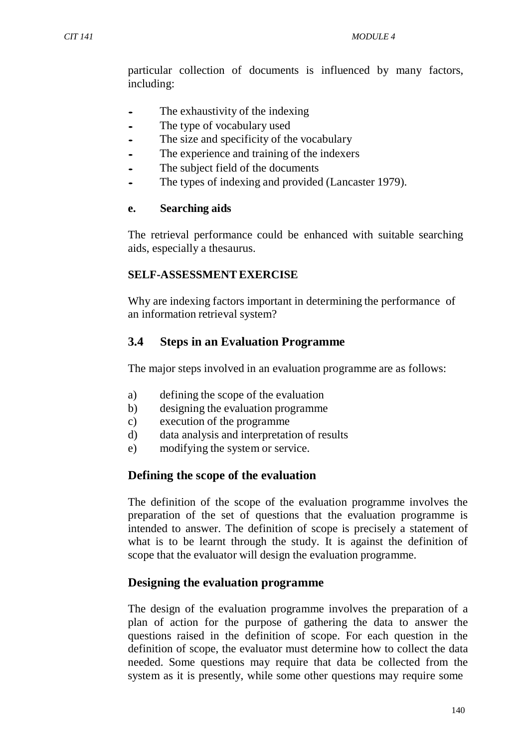particular collection of documents is influenced by many factors, including:

- The exhaustivity of the indexing
- The type of vocabulary used
- The size and specificity of the vocabulary
- The experience and training of the indexers
- The subject field of the documents
- The types of indexing and provided (Lancaster 1979).

**e. Searching aids**

The retrieval performance could be enhanced with suitable searching aids, especially a thesaurus.

**SELF-ASSESSMENT EXERCISE**

Why are indexing factors important in determining the performance of an information retrieval system?

## 3.4 Steps in an Evaluation Programme

The major steps involved in an evaluation programme are as follows:

a) defining the scope of the evaluation
b) designing the evaluation programme
c) execution of the programme
d) data analysis and interpretation of results
e) modifying the system or service.

### Defining the scope of the evaluation

The definition of the scope of the evaluation programme involves the preparation of the set of questions that the evaluation programme is intended to answer. The definition of scope is precisely a statement of what is to be learnt through the study. It is against the definition of scope that the evaluator will design the evaluation programme.

### Designing the evaluation programme

The design of the evaluation programme involves the preparation of a plan of action for the purpose of gathering the data to answer the questions raised in the definition of scope. For each question in the definition of scope, the evaluator must determine how to collect the data needed. Some questions may require that data be collected from the system as it is presently, while some other questions may require some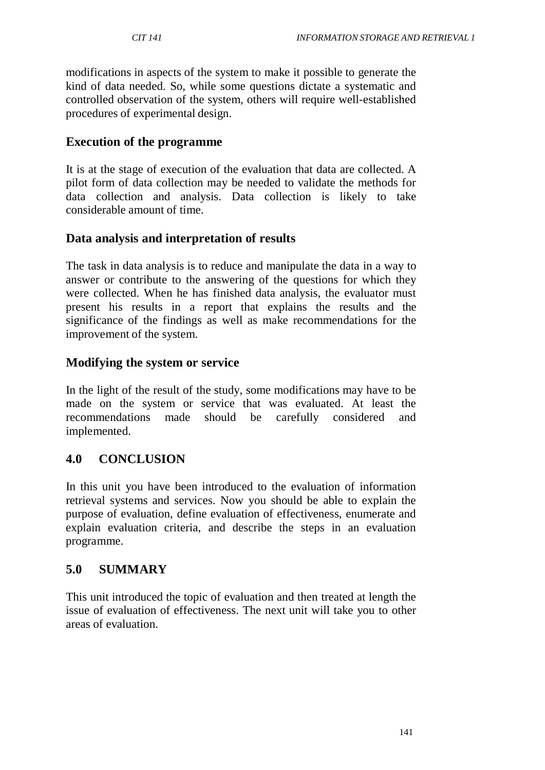modifications in aspects of the system to make it possible to generate the kind of data needed. So, while some questions dictate a systematic and controlled observation of the system, others will require well-established procedures of experimental design.

### Execution of the programme

It is at the stage of execution of the evaluation that data are collected. A pilot form of data collection may be needed to validate the methods for data collection and analysis. Data collection is likely to take considerable amount of time.

### Data analysis and interpretation of results

The task in data analysis is to reduce and manipulate the data in a way to answer or contribute to the answering of the questions for which they were collected. When he has finished data analysis, the evaluator must present his results in a report that explains the results and the significance of the findings as well as make recommendations for the improvement of the system.

### Modifying the system or service

In the light of the result of the study, some modifications may have to be made on the system or service that was evaluated. At least the recommendations made should be carefully considered and implemented.

## 4.0 CONCLUSION

In this unit you have been introduced to the evaluation of information retrieval systems and services. Now you should be able to explain the purpose of evaluation, define evaluation of effectiveness, enumerate and explain evaluation criteria, and describe the steps in an evaluation programme.

## 5.0 SUMMARY

This unit introduced the topic of evaluation and then treated at length the issue of evaluation of effectiveness. The next unit will take you to other areas of evaluation.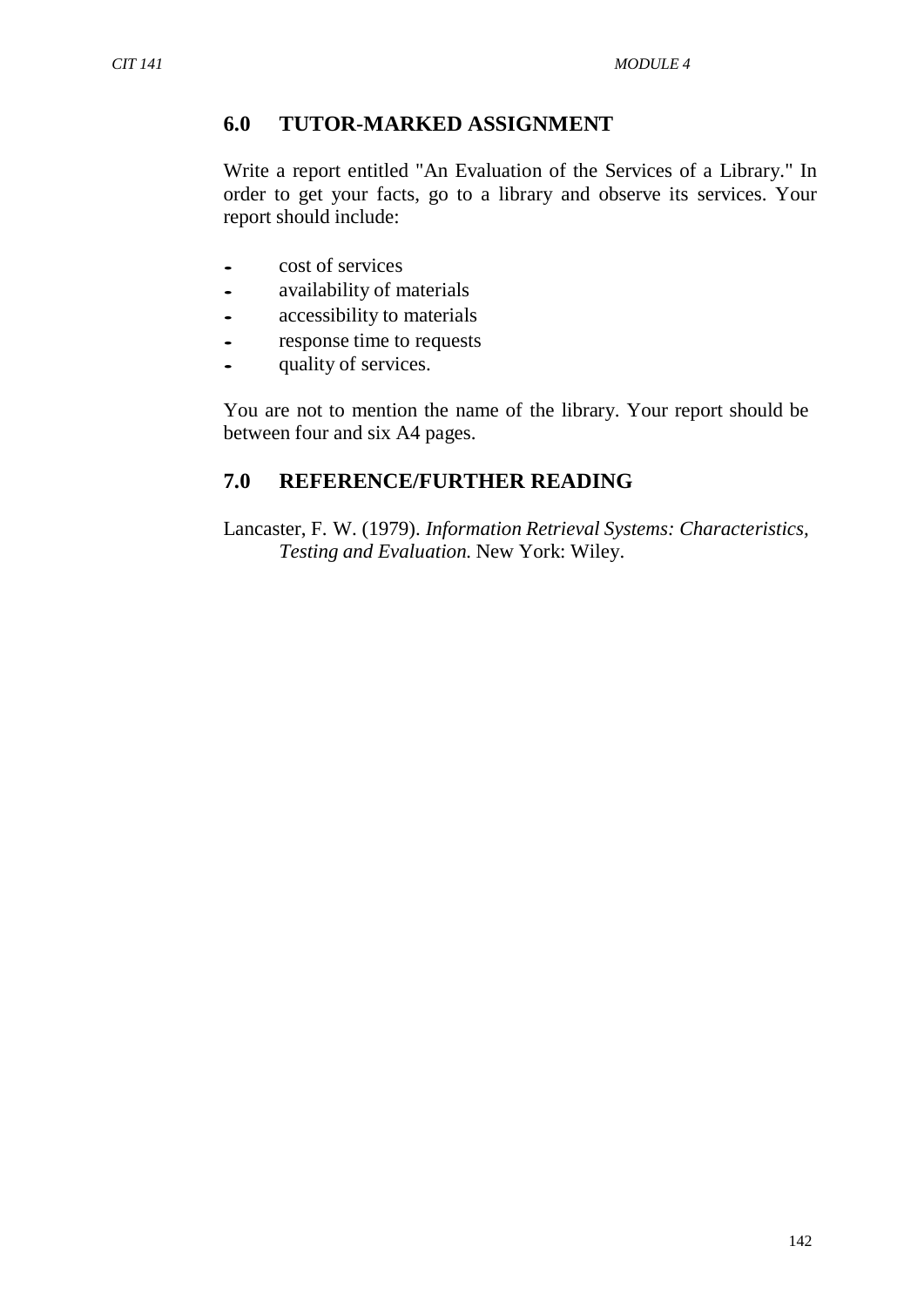## 6.0 TUTOR-MARKED ASSIGNMENT

Write a report entitled "An Evaluation of the Services of a Library." In order to get your facts, go to a library and observe its services. Your report should include:

- cost of services
- availability of materials
- accessibility to materials
- response time to requests
- quality of services.

You are not to mention the name of the library. Your report should be between four and six A4 pages.

## 7.0 REFERENCE/FURTHER READING

Lancaster, F. W. (1979). *Information Retrieval Systems: Characteristics, Testing and Evaluation.* New York: Wiley.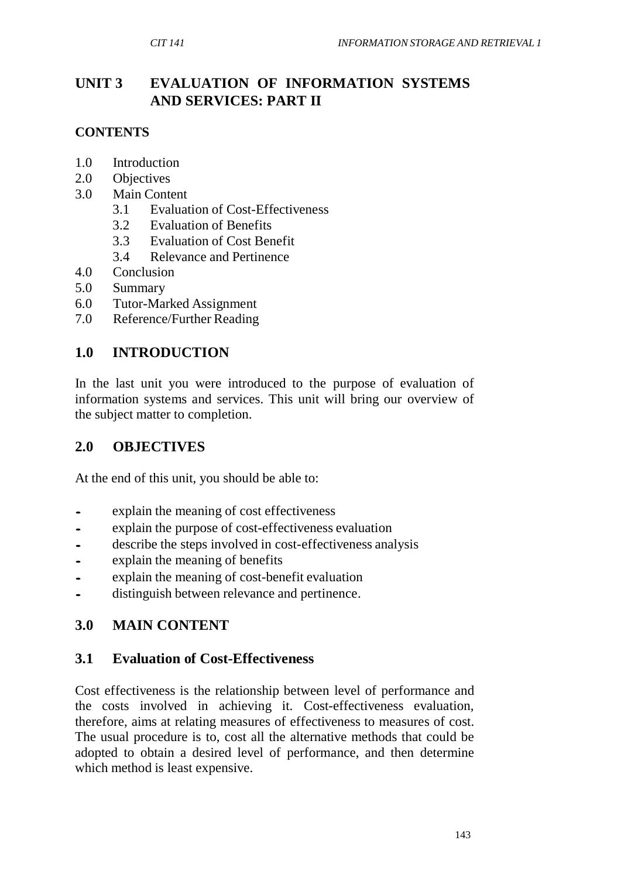# UNIT 3 EVALUATION OF INFORMATION SYSTEMS AND SERVICES: PART II

## CONTENTS

1.0 Introduction
2.0 Objectives
3.0 Main Content
   3.1 Evaluation of Cost-Effectiveness
   3.2 Evaluation of Benefits
   3.3 Evaluation of Cost Benefit
   3.4 Relevance and Pertinence
4.0 Conclusion
5.0 Summary
6.0 Tutor-Marked Assignment
7.0 Reference/Further Reading

## 1.0 INTRODUCTION

In the last unit you were introduced to the purpose of evaluation of information systems and services. This unit will bring our overview of the subject matter to completion.

## 2.0 OBJECTIVES

At the end of this unit, you should be able to:

- explain the meaning of cost effectiveness
- explain the purpose of cost-effectiveness evaluation
- describe the steps involved in cost-effectiveness analysis
- explain the meaning of benefits
- explain the meaning of cost-benefit evaluation
- distinguish between relevance and pertinence.

## 3.0 MAIN CONTENT

### 3.1 Evaluation of Cost-Effectiveness

Cost effectiveness is the relationship between level of performance and the costs involved in achieving it. Cost-effectiveness evaluation, therefore, aims at relating measures of effectiveness to measures of cost. The usual procedure is to, cost all the alternative methods that could be adopted to obtain a desired level of performance, and then determine which method is least expensive.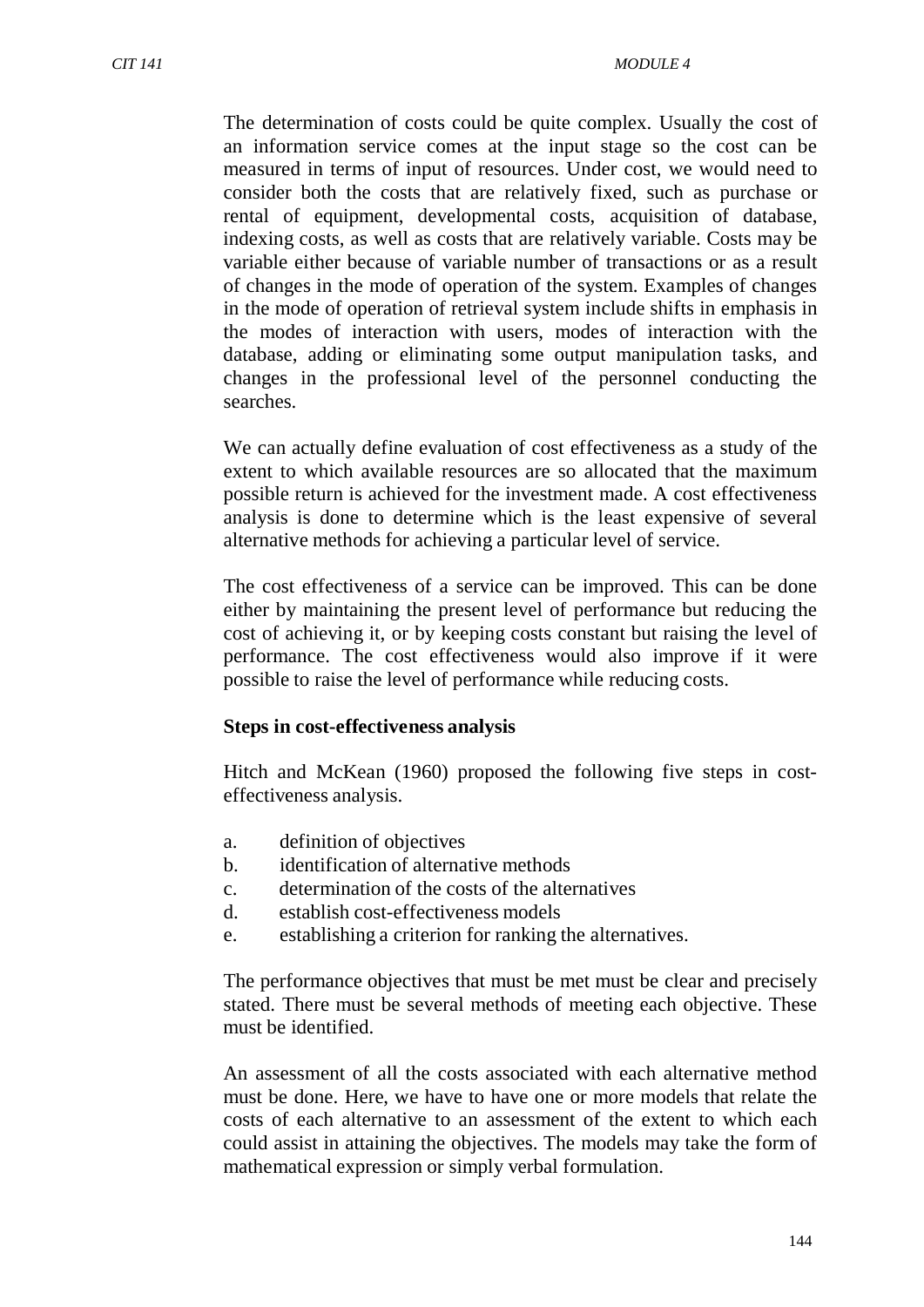The determination of costs could be quite complex. Usually the cost of an information service comes at the input stage so the cost can be measured in terms of input of resources. Under cost, we would need to consider both the costs that are relatively fixed, such as purchase or rental of equipment, developmental costs, acquisition of database, indexing costs, as well as costs that are relatively variable. Costs may be variable either because of variable number of transactions or as a result of changes in the mode of operation of the system. Examples of changes in the mode of operation of retrieval system include shifts in emphasis in the modes of interaction with users, modes of interaction with the database, adding or eliminating some output manipulation tasks, and changes in the professional level of the personnel conducting the searches.

We can actually define evaluation of cost effectiveness as a study of the extent to which available resources are so allocated that the maximum possible return is achieved for the investment made. A cost effectiveness analysis is done to determine which is the least expensive of several alternative methods for achieving a particular level of service.

The cost effectiveness of a service can be improved. This can be done either by maintaining the present level of performance but reducing the cost of achieving it, or by keeping costs constant but raising the level of performance. The cost effectiveness would also improve if it were possible to raise the level of performance while reducing costs.

**Steps in cost-effectiveness analysis**

Hitch and McKean (1960) proposed the following five steps in cost-effectiveness analysis.

a. definition of objectives
b. identification of alternative methods
c. determination of the costs of the alternatives
d. establish cost-effectiveness models
e. establishing a criterion for ranking the alternatives.

The performance objectives that must be met must be clear and precisely stated. There must be several methods of meeting each objective. These must be identified.

An assessment of all the costs associated with each alternative method must be done. Here, we have to have one or more models that relate the costs of each alternative to an assessment of the extent to which each could assist in attaining the objectives. The models may take the form of mathematical expression or simply verbal formulation.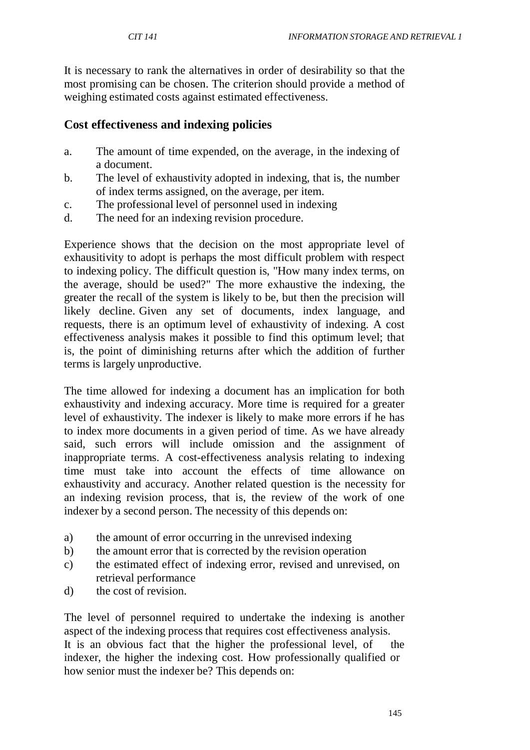It is necessary to rank the alternatives in order of desirability so that the most promising can be chosen. The criterion should provide a method of weighing estimated costs against estimated effectiveness.

## Cost effectiveness and indexing policies

a. The amount of time expended, on the average, in the indexing of a document.
b. The level of exhaustivity adopted in indexing, that is, the number of index terms assigned, on the average, per item.
c. The professional level of personnel used in indexing
d. The need for an indexing revision procedure.

Experience shows that the decision on the most appropriate level of exhausitivity to adopt is perhaps the most difficult problem with respect to indexing policy. The difficult question is, "How many index terms, on the average, should be used?" The more exhaustive the indexing, the greater the recall of the system is likely to be, but then the precision will likely decline. Given any set of documents, index language, and requests, there is an optimum level of exhaustivity of indexing. A cost effectiveness analysis makes it possible to find this optimum level; that is, the point of diminishing returns after which the addition of further terms is largely unproductive.

The time allowed for indexing a document has an implication for both exhaustivity and indexing accuracy. More time is required for a greater level of exhaustivity. The indexer is likely to make more errors if he has to index more documents in a given period of time. As we have already said, such errors will include omission and the assignment of inappropriate terms. A cost-effectiveness analysis relating to indexing time must take into account the effects of time allowance on exhaustivity and accuracy. Another related question is the necessity for an indexing revision process, that is, the review of the work of one indexer by a second person. The necessity of this depends on:

a) the amount of error occurring in the unrevised indexing
b) the amount error that is corrected by the revision operation
c) the estimated effect of indexing error, revised and unrevised, on retrieval performance
d) the cost of revision.

The level of personnel required to undertake the indexing is another aspect of the indexing process that requires cost effectiveness analysis. It is an obvious fact that the higher the professional level, of the indexer, the higher the indexing cost. How professionally qualified or how senior must the indexer be? This depends on: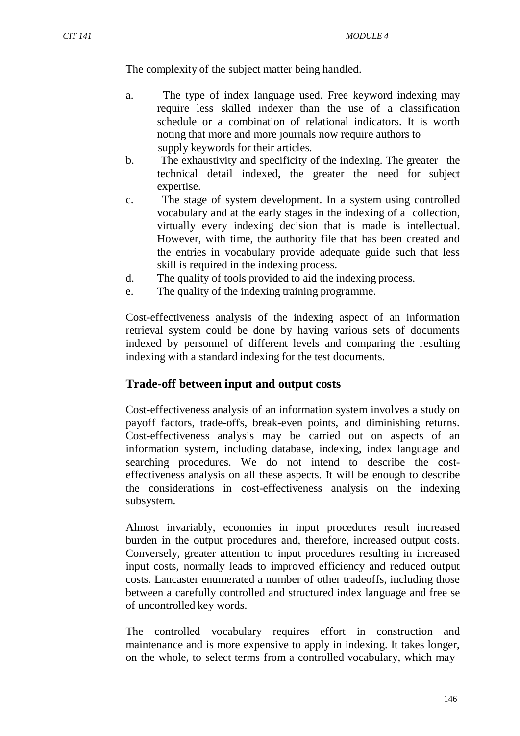The complexity of the subject matter being handled.

a. The type of index language used. Free keyword indexing may require less skilled indexer than the use of a classification schedule or a combination of relational indicators. It is worth noting that more and more journals now require authors to supply keywords for their articles.
b. The exhaustivity and specificity of the indexing. The greater the technical detail indexed, the greater the need for subject expertise.
c. The stage of system development. In a system using controlled vocabulary and at the early stages in the indexing of a collection, virtually every indexing decision that is made is intellectual. However, with time, the authority file that has been created and the entries in vocabulary provide adequate guide such that less skill is required in the indexing process.
d. The quality of tools provided to aid the indexing process.
e. The quality of the indexing training programme.

Cost-effectiveness analysis of the indexing aspect of an information retrieval system could be done by having various sets of documents indexed by personnel of different levels and comparing the resulting indexing with a standard indexing for the test documents.

### Trade-off between input and output costs

Cost-effectiveness analysis of an information system involves a study on payoff factors, trade-offs, break-even points, and diminishing returns. Cost-effectiveness analysis may be carried out on aspects of an information system, including database, indexing, index language and searching procedures. We do not intend to describe the cost-effectiveness analysis on all these aspects. It will be enough to describe the considerations in cost-effectiveness analysis on the indexing subsystem.

Almost invariably, economies in input procedures result increased burden in the output procedures and, therefore, increased output costs. Conversely, greater attention to input procedures resulting in increased input costs, normally leads to improved efficiency and reduced output costs. Lancaster enumerated a number of other tradeoffs, including those between a carefully controlled and structured index language and free se of uncontrolled key words.

The controlled vocabulary requires effort in construction and maintenance and is more expensive to apply in indexing. It takes longer, on the whole, to select terms from a controlled vocabulary, which may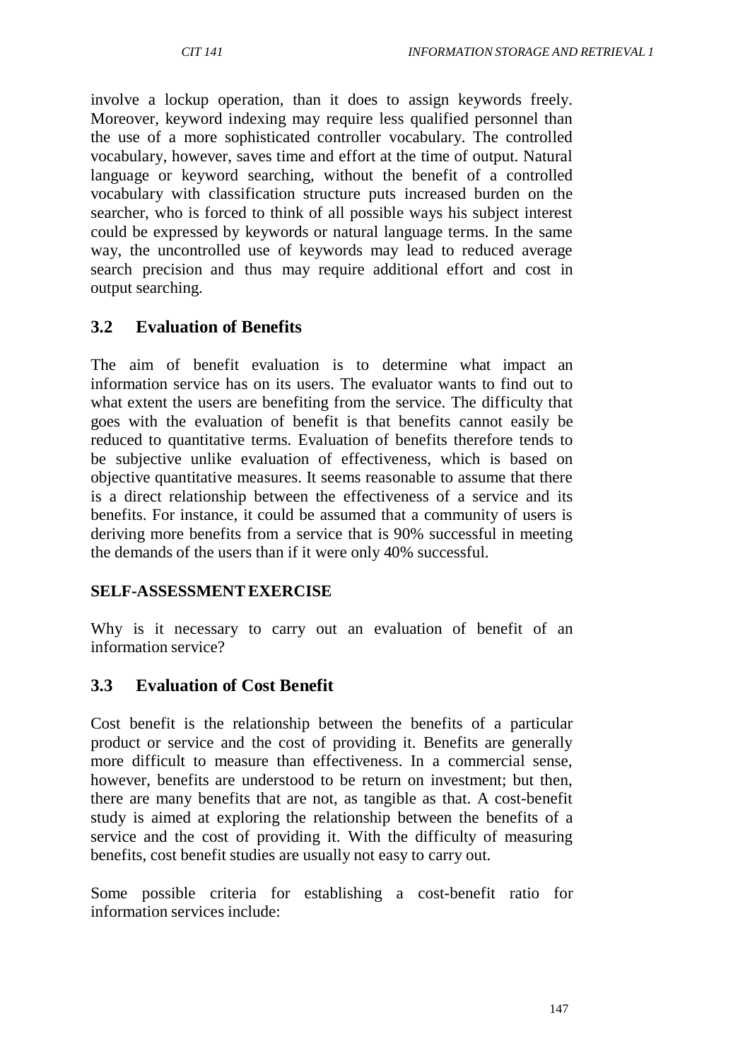involve a lockup operation, than it does to assign keywords freely. Moreover, keyword indexing may require less qualified personnel than the use of a more sophisticated controller vocabulary. The controlled vocabulary, however, saves time and effort at the time of output. Natural language or keyword searching, without the benefit of a controlled vocabulary with classification structure puts increased burden on the searcher, who is forced to think of all possible ways his subject interest could be expressed by keywords or natural language terms. In the same way, the uncontrolled use of keywords may lead to reduced average search precision and thus may require additional effort and cost in output searching.

## 3.2 Evaluation of Benefits

The aim of benefit evaluation is to determine what impact an information service has on its users. The evaluator wants to find out to what extent the users are benefiting from the service. The difficulty that goes with the evaluation of benefit is that benefits cannot easily be reduced to quantitative terms. Evaluation of benefits therefore tends to be subjective unlike evaluation of effectiveness, which is based on objective quantitative measures. It seems reasonable to assume that there is a direct relationship between the effectiveness of a service and its benefits. For instance, it could be assumed that a community of users is deriving more benefits from a service that is 90% successful in meeting the demands of the users than if it were only 40% successful.

**SELF-ASSESSMENT EXERCISE**

Why is it necessary to carry out an evaluation of benefit of an information service?

## 3.3 Evaluation of Cost Benefit

Cost benefit is the relationship between the benefits of a particular product or service and the cost of providing it. Benefits are generally more difficult to measure than effectiveness. In a commercial sense, however, benefits are understood to be return on investment; but then, there are many benefits that are not, as tangible as that. A cost-benefit study is aimed at exploring the relationship between the benefits of a service and the cost of providing it. With the difficulty of measuring benefits, cost benefit studies are usually not easy to carry out.

Some possible criteria for establishing a cost-benefit ratio for information services include: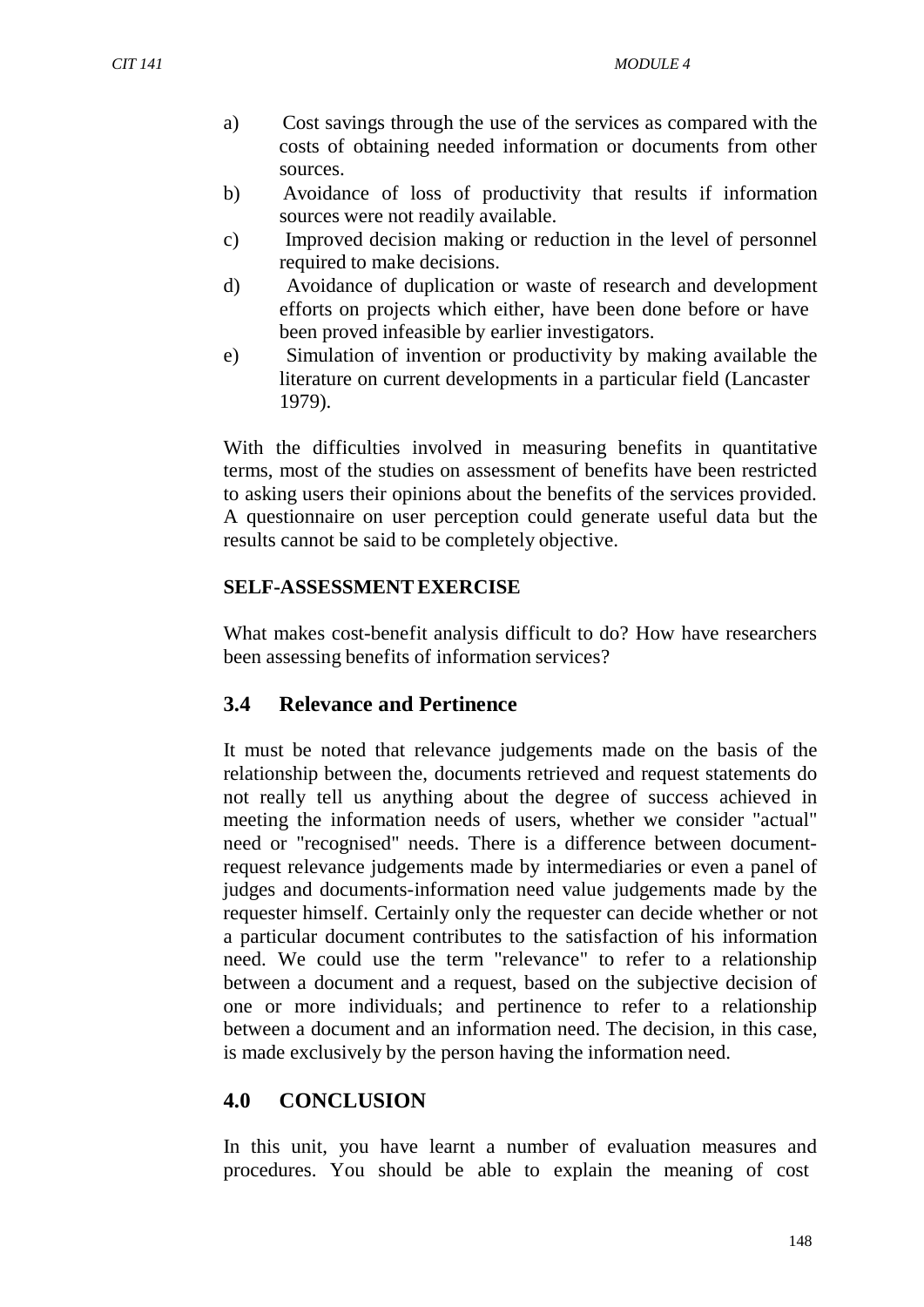a) Cost savings through the use of the services as compared with the costs of obtaining needed information or documents from other sources.
b) Avoidance of loss of productivity that results if information sources were not readily available.
c) Improved decision making or reduction in the level of personnel required to make decisions.
d) Avoidance of duplication or waste of research and development efforts on projects which either, have been done before or have been proved infeasible by earlier investigators.
e) Simulation of invention or productivity by making available the literature on current developments in a particular field (Lancaster 1979).

With the difficulties involved in measuring benefits in quantitative terms, most of the studies on assessment of benefits have been restricted to asking users their opinions about the benefits of the services provided. A questionnaire on user perception could generate useful data but the results cannot be said to be completely objective.

**SELF-ASSESSMENT EXERCISE**

What makes cost-benefit analysis difficult to do? How have researchers been assessing benefits of information services?

## 3.4 Relevance and Pertinence

It must be noted that relevance judgements made on the basis of the relationship between the, documents retrieved and request statements do not really tell us anything about the degree of success achieved in meeting the information needs of users, whether we consider "actual" need or "recognised" needs. There is a difference between document-request relevance judgements made by intermediaries or even a panel of judges and documents-information need value judgements made by the requester himself. Certainly only the requester can decide whether or not a particular document contributes to the satisfaction of his information need. We could use the term "relevance" to refer to a relationship between a document and a request, based on the subjective decision of one or more individuals; and pertinence to refer to a relationship between a document and an information need. The decision, in this case, is made exclusively by the person having the information need.

## 4.0 CONCLUSION

In this unit, you have learnt a number of evaluation measures and procedures. You should be able to explain the meaning of cost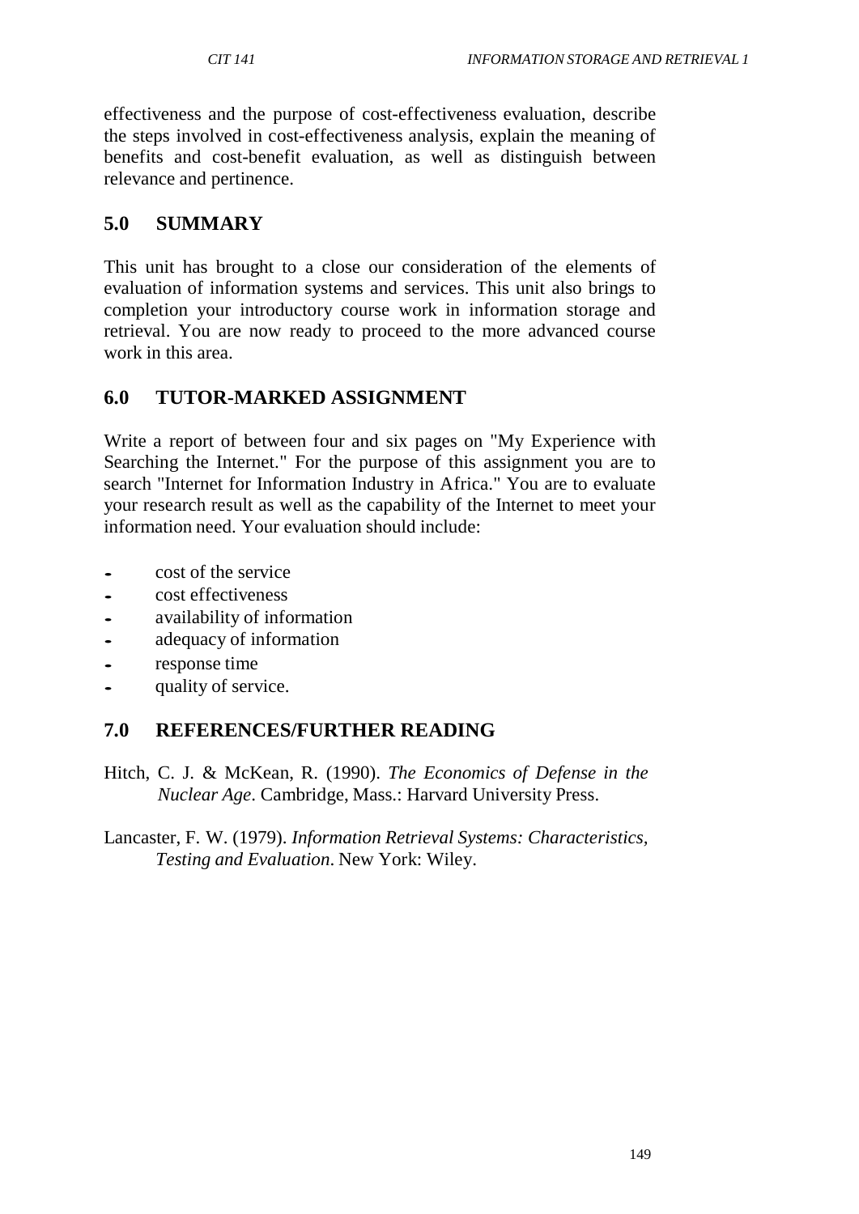effectiveness and the purpose of cost-effectiveness evaluation, describe the steps involved in cost-effectiveness analysis, explain the meaning of benefits and cost-benefit evaluation, as well as distinguish between relevance and pertinence.

## 5.0 SUMMARY

This unit has brought to a close our consideration of the elements of evaluation of information systems and services. This unit also brings to completion your introductory course work in information storage and retrieval. You are now ready to proceed to the more advanced course work in this area.

## 6.0 TUTOR-MARKED ASSIGNMENT

Write a report of between four and six pages on "My Experience with Searching the Internet." For the purpose of this assignment you are to search "Internet for Information Industry in Africa." You are to evaluate your research result as well as the capability of the Internet to meet your information need. Your evaluation should include:

- cost of the service
- cost effectiveness
- availability of information
- adequacy of information
- response time
- quality of service.

## 7.0 REFERENCES/FURTHER READING

Hitch, C. J. & McKean, R. (1990). *The Economics of Defense in the Nuclear Age*. Cambridge, Mass.: Harvard University Press.

Lancaster, F. W. (1979). *Information Retrieval Systems: Characteristics, Testing and Evaluation*. New York: Wiley.